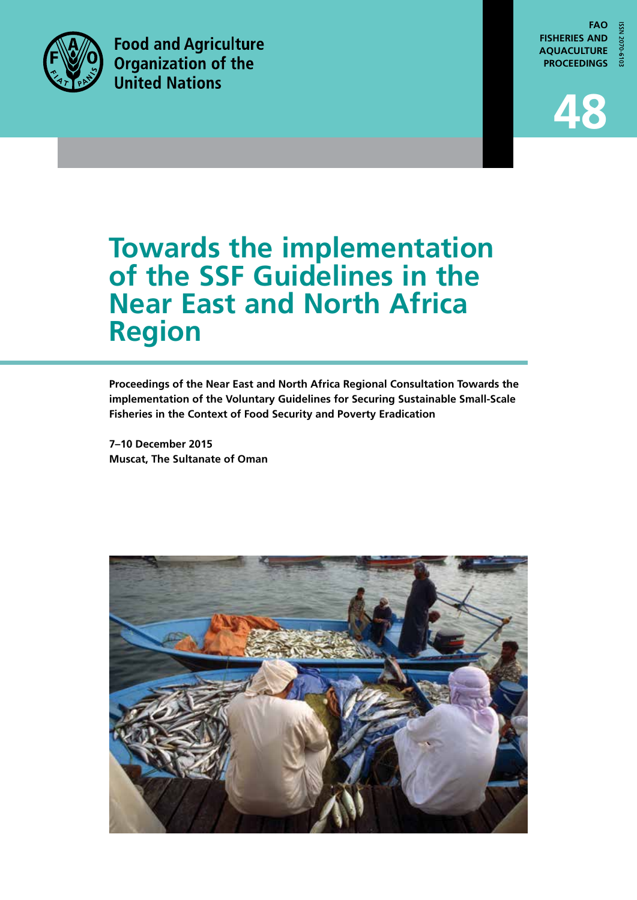Food and Agriculture Organization of the United Nations

FAO FISHERIES AND AQUACULTURE PROCEEDINGS

ISSN 2070-6103

48

# Towards the implementation of the SSF Guidelines in the Near East and North Africa Region

**Proceedings of the Near East and North Africa Regional Consultation Towards the implementation of the Voluntary Guidelines for Securing Sustainable Small-Scale Fisheries in the Context of Food Security and Poverty Eradication**

**7–10 December 2015**
**Muscat, The Sultanate of Oman**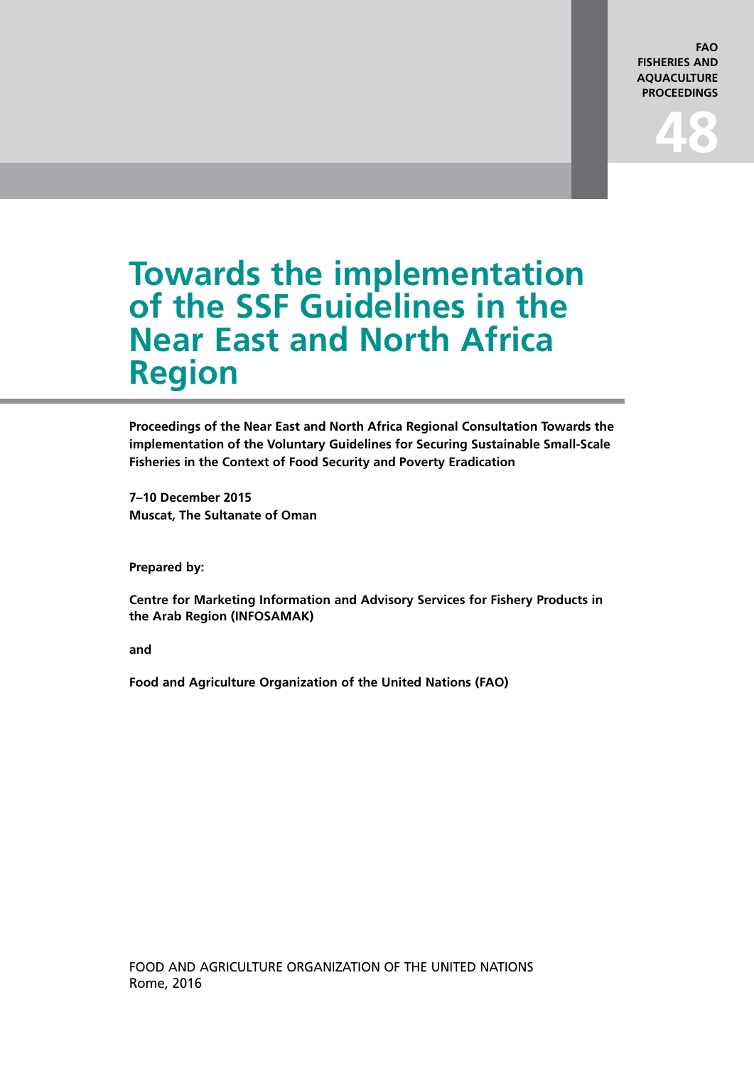FAO FISHERIES AND AQUACULTURE PROCEEDINGS

48

# Towards the implementation of the SSF Guidelines in the Near East and North Africa Region

**Proceedings of the Near East and North Africa Regional Consultation Towards the implementation of the Voluntary Guidelines for Securing Sustainable Small-Scale Fisheries in the Context of Food Security and Poverty Eradication**

**7–10 December 2015**
**Muscat, The Sultanate of Oman**

**Prepared by:**

**Centre for Marketing Information and Advisory Services for Fishery Products in the Arab Region (INFOSAMAK)**

**and**

**Food and Agriculture Organization of the United Nations (FAO)**

FOOD AND AGRICULTURE ORGANIZATION OF THE UNITED NATIONS
Rome, 2016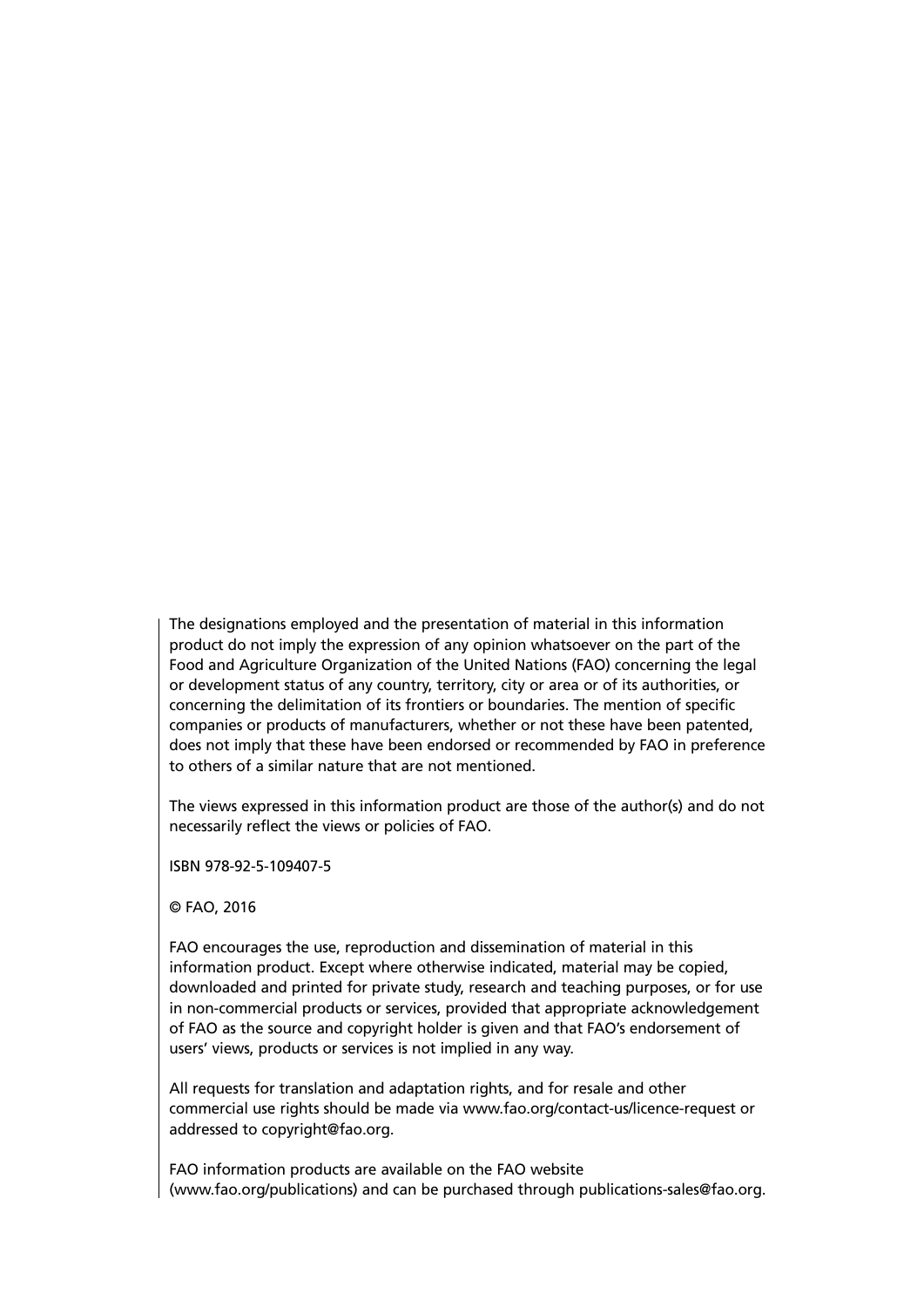The designations employed and the presentation of material in this information product do not imply the expression of any opinion whatsoever on the part of the Food and Agriculture Organization of the United Nations (FAO) concerning the legal or development status of any country, territory, city or area or of its authorities, or concerning the delimitation of its frontiers or boundaries. The mention of specific companies or products of manufacturers, whether or not these have been patented, does not imply that these have been endorsed or recommended by FAO in preference to others of a similar nature that are not mentioned.

The views expressed in this information product are those of the author(s) and do not necessarily reflect the views or policies of FAO.

ISBN 978-92-5-109407-5

© FAO, 2016

FAO encourages the use, reproduction and dissemination of material in this information product. Except where otherwise indicated, material may be copied, downloaded and printed for private study, research and teaching purposes, or for use in non-commercial products or services, provided that appropriate acknowledgement of FAO as the source and copyright holder is given and that FAO's endorsement of users' views, products or services is not implied in any way.

All requests for translation and adaptation rights, and for resale and other commercial use rights should be made via www.fao.org/contact-us/licence-request or addressed to copyright@fao.org.

FAO information products are available on the FAO website (www.fao.org/publications) and can be purchased through publications-sales@fao.org.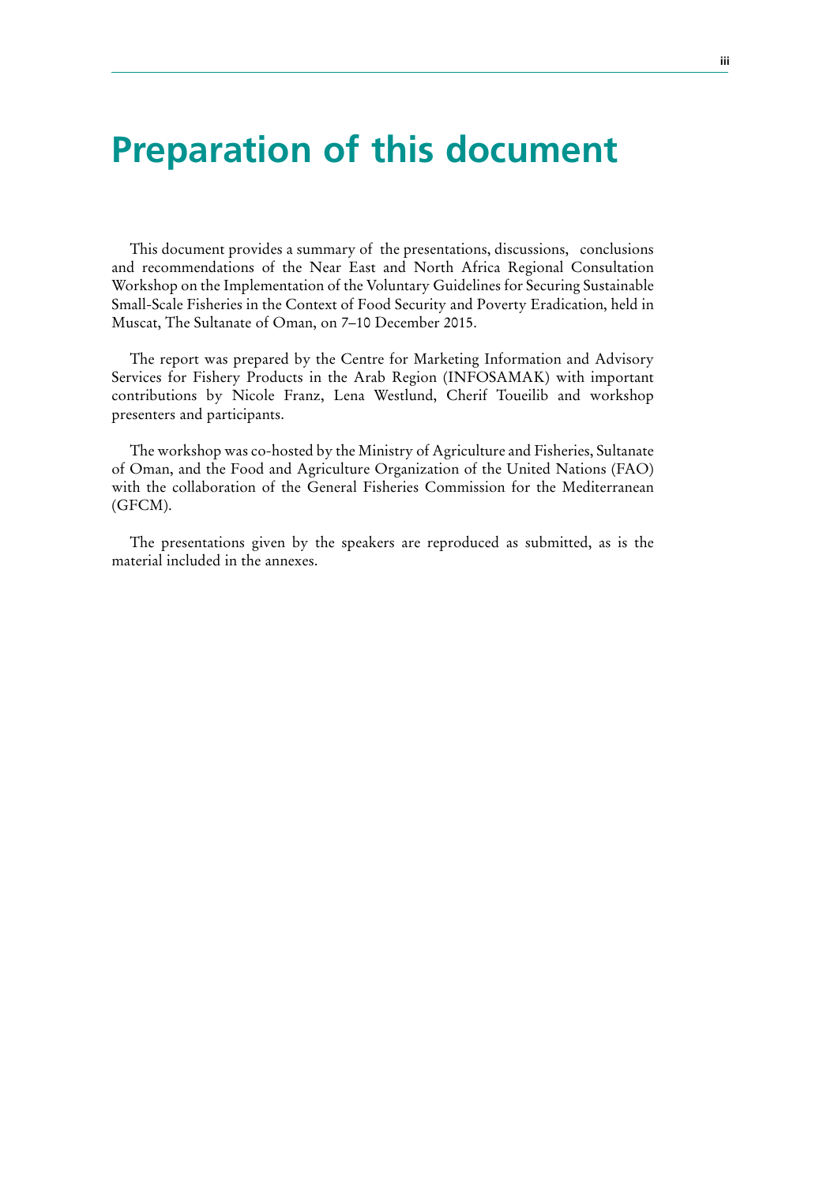# Preparation of this document

This document provides a summary of the presentations, discussions, conclusions and recommendations of the Near East and North Africa Regional Consultation Workshop on the Implementation of the Voluntary Guidelines for Securing Sustainable Small-Scale Fisheries in the Context of Food Security and Poverty Eradication, held in Muscat, The Sultanate of Oman, on 7–10 December 2015.

The report was prepared by the Centre for Marketing Information and Advisory Services for Fishery Products in the Arab Region (INFOSAMAK) with important contributions by Nicole Franz, Lena Westlund, Cherif Toueilib and workshop presenters and participants.

The workshop was co-hosted by the Ministry of Agriculture and Fisheries, Sultanate of Oman, and the Food and Agriculture Organization of the United Nations (FAO) with the collaboration of the General Fisheries Commission for the Mediterranean (GFCM).

The presentations given by the speakers are reproduced as submitted, as is the material included in the annexes.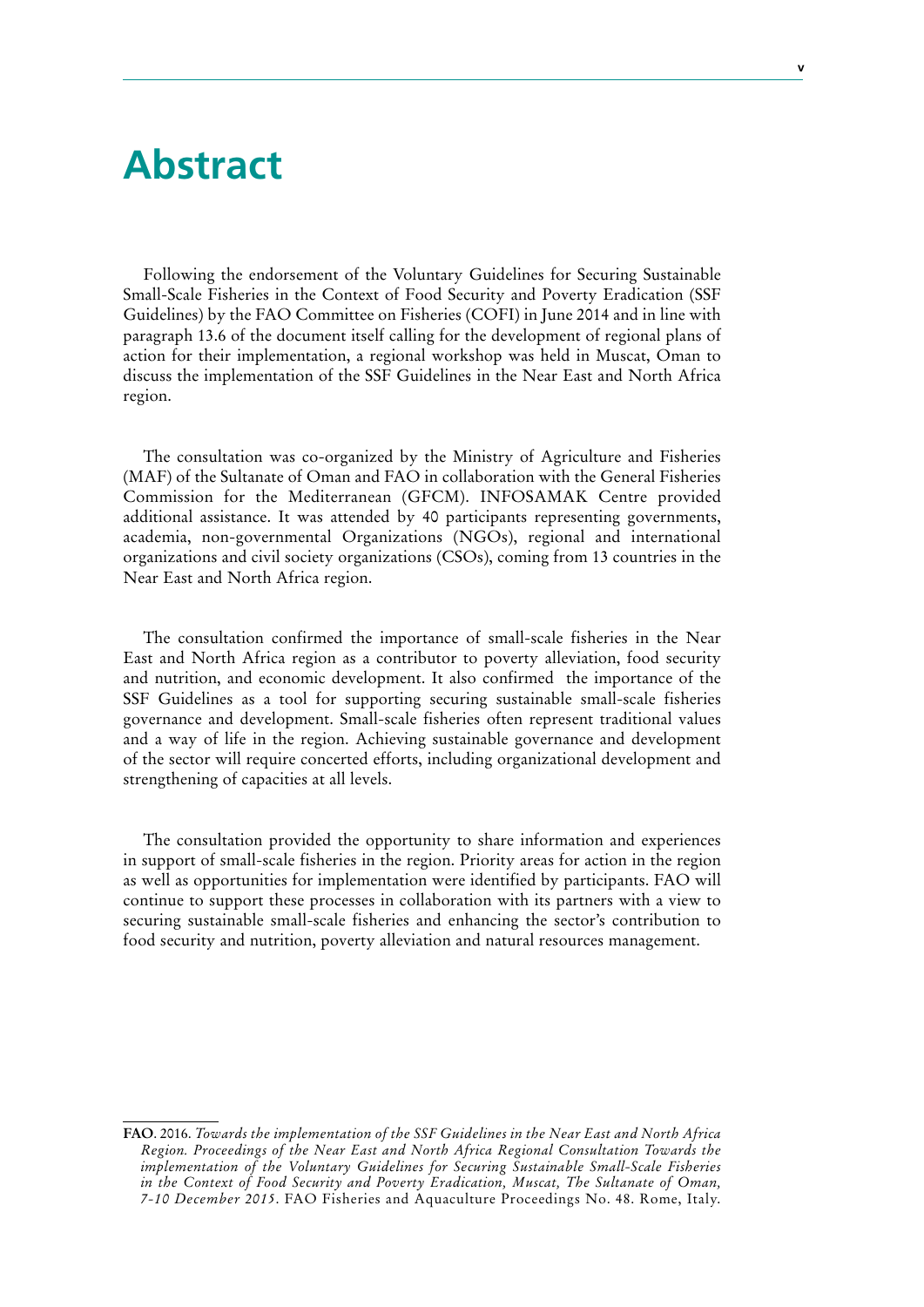# Abstract

Following the endorsement of the Voluntary Guidelines for Securing Sustainable Small-Scale Fisheries in the Context of Food Security and Poverty Eradication (SSF Guidelines) by the FAO Committee on Fisheries (COFI) in June 2014 and in line with paragraph 13.6 of the document itself calling for the development of regional plans of action for their implementation, a regional workshop was held in Muscat, Oman to discuss the implementation of the SSF Guidelines in the Near East and North Africa region.

The consultation was co-organized by the Ministry of Agriculture and Fisheries (MAF) of the Sultanate of Oman and FAO in collaboration with the General Fisheries Commission for the Mediterranean (GFCM). INFOSAMAK Centre provided additional assistance. It was attended by 40 participants representing governments, academia, non-governmental Organizations (NGOs), regional and international organizations and civil society organizations (CSOs), coming from 13 countries in the Near East and North Africa region.

The consultation confirmed the importance of small-scale fisheries in the Near East and North Africa region as a contributor to poverty alleviation, food security and nutrition, and economic development. It also confirmed the importance of the SSF Guidelines as a tool for supporting securing sustainable small-scale fisheries governance and development. Small-scale fisheries often represent traditional values and a way of life in the region. Achieving sustainable governance and development of the sector will require concerted efforts, including organizational development and strengthening of capacities at all levels.

The consultation provided the opportunity to share information and experiences in support of small-scale fisheries in the region. Priority areas for action in the region as well as opportunities for implementation were identified by participants. FAO will continue to support these processes in collaboration with its partners with a view to securing sustainable small-scale fisheries and enhancing the sector's contribution to food security and nutrition, poverty alleviation and natural resources management.

---

**FAO**. 2016. *Towards the implementation of the SSF Guidelines in the Near East and North Africa Region. Proceedings of the Near East and North Africa Regional Consultation Towards the implementation of the Voluntary Guidelines for Securing Sustainable Small-Scale Fisheries in the Context of Food Security and Poverty Eradication, Muscat, The Sultanate of Oman, 7-10 December 2015*. FAO Fisheries and Aquaculture Proceedings No. 48. Rome, Italy.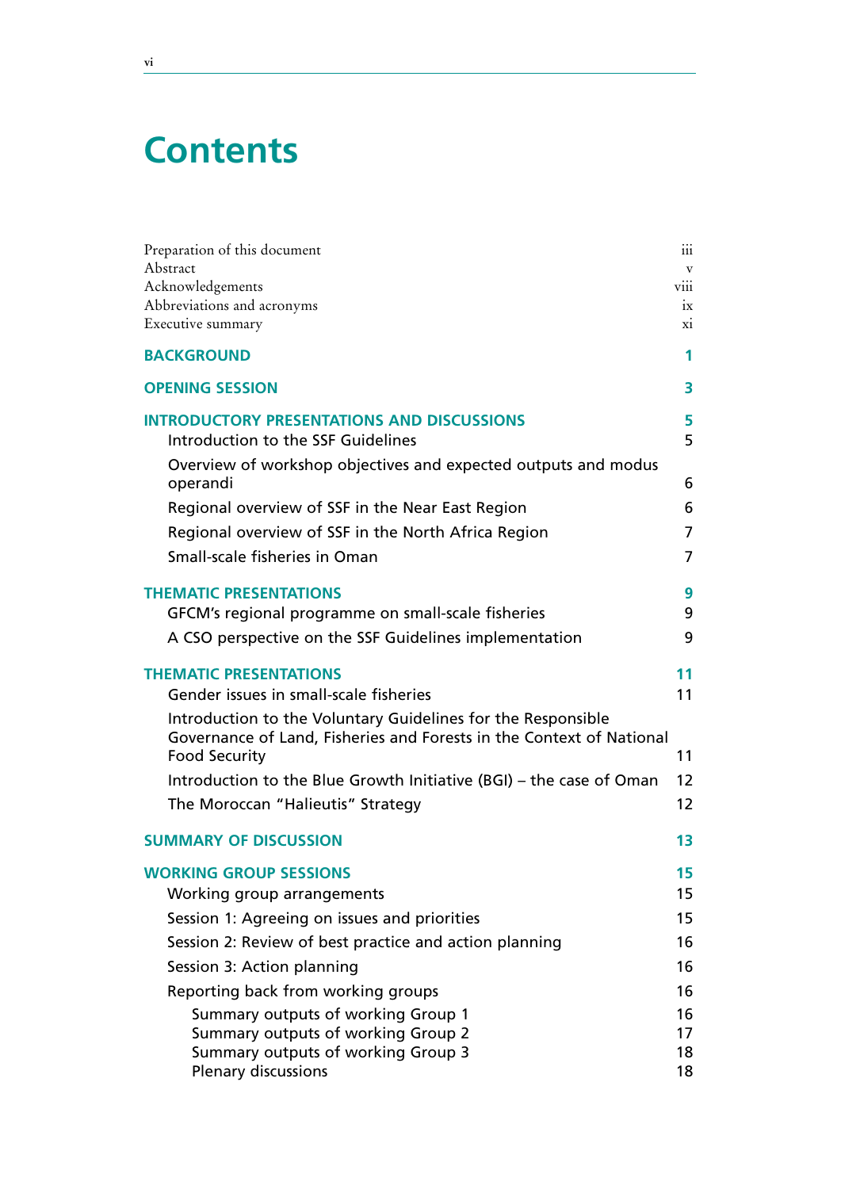# Contents

Preparation of this document iii
Abstract v
Acknowledgements viii
Abbreviations and acronyms ix
Executive summary xi

**BACKGROUND** 1

**OPENING SESSION** 3

**INTRODUCTORY PRESENTATIONS AND DISCUSSIONS** 5
- Introduction to the SSF Guidelines 5
- Overview of workshop objectives and expected outputs and modus operandi 6
- Regional overview of SSF in the Near East Region 6
- Regional overview of SSF in the North Africa Region 7
- Small-scale fisheries in Oman 7

**THEMATIC PRESENTATIONS** 9
- GFCM's regional programme on small-scale fisheries 9
- A CSO perspective on the SSF Guidelines implementation 9

**THEMATIC PRESENTATIONS** 11
- Gender issues in small-scale fisheries 11
- Introduction to the Voluntary Guidelines for the Responsible Governance of Land, Fisheries and Forests in the Context of National Food Security 11
- Introduction to the Blue Growth Initiative (BGI) – the case of Oman 12
- The Moroccan "Halieutis" Strategy 12

**SUMMARY OF DISCUSSION** 13

**WORKING GROUP SESSIONS** 15
- Working group arrangements 15
- Session 1: Agreeing on issues and priorities 15
- Session 2: Review of best practice and action planning 16
- Session 3: Action planning 16
- Reporting back from working groups 16
  - Summary outputs of working Group 1 16
  - Summary outputs of working Group 2 17
  - Summary outputs of working Group 3 18
  - Plenary discussions 18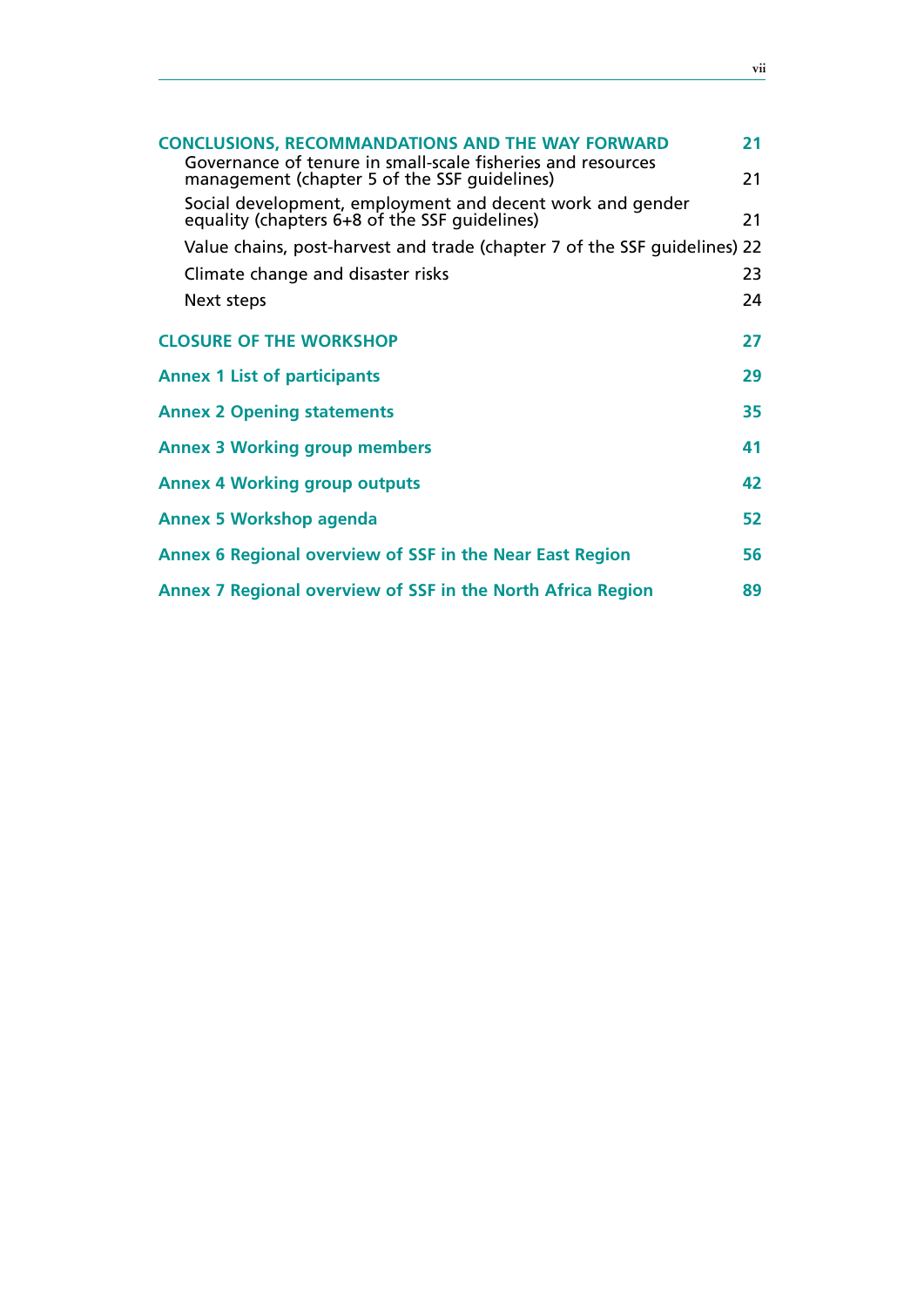| | |
|---|---|
| **CONCLUSIONS, RECOMMANDATIONS AND THE WAY FORWARD** | **21** |
| Governance of tenure in small-scale fisheries and resources management (chapter 5 of the SSF guidelines) | 21 |
| Social development, employment and decent work and gender equality (chapters 6+8 of the SSF guidelines) | 21 |
| Value chains, post-harvest and trade (chapter 7 of the SSF guidelines) | 22 |
| Climate change and disaster risks | 23 |
| Next steps | 24 |
| **CLOSURE OF THE WORKSHOP** | **27** |
| **Annex 1 List of participants** | **29** |
| **Annex 2 Opening statements** | **35** |
| **Annex 3 Working group members** | **41** |
| **Annex 4 Working group outputs** | **42** |
| **Annex 5 Workshop agenda** | **52** |
| **Annex 6 Regional overview of SSF in the Near East Region** | **56** |
| **Annex 7 Regional overview of SSF in the North Africa Region** | **89** |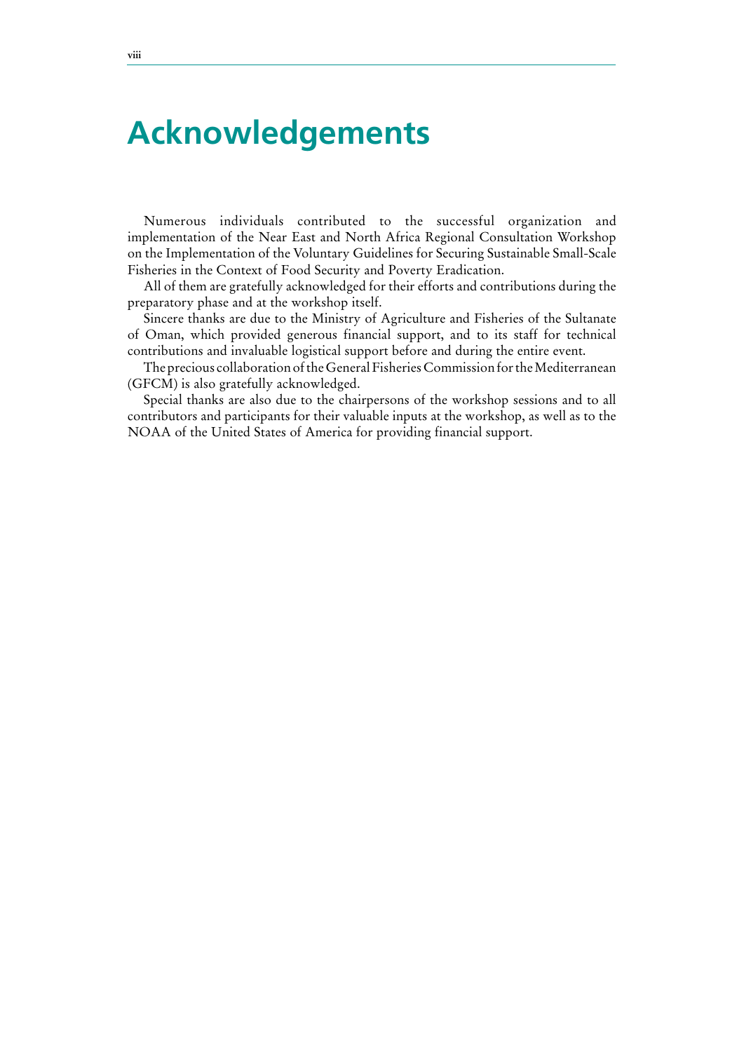# Acknowledgements

Numerous individuals contributed to the successful organization and implementation of the Near East and North Africa Regional Consultation Workshop on the Implementation of the Voluntary Guidelines for Securing Sustainable Small-Scale Fisheries in the Context of Food Security and Poverty Eradication.

All of them are gratefully acknowledged for their efforts and contributions during the preparatory phase and at the workshop itself.

Sincere thanks are due to the Ministry of Agriculture and Fisheries of the Sultanate of Oman, which provided generous financial support, and to its staff for technical contributions and invaluable logistical support before and during the entire event.

The precious collaboration of the General Fisheries Commission for the Mediterranean (GFCM) is also gratefully acknowledged.

Special thanks are also due to the chairpersons of the workshop sessions and to all contributors and participants for their valuable inputs at the workshop, as well as to the NOAA of the United States of America for providing financial support.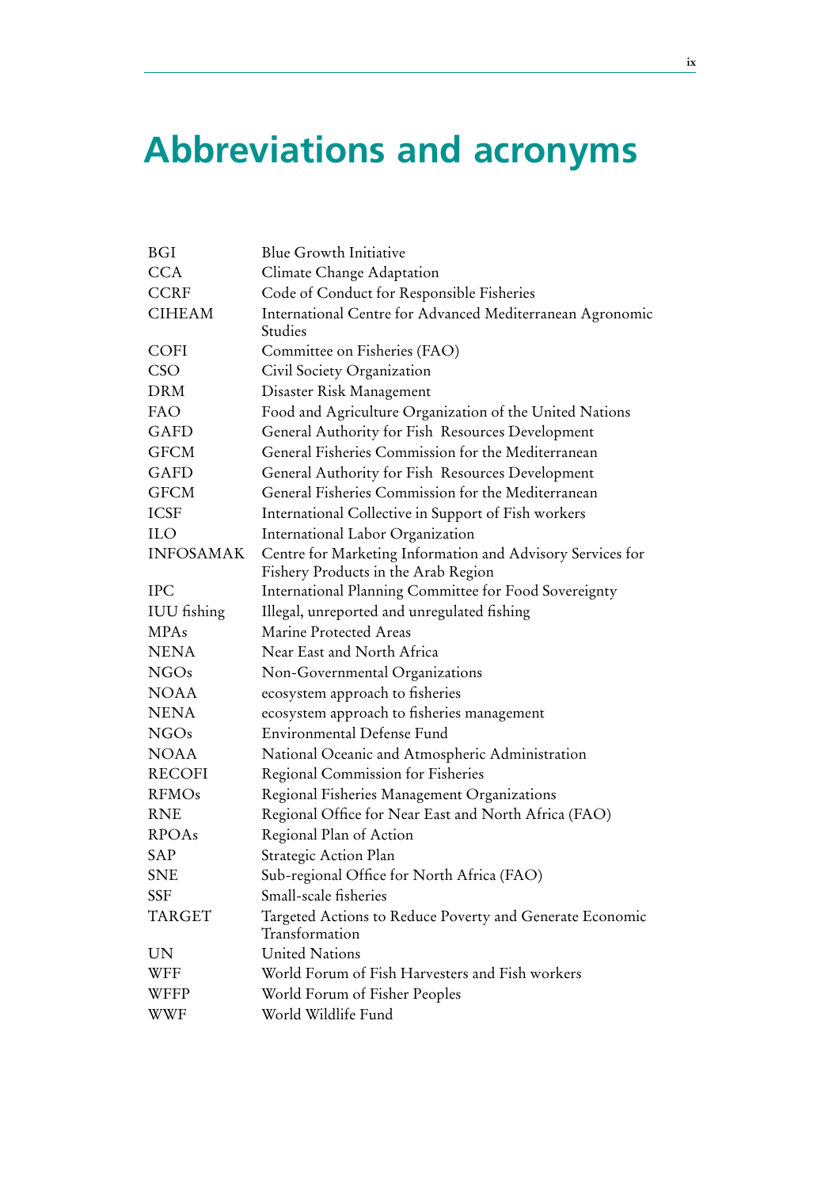# Abbreviations and acronyms

| | |
|---|---|
| BGI | Blue Growth Initiative |
| CCA | Climate Change Adaptation |
| CCRF | Code of Conduct for Responsible Fisheries |
| CIHEAM | International Centre for Advanced Mediterranean Agronomic Studies |
| COFI | Committee on Fisheries (FAO) |
| CSO | Civil Society Organization |
| DRM | Disaster Risk Management |
| FAO | Food and Agriculture Organization of the United Nations |
| GAFD | General Authority for Fish Resources Development |
| GFCM | General Fisheries Commission for the Mediterranean |
| GAFD | General Authority for Fish Resources Development |
| GFCM | General Fisheries Commission for the Mediterranean |
| ICSF | International Collective in Support of Fish workers |
| ILO | International Labor Organization |
| INFOSAMAK | Centre for Marketing Information and Advisory Services for Fishery Products in the Arab Region |
| IPC | International Planning Committee for Food Sovereignty |
| IUU fishing | Illegal, unreported and unregulated fishing |
| MPAs | Marine Protected Areas |
| NENA | Near East and North Africa |
| NGOs | Non-Governmental Organizations |
| NOAA | ecosystem approach to fisheries |
| NENA | ecosystem approach to fisheries management |
| NGOs | Environmental Defense Fund |
| NOAA | National Oceanic and Atmospheric Administration |
| RECOFI | Regional Commission for Fisheries |
| RFMOs | Regional Fisheries Management Organizations |
| RNE | Regional Office for Near East and North Africa (FAO) |
| RPOAs | Regional Plan of Action |
| SAP | Strategic Action Plan |
| SNE | Sub-regional Office for North Africa (FAO) |
| SSF | Small-scale fisheries |
| TARGET | Targeted Actions to Reduce Poverty and Generate Economic Transformation |
| UN | United Nations |
| WFF | World Forum of Fish Harvesters and Fish workers |
| WFFP | World Forum of Fisher Peoples |
| WWF | World Wildlife Fund |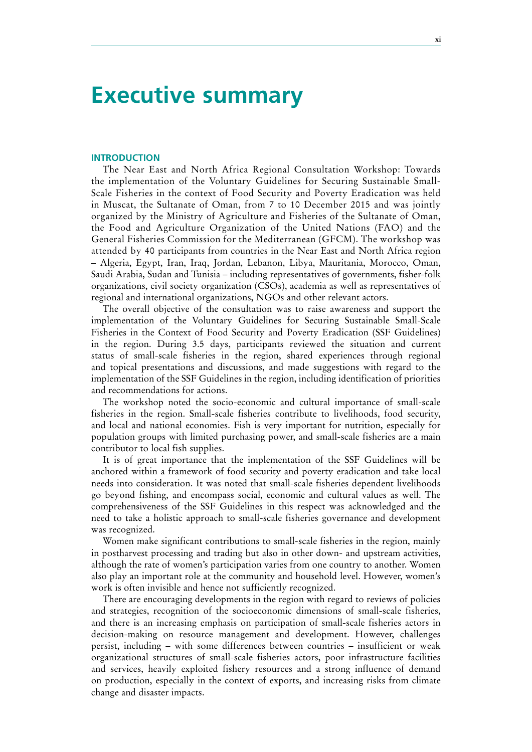# Executive summary

## INTRODUCTION

The Near East and North Africa Regional Consultation Workshop: Towards the implementation of the Voluntary Guidelines for Securing Sustainable Small-Scale Fisheries in the context of Food Security and Poverty Eradication was held in Muscat, the Sultanate of Oman, from 7 to 10 December 2015 and was jointly organized by the Ministry of Agriculture and Fisheries of the Sultanate of Oman, the Food and Agriculture Organization of the United Nations (FAO) and the General Fisheries Commission for the Mediterranean (GFCM). The workshop was attended by 40 participants from countries in the Near East and North Africa region – Algeria, Egypt, Iran, Iraq, Jordan, Lebanon, Libya, Mauritania, Morocco, Oman, Saudi Arabia, Sudan and Tunisia – including representatives of governments, fisher-folk organizations, civil society organization (CSOs), academia as well as representatives of regional and international organizations, NGOs and other relevant actors.

The overall objective of the consultation was to raise awareness and support the implementation of the Voluntary Guidelines for Securing Sustainable Small-Scale Fisheries in the Context of Food Security and Poverty Eradication (SSF Guidelines) in the region. During 3.5 days, participants reviewed the situation and current status of small-scale fisheries in the region, shared experiences through regional and topical presentations and discussions, and made suggestions with regard to the implementation of the SSF Guidelines in the region, including identification of priorities and recommendations for actions.

The workshop noted the socio-economic and cultural importance of small-scale fisheries in the region. Small-scale fisheries contribute to livelihoods, food security, and local and national economies. Fish is very important for nutrition, especially for population groups with limited purchasing power, and small-scale fisheries are a main contributor to local fish supplies.

It is of great importance that the implementation of the SSF Guidelines will be anchored within a framework of food security and poverty eradication and take local needs into consideration. It was noted that small-scale fisheries dependent livelihoods go beyond fishing, and encompass social, economic and cultural values as well. The comprehensiveness of the SSF Guidelines in this respect was acknowledged and the need to take a holistic approach to small-scale fisheries governance and development was recognized.

Women make significant contributions to small-scale fisheries in the region, mainly in postharvest processing and trading but also in other down- and upstream activities, although the rate of women's participation varies from one country to another. Women also play an important role at the community and household level. However, women's work is often invisible and hence not sufficiently recognized.

There are encouraging developments in the region with regard to reviews of policies and strategies, recognition of the socioeconomic dimensions of small-scale fisheries, and there is an increasing emphasis on participation of small-scale fisheries actors in decision-making on resource management and development. However, challenges persist, including – with some differences between countries – insufficient or weak organizational structures of small-scale fisheries actors, poor infrastructure facilities and services, heavily exploited fishery resources and a strong influence of demand on production, especially in the context of exports, and increasing risks from climate change and disaster impacts.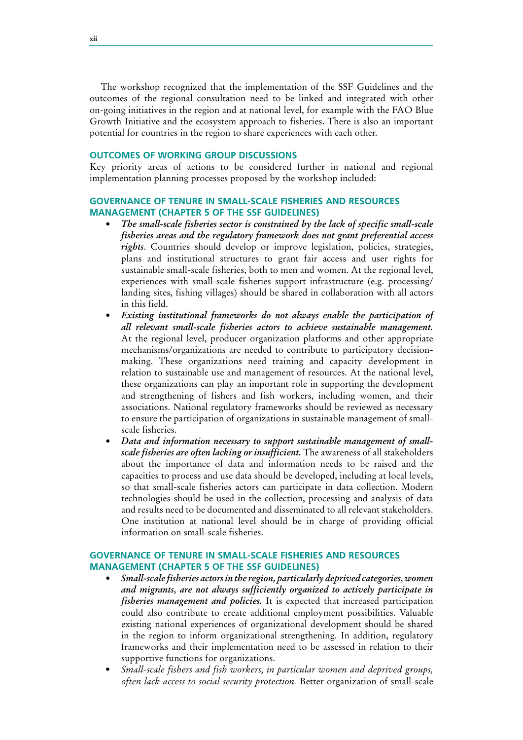The workshop recognized that the implementation of the SSF Guidelines and the outcomes of the regional consultation need to be linked and integrated with other on-going initiatives in the region and at national level, for example with the FAO Blue Growth Initiative and the ecosystem approach to fisheries. There is also an important potential for countries in the region to share experiences with each other.

## OUTCOMES OF WORKING GROUP DISCUSSIONS

Key priority areas of actions to be considered further in national and regional implementation planning processes proposed by the workshop included:

### GOVERNANCE OF TENURE IN SMALL-SCALE FISHERIES AND RESOURCES MANAGEMENT (CHAPTER 5 OF THE SSF GUIDELINES)

- ***The small-scale fisheries sector is constrained by the lack of specific small-scale fisheries areas and the regulatory framework does not grant preferential access rights***. Countries should develop or improve legislation, policies, strategies, plans and institutional structures to grant fair access and user rights for sustainable small-scale fisheries, both to men and women. At the regional level, experiences with small-scale fisheries support infrastructure (e.g. processing/landing sites, fishing villages) should be shared in collaboration with all actors in this field.
- ***Existing institutional frameworks do not always enable the participation of all relevant small-scale fisheries actors to achieve sustainable management.*** At the regional level, producer organization platforms and other appropriate mechanisms/organizations are needed to contribute to participatory decision-making. These organizations need training and capacity development in relation to sustainable use and management of resources. At the national level, these organizations can play an important role in supporting the development and strengthening of fishers and fish workers, including women, and their associations. National regulatory frameworks should be reviewed as necessary to ensure the participation of organizations in sustainable management of small-scale fisheries.
- ***Data and information necessary to support sustainable management of small-scale fisheries are often lacking or insufficient.*** The awareness of all stakeholders about the importance of data and information needs to be raised and the capacities to process and use data should be developed, including at local levels, so that small-scale fisheries actors can participate in data collection. Modern technologies should be used in the collection, processing and analysis of data and results need to be documented and disseminated to all relevant stakeholders. One institution at national level should be in charge of providing official information on small-scale fisheries.

### GOVERNANCE OF TENURE IN SMALL-SCALE FISHERIES AND RESOURCES MANAGEMENT (CHAPTER 5 OF THE SSF GUIDELINES)

- ***Small-scale fisheries actors in the region, particularly deprived categories, women and migrants, are not always sufficiently organized to actively participate in fisheries management and policies.*** It is expected that increased participation could also contribute to create additional employment possibilities. Valuable existing national experiences of organizational development should be shared in the region to inform organizational strengthening. In addition, regulatory frameworks and their implementation need to be assessed in relation to their supportive functions for organizations.
- *Small-scale fishers and fish workers, in particular women and deprived groups, often lack access to social security protection.* Better organization of small-scale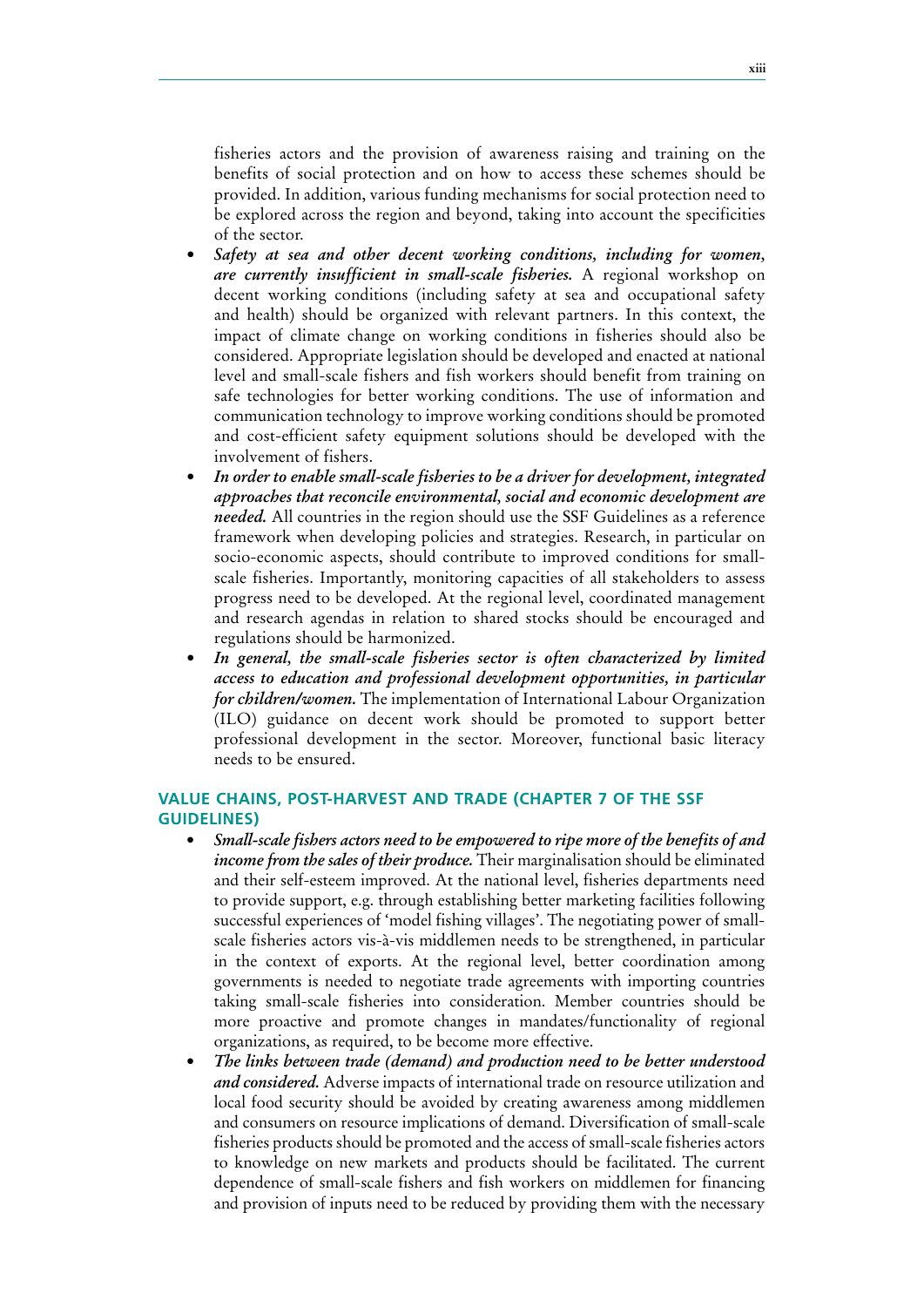fisheries actors and the provision of awareness raising and training on the benefits of social protection and on how to access these schemes should be provided. In addition, various funding mechanisms for social protection need to be explored across the region and beyond, taking into account the specificities of the sector.

- ***Safety at sea and other decent working conditions, including for women, are currently insufficient in small-scale fisheries.*** A regional workshop on decent working conditions (including safety at sea and occupational safety and health) should be organized with relevant partners. In this context, the impact of climate change on working conditions in fisheries should also be considered. Appropriate legislation should be developed and enacted at national level and small-scale fishers and fish workers should benefit from training on safe technologies for better working conditions. The use of information and communication technology to improve working conditions should be promoted and cost-efficient safety equipment solutions should be developed with the involvement of fishers.
- ***In order to enable small-scale fisheries to be a driver for development, integrated approaches that reconcile environmental, social and economic development are needed.*** All countries in the region should use the SSF Guidelines as a reference framework when developing policies and strategies. Research, in particular on socio-economic aspects, should contribute to improved conditions for small-scale fisheries. Importantly, monitoring capacities of all stakeholders to assess progress need to be developed. At the regional level, coordinated management and research agendas in relation to shared stocks should be encouraged and regulations should be harmonized.
- ***In general, the small-scale fisheries sector is often characterized by limited access to education and professional development opportunities, in particular for children/women.*** The implementation of International Labour Organization (ILO) guidance on decent work should be promoted to support better professional development in the sector. Moreover, functional basic literacy needs to be ensured.

## VALUE CHAINS, POST-HARVEST AND TRADE (CHAPTER 7 OF THE SSF GUIDELINES)

- ***Small-scale fishers actors need to be empowered to ripe more of the benefits of and income from the sales of their produce.*** Their marginalisation should be eliminated and their self-esteem improved. At the national level, fisheries departments need to provide support, e.g. through establishing better marketing facilities following successful experiences of 'model fishing villages'. The negotiating power of small-scale fisheries actors vis-à-vis middlemen needs to be strengthened, in particular in the context of exports. At the regional level, better coordination among governments is needed to negotiate trade agreements with importing countries taking small-scale fisheries into consideration. Member countries should be more proactive and promote changes in mandates/functionality of regional organizations, as required, to be become more effective.
- ***The links between trade (demand) and production need to be better understood and considered.*** Adverse impacts of international trade on resource utilization and local food security should be avoided by creating awareness among middlemen and consumers on resource implications of demand. Diversification of small-scale fisheries products should be promoted and the access of small-scale fisheries actors to knowledge on new markets and products should be facilitated. The current dependence of small-scale fishers and fish workers on middlemen for financing and provision of inputs need to be reduced by providing them with the necessary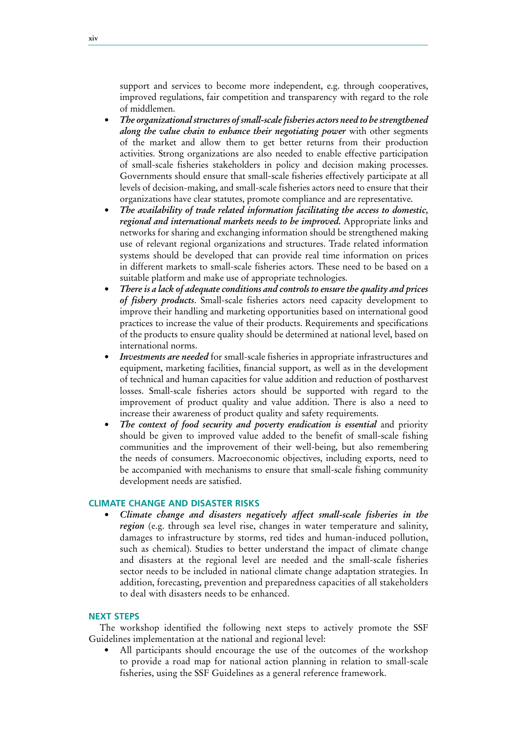support and services to become more independent, e.g. through cooperatives, improved regulations, fair competition and transparency with regard to the role of middlemen.

- *The organizational structures of small-scale fisheries actors need to be strengthened along the value chain to enhance their negotiating power* with other segments of the market and allow them to get better returns from their production activities. Strong organizations are also needed to enable effective participation of small-scale fisheries stakeholders in policy and decision making processes. Governments should ensure that small-scale fisheries effectively participate at all levels of decision-making, and small-scale fisheries actors need to ensure that their organizations have clear statutes, promote compliance and are representative.
- *The availability of trade related information facilitating the access to domestic, regional and international markets needs to be improved.* Appropriate links and networks for sharing and exchanging information should be strengthened making use of relevant regional organizations and structures. Trade related information systems should be developed that can provide real time information on prices in different markets to small-scale fisheries actors. These need to be based on a suitable platform and make use of appropriate technologies.
- *There is a lack of adequate conditions and controls to ensure the quality and prices of fishery products.* Small-scale fisheries actors need capacity development to improve their handling and marketing opportunities based on international good practices to increase the value of their products. Requirements and specifications of the products to ensure quality should be determined at national level, based on international norms.
- *Investments are needed* for small-scale fisheries in appropriate infrastructures and equipment, marketing facilities, financial support, as well as in the development of technical and human capacities for value addition and reduction of postharvest losses. Small-scale fisheries actors should be supported with regard to the improvement of product quality and value addition. There is also a need to increase their awareness of product quality and safety requirements.
- *The context of food security and poverty eradication is essential* and priority should be given to improved value added to the benefit of small-scale fishing communities and the improvement of their well-being, but also remembering the needs of consumers. Macroeconomic objectives, including exports, need to be accompanied with mechanisms to ensure that small-scale fishing community development needs are satisfied.

## CLIMATE CHANGE AND DISASTER RISKS

- *Climate change and disasters negatively affect small-scale fisheries in the region* (e.g. through sea level rise, changes in water temperature and salinity, damages to infrastructure by storms, red tides and human-induced pollution, such as chemical). Studies to better understand the impact of climate change and disasters at the regional level are needed and the small-scale fisheries sector needs to be included in national climate change adaptation strategies. In addition, forecasting, prevention and preparedness capacities of all stakeholders to deal with disasters needs to be enhanced.

## NEXT STEPS

The workshop identified the following next steps to actively promote the SSF Guidelines implementation at the national and regional level:

- All participants should encourage the use of the outcomes of the workshop to provide a road map for national action planning in relation to small-scale fisheries, using the SSF Guidelines as a general reference framework.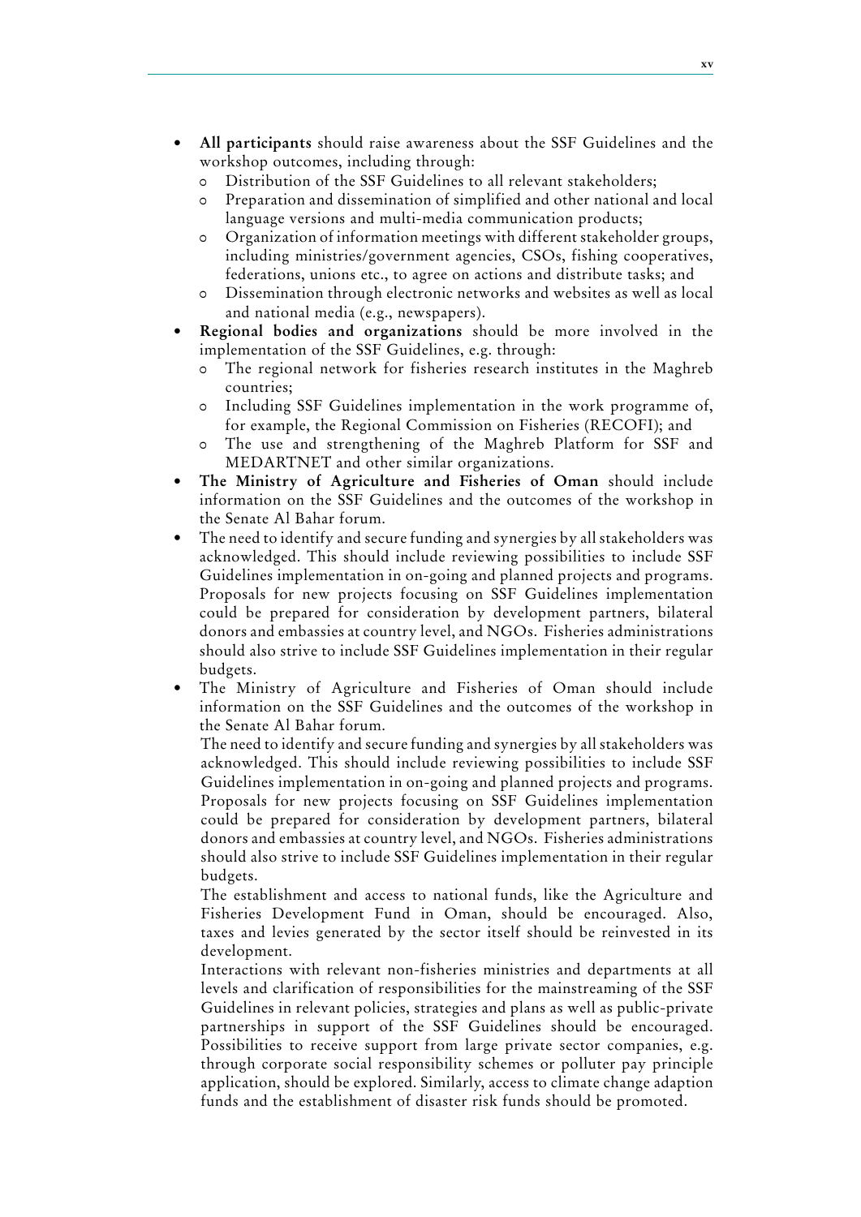- **All participants** should raise awareness about the SSF Guidelines and the workshop outcomes, including through:
  - Distribution of the SSF Guidelines to all relevant stakeholders;
  - Preparation and dissemination of simplified and other national and local language versions and multi-media communication products;
  - Organization of information meetings with different stakeholder groups, including ministries/government agencies, CSOs, fishing cooperatives, federations, unions etc., to agree on actions and distribute tasks; and
  - Dissemination through electronic networks and websites as well as local and national media (e.g., newspapers).
- **Regional bodies and organizations** should be more involved in the implementation of the SSF Guidelines, e.g. through:
  - The regional network for fisheries research institutes in the Maghreb countries;
  - Including SSF Guidelines implementation in the work programme of, for example, the Regional Commission on Fisheries (RECOFI); and
  - The use and strengthening of the Maghreb Platform for SSF and MEDARTNET and other similar organizations.
- **The Ministry of Agriculture and Fisheries of Oman** should include information on the SSF Guidelines and the outcomes of the workshop in the Senate Al Bahar forum.
- The need to identify and secure funding and synergies by all stakeholders was acknowledged. This should include reviewing possibilities to include SSF Guidelines implementation in on-going and planned projects and programs. Proposals for new projects focusing on SSF Guidelines implementation could be prepared for consideration by development partners, bilateral donors and embassies at country level, and NGOs. Fisheries administrations should also strive to include SSF Guidelines implementation in their regular budgets.
- The Ministry of Agriculture and Fisheries of Oman should include information on the SSF Guidelines and the outcomes of the workshop in the Senate Al Bahar forum.

  The need to identify and secure funding and synergies by all stakeholders was acknowledged. This should include reviewing possibilities to include SSF Guidelines implementation in on-going and planned projects and programs. Proposals for new projects focusing on SSF Guidelines implementation could be prepared for consideration by development partners, bilateral donors and embassies at country level, and NGOs. Fisheries administrations should also strive to include SSF Guidelines implementation in their regular budgets.

  The establishment and access to national funds, like the Agriculture and Fisheries Development Fund in Oman, should be encouraged. Also, taxes and levies generated by the sector itself should be reinvested in its development.

  Interactions with relevant non-fisheries ministries and departments at all levels and clarification of responsibilities for the mainstreaming of the SSF Guidelines in relevant policies, strategies and plans as well as public-private partnerships in support of the SSF Guidelines should be encouraged. Possibilities to receive support from large private sector companies, e.g. through corporate social responsibility schemes or polluter pay principle application, should be explored. Similarly, access to climate change adaption funds and the establishment of disaster risk funds should be promoted.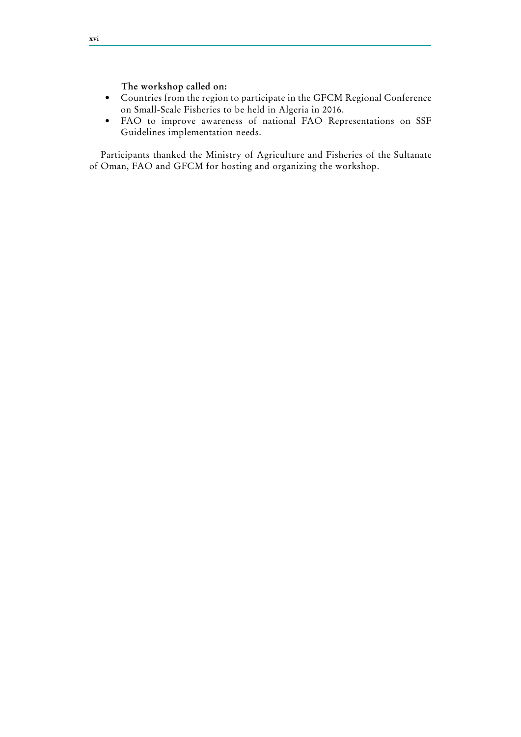**The workshop called on:**

- Countries from the region to participate in the GFCM Regional Conference on Small-Scale Fisheries to be held in Algeria in 2016.
- FAO to improve awareness of national FAO Representations on SSF Guidelines implementation needs.

Participants thanked the Ministry of Agriculture and Fisheries of the Sultanate of Oman, FAO and GFCM for hosting and organizing the workshop.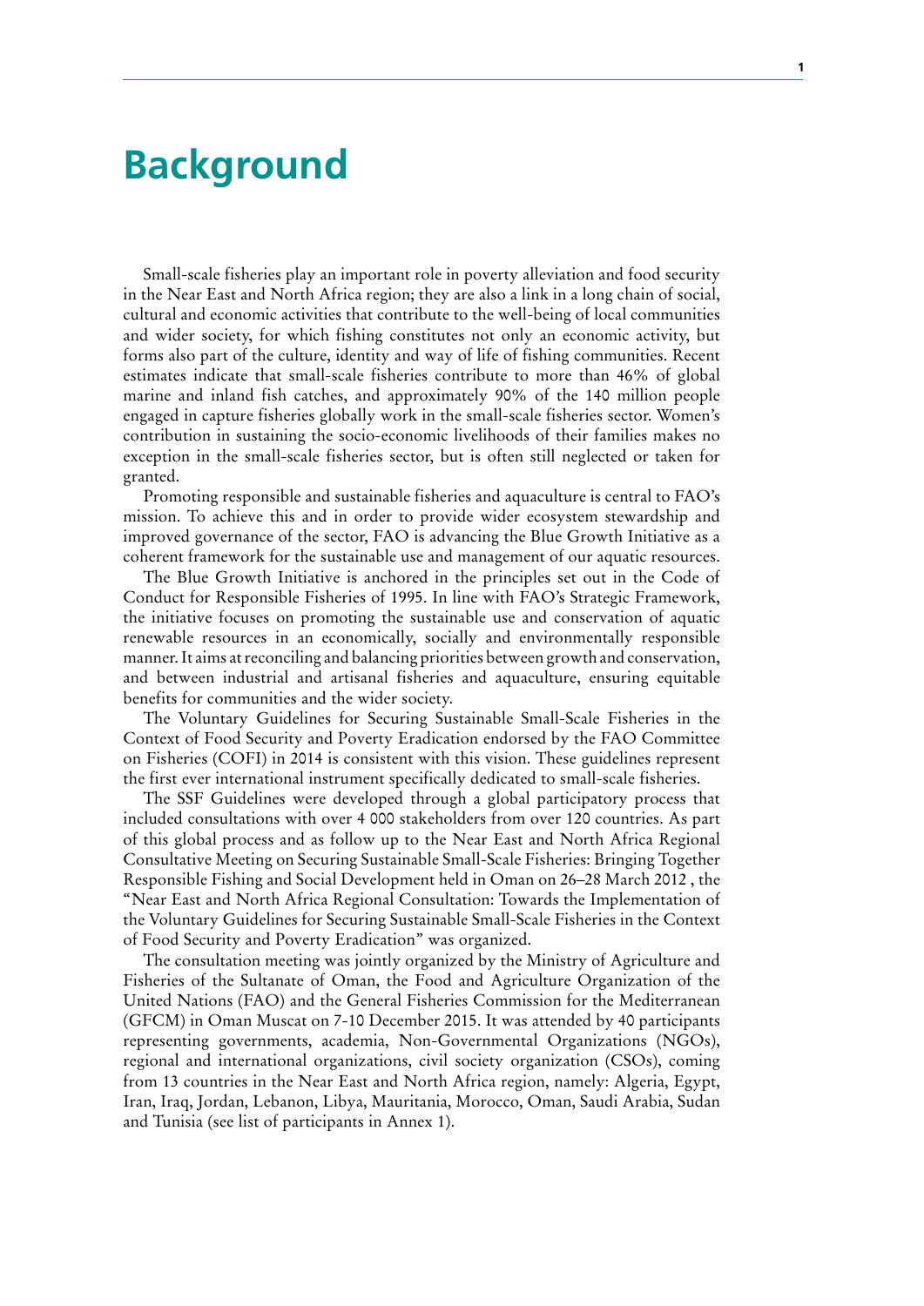# Background

Small-scale fisheries play an important role in poverty alleviation and food security in the Near East and North Africa region; they are also a link in a long chain of social, cultural and economic activities that contribute to the well-being of local communities and wider society, for which fishing constitutes not only an economic activity, but forms also part of the culture, identity and way of life of fishing communities. Recent estimates indicate that small-scale fisheries contribute to more than 46% of global marine and inland fish catches, and approximately 90% of the 140 million people engaged in capture fisheries globally work in the small-scale fisheries sector. Women's contribution in sustaining the socio-economic livelihoods of their families makes no exception in the small-scale fisheries sector, but is often still neglected or taken for granted.

Promoting responsible and sustainable fisheries and aquaculture is central to FAO's mission. To achieve this and in order to provide wider ecosystem stewardship and improved governance of the sector, FAO is advancing the Blue Growth Initiative as a coherent framework for the sustainable use and management of our aquatic resources.

The Blue Growth Initiative is anchored in the principles set out in the Code of Conduct for Responsible Fisheries of 1995. In line with FAO's Strategic Framework, the initiative focuses on promoting the sustainable use and conservation of aquatic renewable resources in an economically, socially and environmentally responsible manner. It aims at reconciling and balancing priorities between growth and conservation, and between industrial and artisanal fisheries and aquaculture, ensuring equitable benefits for communities and the wider society.

The Voluntary Guidelines for Securing Sustainable Small-Scale Fisheries in the Context of Food Security and Poverty Eradication endorsed by the FAO Committee on Fisheries (COFI) in 2014 is consistent with this vision. These guidelines represent the first ever international instrument specifically dedicated to small-scale fisheries.

The SSF Guidelines were developed through a global participatory process that included consultations with over 4 000 stakeholders from over 120 countries. As part of this global process and as follow up to the Near East and North Africa Regional Consultative Meeting on Securing Sustainable Small-Scale Fisheries: Bringing Together Responsible Fishing and Social Development held in Oman on 26–28 March 2012 , the "Near East and North Africa Regional Consultation: Towards the Implementation of the Voluntary Guidelines for Securing Sustainable Small-Scale Fisheries in the Context of Food Security and Poverty Eradication" was organized.

The consultation meeting was jointly organized by the Ministry of Agriculture and Fisheries of the Sultanate of Oman, the Food and Agriculture Organization of the United Nations (FAO) and the General Fisheries Commission for the Mediterranean (GFCM) in Oman Muscat on 7-10 December 2015. It was attended by 40 participants representing governments, academia, Non-Governmental Organizations (NGOs), regional and international organizations, civil society organization (CSOs), coming from 13 countries in the Near East and North Africa region, namely: Algeria, Egypt, Iran, Iraq, Jordan, Lebanon, Libya, Mauritania, Morocco, Oman, Saudi Arabia, Sudan and Tunisia (see list of participants in Annex 1).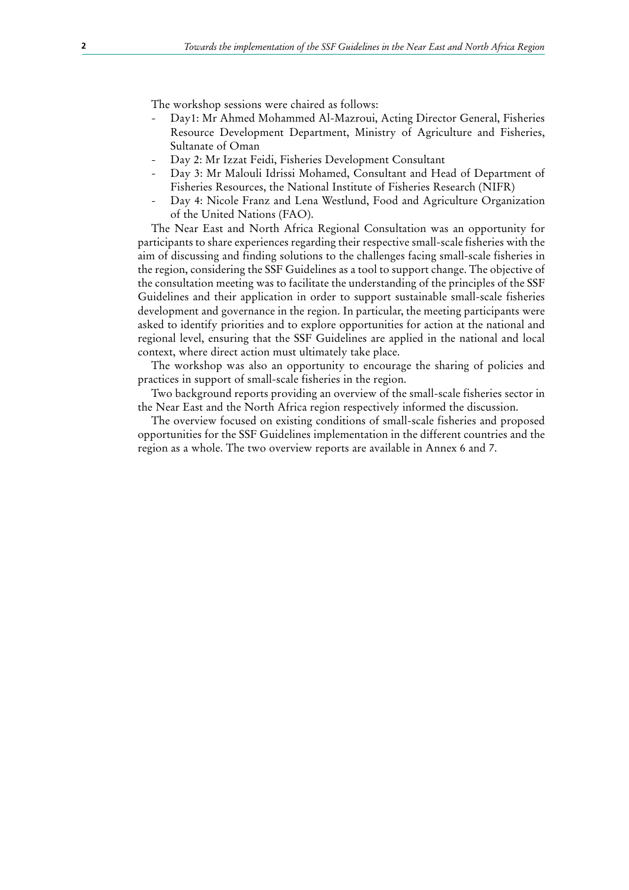The workshop sessions were chaired as follows:

- Day1: Mr Ahmed Mohammed Al-Mazroui, Acting Director General, Fisheries Resource Development Department, Ministry of Agriculture and Fisheries, Sultanate of Oman
- Day 2: Mr Izzat Feidi, Fisheries Development Consultant
- Day 3: Mr Malouli Idrissi Mohamed, Consultant and Head of Department of Fisheries Resources, the National Institute of Fisheries Research (NIFR)
- Day 4: Nicole Franz and Lena Westlund, Food and Agriculture Organization of the United Nations (FAO).

The Near East and North Africa Regional Consultation was an opportunity for participants to share experiences regarding their respective small-scale fisheries with the aim of discussing and finding solutions to the challenges facing small-scale fisheries in the region, considering the SSF Guidelines as a tool to support change. The objective of the consultation meeting was to facilitate the understanding of the principles of the SSF Guidelines and their application in order to support sustainable small-scale fisheries development and governance in the region. In particular, the meeting participants were asked to identify priorities and to explore opportunities for action at the national and regional level, ensuring that the SSF Guidelines are applied in the national and local context, where direct action must ultimately take place.

The workshop was also an opportunity to encourage the sharing of policies and practices in support of small-scale fisheries in the region.

Two background reports providing an overview of the small-scale fisheries sector in the Near East and the North Africa region respectively informed the discussion.

The overview focused on existing conditions of small-scale fisheries and proposed opportunities for the SSF Guidelines implementation in the different countries and the region as a whole. The two overview reports are available in Annex 6 and 7.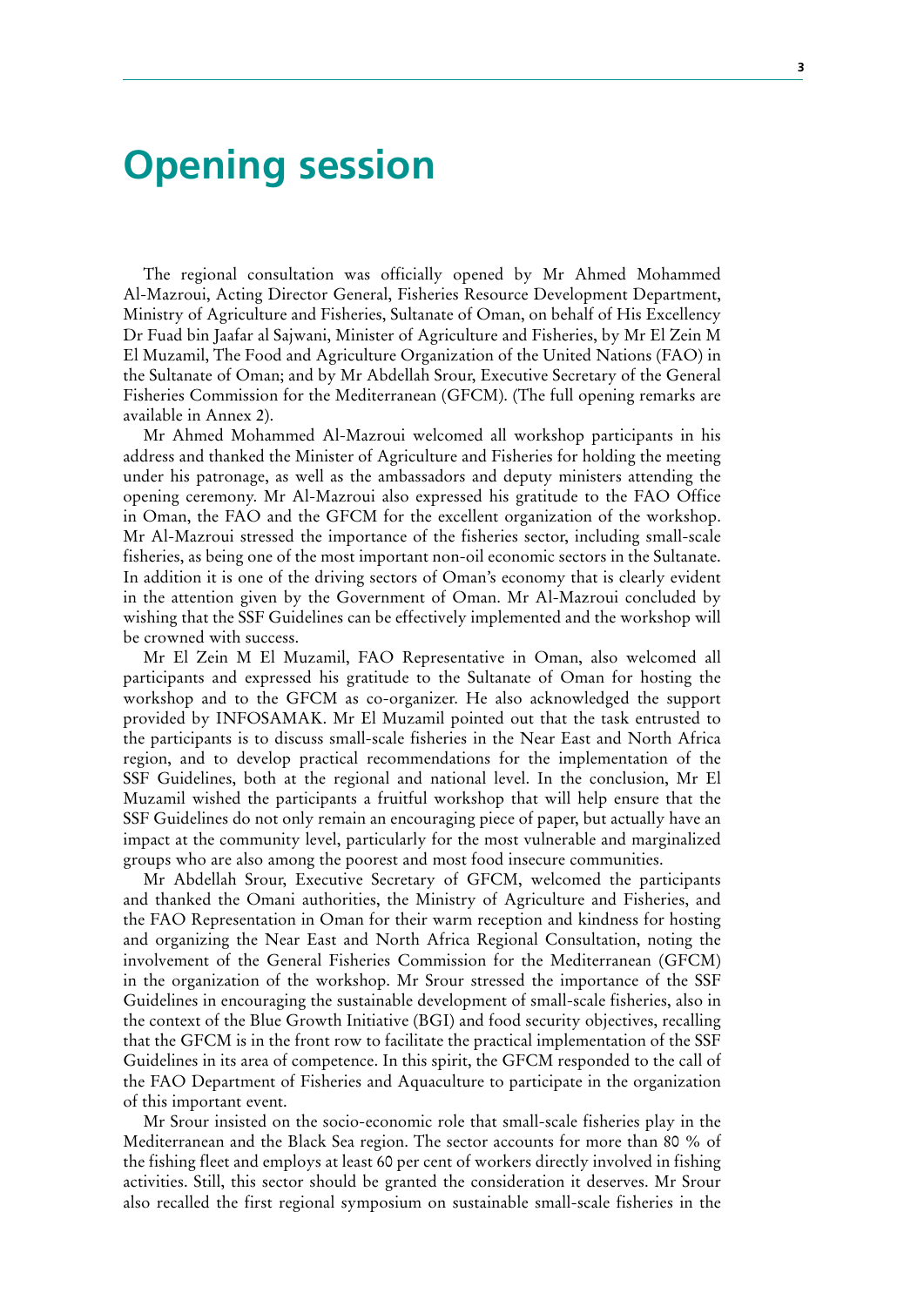# Opening session

The regional consultation was officially opened by Mr Ahmed Mohammed Al-Mazroui, Acting Director General, Fisheries Resource Development Department, Ministry of Agriculture and Fisheries, Sultanate of Oman, on behalf of His Excellency Dr Fuad bin Jaafar al Sajwani, Minister of Agriculture and Fisheries, by Mr El Zein M El Muzamil, The Food and Agriculture Organization of the United Nations (FAO) in the Sultanate of Oman; and by Mr Abdellah Srour, Executive Secretary of the General Fisheries Commission for the Mediterranean (GFCM). (The full opening remarks are available in Annex 2).

Mr Ahmed Mohammed Al-Mazroui welcomed all workshop participants in his address and thanked the Minister of Agriculture and Fisheries for holding the meeting under his patronage, as well as the ambassadors and deputy ministers attending the opening ceremony. Mr Al-Mazroui also expressed his gratitude to the FAO Office in Oman, the FAO and the GFCM for the excellent organization of the workshop. Mr Al-Mazroui stressed the importance of the fisheries sector, including small-scale fisheries, as being one of the most important non-oil economic sectors in the Sultanate. In addition it is one of the driving sectors of Oman's economy that is clearly evident in the attention given by the Government of Oman. Mr Al-Mazroui concluded by wishing that the SSF Guidelines can be effectively implemented and the workshop will be crowned with success.

Mr El Zein M El Muzamil, FAO Representative in Oman, also welcomed all participants and expressed his gratitude to the Sultanate of Oman for hosting the workshop and to the GFCM as co-organizer. He also acknowledged the support provided by INFOSAMAK. Mr El Muzamil pointed out that the task entrusted to the participants is to discuss small-scale fisheries in the Near East and North Africa region, and to develop practical recommendations for the implementation of the SSF Guidelines, both at the regional and national level. In the conclusion, Mr El Muzamil wished the participants a fruitful workshop that will help ensure that the SSF Guidelines do not only remain an encouraging piece of paper, but actually have an impact at the community level, particularly for the most vulnerable and marginalized groups who are also among the poorest and most food insecure communities.

Mr Abdellah Srour, Executive Secretary of GFCM, welcomed the participants and thanked the Omani authorities, the Ministry of Agriculture and Fisheries, and the FAO Representation in Oman for their warm reception and kindness for hosting and organizing the Near East and North Africa Regional Consultation, noting the involvement of the General Fisheries Commission for the Mediterranean (GFCM) in the organization of the workshop. Mr Srour stressed the importance of the SSF Guidelines in encouraging the sustainable development of small-scale fisheries, also in the context of the Blue Growth Initiative (BGI) and food security objectives, recalling that the GFCM is in the front row to facilitate the practical implementation of the SSF Guidelines in its area of competence. In this spirit, the GFCM responded to the call of the FAO Department of Fisheries and Aquaculture to participate in the organization of this important event.

Mr Srour insisted on the socio-economic role that small-scale fisheries play in the Mediterranean and the Black Sea region. The sector accounts for more than 80 % of the fishing fleet and employs at least 60 per cent of workers directly involved in fishing activities. Still, this sector should be granted the consideration it deserves. Mr Srour also recalled the first regional symposium on sustainable small-scale fisheries in the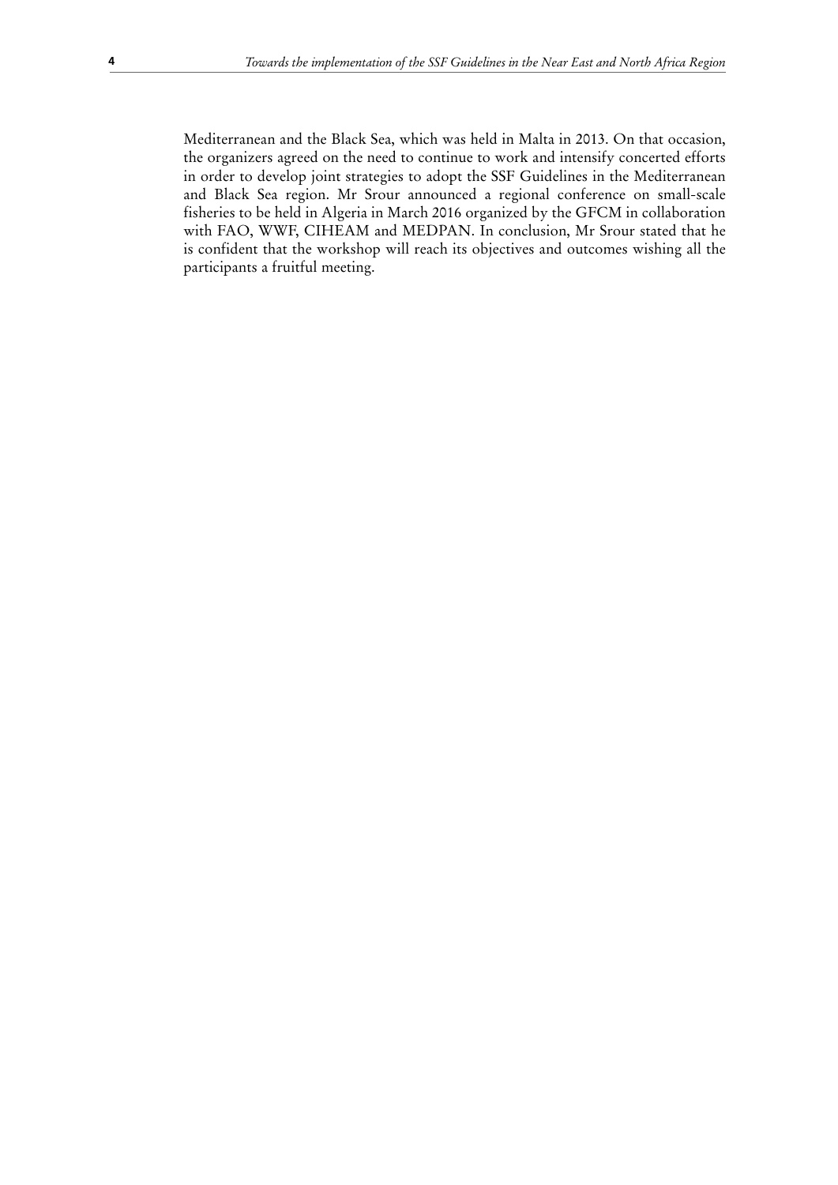Mediterranean and the Black Sea, which was held in Malta in 2013. On that occasion, the organizers agreed on the need to continue to work and intensify concerted efforts in order to develop joint strategies to adopt the SSF Guidelines in the Mediterranean and Black Sea region. Mr Srour announced a regional conference on small-scale fisheries to be held in Algeria in March 2016 organized by the GFCM in collaboration with FAO, WWF, CIHEAM and MEDPAN. In conclusion, Mr Srour stated that he is confident that the workshop will reach its objectives and outcomes wishing all the participants a fruitful meeting.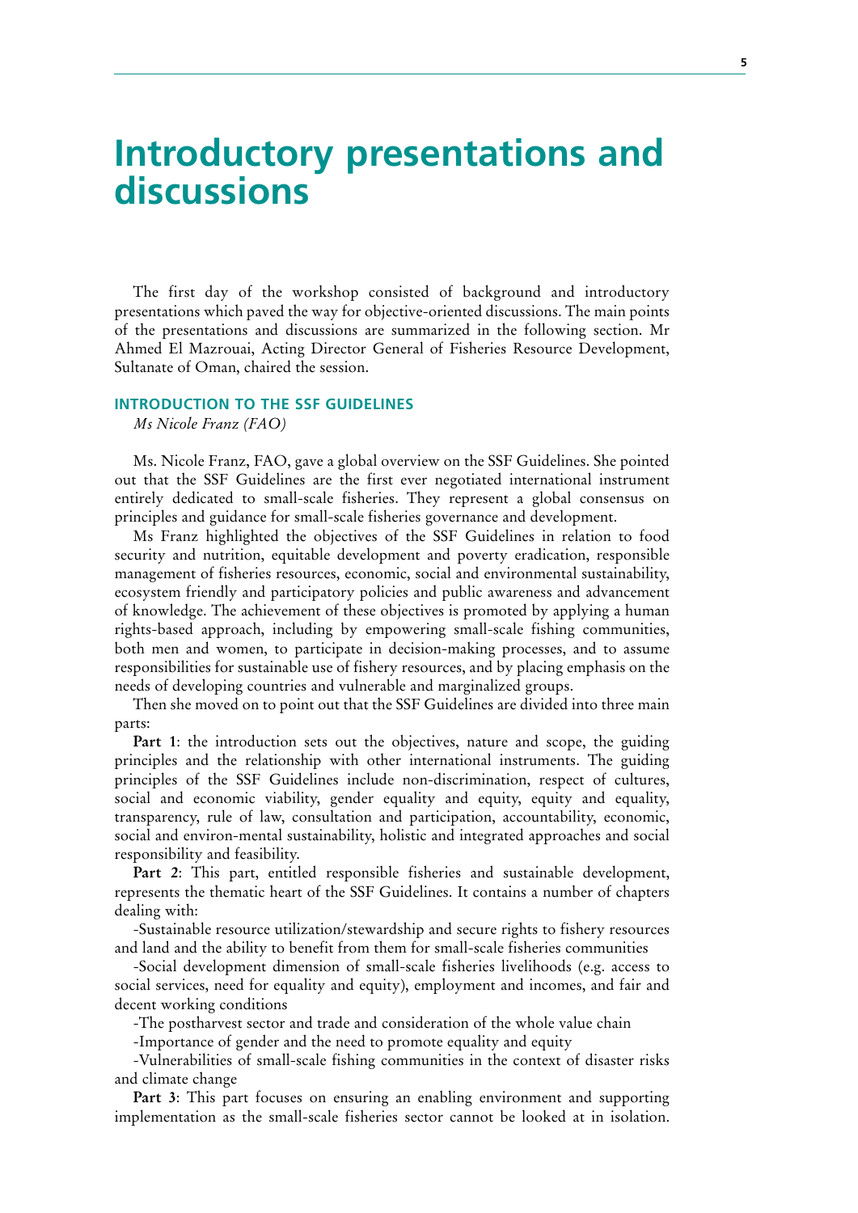# Introductory presentations and discussions

The first day of the workshop consisted of background and introductory presentations which paved the way for objective-oriented discussions. The main points of the presentations and discussions are summarized in the following section. Mr Ahmed El Mazrouai, Acting Director General of Fisheries Resource Development, Sultanate of Oman, chaired the session.

### INTRODUCTION TO THE SSF GUIDELINES

*Ms Nicole Franz (FAO)*

Ms. Nicole Franz, FAO, gave a global overview on the SSF Guidelines. She pointed out that the SSF Guidelines are the first ever negotiated international instrument entirely dedicated to small-scale fisheries. They represent a global consensus on principles and guidance for small-scale fisheries governance and development.

Ms Franz highlighted the objectives of the SSF Guidelines in relation to food security and nutrition, equitable development and poverty eradication, responsible management of fisheries resources, economic, social and environmental sustainability, ecosystem friendly and participatory policies and public awareness and advancement of knowledge. The achievement of these objectives is promoted by applying a human rights-based approach, including by empowering small-scale fishing communities, both men and women, to participate in decision-making processes, and to assume responsibilities for sustainable use of fishery resources, and by placing emphasis on the needs of developing countries and vulnerable and marginalized groups.

Then she moved on to point out that the SSF Guidelines are divided into three main parts:

**Part 1**: the introduction sets out the objectives, nature and scope, the guiding principles and the relationship with other international instruments. The guiding principles of the SSF Guidelines include non-discrimination, respect of cultures, social and economic viability, gender equality and equity, equity and equality, transparency, rule of law, consultation and participation, accountability, economic, social and environ-mental sustainability, holistic and integrated approaches and social responsibility and feasibility.

**Part 2**: This part, entitled responsible fisheries and sustainable development, represents the thematic heart of the SSF Guidelines. It contains a number of chapters dealing with:

-Sustainable resource utilization/stewardship and secure rights to fishery resources and land and the ability to benefit from them for small-scale fisheries communities

-Social development dimension of small-scale fisheries livelihoods (e.g. access to social services, need for equality and equity), employment and incomes, and fair and decent working conditions

-The postharvest sector and trade and consideration of the whole value chain

-Importance of gender and the need to promote equality and equity

-Vulnerabilities of small-scale fishing communities in the context of disaster risks and climate change

**Part 3**: This part focuses on ensuring an enabling environment and supporting implementation as the small-scale fisheries sector cannot be looked at in isolation.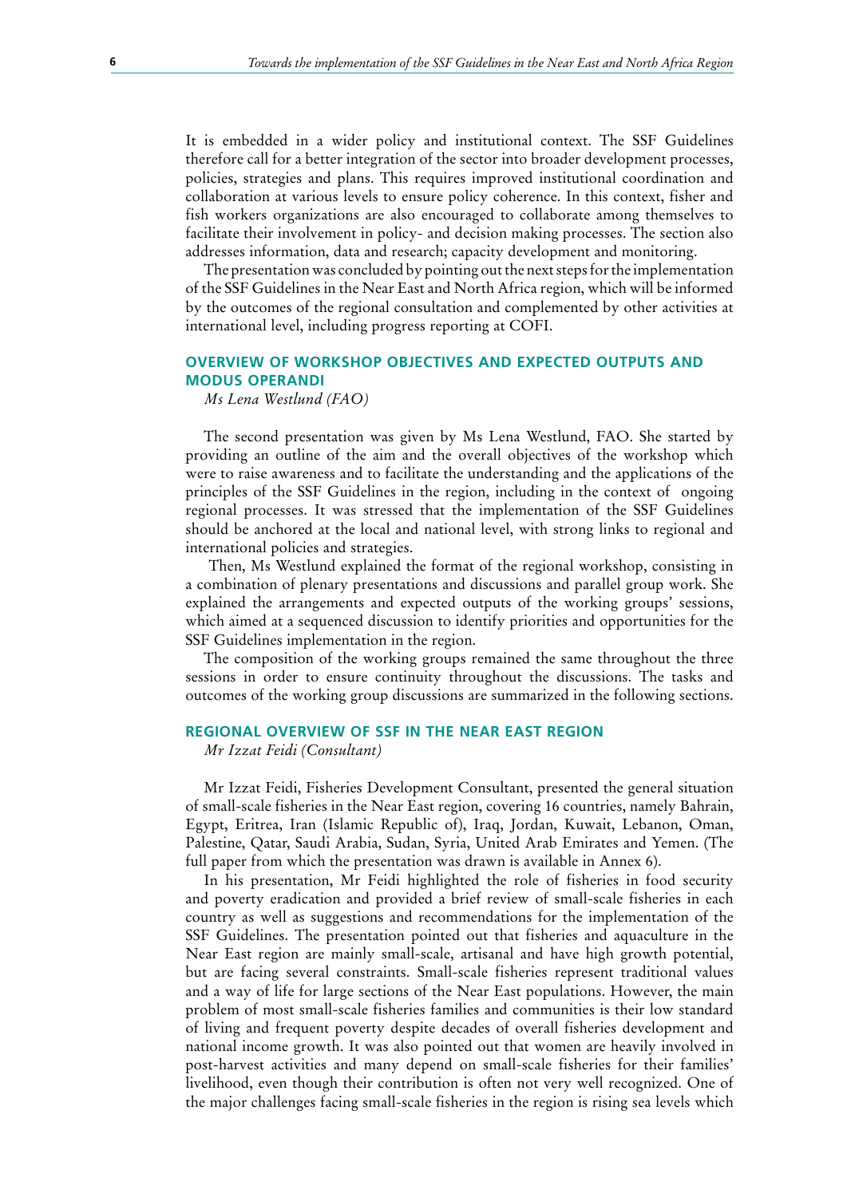It is embedded in a wider policy and institutional context. The SSF Guidelines therefore call for a better integration of the sector into broader development processes, policies, strategies and plans. This requires improved institutional coordination and collaboration at various levels to ensure policy coherence. In this context, fisher and fish workers organizations are also encouraged to collaborate among themselves to facilitate their involvement in policy- and decision making processes. The section also addresses information, data and research; capacity development and monitoring.

The presentation was concluded by pointing out the next steps for the implementation of the SSF Guidelines in the Near East and North Africa region, which will be informed by the outcomes of the regional consultation and complemented by other activities at international level, including progress reporting at COFI.

## OVERVIEW OF WORKSHOP OBJECTIVES AND EXPECTED OUTPUTS AND MODUS OPERANDI

*Ms Lena Westlund (FAO)*

The second presentation was given by Ms Lena Westlund, FAO. She started by providing an outline of the aim and the overall objectives of the workshop which were to raise awareness and to facilitate the understanding and the applications of the principles of the SSF Guidelines in the region, including in the context of ongoing regional processes. It was stressed that the implementation of the SSF Guidelines should be anchored at the local and national level, with strong links to regional and international policies and strategies.

Then, Ms Westlund explained the format of the regional workshop, consisting in a combination of plenary presentations and discussions and parallel group work. She explained the arrangements and expected outputs of the working groups' sessions, which aimed at a sequenced discussion to identify priorities and opportunities for the SSF Guidelines implementation in the region.

The composition of the working groups remained the same throughout the three sessions in order to ensure continuity throughout the discussions. The tasks and outcomes of the working group discussions are summarized in the following sections.

## REGIONAL OVERVIEW OF SSF IN THE NEAR EAST REGION

*Mr Izzat Feidi (Consultant)*

Mr Izzat Feidi, Fisheries Development Consultant, presented the general situation of small-scale fisheries in the Near East region, covering 16 countries, namely Bahrain, Egypt, Eritrea, Iran (Islamic Republic of), Iraq, Jordan, Kuwait, Lebanon, Oman, Palestine, Qatar, Saudi Arabia, Sudan, Syria, United Arab Emirates and Yemen. (The full paper from which the presentation was drawn is available in Annex 6).

In his presentation, Mr Feidi highlighted the role of fisheries in food security and poverty eradication and provided a brief review of small-scale fisheries in each country as well as suggestions and recommendations for the implementation of the SSF Guidelines. The presentation pointed out that fisheries and aquaculture in the Near East region are mainly small-scale, artisanal and have high growth potential, but are facing several constraints. Small-scale fisheries represent traditional values and a way of life for large sections of the Near East populations. However, the main problem of most small-scale fisheries families and communities is their low standard of living and frequent poverty despite decades of overall fisheries development and national income growth. It was also pointed out that women are heavily involved in post-harvest activities and many depend on small-scale fisheries for their families' livelihood, even though their contribution is often not very well recognized. One of the major challenges facing small-scale fisheries in the region is rising sea levels which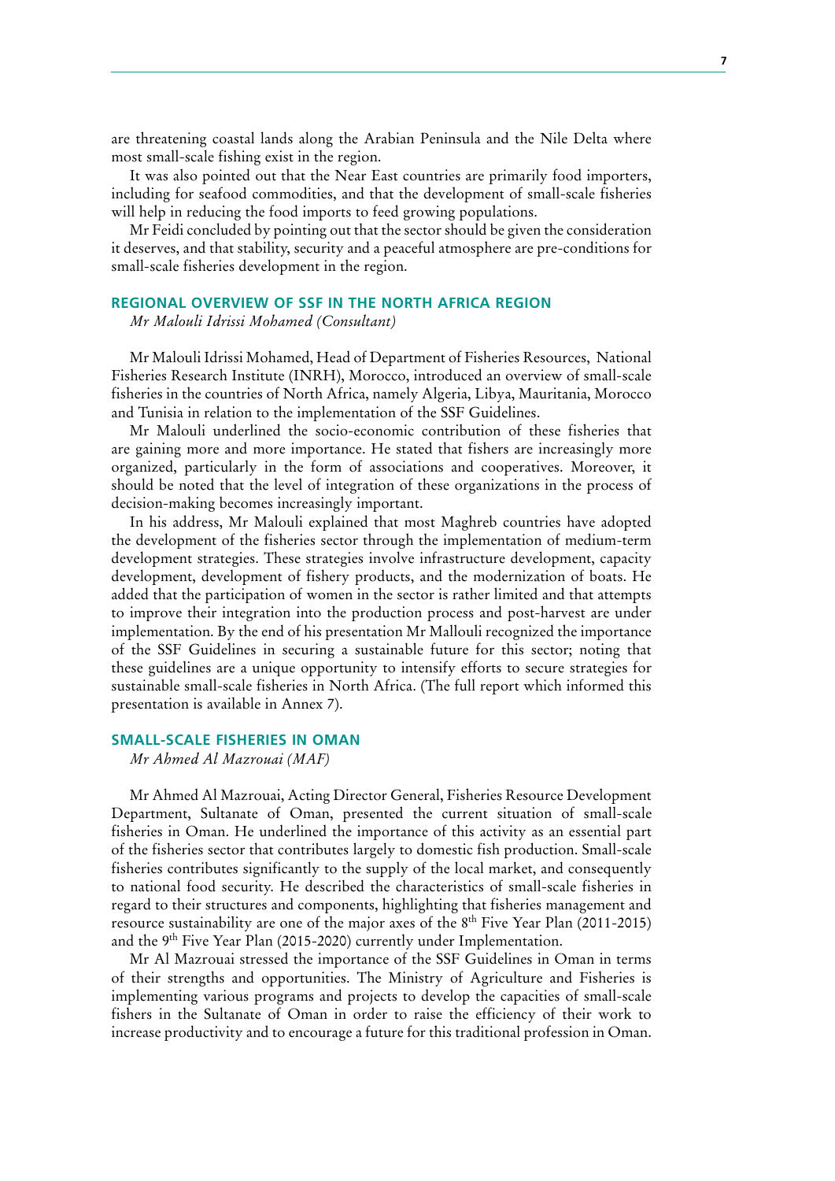are threatening coastal lands along the Arabian Peninsula and the Nile Delta where most small-scale fishing exist in the region.

It was also pointed out that the Near East countries are primarily food importers, including for seafood commodities, and that the development of small-scale fisheries will help in reducing the food imports to feed growing populations.

Mr Feidi concluded by pointing out that the sector should be given the consideration it deserves, and that stability, security and a peaceful atmosphere are pre-conditions for small-scale fisheries development in the region.

## REGIONAL OVERVIEW OF SSF IN THE NORTH AFRICA REGION

*Mr Malouli Idrissi Mohamed (Consultant)*

Mr Malouli Idrissi Mohamed, Head of Department of Fisheries Resources, National Fisheries Research Institute (INRH), Morocco, introduced an overview of small-scale fisheries in the countries of North Africa, namely Algeria, Libya, Mauritania, Morocco and Tunisia in relation to the implementation of the SSF Guidelines.

Mr Malouli underlined the socio-economic contribution of these fisheries that are gaining more and more importance. He stated that fishers are increasingly more organized, particularly in the form of associations and cooperatives. Moreover, it should be noted that the level of integration of these organizations in the process of decision-making becomes increasingly important.

In his address, Mr Malouli explained that most Maghreb countries have adopted the development of the fisheries sector through the implementation of medium-term development strategies. These strategies involve infrastructure development, capacity development, development of fishery products, and the modernization of boats. He added that the participation of women in the sector is rather limited and that attempts to improve their integration into the production process and post-harvest are under implementation. By the end of his presentation Mr Mallouli recognized the importance of the SSF Guidelines in securing a sustainable future for this sector; noting that these guidelines are a unique opportunity to intensify efforts to secure strategies for sustainable small-scale fisheries in North Africa. (The full report which informed this presentation is available in Annex 7).

## SMALL-SCALE FISHERIES IN OMAN

*Mr Ahmed Al Mazrouai (MAF)*

Mr Ahmed Al Mazrouai, Acting Director General, Fisheries Resource Development Department, Sultanate of Oman, presented the current situation of small-scale fisheries in Oman. He underlined the importance of this activity as an essential part of the fisheries sector that contributes largely to domestic fish production. Small-scale fisheries contributes significantly to the supply of the local market, and consequently to national food security. He described the characteristics of small-scale fisheries in regard to their structures and components, highlighting that fisheries management and resource sustainability are one of the major axes of the 8th Five Year Plan (2011-2015) and the 9th Five Year Plan (2015-2020) currently under Implementation.

Mr Al Mazrouai stressed the importance of the SSF Guidelines in Oman in terms of their strengths and opportunities. The Ministry of Agriculture and Fisheries is implementing various programs and projects to develop the capacities of small-scale fishers in the Sultanate of Oman in order to raise the efficiency of their work to increase productivity and to encourage a future for this traditional profession in Oman.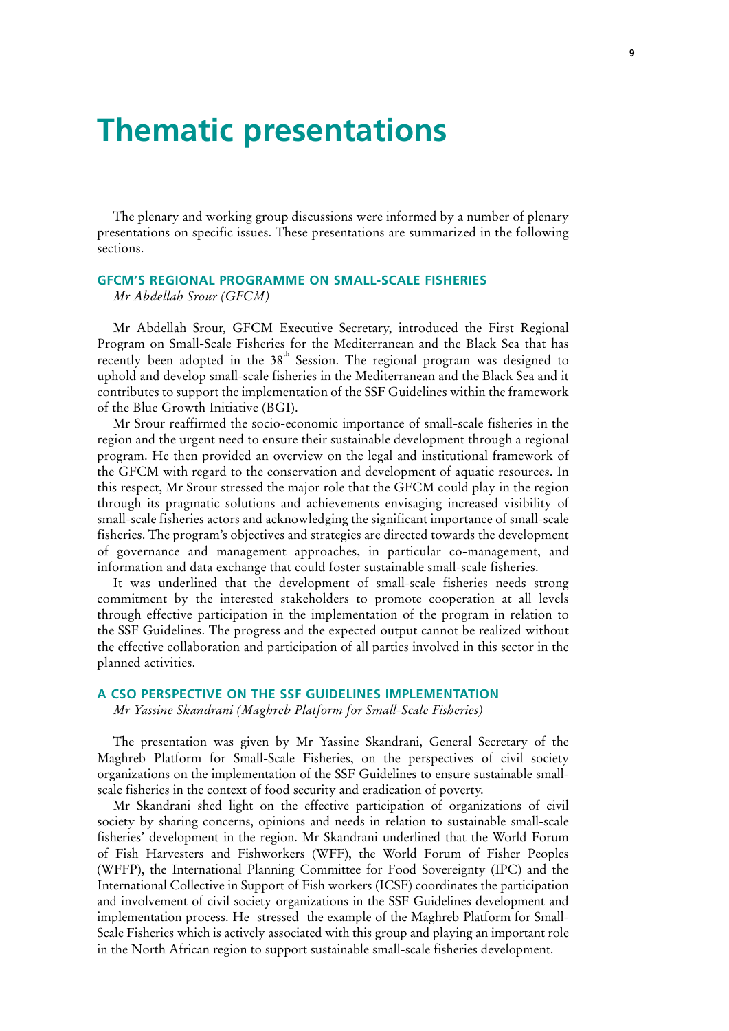# Thematic presentations

The plenary and working group discussions were informed by a number of plenary presentations on specific issues. These presentations are summarized in the following sections.

## GFCM'S REGIONAL PROGRAMME ON SMALL-SCALE FISHERIES

*Mr Abdellah Srour (GFCM)*

Mr Abdellah Srour, GFCM Executive Secretary, introduced the First Regional Program on Small-Scale Fisheries for the Mediterranean and the Black Sea that has recently been adopted in the 38th Session. The regional program was designed to uphold and develop small-scale fisheries in the Mediterranean and the Black Sea and it contributes to support the implementation of the SSF Guidelines within the framework of the Blue Growth Initiative (BGI).

Mr Srour reaffirmed the socio-economic importance of small-scale fisheries in the region and the urgent need to ensure their sustainable development through a regional program. He then provided an overview on the legal and institutional framework of the GFCM with regard to the conservation and development of aquatic resources. In this respect, Mr Srour stressed the major role that the GFCM could play in the region through its pragmatic solutions and achievements envisaging increased visibility of small-scale fisheries actors and acknowledging the significant importance of small-scale fisheries. The program's objectives and strategies are directed towards the development of governance and management approaches, in particular co-management, and information and data exchange that could foster sustainable small-scale fisheries.

It was underlined that the development of small-scale fisheries needs strong commitment by the interested stakeholders to promote cooperation at all levels through effective participation in the implementation of the program in relation to the SSF Guidelines. The progress and the expected output cannot be realized without the effective collaboration and participation of all parties involved in this sector in the planned activities.

## A CSO PERSPECTIVE ON THE SSF GUIDELINES IMPLEMENTATION

*Mr Yassine Skandrani (Maghreb Platform for Small-Scale Fisheries)*

The presentation was given by Mr Yassine Skandrani, General Secretary of the Maghreb Platform for Small-Scale Fisheries, on the perspectives of civil society organizations on the implementation of the SSF Guidelines to ensure sustainable small-scale fisheries in the context of food security and eradication of poverty.

Mr Skandrani shed light on the effective participation of organizations of civil society by sharing concerns, opinions and needs in relation to sustainable small-scale fisheries' development in the region. Mr Skandrani underlined that the World Forum of Fish Harvesters and Fishworkers (WFF), the World Forum of Fisher Peoples (WFFP), the International Planning Committee for Food Sovereignty (IPC) and the International Collective in Support of Fish workers (ICSF) coordinates the participation and involvement of civil society organizations in the SSF Guidelines development and implementation process. He stressed the example of the Maghreb Platform for Small-Scale Fisheries which is actively associated with this group and playing an important role in the North African region to support sustainable small-scale fisheries development.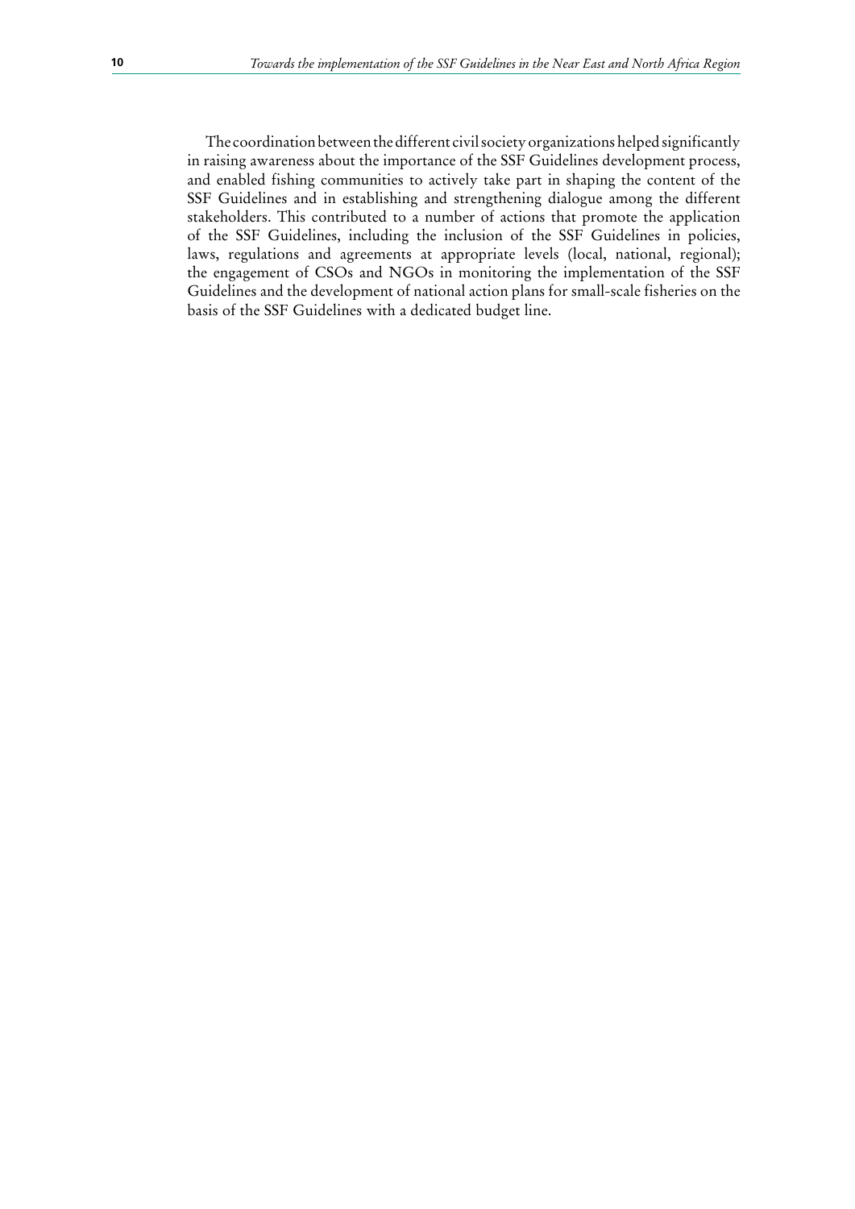The coordination between the different civil society organizations helped significantly in raising awareness about the importance of the SSF Guidelines development process, and enabled fishing communities to actively take part in shaping the content of the SSF Guidelines and in establishing and strengthening dialogue among the different stakeholders. This contributed to a number of actions that promote the application of the SSF Guidelines, including the inclusion of the SSF Guidelines in policies, laws, regulations and agreements at appropriate levels (local, national, regional); the engagement of CSOs and NGOs in monitoring the implementation of the SSF Guidelines and the development of national action plans for small-scale fisheries on the basis of the SSF Guidelines with a dedicated budget line.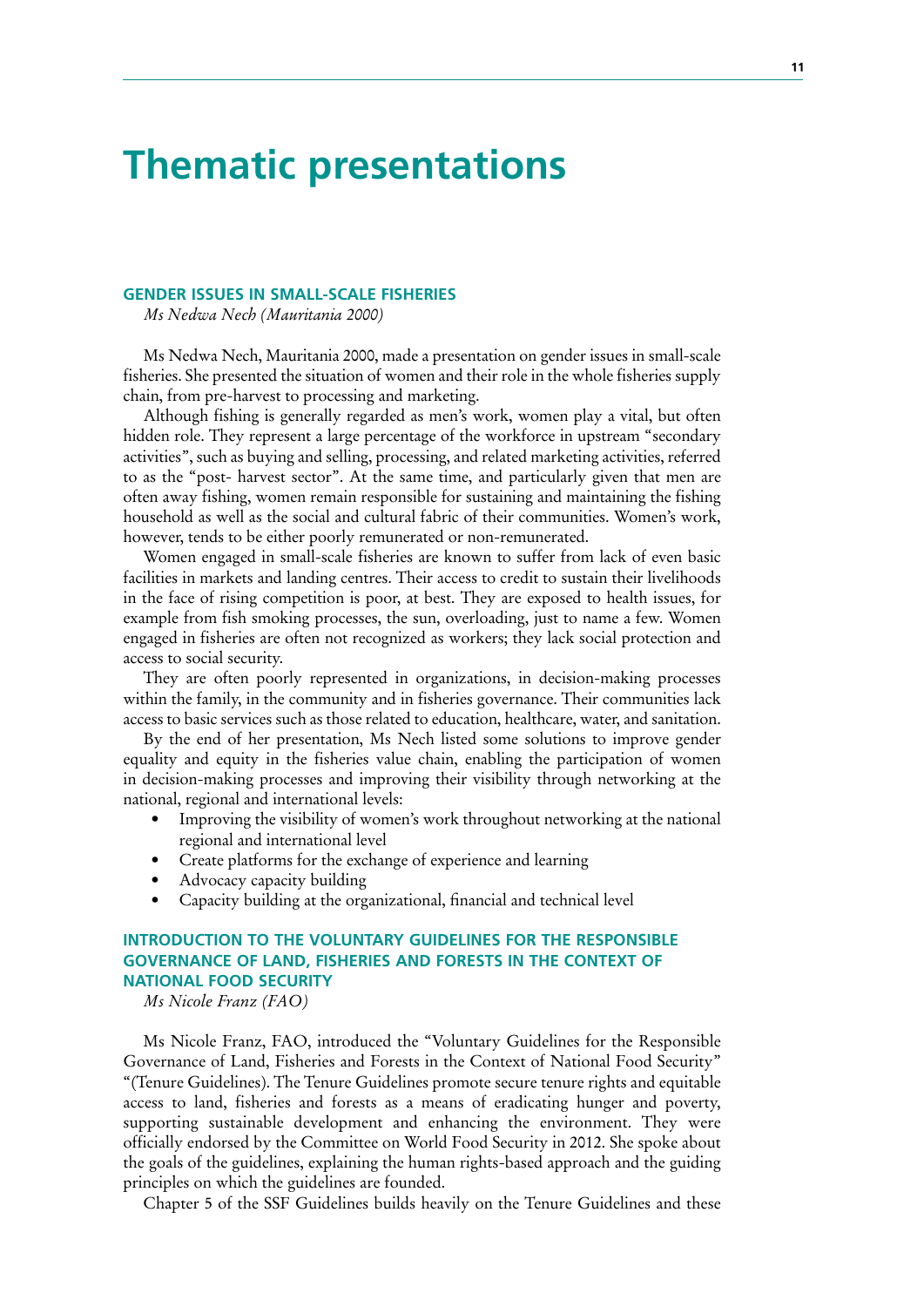# Thematic presentations

## GENDER ISSUES IN SMALL-SCALE FISHERIES

*Ms Nedwa Nech (Mauritania 2000)*

Ms Nedwa Nech, Mauritania 2000, made a presentation on gender issues in small-scale fisheries. She presented the situation of women and their role in the whole fisheries supply chain, from pre-harvest to processing and marketing.

Although fishing is generally regarded as men's work, women play a vital, but often hidden role. They represent a large percentage of the workforce in upstream "secondary activities", such as buying and selling, processing, and related marketing activities, referred to as the "post- harvest sector". At the same time, and particularly given that men are often away fishing, women remain responsible for sustaining and maintaining the fishing household as well as the social and cultural fabric of their communities. Women's work, however, tends to be either poorly remunerated or non-remunerated.

Women engaged in small-scale fisheries are known to suffer from lack of even basic facilities in markets and landing centres. Their access to credit to sustain their livelihoods in the face of rising competition is poor, at best. They are exposed to health issues, for example from fish smoking processes, the sun, overloading, just to name a few. Women engaged in fisheries are often not recognized as workers; they lack social protection and access to social security.

They are often poorly represented in organizations, in decision-making processes within the family, in the community and in fisheries governance. Their communities lack access to basic services such as those related to education, healthcare, water, and sanitation.

By the end of her presentation, Ms Nech listed some solutions to improve gender equality and equity in the fisheries value chain, enabling the participation of women in decision-making processes and improving their visibility through networking at the national, regional and international levels:

- Improving the visibility of women's work throughout networking at the national regional and international level
- Create platforms for the exchange of experience and learning
- Advocacy capacity building
- Capacity building at the organizational, financial and technical level

## INTRODUCTION TO THE VOLUNTARY GUIDELINES FOR THE RESPONSIBLE GOVERNANCE OF LAND, FISHERIES AND FORESTS IN THE CONTEXT OF NATIONAL FOOD SECURITY

*Ms Nicole Franz (FAO)*

Ms Nicole Franz, FAO, introduced the "Voluntary Guidelines for the Responsible Governance of Land, Fisheries and Forests in the Context of National Food Security" "(Tenure Guidelines). The Tenure Guidelines promote secure tenure rights and equitable access to land, fisheries and forests as a means of eradicating hunger and poverty, supporting sustainable development and enhancing the environment. They were officially endorsed by the Committee on World Food Security in 2012. She spoke about the goals of the guidelines, explaining the human rights-based approach and the guiding principles on which the guidelines are founded.

Chapter 5 of the SSF Guidelines builds heavily on the Tenure Guidelines and these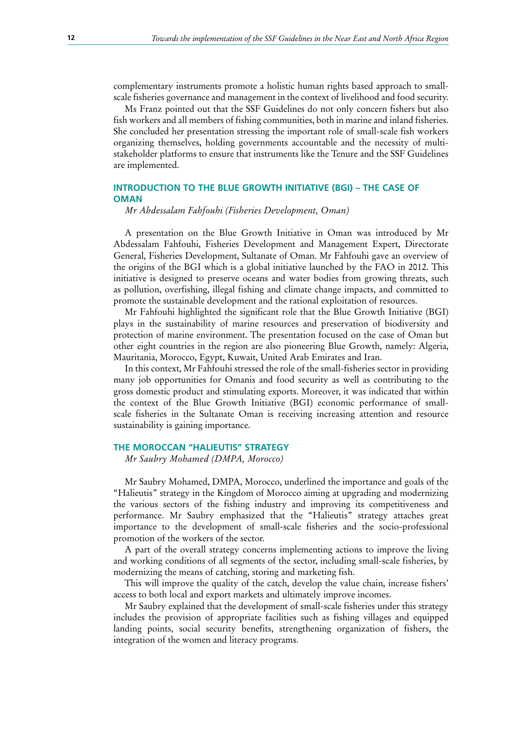complementary instruments promote a holistic human rights based approach to small-scale fisheries governance and management in the context of livelihood and food security.

Ms Franz pointed out that the SSF Guidelines do not only concern fishers but also fish workers and all members of fishing communities, both in marine and inland fisheries. She concluded her presentation stressing the important role of small-scale fish workers organizing themselves, holding governments accountable and the necessity of multi-stakeholder platforms to ensure that instruments like the Tenure and the SSF Guidelines are implemented.

## INTRODUCTION TO THE BLUE GROWTH INITIATIVE (BGI) – THE CASE OF OMAN

*Mr Abdessalam Fahfouhi (Fisheries Development, Oman)*

A presentation on the Blue Growth Initiative in Oman was introduced by Mr Abdessalam Fahfouhi, Fisheries Development and Management Expert, Directorate General, Fisheries Development, Sultanate of Oman. Mr Fahfouhi gave an overview of the origins of the BGI which is a global initiative launched by the FAO in 2012. This initiative is designed to preserve oceans and water bodies from growing threats, such as pollution, overfishing, illegal fishing and climate change impacts, and committed to promote the sustainable development and the rational exploitation of resources.

Mr Fahfouhi highlighted the significant role that the Blue Growth Initiative (BGI) plays in the sustainability of marine resources and preservation of biodiversity and protection of marine environment. The presentation focused on the case of Oman but other eight countries in the region are also pioneering Blue Growth, namely: Algeria, Mauritania, Morocco, Egypt, Kuwait, United Arab Emirates and Iran.

In this context, Mr Fahfouhi stressed the role of the small-fisheries sector in providing many job opportunities for Omanis and food security as well as contributing to the gross domestic product and stimulating exports. Moreover, it was indicated that within the context of the Blue Growth Initiative (BGI) economic performance of small-scale fisheries in the Sultanate Oman is receiving increasing attention and resource sustainability is gaining importance.

## THE MOROCCAN "HALIEUTIS" STRATEGY

*Mr Saubry Mohamed (DMPA, Morocco)*

Mr Saubry Mohamed, DMPA, Morocco, underlined the importance and goals of the "Halieutis" strategy in the Kingdom of Morocco aiming at upgrading and modernizing the various sectors of the fishing industry and improving its competitiveness and performance. Mr Saubry emphasized that the "Halieutis" strategy attaches great importance to the development of small-scale fisheries and the socio-professional promotion of the workers of the sector.

A part of the overall strategy concerns implementing actions to improve the living and working conditions of all segments of the sector, including small-scale fisheries, by modernizing the means of catching, storing and marketing fish.

This will improve the quality of the catch, develop the value chain, increase fishers' access to both local and export markets and ultimately improve incomes.

Mr Saubry explained that the development of small-scale fisheries under this strategy includes the provision of appropriate facilities such as fishing villages and equipped landing points, social security benefits, strengthening organization of fishers, the integration of the women and literacy programs.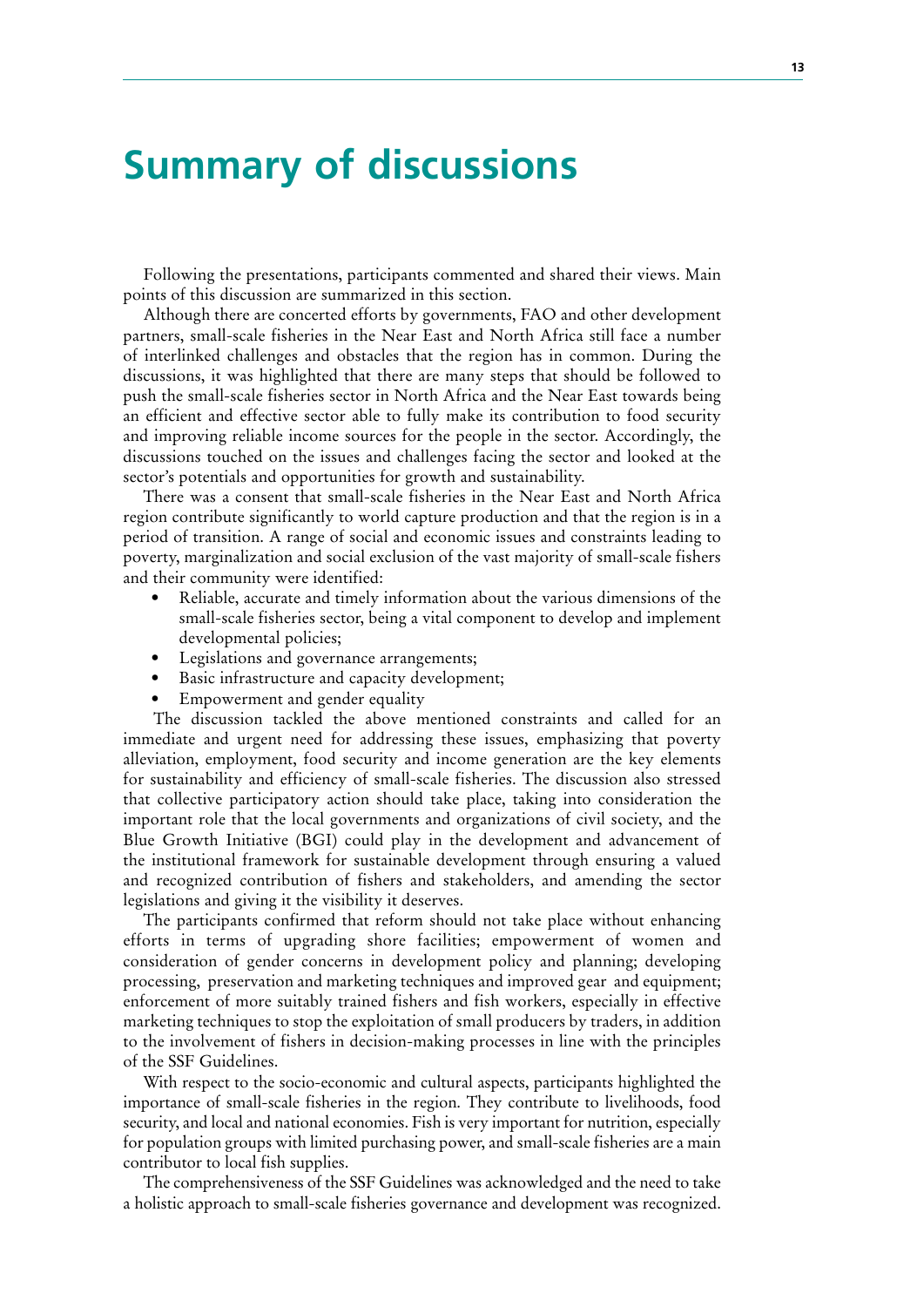# Summary of discussions

Following the presentations, participants commented and shared their views. Main points of this discussion are summarized in this section.

Although there are concerted efforts by governments, FAO and other development partners, small-scale fisheries in the Near East and North Africa still face a number of interlinked challenges and obstacles that the region has in common. During the discussions, it was highlighted that there are many steps that should be followed to push the small-scale fisheries sector in North Africa and the Near East towards being an efficient and effective sector able to fully make its contribution to food security and improving reliable income sources for the people in the sector. Accordingly, the discussions touched on the issues and challenges facing the sector and looked at the sector's potentials and opportunities for growth and sustainability.

There was a consent that small-scale fisheries in the Near East and North Africa region contribute significantly to world capture production and that the region is in a period of transition. A range of social and economic issues and constraints leading to poverty, marginalization and social exclusion of the vast majority of small-scale fishers and their community were identified:

- Reliable, accurate and timely information about the various dimensions of the small-scale fisheries sector, being a vital component to develop and implement developmental policies;
- Legislations and governance arrangements;
- Basic infrastructure and capacity development;
- Empowerment and gender equality

The discussion tackled the above mentioned constraints and called for an immediate and urgent need for addressing these issues, emphasizing that poverty alleviation, employment, food security and income generation are the key elements for sustainability and efficiency of small-scale fisheries. The discussion also stressed that collective participatory action should take place, taking into consideration the important role that the local governments and organizations of civil society, and the Blue Growth Initiative (BGI) could play in the development and advancement of the institutional framework for sustainable development through ensuring a valued and recognized contribution of fishers and stakeholders, and amending the sector legislations and giving it the visibility it deserves.

The participants confirmed that reform should not take place without enhancing efforts in terms of upgrading shore facilities; empowerment of women and consideration of gender concerns in development policy and planning; developing processing, preservation and marketing techniques and improved gear and equipment; enforcement of more suitably trained fishers and fish workers, especially in effective marketing techniques to stop the exploitation of small producers by traders, in addition to the involvement of fishers in decision-making processes in line with the principles of the SSF Guidelines.

With respect to the socio-economic and cultural aspects, participants highlighted the importance of small-scale fisheries in the region. They contribute to livelihoods, food security, and local and national economies. Fish is very important for nutrition, especially for population groups with limited purchasing power, and small-scale fisheries are a main contributor to local fish supplies.

The comprehensiveness of the SSF Guidelines was acknowledged and the need to take a holistic approach to small-scale fisheries governance and development was recognized.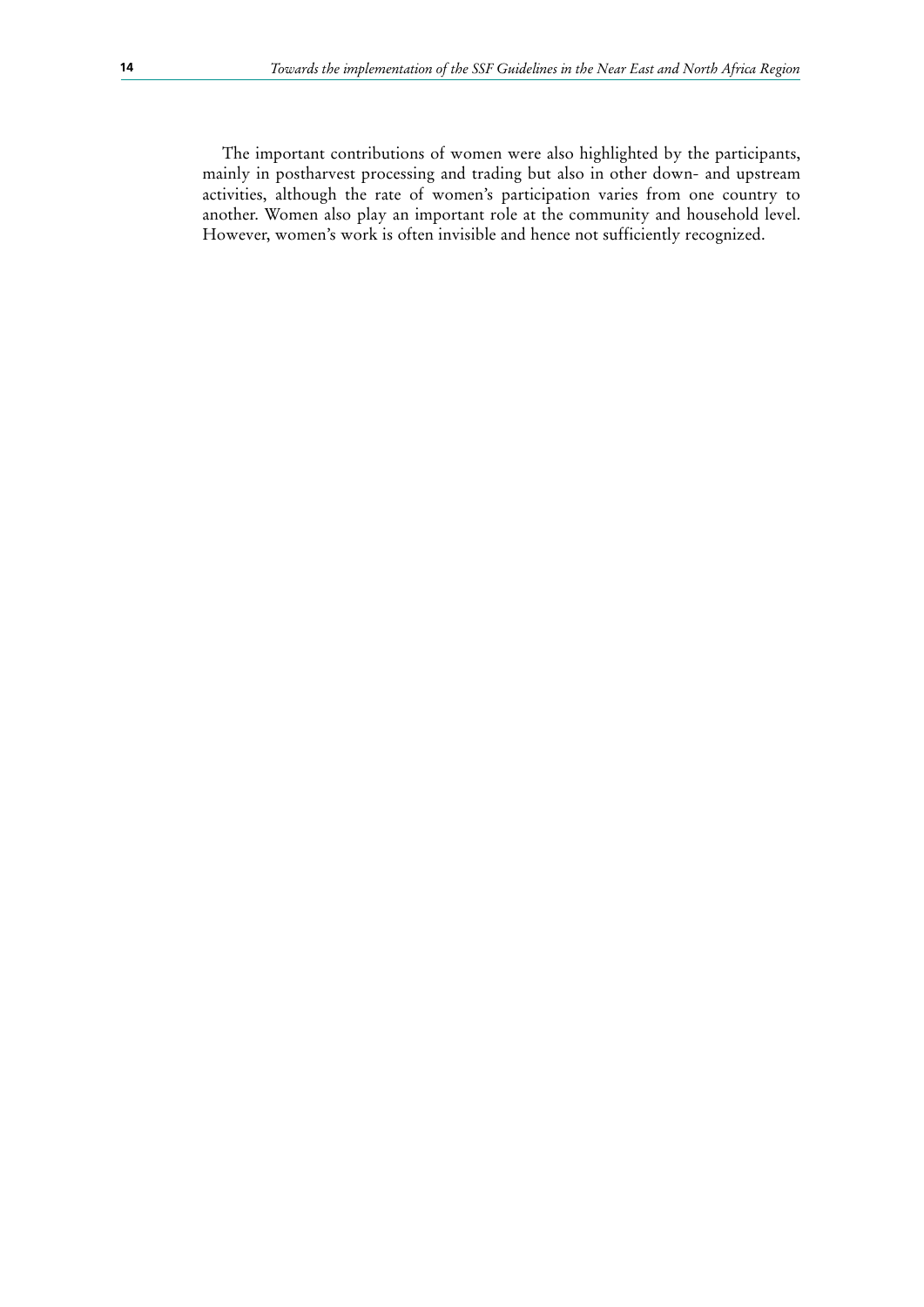The important contributions of women were also highlighted by the participants, mainly in postharvest processing and trading but also in other down- and upstream activities, although the rate of women's participation varies from one country to another. Women also play an important role at the community and household level. However, women's work is often invisible and hence not sufficiently recognized.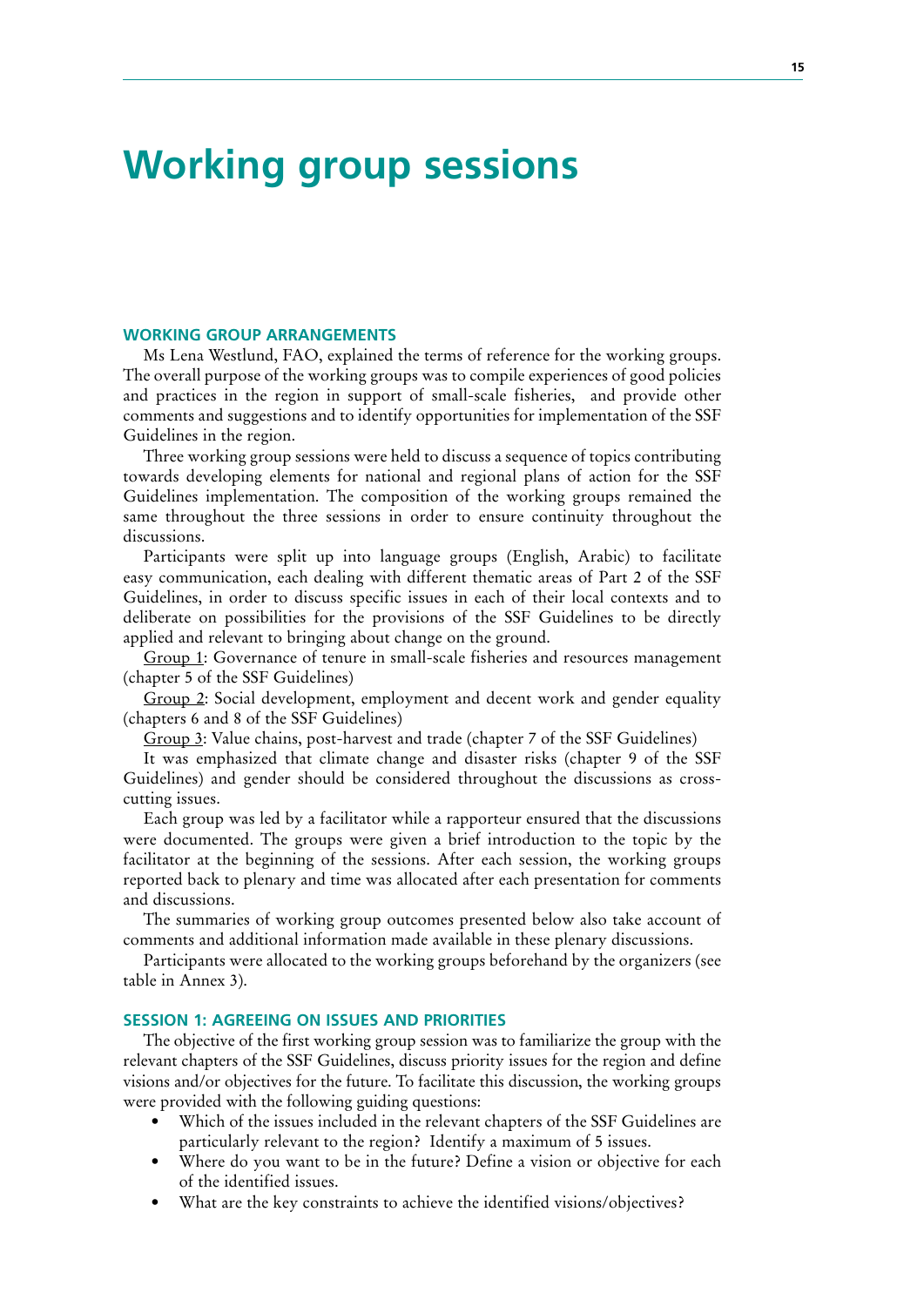# Working group sessions

## WORKING GROUP ARRANGEMENTS

Ms Lena Westlund, FAO, explained the terms of reference for the working groups. The overall purpose of the working groups was to compile experiences of good policies and practices in the region in support of small-scale fisheries, and provide other comments and suggestions and to identify opportunities for implementation of the SSF Guidelines in the region.

Three working group sessions were held to discuss a sequence of topics contributing towards developing elements for national and regional plans of action for the SSF Guidelines implementation. The composition of the working groups remained the same throughout the three sessions in order to ensure continuity throughout the discussions.

Participants were split up into language groups (English, Arabic) to facilitate easy communication, each dealing with different thematic areas of Part 2 of the SSF Guidelines, in order to discuss specific issues in each of their local contexts and to deliberate on possibilities for the provisions of the SSF Guidelines to be directly applied and relevant to bringing about change on the ground.

Group 1: Governance of tenure in small-scale fisheries and resources management (chapter 5 of the SSF Guidelines)

Group 2: Social development, employment and decent work and gender equality (chapters 6 and 8 of the SSF Guidelines)

Group 3: Value chains, post-harvest and trade (chapter 7 of the SSF Guidelines)

It was emphasized that climate change and disaster risks (chapter 9 of the SSF Guidelines) and gender should be considered throughout the discussions as cross-cutting issues.

Each group was led by a facilitator while a rapporteur ensured that the discussions were documented. The groups were given a brief introduction to the topic by the facilitator at the beginning of the sessions. After each session, the working groups reported back to plenary and time was allocated after each presentation for comments and discussions.

The summaries of working group outcomes presented below also take account of comments and additional information made available in these plenary discussions.

Participants were allocated to the working groups beforehand by the organizers (see table in Annex 3).

## SESSION 1: AGREEING ON ISSUES AND PRIORITIES

The objective of the first working group session was to familiarize the group with the relevant chapters of the SSF Guidelines, discuss priority issues for the region and define visions and/or objectives for the future. To facilitate this discussion, the working groups were provided with the following guiding questions:

- Which of the issues included in the relevant chapters of the SSF Guidelines are particularly relevant to the region? Identify a maximum of 5 issues.
- Where do you want to be in the future? Define a vision or objective for each of the identified issues.
- What are the key constraints to achieve the identified visions/objectives?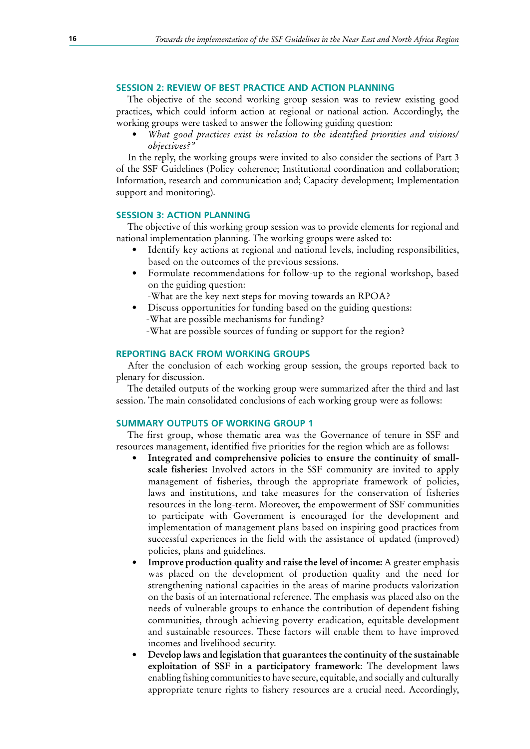### SESSION 2: REVIEW OF BEST PRACTICE AND ACTION PLANNING

The objective of the second working group session was to review existing good practices, which could inform action at regional or national action. Accordingly, the working groups were tasked to answer the following guiding question:

- *What good practices exist in relation to the identified priorities and visions/ objectives?"*

In the reply, the working groups were invited to also consider the sections of Part 3 of the SSF Guidelines (Policy coherence; Institutional coordination and collaboration; Information, research and communication and; Capacity development; Implementation support and monitoring).

### SESSION 3: ACTION PLANNING

The objective of this working group session was to provide elements for regional and national implementation planning. The working groups were asked to:

- Identify key actions at regional and national levels, including responsibilities, based on the outcomes of the previous sessions.
- Formulate recommendations for follow-up to the regional workshop, based on the guiding question:
  -What are the key next steps for moving towards an RPOA?
- Discuss opportunities for funding based on the guiding questions:
  -What are possible mechanisms for funding?
  -What are possible sources of funding or support for the region?

### REPORTING BACK FROM WORKING GROUPS

After the conclusion of each working group session, the groups reported back to plenary for discussion.

The detailed outputs of the working group were summarized after the third and last session. The main consolidated conclusions of each working group were as follows:

### SUMMARY OUTPUTS OF WORKING GROUP 1

The first group, whose thematic area was the Governance of tenure in SSF and resources management, identified five priorities for the region which are as follows:

- **Integrated and comprehensive policies to ensure the continuity of small-scale fisheries:** Involved actors in the SSF community are invited to apply management of fisheries, through the appropriate framework of policies, laws and institutions, and take measures for the conservation of fisheries resources in the long-term. Moreover, the empowerment of SSF communities to participate with Government is encouraged for the development and implementation of management plans based on inspiring good practices from successful experiences in the field with the assistance of updated (improved) policies, plans and guidelines.
- **Improve production quality and raise the level of income:** A greater emphasis was placed on the development of production quality and the need for strengthening national capacities in the areas of marine products valorization on the basis of an international reference. The emphasis was placed also on the needs of vulnerable groups to enhance the contribution of dependent fishing communities, through achieving poverty eradication, equitable development and sustainable resources. These factors will enable them to have improved incomes and livelihood security.
- **Develop laws and legislation that guarantees the continuity of the sustainable exploitation of SSF in a participatory framework**: The development laws enabling fishing communities to have secure, equitable, and socially and culturally appropriate tenure rights to fishery resources are a crucial need. Accordingly,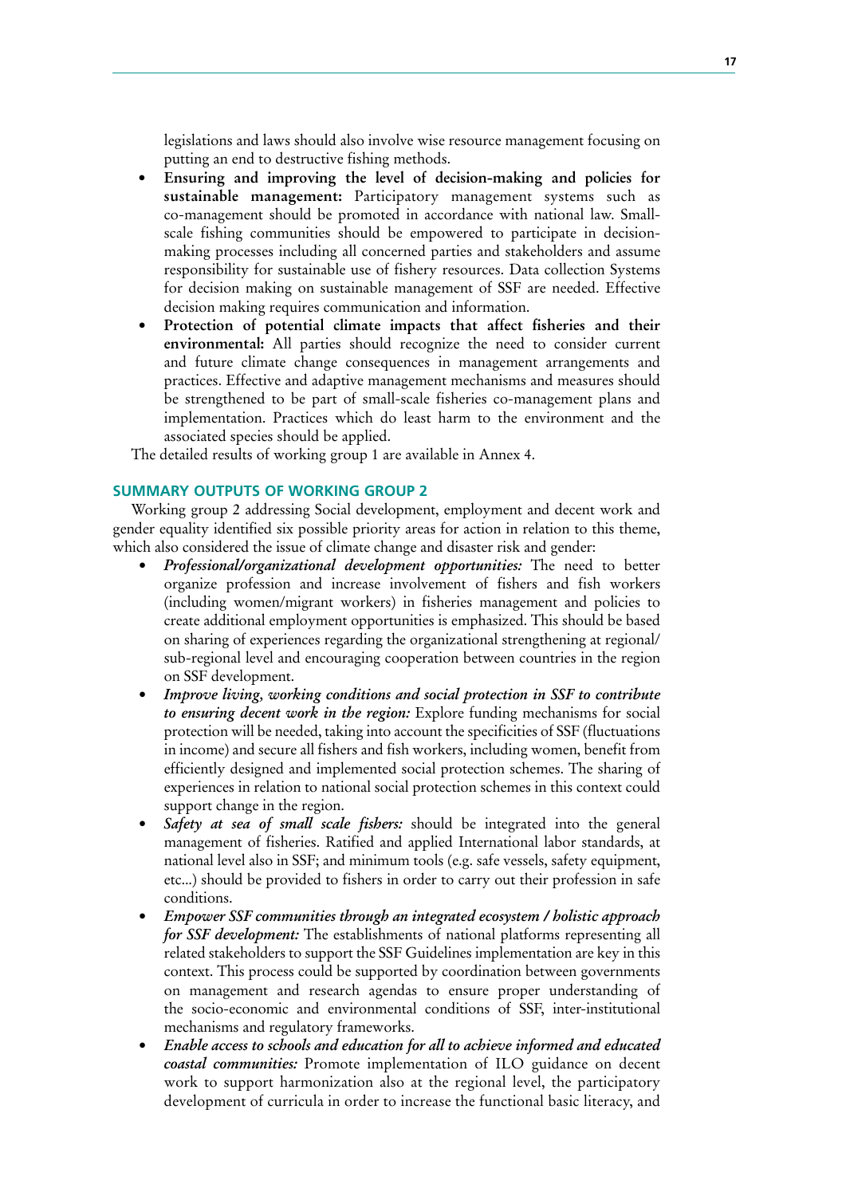legislations and laws should also involve wise resource management focusing on putting an end to destructive fishing methods.

- **Ensuring and improving the level of decision-making and policies for sustainable management:** Participatory management systems such as co-management should be promoted in accordance with national law. Small-scale fishing communities should be empowered to participate in decision-making processes including all concerned parties and stakeholders and assume responsibility for sustainable use of fishery resources. Data collection Systems for decision making on sustainable management of SSF are needed. Effective decision making requires communication and information.
- **Protection of potential climate impacts that affect fisheries and their environmental:** All parties should recognize the need to consider current and future climate change consequences in management arrangements and practices. Effective and adaptive management mechanisms and measures should be strengthened to be part of small-scale fisheries co-management plans and implementation. Practices which do least harm to the environment and the associated species should be applied.

The detailed results of working group 1 are available in Annex 4.

## SUMMARY OUTPUTS OF WORKING GROUP 2

Working group 2 addressing Social development, employment and decent work and gender equality identified six possible priority areas for action in relation to this theme, which also considered the issue of climate change and disaster risk and gender:

- ***Professional/organizational development opportunities:*** The need to better organize profession and increase involvement of fishers and fish workers (including women/migrant workers) in fisheries management and policies to create additional employment opportunities is emphasized. This should be based on sharing of experiences regarding the organizational strengthening at regional/sub-regional level and encouraging cooperation between countries in the region on SSF development.
- ***Improve living, working conditions and social protection in SSF to contribute to ensuring decent work in the region:*** Explore funding mechanisms for social protection will be needed, taking into account the specificities of SSF (fluctuations in income) and secure all fishers and fish workers, including women, benefit from efficiently designed and implemented social protection schemes. The sharing of experiences in relation to national social protection schemes in this context could support change in the region.
- ***Safety at sea of small scale fishers:*** should be integrated into the general management of fisheries. Ratified and applied International labor standards, at national level also in SSF; and minimum tools (e.g. safe vessels, safety equipment, etc...) should be provided to fishers in order to carry out their profession in safe conditions.
- ***Empower SSF communities through an integrated ecosystem / holistic approach for SSF development:*** The establishments of national platforms representing all related stakeholders to support the SSF Guidelines implementation are key in this context. This process could be supported by coordination between governments on management and research agendas to ensure proper understanding of the socio-economic and environmental conditions of SSF, inter-institutional mechanisms and regulatory frameworks.
- ***Enable access to schools and education for all to achieve informed and educated coastal communities:*** Promote implementation of ILO guidance on decent work to support harmonization also at the regional level, the participatory development of curricula in order to increase the functional basic literacy, and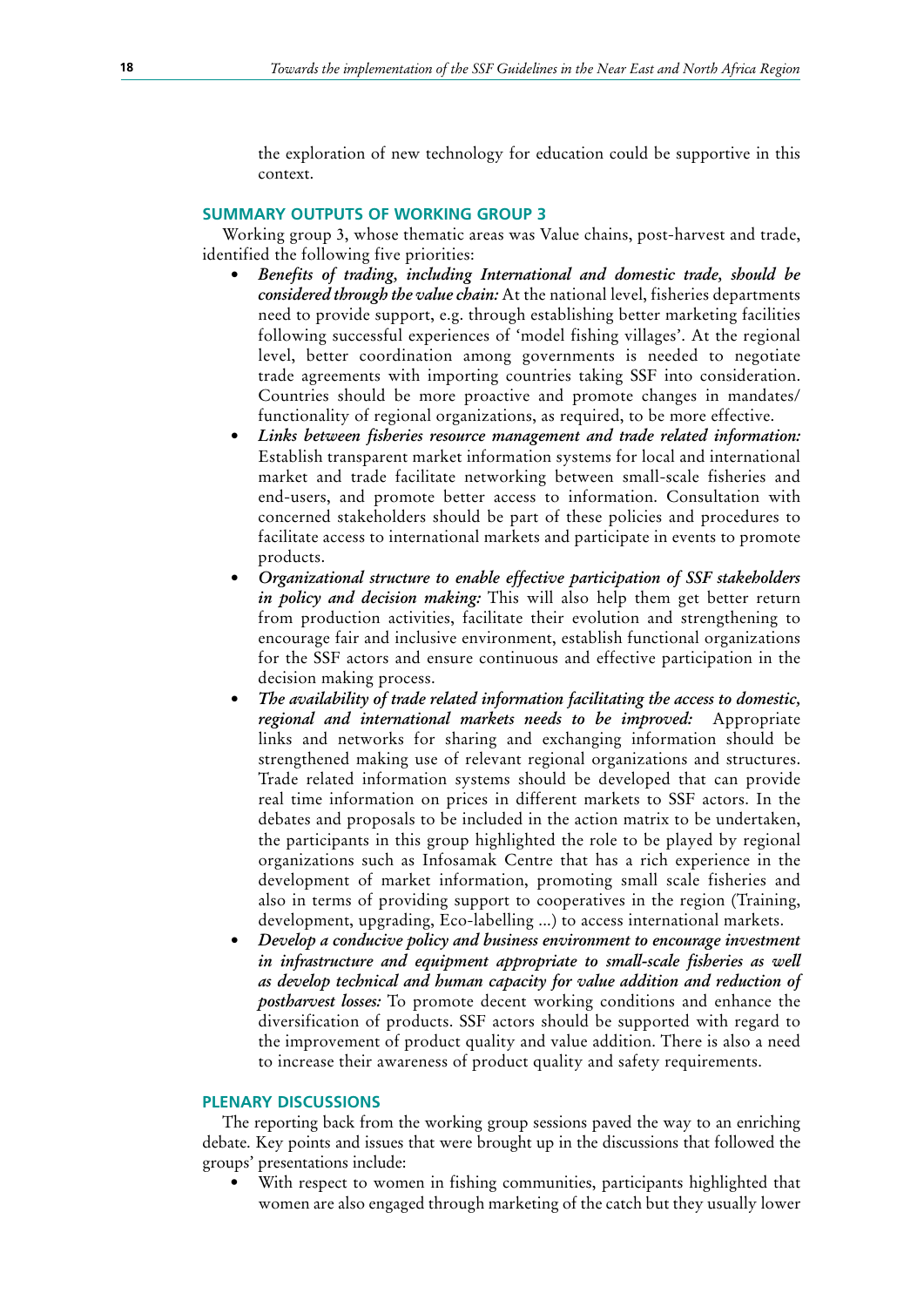the exploration of new technology for education could be supportive in this context.

## SUMMARY OUTPUTS OF WORKING GROUP 3

Working group 3, whose thematic areas was Value chains, post-harvest and trade, identified the following five priorities:

- ***Benefits of trading, including International and domestic trade, should be considered through the value chain:*** At the national level, fisheries departments need to provide support, e.g. through establishing better marketing facilities following successful experiences of 'model fishing villages'. At the regional level, better coordination among governments is needed to negotiate trade agreements with importing countries taking SSF into consideration. Countries should be more proactive and promote changes in mandates/ functionality of regional organizations, as required, to be more effective.
- ***Links between fisheries resource management and trade related information:*** Establish transparent market information systems for local and international market and trade facilitate networking between small-scale fisheries and end-users, and promote better access to information. Consultation with concerned stakeholders should be part of these policies and procedures to facilitate access to international markets and participate in events to promote products.
- ***Organizational structure to enable effective participation of SSF stakeholders in policy and decision making:*** This will also help them get better return from production activities, facilitate their evolution and strengthening to encourage fair and inclusive environment, establish functional organizations for the SSF actors and ensure continuous and effective participation in the decision making process.
- ***The availability of trade related information facilitating the access to domestic, regional and international markets needs to be improved:*** Appropriate links and networks for sharing and exchanging information should be strengthened making use of relevant regional organizations and structures. Trade related information systems should be developed that can provide real time information on prices in different markets to SSF actors. In the debates and proposals to be included in the action matrix to be undertaken, the participants in this group highlighted the role to be played by regional organizations such as Infosamak Centre that has a rich experience in the development of market information, promoting small scale fisheries and also in terms of providing support to cooperatives in the region (Training, development, upgrading, Eco-labelling ...) to access international markets.
- ***Develop a conducive policy and business environment to encourage investment in infrastructure and equipment appropriate to small-scale fisheries as well as develop technical and human capacity for value addition and reduction of postharvest losses:*** To promote decent working conditions and enhance the diversification of products. SSF actors should be supported with regard to the improvement of product quality and value addition. There is also a need to increase their awareness of product quality and safety requirements.

## PLENARY DISCUSSIONS

The reporting back from the working group sessions paved the way to an enriching debate. Key points and issues that were brought up in the discussions that followed the groups' presentations include:

- With respect to women in fishing communities, participants highlighted that women are also engaged through marketing of the catch but they usually lower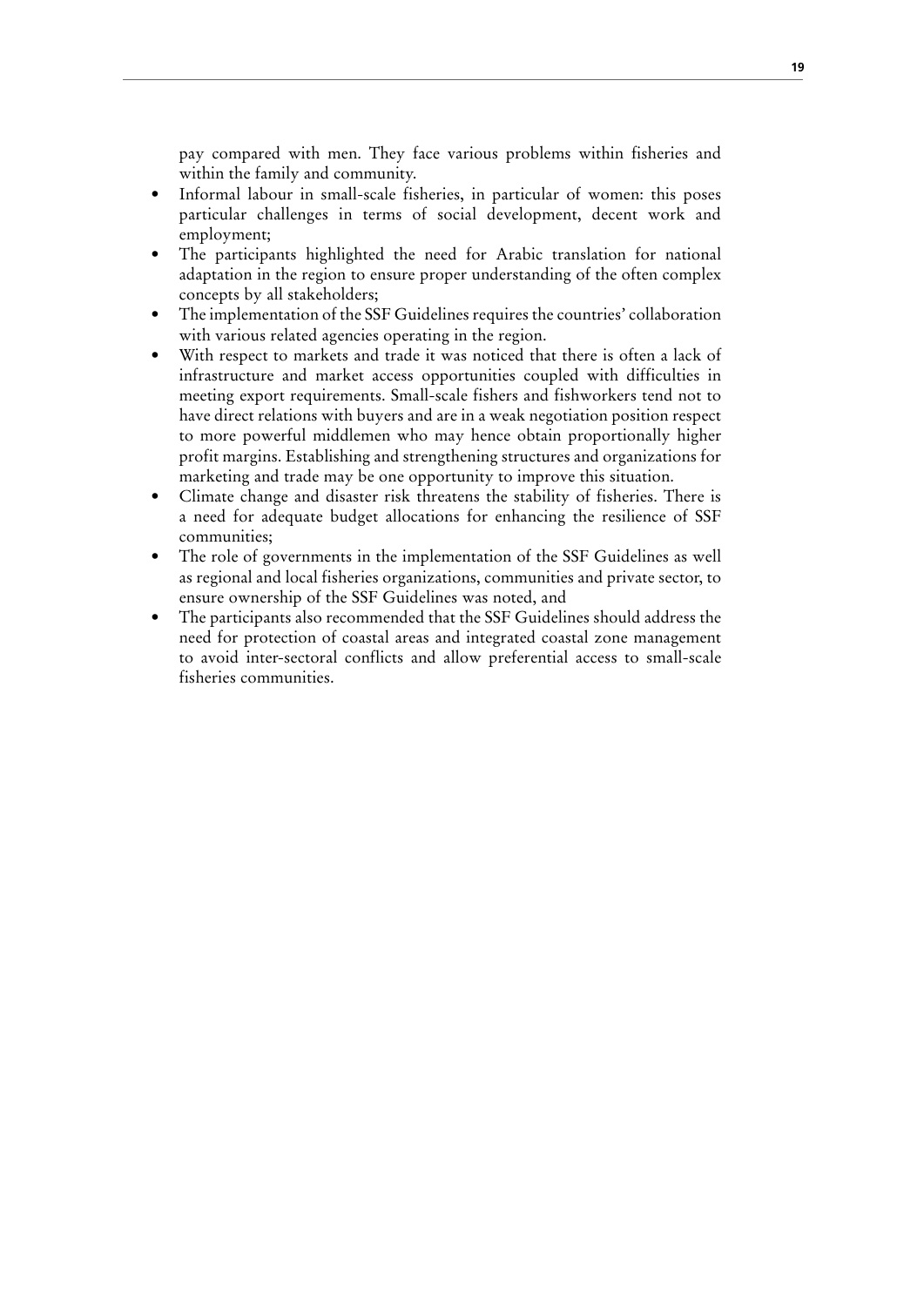pay compared with men. They face various problems within fisheries and within the family and community.

- Informal labour in small-scale fisheries, in particular of women: this poses particular challenges in terms of social development, decent work and employment;
- The participants highlighted the need for Arabic translation for national adaptation in the region to ensure proper understanding of the often complex concepts by all stakeholders;
- The implementation of the SSF Guidelines requires the countries' collaboration with various related agencies operating in the region.
- With respect to markets and trade it was noticed that there is often a lack of infrastructure and market access opportunities coupled with difficulties in meeting export requirements. Small-scale fishers and fishworkers tend not to have direct relations with buyers and are in a weak negotiation position respect to more powerful middlemen who may hence obtain proportionally higher profit margins. Establishing and strengthening structures and organizations for marketing and trade may be one opportunity to improve this situation.
- Climate change and disaster risk threatens the stability of fisheries. There is a need for adequate budget allocations for enhancing the resilience of SSF communities;
- The role of governments in the implementation of the SSF Guidelines as well as regional and local fisheries organizations, communities and private sector, to ensure ownership of the SSF Guidelines was noted, and
- The participants also recommended that the SSF Guidelines should address the need for protection of coastal areas and integrated coastal zone management to avoid inter-sectoral conflicts and allow preferential access to small-scale fisheries communities.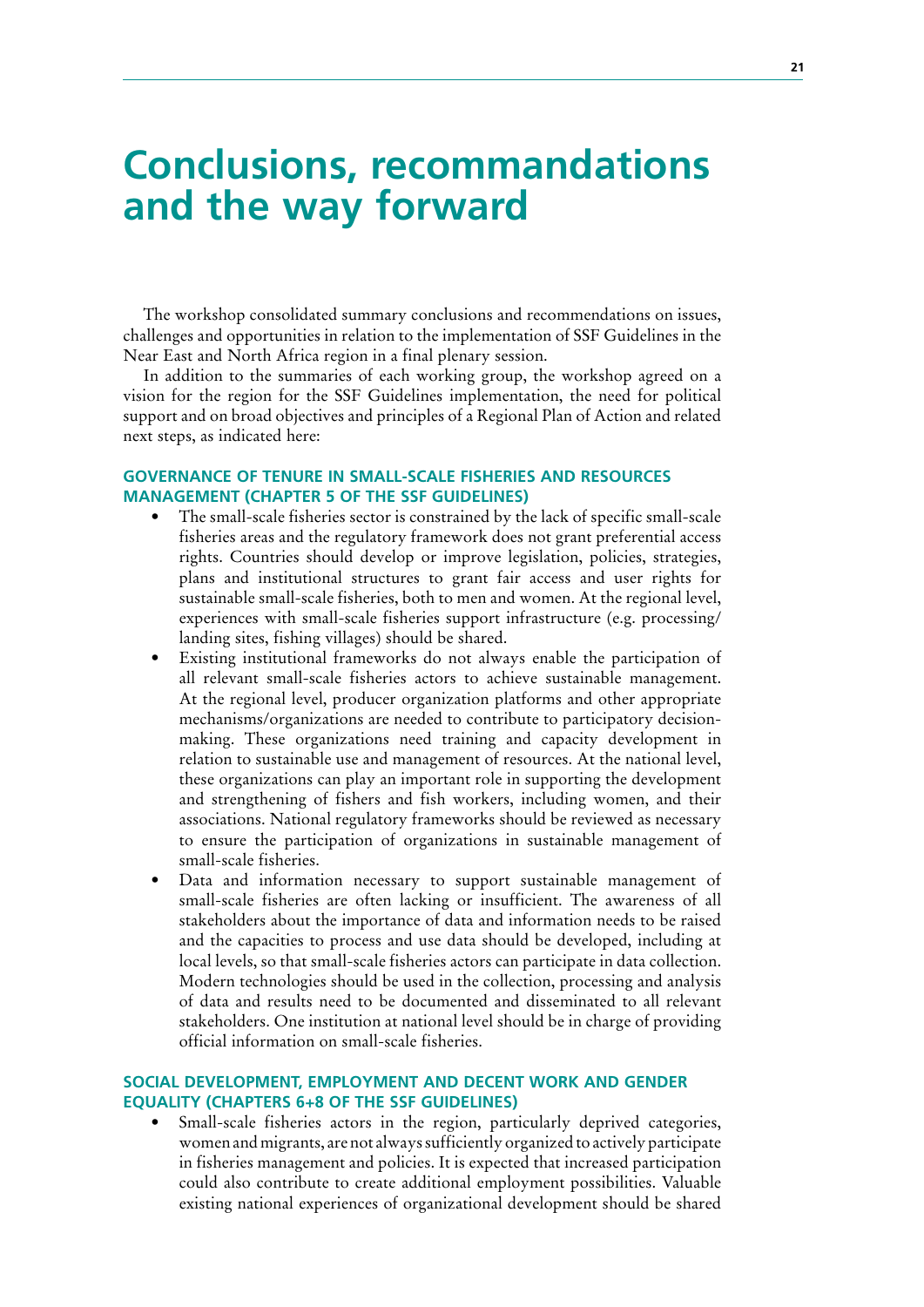# Conclusions, recommandations and the way forward

The workshop consolidated summary conclusions and recommendations on issues, challenges and opportunities in relation to the implementation of SSF Guidelines in the Near East and North Africa region in a final plenary session.

In addition to the summaries of each working group, the workshop agreed on a vision for the region for the SSF Guidelines implementation, the need for political support and on broad objectives and principles of a Regional Plan of Action and related next steps, as indicated here:

### GOVERNANCE OF TENURE IN SMALL-SCALE FISHERIES AND RESOURCES MANAGEMENT (CHAPTER 5 OF THE SSF GUIDELINES)

- The small-scale fisheries sector is constrained by the lack of specific small-scale fisheries areas and the regulatory framework does not grant preferential access rights. Countries should develop or improve legislation, policies, strategies, plans and institutional structures to grant fair access and user rights for sustainable small-scale fisheries, both to men and women. At the regional level, experiences with small-scale fisheries support infrastructure (e.g. processing/landing sites, fishing villages) should be shared.
- Existing institutional frameworks do not always enable the participation of all relevant small-scale fisheries actors to achieve sustainable management. At the regional level, producer organization platforms and other appropriate mechanisms/organizations are needed to contribute to participatory decision-making. These organizations need training and capacity development in relation to sustainable use and management of resources. At the national level, these organizations can play an important role in supporting the development and strengthening of fishers and fish workers, including women, and their associations. National regulatory frameworks should be reviewed as necessary to ensure the participation of organizations in sustainable management of small-scale fisheries.
- Data and information necessary to support sustainable management of small-scale fisheries are often lacking or insufficient. The awareness of all stakeholders about the importance of data and information needs to be raised and the capacities to process and use data should be developed, including at local levels, so that small-scale fisheries actors can participate in data collection. Modern technologies should be used in the collection, processing and analysis of data and results need to be documented and disseminated to all relevant stakeholders. One institution at national level should be in charge of providing official information on small-scale fisheries.

### SOCIAL DEVELOPMENT, EMPLOYMENT AND DECENT WORK AND GENDER EQUALITY (CHAPTERS 6+8 OF THE SSF GUIDELINES)

- Small-scale fisheries actors in the region, particularly deprived categories, women and migrants, are not always sufficiently organized to actively participate in fisheries management and policies. It is expected that increased participation could also contribute to create additional employment possibilities. Valuable existing national experiences of organizational development should be shared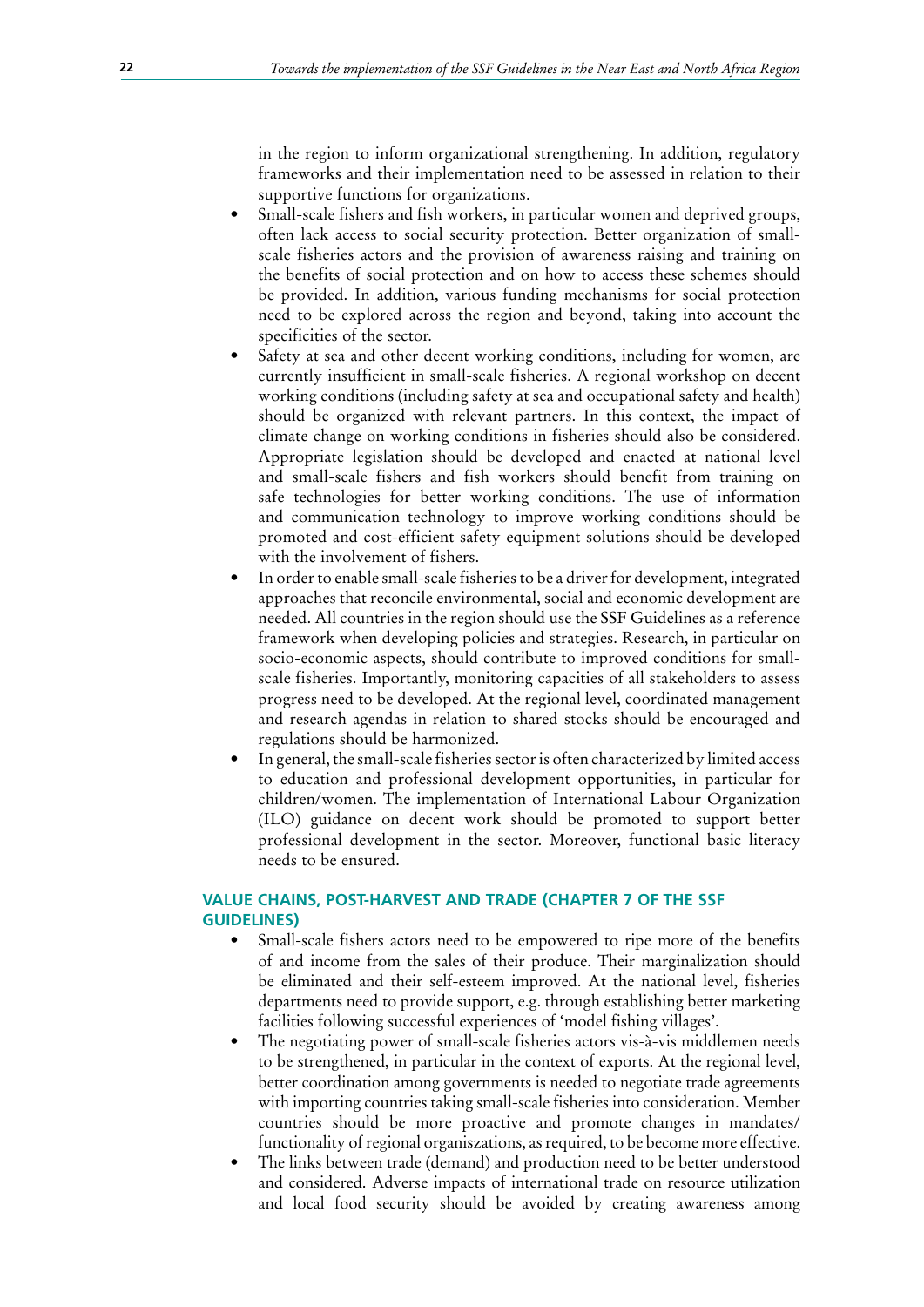in the region to inform organizational strengthening. In addition, regulatory frameworks and their implementation need to be assessed in relation to their supportive functions for organizations.

- Small-scale fishers and fish workers, in particular women and deprived groups, often lack access to social security protection. Better organization of small-scale fisheries actors and the provision of awareness raising and training on the benefits of social protection and on how to access these schemes should be provided. In addition, various funding mechanisms for social protection need to be explored across the region and beyond, taking into account the specificities of the sector.
- Safety at sea and other decent working conditions, including for women, are currently insufficient in small-scale fisheries. A regional workshop on decent working conditions (including safety at sea and occupational safety and health) should be organized with relevant partners. In this context, the impact of climate change on working conditions in fisheries should also be considered. Appropriate legislation should be developed and enacted at national level and small-scale fishers and fish workers should benefit from training on safe technologies for better working conditions. The use of information and communication technology to improve working conditions should be promoted and cost-efficient safety equipment solutions should be developed with the involvement of fishers.
- In order to enable small-scale fisheries to be a driver for development, integrated approaches that reconcile environmental, social and economic development are needed. All countries in the region should use the SSF Guidelines as a reference framework when developing policies and strategies. Research, in particular on socio-economic aspects, should contribute to improved conditions for small-scale fisheries. Importantly, monitoring capacities of all stakeholders to assess progress need to be developed. At the regional level, coordinated management and research agendas in relation to shared stocks should be encouraged and regulations should be harmonized.
- In general, the small-scale fisheries sector is often characterized by limited access to education and professional development opportunities, in particular for children/women. The implementation of International Labour Organization (ILO) guidance on decent work should be promoted to support better professional development in the sector. Moreover, functional basic literacy needs to be ensured.

## VALUE CHAINS, POST-HARVEST AND TRADE (CHAPTER 7 OF THE SSF GUIDELINES)

- Small-scale fishers actors need to be empowered to ripe more of the benefits of and income from the sales of their produce. Their marginalization should be eliminated and their self-esteem improved. At the national level, fisheries departments need to provide support, e.g. through establishing better marketing facilities following successful experiences of 'model fishing villages'.
- The negotiating power of small-scale fisheries actors vis-à-vis middlemen needs to be strengthened, in particular in the context of exports. At the regional level, better coordination among governments is needed to negotiate trade agreements with importing countries taking small-scale fisheries into consideration. Member countries should be more proactive and promote changes in mandates/functionality of regional organizations, as required, to be become more effective.
- The links between trade (demand) and production need to be better understood and considered. Adverse impacts of international trade on resource utilization and local food security should be avoided by creating awareness among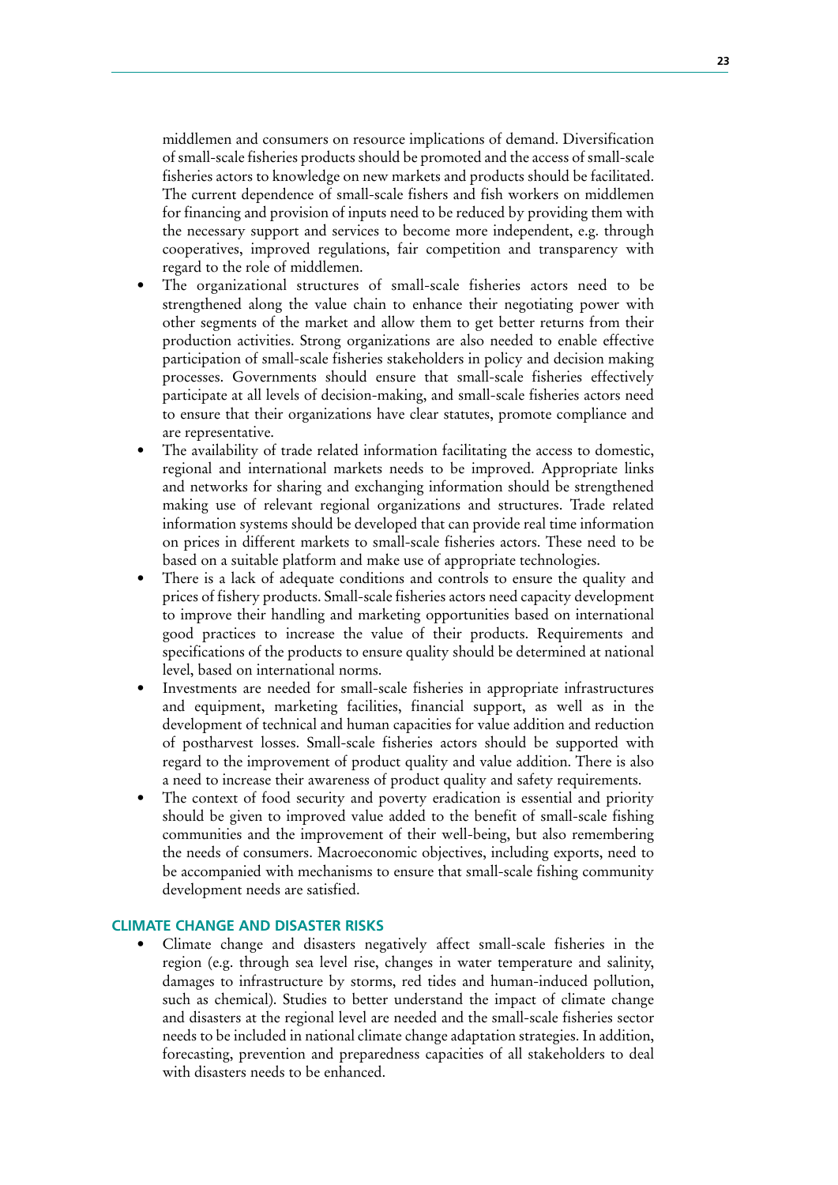middlemen and consumers on resource implications of demand. Diversification of small-scale fisheries products should be promoted and the access of small-scale fisheries actors to knowledge on new markets and products should be facilitated. The current dependence of small-scale fishers and fish workers on middlemen for financing and provision of inputs need to be reduced by providing them with the necessary support and services to become more independent, e.g. through cooperatives, improved regulations, fair competition and transparency with regard to the role of middlemen.

- The organizational structures of small-scale fisheries actors need to be strengthened along the value chain to enhance their negotiating power with other segments of the market and allow them to get better returns from their production activities. Strong organizations are also needed to enable effective participation of small-scale fisheries stakeholders in policy and decision making processes. Governments should ensure that small-scale fisheries effectively participate at all levels of decision-making, and small-scale fisheries actors need to ensure that their organizations have clear statutes, promote compliance and are representative.
- The availability of trade related information facilitating the access to domestic, regional and international markets needs to be improved. Appropriate links and networks for sharing and exchanging information should be strengthened making use of relevant regional organizations and structures. Trade related information systems should be developed that can provide real time information on prices in different markets to small-scale fisheries actors. These need to be based on a suitable platform and make use of appropriate technologies.
- There is a lack of adequate conditions and controls to ensure the quality and prices of fishery products. Small-scale fisheries actors need capacity development to improve their handling and marketing opportunities based on international good practices to increase the value of their products. Requirements and specifications of the products to ensure quality should be determined at national level, based on international norms.
- Investments are needed for small-scale fisheries in appropriate infrastructures and equipment, marketing facilities, financial support, as well as in the development of technical and human capacities for value addition and reduction of postharvest losses. Small-scale fisheries actors should be supported with regard to the improvement of product quality and value addition. There is also a need to increase their awareness of product quality and safety requirements.
- The context of food security and poverty eradication is essential and priority should be given to improved value added to the benefit of small-scale fishing communities and the improvement of their well-being, but also remembering the needs of consumers. Macroeconomic objectives, including exports, need to be accompanied with mechanisms to ensure that small-scale fishing community development needs are satisfied.

## CLIMATE CHANGE AND DISASTER RISKS

- Climate change and disasters negatively affect small-scale fisheries in the region (e.g. through sea level rise, changes in water temperature and salinity, damages to infrastructure by storms, red tides and human-induced pollution, such as chemical). Studies to better understand the impact of climate change and disasters at the regional level are needed and the small-scale fisheries sector needs to be included in national climate change adaptation strategies. In addition, forecasting, prevention and preparedness capacities of all stakeholders to deal with disasters needs to be enhanced.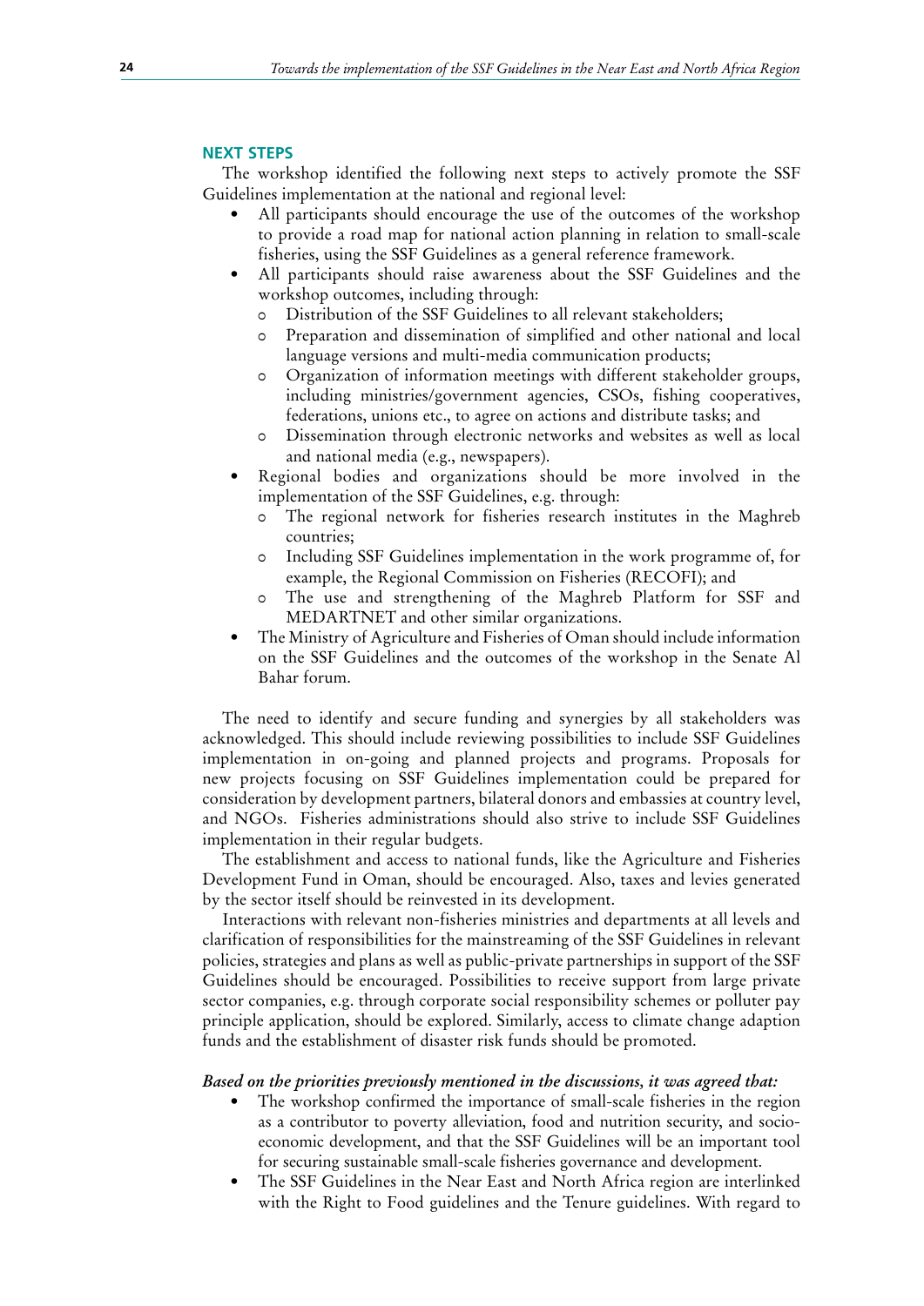## NEXT STEPS

The workshop identified the following next steps to actively promote the SSF Guidelines implementation at the national and regional level:

- All participants should encourage the use of the outcomes of the workshop to provide a road map for national action planning in relation to small-scale fisheries, using the SSF Guidelines as a general reference framework.
- All participants should raise awareness about the SSF Guidelines and the workshop outcomes, including through:
  - Distribution of the SSF Guidelines to all relevant stakeholders;
  - Preparation and dissemination of simplified and other national and local language versions and multi-media communication products;
  - Organization of information meetings with different stakeholder groups, including ministries/government agencies, CSOs, fishing cooperatives, federations, unions etc., to agree on actions and distribute tasks; and
  - Dissemination through electronic networks and websites as well as local and national media (e.g., newspapers).
- Regional bodies and organizations should be more involved in the implementation of the SSF Guidelines, e.g. through:
  - The regional network for fisheries research institutes in the Maghreb countries;
  - Including SSF Guidelines implementation in the work programme of, for example, the Regional Commission on Fisheries (RECOFI); and
  - The use and strengthening of the Maghreb Platform for SSF and MEDARTNET and other similar organizations.
- The Ministry of Agriculture and Fisheries of Oman should include information on the SSF Guidelines and the outcomes of the workshop in the Senate Al Bahar forum.

The need to identify and secure funding and synergies by all stakeholders was acknowledged. This should include reviewing possibilities to include SSF Guidelines implementation in on-going and planned projects and programs. Proposals for new projects focusing on SSF Guidelines implementation could be prepared for consideration by development partners, bilateral donors and embassies at country level, and NGOs. Fisheries administrations should also strive to include SSF Guidelines implementation in their regular budgets.

The establishment and access to national funds, like the Agriculture and Fisheries Development Fund in Oman, should be encouraged. Also, taxes and levies generated by the sector itself should be reinvested in its development.

Interactions with relevant non-fisheries ministries and departments at all levels and clarification of responsibilities for the mainstreaming of the SSF Guidelines in relevant policies, strategies and plans as well as public-private partnerships in support of the SSF Guidelines should be encouraged. Possibilities to receive support from large private sector companies, e.g. through corporate social responsibility schemes or polluter pay principle application, should be explored. Similarly, access to climate change adaption funds and the establishment of disaster risk funds should be promoted.

***Based on the priorities previously mentioned in the discussions, it was agreed that:***

- The workshop confirmed the importance of small-scale fisheries in the region as a contributor to poverty alleviation, food and nutrition security, and socio-economic development, and that the SSF Guidelines will be an important tool for securing sustainable small-scale fisheries governance and development.
- The SSF Guidelines in the Near East and North Africa region are interlinked with the Right to Food guidelines and the Tenure guidelines. With regard to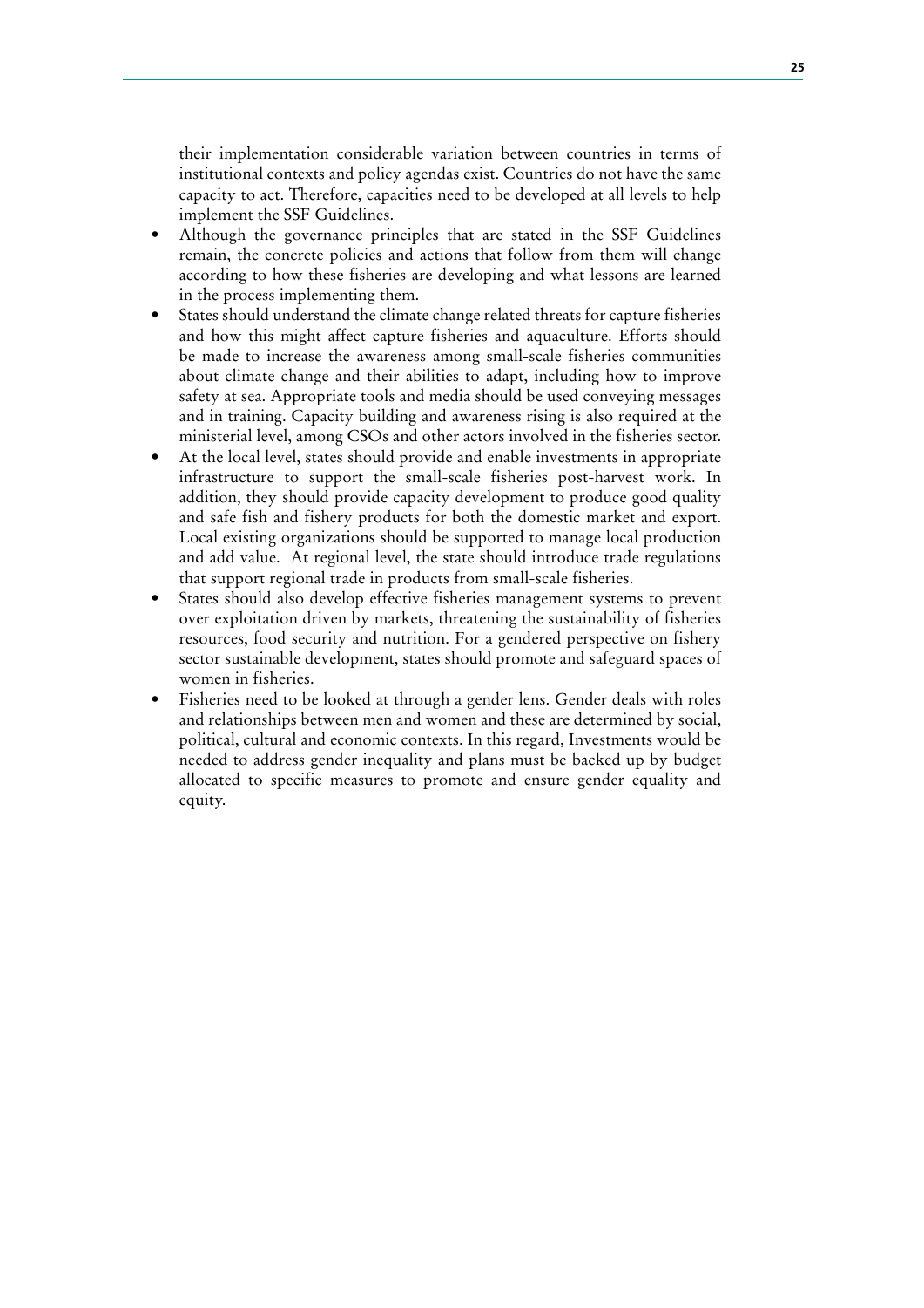their implementation considerable variation between countries in terms of institutional contexts and policy agendas exist. Countries do not have the same capacity to act. Therefore, capacities need to be developed at all levels to help implement the SSF Guidelines.

- Although the governance principles that are stated in the SSF Guidelines remain, the concrete policies and actions that follow from them will change according to how these fisheries are developing and what lessons are learned in the process implementing them.
- States should understand the climate change related threats for capture fisheries and how this might affect capture fisheries and aquaculture. Efforts should be made to increase the awareness among small-scale fisheries communities about climate change and their abilities to adapt, including how to improve safety at sea. Appropriate tools and media should be used conveying messages and in training. Capacity building and awareness rising is also required at the ministerial level, among CSOs and other actors involved in the fisheries sector.
- At the local level, states should provide and enable investments in appropriate infrastructure to support the small-scale fisheries post-harvest work. In addition, they should provide capacity development to produce good quality and safe fish and fishery products for both the domestic market and export. Local existing organizations should be supported to manage local production and add value. At regional level, the state should introduce trade regulations that support regional trade in products from small-scale fisheries.
- States should also develop effective fisheries management systems to prevent over exploitation driven by markets, threatening the sustainability of fisheries resources, food security and nutrition. For a gendered perspective on fishery sector sustainable development, states should promote and safeguard spaces of women in fisheries.
- Fisheries need to be looked at through a gender lens. Gender deals with roles and relationships between men and women and these are determined by social, political, cultural and economic contexts. In this regard, Investments would be needed to address gender inequality and plans must be backed up by budget allocated to specific measures to promote and ensure gender equality and equity.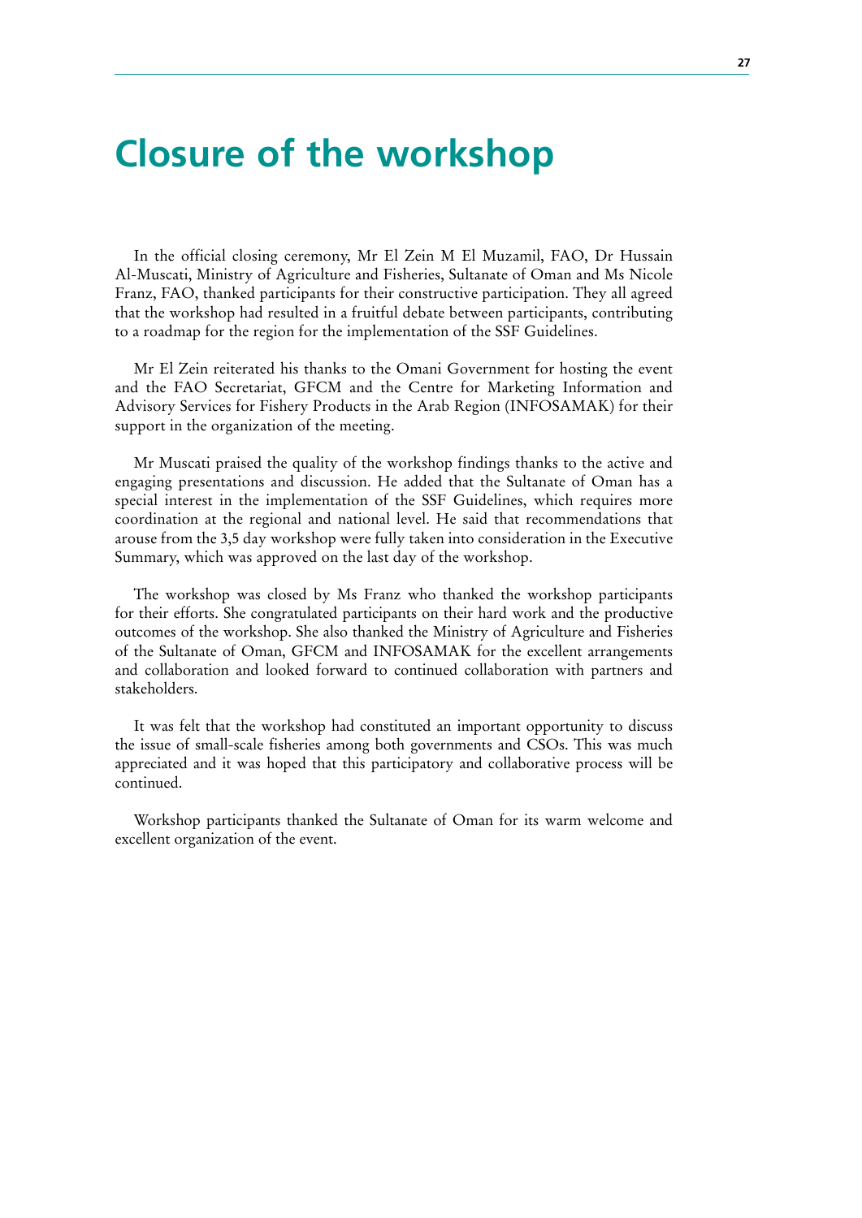# Closure of the workshop

In the official closing ceremony, Mr El Zein M El Muzamil, FAO, Dr Hussain Al-Muscati, Ministry of Agriculture and Fisheries, Sultanate of Oman and Ms Nicole Franz, FAO, thanked participants for their constructive participation. They all agreed that the workshop had resulted in a fruitful debate between participants, contributing to a roadmap for the region for the implementation of the SSF Guidelines.

Mr El Zein reiterated his thanks to the Omani Government for hosting the event and the FAO Secretariat, GFCM and the Centre for Marketing Information and Advisory Services for Fishery Products in the Arab Region (INFOSAMAK) for their support in the organization of the meeting.

Mr Muscati praised the quality of the workshop findings thanks to the active and engaging presentations and discussion. He added that the Sultanate of Oman has a special interest in the implementation of the SSF Guidelines, which requires more coordination at the regional and national level. He said that recommendations that arouse from the 3,5 day workshop were fully taken into consideration in the Executive Summary, which was approved on the last day of the workshop.

The workshop was closed by Ms Franz who thanked the workshop participants for their efforts. She congratulated participants on their hard work and the productive outcomes of the workshop. She also thanked the Ministry of Agriculture and Fisheries of the Sultanate of Oman, GFCM and INFOSAMAK for the excellent arrangements and collaboration and looked forward to continued collaboration with partners and stakeholders.

It was felt that the workshop had constituted an important opportunity to discuss the issue of small-scale fisheries among both governments and CSOs. This was much appreciated and it was hoped that this participatory and collaborative process will be continued.

Workshop participants thanked the Sultanate of Oman for its warm welcome and excellent organization of the event.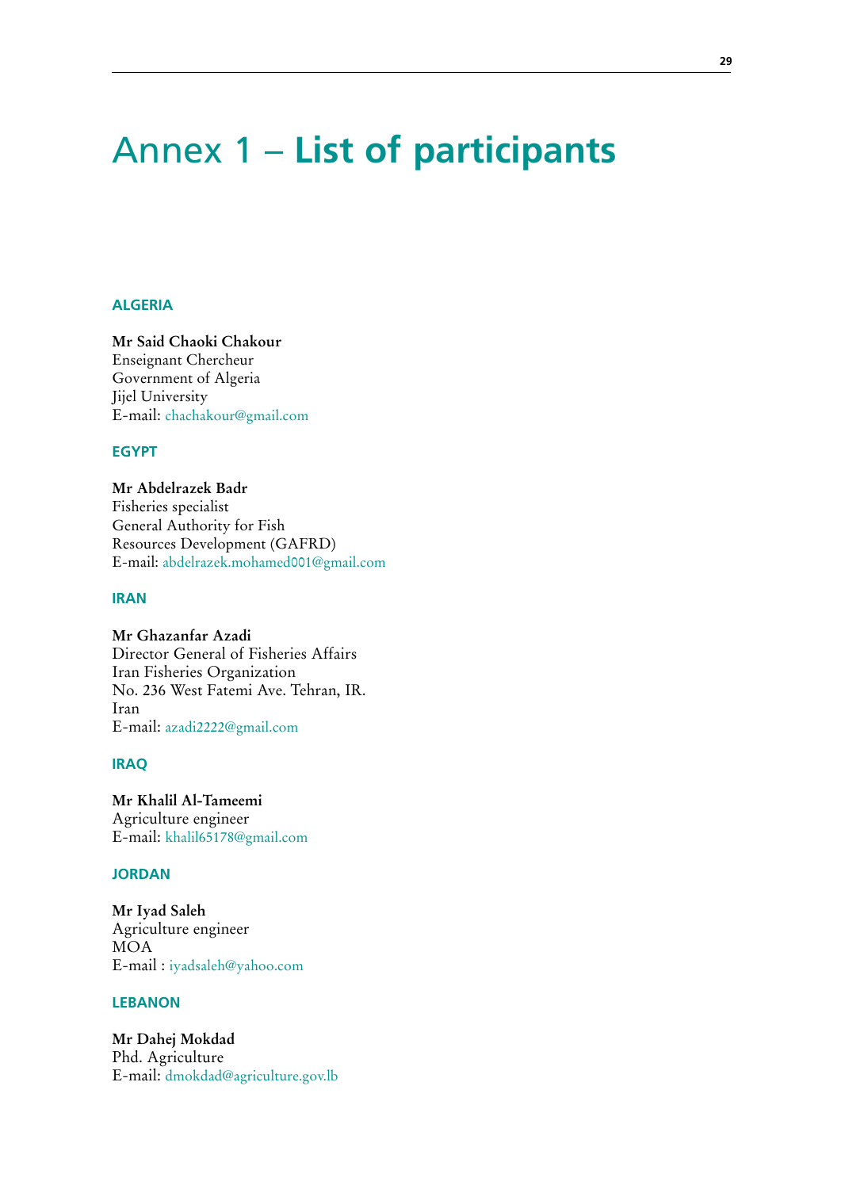# Annex 1 – **List of participants**

## ALGERIA

**Mr Said Chaoki Chakour**
Enseignant Chercheur
Government of Algeria
Jijel University
E-mail: chachakour@gmail.com

## EGYPT

**Mr Abdelrazek Badr**
Fisheries specialist
General Authority for Fish
Resources Development (GAFRD)
E-mail: abdelrazek.mohamed001@gmail.com

## IRAN

**Mr Ghazanfar Azadi**
Director General of Fisheries Affairs
Iran Fisheries Organization
No. 236 West Fatemi Ave. Tehran, IR.
Iran
E-mail: azadi2222@gmail.com

## IRAQ

**Mr Khalil Al-Tameemi**
Agriculture engineer
E-mail: khalil65178@gmail.com

## JORDAN

**Mr Iyad Saleh**
Agriculture engineer
MOA
E-mail : iyadsaleh@yahoo.com

## LEBANON

**Mr Dahej Mokdad**
Phd. Agriculture
E-mail: dmokdad@agriculture.gov.lb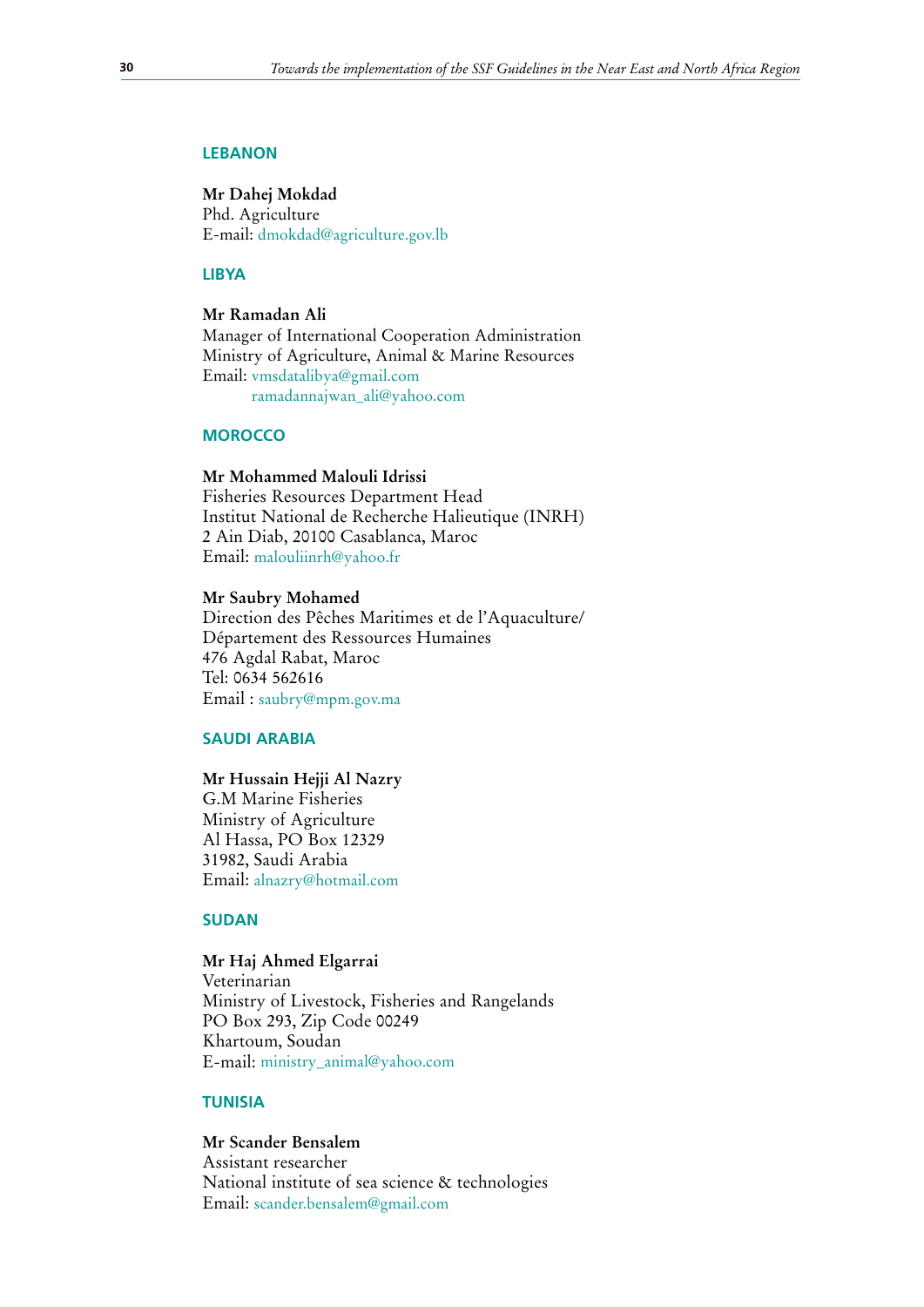## LEBANON

**Mr Dahej Mokdad**
Phd. Agriculture
E-mail: dmokdad@agriculture.gov.lb

## LIBYA

**Mr Ramadan Ali**
Manager of International Cooperation Administration
Ministry of Agriculture, Animal & Marine Resources
Email: vmsdatalibya@gmail.com
ramadannajwan_ali@yahoo.com

## MOROCCO

**Mr Mohammed Malouli Idrissi**
Fisheries Resources Department Head
Institut National de Recherche Halieutique (INRH)
2 Ain Diab, 20100 Casablanca, Maroc
Email: malouliinrh@yahoo.fr

**Mr Saubry Mohamed**
Direction des Pêches Maritimes et de l'Aquaculture/
Département des Ressources Humaines
476 Agdal Rabat, Maroc
Tel: 0634 562616
Email : saubry@mpm.gov.ma

## SAUDI ARABIA

**Mr Hussain Hejji Al Nazry**
G.M Marine Fisheries
Ministry of Agriculture
Al Hassa, PO Box 12329
31982, Saudi Arabia
Email: alnazry@hotmail.com

## SUDAN

**Mr Haj Ahmed Elgarrai**
Veterinarian
Ministry of Livestock, Fisheries and Rangelands
PO Box 293, Zip Code 00249
Khartoum, Soudan
E-mail: ministry_animal@yahoo.com

## TUNISIA

**Mr Scander Bensalem**
Assistant researcher
National institute of sea science & technologies
Email: scander.bensalem@gmail.com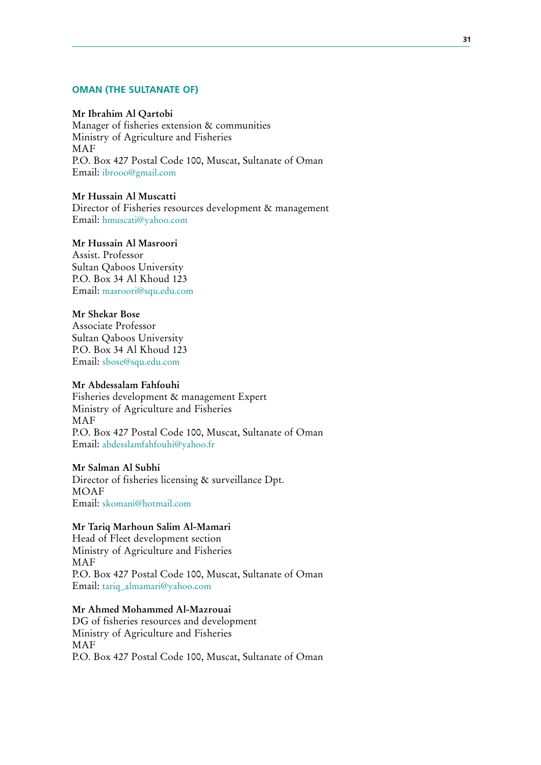## OMAN (THE SULTANATE OF)

**Mr Ibrahim Al Qartobi**
Manager of fisheries extension & communities
Ministry of Agriculture and Fisheries
MAF
P.O. Box 427 Postal Code 100, Muscat, Sultanate of Oman
Email: ibrooo@gmail.com

**Mr Hussain Al Muscatti**
Director of Fisheries resources development & management
Email: hmuscati@yahoo.com

**Mr Hussain Al Masroori**
Assist. Professor
Sultan Qaboos University
P.O. Box 34 Al Khoud 123
Email: masroori@squ.edu.com

**Mr Shekar Bose**
Associate Professor
Sultan Qaboos University
P.O. Box 34 Al Khoud 123
Email: sbose@squ.edu.com

**Mr Abdessalam Fahfouhi**
Fisheries development & management Expert
Ministry of Agriculture and Fisheries
MAF
P.O. Box 427 Postal Code 100, Muscat, Sultanate of Oman
Email: abdesslamfahfouhi@yahoo.fr

**Mr Salman Al Subhi**
Director of fisheries licensing & surveillance Dpt.
MOAF
Email: skomani@hotmail.com

**Mr Tariq Marhoun Salim Al-Mamari**
Head of Fleet development section
Ministry of Agriculture and Fisheries
MAF
P.O. Box 427 Postal Code 100, Muscat, Sultanate of Oman
Email: tariq_almamari@yahoo.com

**Mr Ahmed Mohammed Al-Mazrouai**
DG of fisheries resources and development
Ministry of Agriculture and Fisheries
MAF
P.O. Box 427 Postal Code 100, Muscat, Sultanate of Oman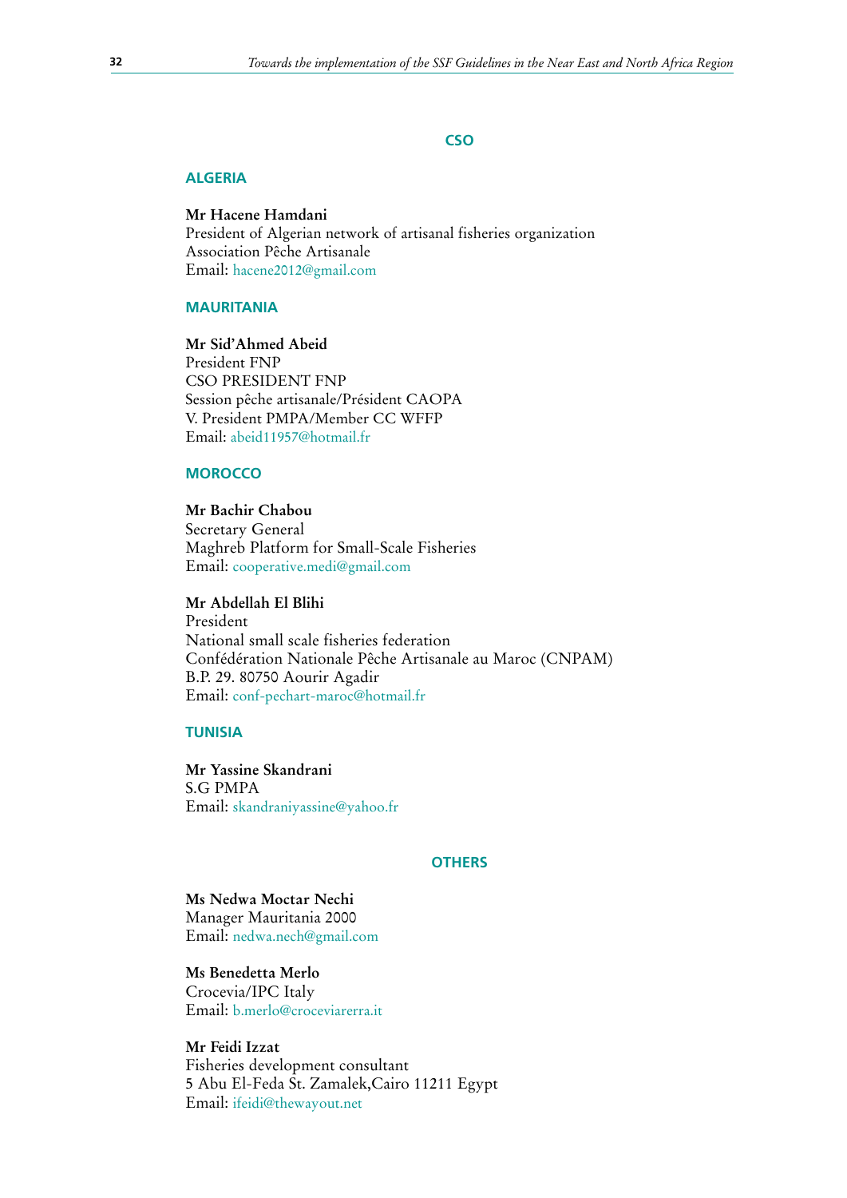## CSO

### ALGERIA

**Mr Hacene Hamdani**
President of Algerian network of artisanal fisheries organization
Association Pêche Artisanale
Email: hacene2012@gmail.com

### MAURITANIA

**Mr Sid'Ahmed Abeid**
President FNP
CSO PRESIDENT FNP
Session pêche artisanale/Président CAOPA
V. President PMPA/Member CC WFFP
Email: abeid11957@hotmail.fr

### MOROCCO

**Mr Bachir Chabou**
Secretary General
Maghreb Platform for Small-Scale Fisheries
Email: cooperative.medi@gmail.com

**Mr Abdellah El Blihi**
President
National small scale fisheries federation
Confédération Nationale Pêche Artisanale au Maroc (CNPAM)
B.P. 29. 80750 Aourir Agadir
Email: conf-pechart-maroc@hotmail.fr

### TUNISIA

**Mr Yassine Skandrani**
S.G PMPA
Email: skandraniyassine@yahoo.fr

## OTHERS

**Ms Nedwa Moctar Nechi**
Manager Mauritania 2000
Email: nedwa.nech@gmail.com

**Ms Benedetta Merlo**
Crocevia/IPC Italy
Email: b.merlo@croceviarerra.it

**Mr Feidi Izzat**
Fisheries development consultant
5 Abu El-Feda St. Zamalek,Cairo 11211 Egypt
Email: ifeidi@thewayout.net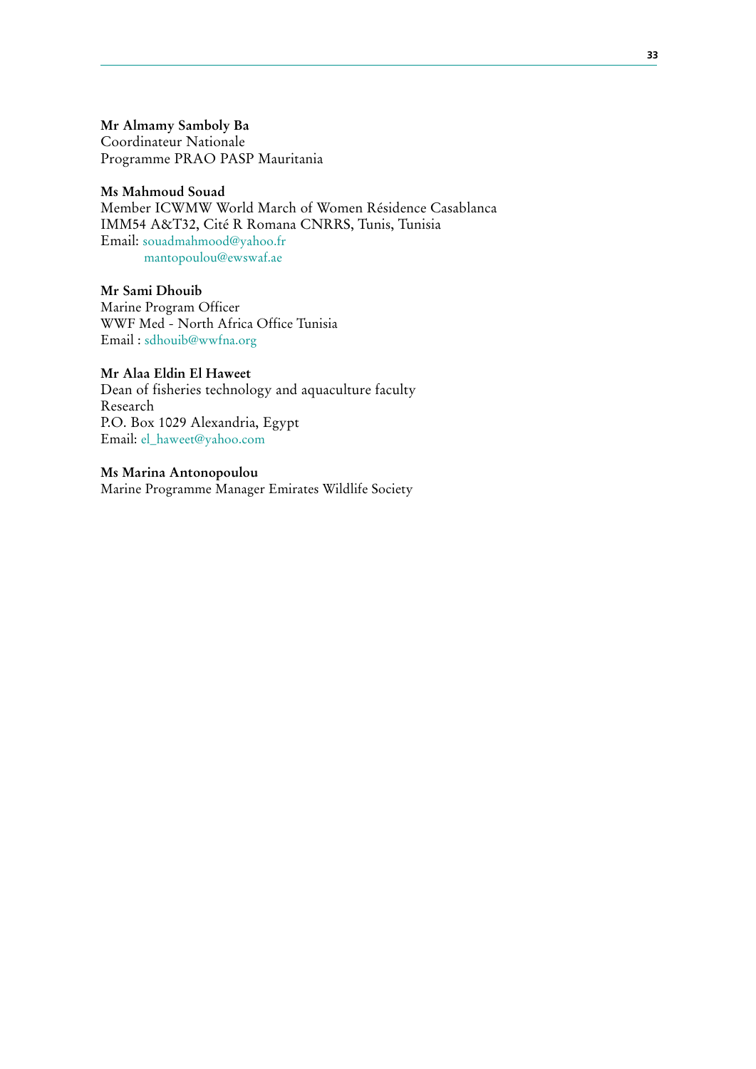**Mr Almamy Samboly Ba**
Coordinateur Nationale
Programme PRAO PASP Mauritania

**Ms Mahmoud Souad**
Member ICWMW World March of Women Résidence Casablanca
IMM54 A&T32, Cité R Romana CNRRS, Tunis, Tunisia
Email: souadmahmood@yahoo.fr
mantopoulou@ewswaf.ae

**Mr Sami Dhouib**
Marine Program Officer
WWF Med - North Africa Office Tunisia
Email : sdhouib@wwfna.org

**Mr Alaa Eldin El Haweet**
Dean of fisheries technology and aquaculture faculty
Research
P.O. Box 1029 Alexandria, Egypt
Email: el_haweet@yahoo.com

**Ms Marina Antonopoulou**
Marine Programme Manager Emirates Wildlife Society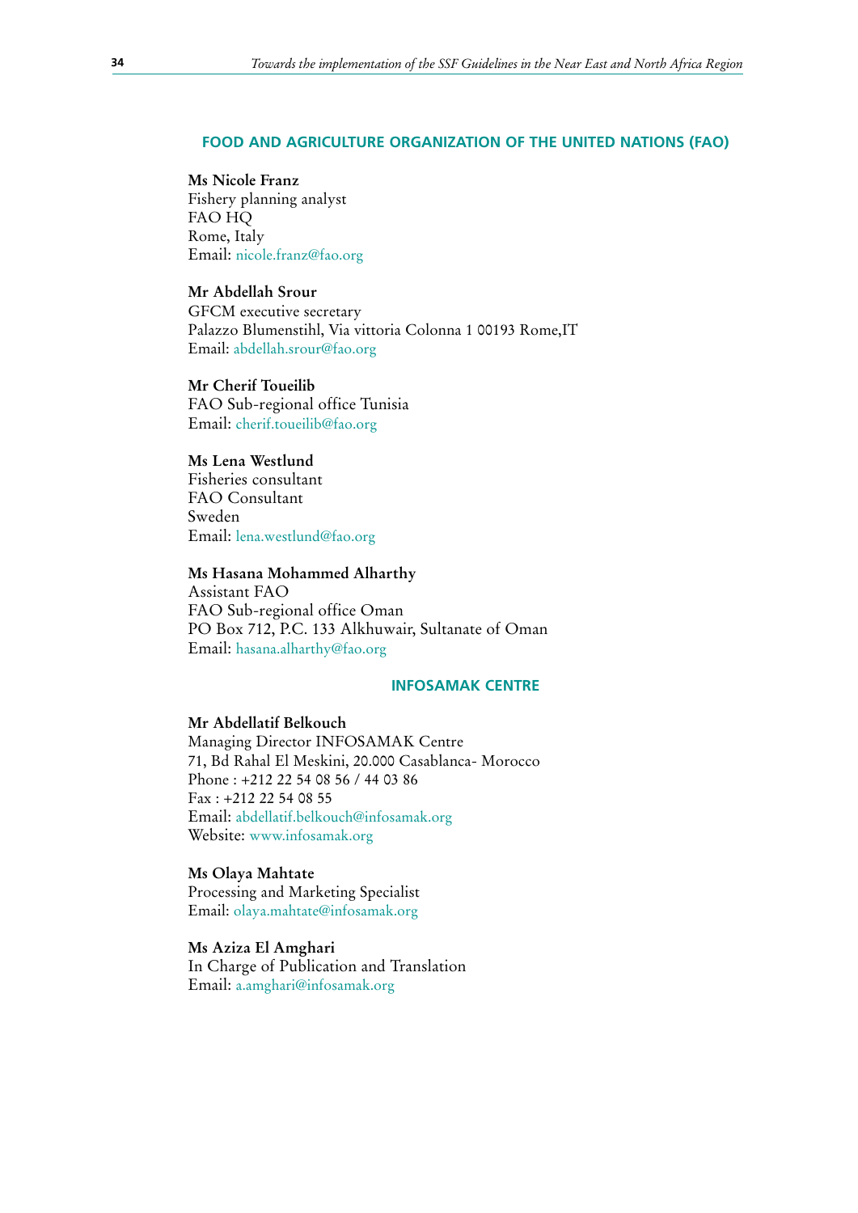## FOOD AND AGRICULTURE ORGANIZATION OF THE UNITED NATIONS (FAO)

**Ms Nicole Franz**
Fishery planning analyst
FAO HQ
Rome, Italy
Email: nicole.franz@fao.org

**Mr Abdellah Srour**
GFCM executive secretary
Palazzo Blumenstihl, Via vittoria Colonna 1 00193 Rome,IT
Email: abdellah.srour@fao.org

**Mr Cherif Toueilib**
FAO Sub-regional office Tunisia
Email: cherif.toueilib@fao.org

**Ms Lena Westlund**
Fisheries consultant
FAO Consultant
Sweden
Email: lena.westlund@fao.org

**Ms Hasana Mohammed Alharthy**
Assistant FAO
FAO Sub-regional office Oman
PO Box 712, P.C. 133 Alkhuwair, Sultanate of Oman
Email: hasana.alharthy@fao.org

## INFOSAMAK CENTRE

**Mr Abdellatif Belkouch**
Managing Director INFOSAMAK Centre
71, Bd Rahal El Meskini, 20.000 Casablanca- Morocco
Phone : +212 22 54 08 56 / 44 03 86
Fax : +212 22 54 08 55
Email: abdellatif.belkouch@infosamak.org
Website: www.infosamak.org

**Ms Olaya Mahtate**
Processing and Marketing Specialist
Email: olaya.mahtate@infosamak.org

**Ms Aziza El Amghari**
In Charge of Publication and Translation
Email: a.amghari@infosamak.org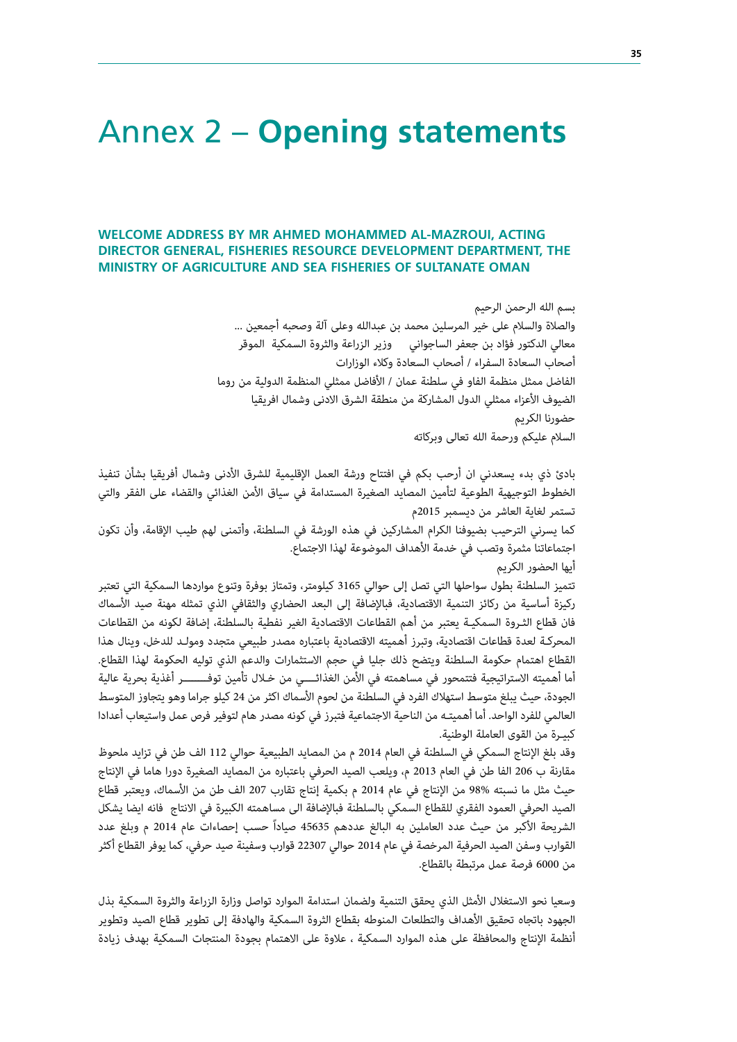# Annex 2 – **Opening statements**

### WELCOME ADDRESS BY MR AHMED MOHAMMED AL-MAZROUI, ACTING DIRECTOR GENERAL, FISHERIES RESOURCE DEVELOPMENT DEPARTMENT, THE MINISTRY OF AGRICULTURE AND SEA FISHERIES OF SULTANATE OMAN

بسم الله الرحمن الرحيم
والصلاة والسلام على خير المرسلين محمد بن عبدالله وعلى آلة وصحبه أجمعين ...
معالي الدكتور فؤاد بن جعفر الساجواني وزير الزراعة والثروة السمكية الموقر
أصحاب السعادة السفراء / أصحاب السعادة وكلاء الوزارات
الفاضل ممثل منظمة الفاو في سلطنة عمان / الأفاضل ممثلي المنظمة الدولية من روما
الضيوف الأعزاء ممثلي الدول المشاركة من منطقة الشرق الادنى وشمال افريقيا
حضورنا الكريم
السلام عليكم ورحمة الله تعالى وبركاته

بادئ ذي بدء يسعدني ان أرحب بكم في افتتاح ورشة العمل الإقليمية للشرق الأدنى وشمال أفريقيا بشأن تنفيذ الخطوط التوجيهية الطوعية لتأمين المصايد الصغيرة المستدامة في سياق الأمن الغذائي والقضاء على الفقر والتي تستمر لغاية العاشر من ديسمبر 2015م

كما يسرني الترحيب بضيوفنا الكرام المشاركين في هذه الورشة في السلطنة، وأتمنى لهم طيب الإقامة، وأن تكون اجتماعاتنا مثمرة وتصب في خدمة الأهداف الموضوعة لهذا الاجتماع.

أيها الحضور الكريم

تتميز السلطنة بطول سواحلها التي تصل إلى حوالي 3165 كيلومتر، وتمتاز بوفرة وتنوع مواردها السمكية التي تعتبر ركيزة أساسية من ركائز التنمية الاقتصادية، فبالإضافة إلى البعد الحضاري والثقافي الذي تمثله مهنة صيد الأسماك فان قطاع الثروة السمكية يعتبر من أهم القطاعات الاقتصادية الغير نفطية بالسلطنة، إضافة لكونه من القطاعات المحركة لعدة قطاعات اقتصادية، وتبرز أهميته الاقتصادية باعتباره مصدر طبيعي متجدد ومولد للدخل، وينال هذا القطاع اهتمام حكومة السلطنة ويتضح ذلك جليا في حجم الاستثمارات والدعم الذي توليه الحكومة لهذا القطاع. أما أهميته الاستراتيجية فتتمحور في مساهمته في الأمن الغذائي من خلال تأمين توفر أغذية بحرية عالية الجودة، حيث يبلغ متوسط استهلاك الفرد في السلطنة من لحوم الأسماك اكثر من 24 كيلو جراما وهو يتجاوز المتوسط العالمي للفرد الواحد. أما أهميته من الناحية الاجتماعية فتبرز في كونه مصدر هام لتوفير فرص عمل واستيعاب أعدادا كبيرة من القوى العاملة الوطنية.

وقد بلغ الإنتاج السمكي في السلطنة في العام 2014 م من المصايد الطبيعية حوالي 112 الف طن في تزايد ملحوظ مقارنة ب 206 الفا طن في العام 2013 م، ويلعب الصيد الحرفي باعتباره من المصايد الصغيرة دورا هاما في الإنتاج حيث مثل ما نسبته 98% من الإنتاج في عام 2014 م بكمية إنتاج تقارب 207 الف طن من الأسماك، ويعتبر قطاع الصيد الحرفي العمود الفقري للقطاع السمكي بالسلطنة فبالإضافة الى مساهمته الكبيرة في الانتاج فانه ايضا يشكل الشريحة الأكبر من حيث عدد العاملين به البالغ عددهم 45635 صياداً حسب إحصاءات عام 2014 م وبلغ عدد القوارب وسفن الصيد الحرفية المرخصة في عام 2014 حوالي 22307 قوارب وسفينة صيد حرفي، كما يوفر القطاع أكثر من 6000 فرصة عمل مرتبطة بالقطاع.

وسعيا نحو الاستغلال الأمثل الذي يحقق التنمية ولضمان استدامة الموارد تواصل وزارة الزراعة والثروة السمكية بذل الجهود باتجاه تحقيق الأهداف والتطلعات المنوطه بقطاع الثروة السمكية والهادفة إلى تطوير قطاع الصيد وتطوير أنظمة الإنتاج والمحافظة على هذه الموارد السمكية ، علاوة على الاهتمام بجودة المنتجات السمكية بهدف زيادة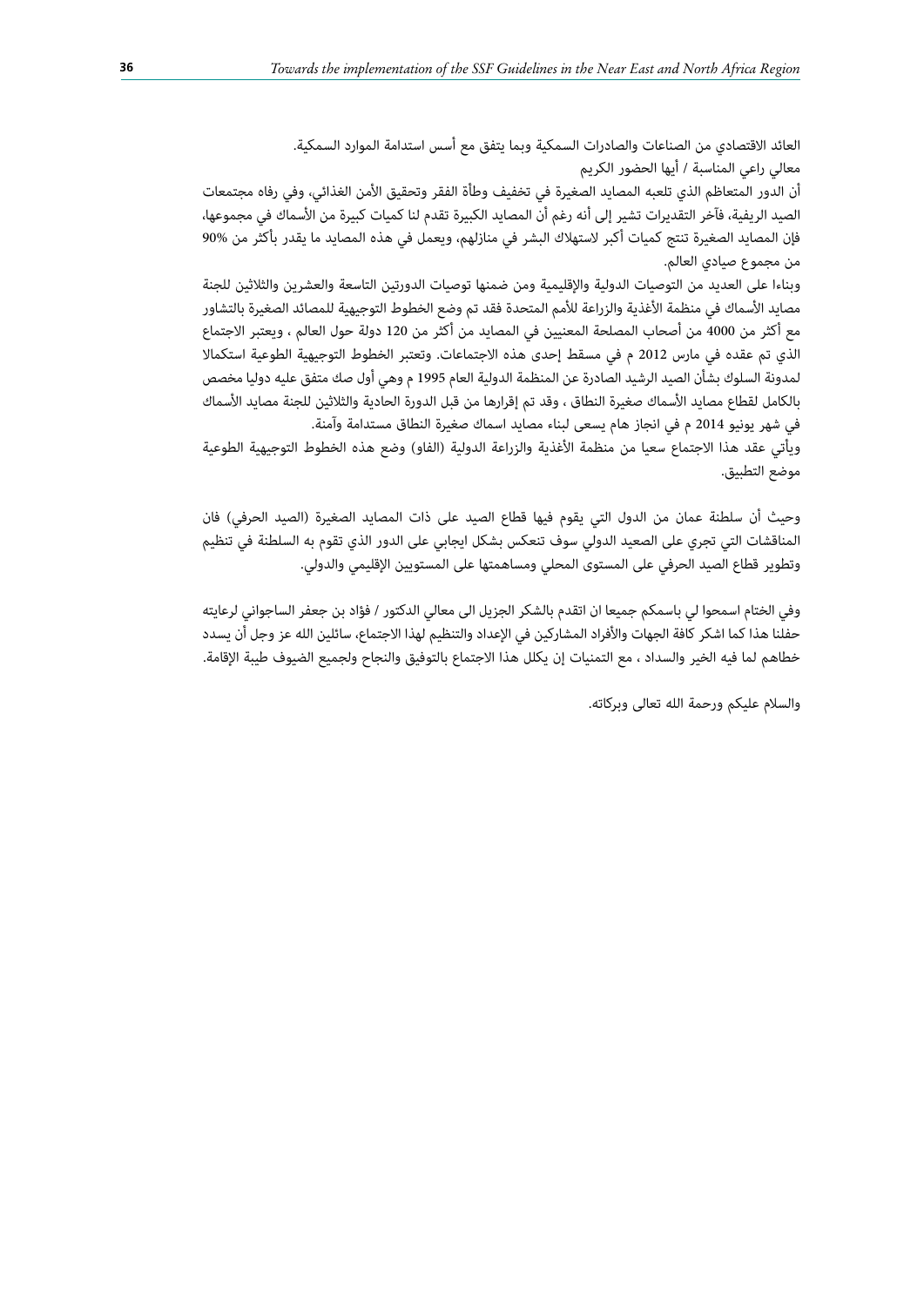العائد الاقتصادي من الصناعات والصادرات السمكية وبما يتفق مع أسس استدامة الموارد السمكية.

معالي راعي المناسبة / أيها الحضور الكريم

أن الدور المتعاظم الذي تلعبه المصايد الصغيرة في تخفيف وطأة الفقر وتحقيق الأمن الغذائي، وفي رفاه مجتمعات الصيد الريفية، فآخر التقديرات تشير إلى أنه رغم أن المصايد الكبيرة تقدم لنا كميات كبيرة من الأسماك في مجموعها، فإن المصايد الصغيرة تنتج كميات أكبر لاستهلاك البشر في منازلهم، ويعمل في هذه المصايد ما يقدر بأكثر من 90% من مجموع صيادي العالم.

وبناءا على العديد من التوصيات الدولية والإقليمية ومن ضمنها توصيات الدورتين التاسعة والعشرين والثلاثين للجنة مصايد الأسماك في منظمة الأغذية والزراعة للأمم المتحدة فقد تم وضع الخطوط التوجيهية للمصائد الصغيرة بالتشاور مع أكثر من 4000 من أصحاب المصلحة المعنيين في المصايد من أكثر من 120 دولة حول العالم ، ويعتبر الاجتماع الذي تم عقده في مارس 2012 م في مسقط إحدى هذه الاجتماعات. وتعتبر الخطوط التوجيهية الطوعية استكمالا لمدونة السلوك بشأن الصيد الرشيد الصادرة عن المنظمة الدولية العام 1995 م وهي أول صك متفق عليه دوليا مخصص بالكامل لقطاع مصايد الأسماك صغيرة النطاق ، وقد تم إقرارها من قبل الدورة الحادية والثلاثين للجنة مصايد الأسماك في شهر يونيو 2014 م في انجاز هام يسعى لبناء مصايد اسماك صغيرة النطاق مستدامة وآمنة.

ويأتي عقد هذا الاجتماع سعيا من منظمة الأغذية والزراعة الدولية (الفاو) وضع هذه الخطوط التوجيهية الطوعية موضع التطبيق.

وحيث أن سلطنة عمان من الدول التي يقوم فيها قطاع الصيد على ذات المصايد الصغيرة (الصيد الحرفي) فان المناقشات التي تجري على الصعيد الدولي سوف تنعكس بشكل ايجابي على الدور الذي تقوم به السلطنة في تنظيم وتطوير قطاع الصيد الحرفي على المستوى المحلي ومساهمتها على المستويين الإقليمي والدولي.

وفي الختام اسمحوا لي باسمكم جميعا ان اتقدم بالشكر الجزيل الى معالي الدكتور / فؤاد بن جعفر الساجواني لرعايته حفلنا هذا كما اشكر كافة الجهات والأفراد المشاركين في الإعداد والتنظيم لهذا الاجتماع، سائلين الله عز وجل أن يسدد خطاهم لما فيه الخير والسداد ، مع التمنيات إن يكلل هذا الاجتماع بالتوفيق والنجاح ولجميع الضيوف طيبة الإقامة.

والسلام عليكم ورحمة الله تعالى وبركاته.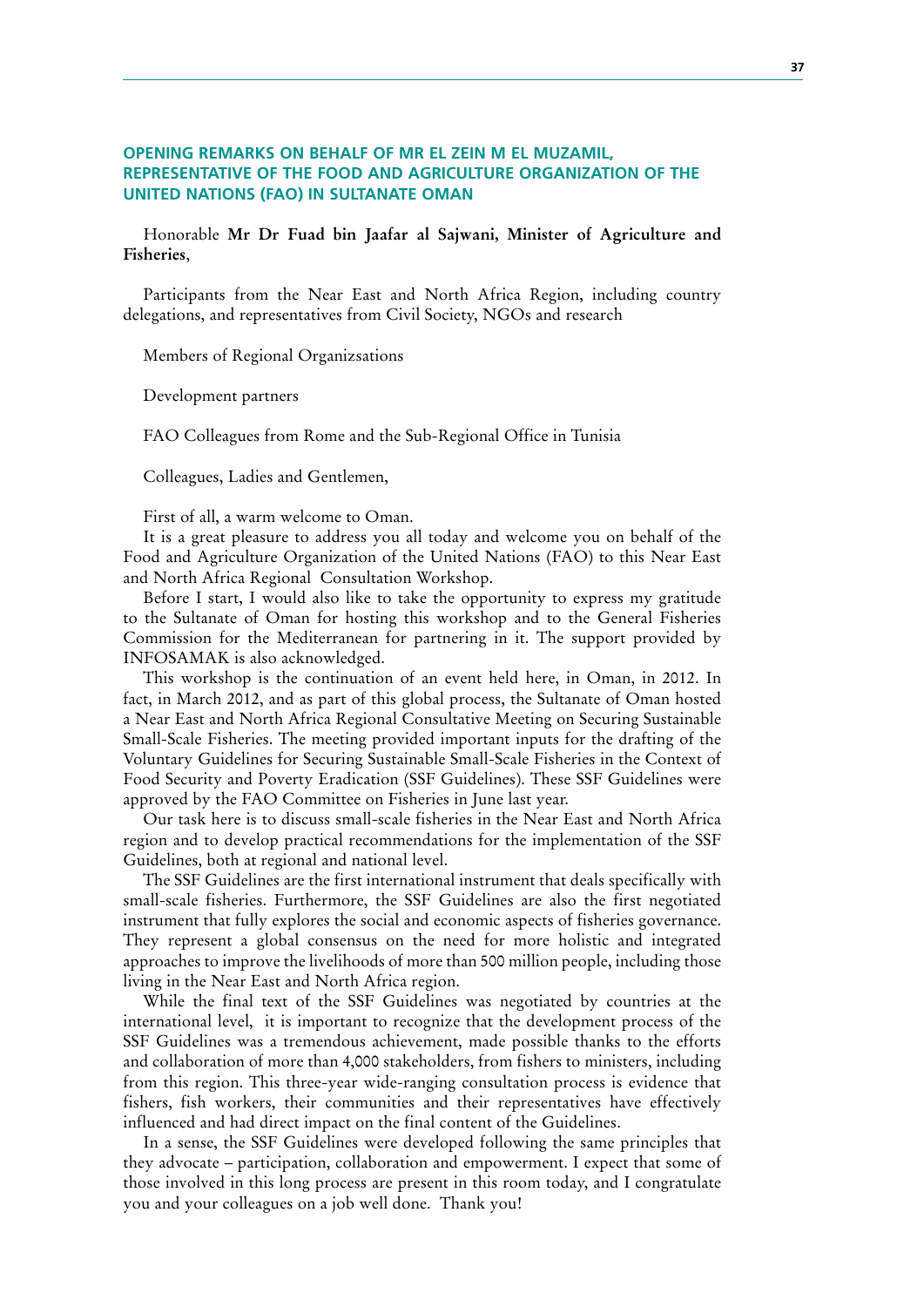## OPENING REMARKS ON BEHALF OF MR EL ZEIN M EL MUZAMIL, REPRESENTATIVE OF THE FOOD AND AGRICULTURE ORGANIZATION OF THE UNITED NATIONS (FAO) IN SULTANATE OMAN

Honorable **Mr Dr Fuad bin Jaafar al Sajwani, Minister of Agriculture and Fisheries**,

Participants from the Near East and North Africa Region, including country delegations, and representatives from Civil Society, NGOs and research

Members of Regional Organizsations

Development partners

FAO Colleagues from Rome and the Sub-Regional Office in Tunisia

Colleagues, Ladies and Gentlemen,

First of all, a warm welcome to Oman.

It is a great pleasure to address you all today and welcome you on behalf of the Food and Agriculture Organization of the United Nations (FAO) to this Near East and North Africa Regional Consultation Workshop.

Before I start, I would also like to take the opportunity to express my gratitude to the Sultanate of Oman for hosting this workshop and to the General Fisheries Commission for the Mediterranean for partnering in it. The support provided by INFOSAMAK is also acknowledged.

This workshop is the continuation of an event held here, in Oman, in 2012. In fact, in March 2012, and as part of this global process, the Sultanate of Oman hosted a Near East and North Africa Regional Consultative Meeting on Securing Sustainable Small-Scale Fisheries. The meeting provided important inputs for the drafting of the Voluntary Guidelines for Securing Sustainable Small-Scale Fisheries in the Context of Food Security and Poverty Eradication (SSF Guidelines). These SSF Guidelines were approved by the FAO Committee on Fisheries in June last year.

Our task here is to discuss small-scale fisheries in the Near East and North Africa region and to develop practical recommendations for the implementation of the SSF Guidelines, both at regional and national level.

The SSF Guidelines are the first international instrument that deals specifically with small-scale fisheries. Furthermore, the SSF Guidelines are also the first negotiated instrument that fully explores the social and economic aspects of fisheries governance. They represent a global consensus on the need for more holistic and integrated approaches to improve the livelihoods of more than 500 million people, including those living in the Near East and North Africa region.

While the final text of the SSF Guidelines was negotiated by countries at the international level, it is important to recognize that the development process of the SSF Guidelines was a tremendous achievement, made possible thanks to the efforts and collaboration of more than 4,000 stakeholders, from fishers to ministers, including from this region. This three-year wide-ranging consultation process is evidence that fishers, fish workers, their communities and their representatives have effectively influenced and had direct impact on the final content of the Guidelines.

In a sense, the SSF Guidelines were developed following the same principles that they advocate – participation, collaboration and empowerment. I expect that some of those involved in this long process are present in this room today, and I congratulate you and your colleagues on a job well done. Thank you!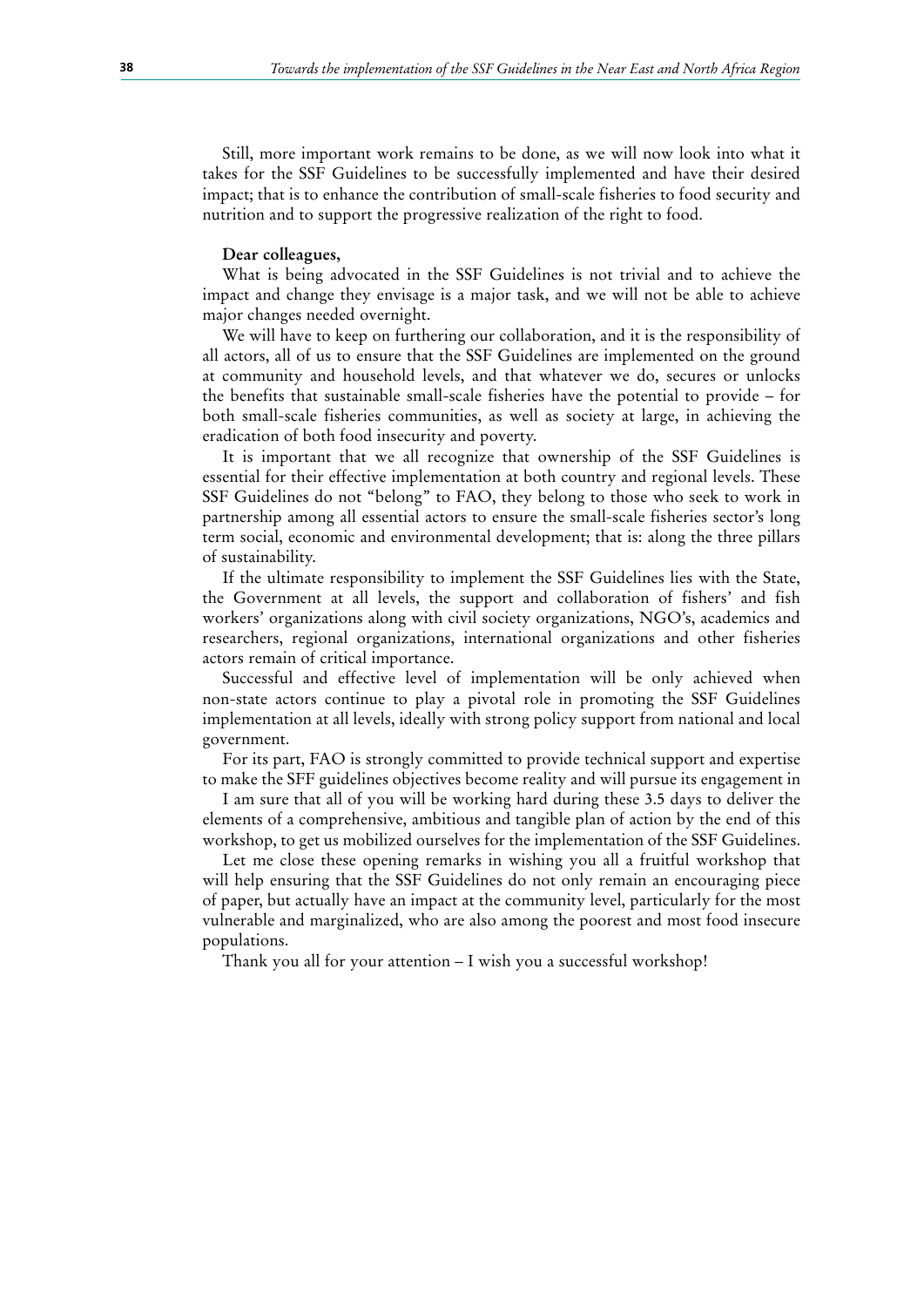Still, more important work remains to be done, as we will now look into what it takes for the SSF Guidelines to be successfully implemented and have their desired impact; that is to enhance the contribution of small-scale fisheries to food security and nutrition and to support the progressive realization of the right to food.

**Dear colleagues,**

What is being advocated in the SSF Guidelines is not trivial and to achieve the impact and change they envisage is a major task, and we will not be able to achieve major changes needed overnight.

We will have to keep on furthering our collaboration, and it is the responsibility of all actors, all of us to ensure that the SSF Guidelines are implemented on the ground at community and household levels, and that whatever we do, secures or unlocks the benefits that sustainable small-scale fisheries have the potential to provide – for both small-scale fisheries communities, as well as society at large, in achieving the eradication of both food insecurity and poverty.

It is important that we all recognize that ownership of the SSF Guidelines is essential for their effective implementation at both country and regional levels. These SSF Guidelines do not "belong" to FAO, they belong to those who seek to work in partnership among all essential actors to ensure the small-scale fisheries sector's long term social, economic and environmental development; that is: along the three pillars of sustainability.

If the ultimate responsibility to implement the SSF Guidelines lies with the State, the Government at all levels, the support and collaboration of fishers' and fish workers' organizations along with civil society organizations, NGO's, academics and researchers, regional organizations, international organizations and other fisheries actors remain of critical importance.

Successful and effective level of implementation will be only achieved when non-state actors continue to play a pivotal role in promoting the SSF Guidelines implementation at all levels, ideally with strong policy support from national and local government.

For its part, FAO is strongly committed to provide technical support and expertise to make the SFF guidelines objectives become reality and will pursue its engagement in

I am sure that all of you will be working hard during these 3.5 days to deliver the elements of a comprehensive, ambitious and tangible plan of action by the end of this workshop, to get us mobilized ourselves for the implementation of the SSF Guidelines.

Let me close these opening remarks in wishing you all a fruitful workshop that will help ensuring that the SSF Guidelines do not only remain an encouraging piece of paper, but actually have an impact at the community level, particularly for the most vulnerable and marginalized, who are also among the poorest and most food insecure populations.

Thank you all for your attention – I wish you a successful workshop!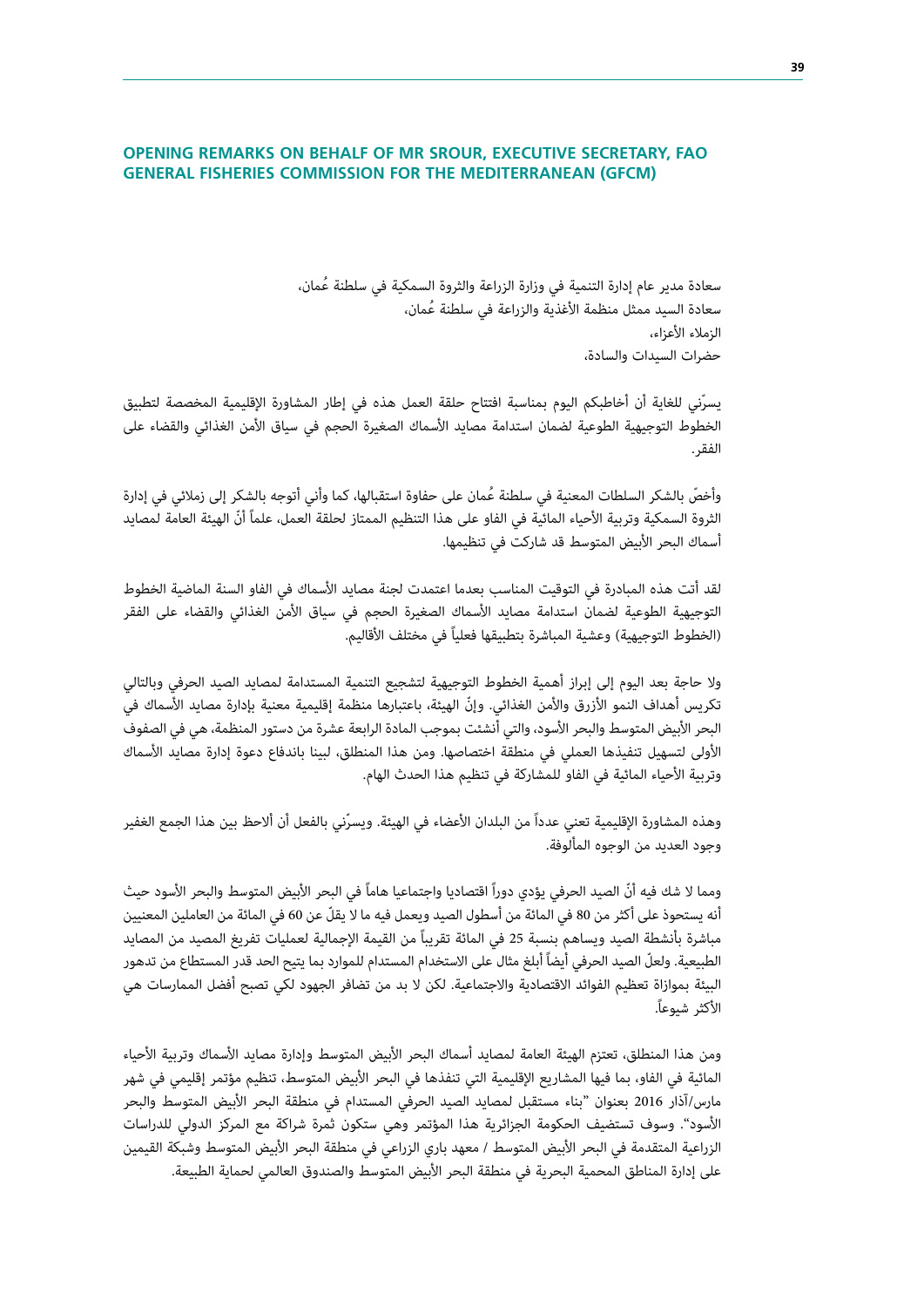## OPENING REMARKS ON BEHALF OF MR SROUR, EXECUTIVE SECRETARY, FAO GENERAL FISHERIES COMMISSION FOR THE MEDITERRANEAN (GFCM)

سعادة مدير عام إدارة التنمية في وزارة الزراعة والثروة السمكية في سلطنة عُمان،
سعادة السيد ممثل منظمة الأغذية والزراعة في سلطنة عُمان،
الزملاء الأعزاء،
حضرات السيدات والسادة،

يسرّني للغاية أن أخاطبكم اليوم بمناسبة افتتاح حلقة العمل هذه في إطار المشاورة الإقليمية المخصصة لتطبيق الخطوط التوجيهية الطوعية لضمان استدامة مصايد الأسماك الصغيرة الحجم في سياق الأمن الغذائي والقضاء على الفقر.

وأخصّ بالشكر السلطات المعنية في سلطنة عُمان على حفاوة استقبالها، كما وأني أتوجه بالشكر إلى زملائي في إدارة الثروة السمكية وتربية الأحياء المائية في الفاو على هذا التنظيم الممتاز لحلقة العمل، علماً أنّ الهيئة العامة لمصايد أسماك البحر الأبيض المتوسط قد شاركت في تنظيمها.

لقد أتت هذه المبادرة في التوقيت المناسب بعدما اعتمدت لجنة مصايد الأسماك في الفاو السنة الماضية الخطوط التوجيهية الطوعية لضمان استدامة مصايد الأسماك الصغيرة الحجم في سياق الأمن الغذائي والقضاء على الفقر (الخطوط التوجيهية) وعشية المباشرة بتطبيقها فعلياً في مختلف الأقاليم.

ولا حاجة بعد اليوم إلى إبراز أهمية الخطوط التوجيهية لتشجيع التنمية المستدامة لمصايد الصيد الحرفي وبالتالي تكريس أهداف النمو الأزرق والأمن الغذائي. وإنّ الهيئة، باعتبارها منظمة إقليمية معنية بإدارة مصايد الأسماك في البحر الأبيض المتوسط والبحر الأسود، والتي أنشئت بموجب المادة الرابعة عشرة من دستور المنظمة، هي في الصفوف الأولى لتسهيل تنفيذها العملي في منطقة اختصاصها. ومن هذا المنطلق، لبينا باندفاع دعوة إدارة مصايد الأسماك وتربية الأحياء المائية في الفاو للمشاركة في تنظيم هذا الحدث الهام.

وهذه المشاورة الإقليمية تعني عدداً من البلدان الأعضاء في الهيئة. ويسرّني بالفعل أن ألاحظ بين هذا الجمع الغفير وجود العديد من الوجوه المألوفة.

ومما لا شك فيه أنّ الصيد الحرفي يؤدي دوراً اقتصاديا واجتماعيا هاماً في البحر الأبيض المتوسط والبحر الأسود حيث أنه يستحوذ على أكثر من 80 في المائة من أسطول الصيد ويعمل فيه ما لا يقلّ عن 60 في المائة من العاملين المعنيين مباشرة بأنشطة الصيد ويساهم بنسبة 25 في المائة تقريباً من القيمة الإجمالية لعمليات تفريغ المصيد من المصايد الطبيعية. ولعلّ الصيد الحرفي أيضاً أبلغ مثال على الاستخدام المستدام للموارد بما يتيح الحد قدر المستطاع من تدهور البيئة بموازاة تعظيم الفوائد الاقتصادية والاجتماعية. لكن لا بد من تضافر الجهود لكي تصبح أفضل الممارسات هي الأكثر شيوعاً.

ومن هذا المنطلق، تعتزم الهيئة العامة لمصايد أسماك البحر الأبيض المتوسط وإدارة مصايد الأسماك وتربية الأحياء المائية في الفاو، بما فيها المشاريع الإقليمية التي تنفذها في البحر الأبيض المتوسط، تنظيم مؤتمر إقليمي في شهر مارس/آذار 2016 بعنوان "بناء مستقبل لمصايد الصيد الحرفي المستدام في منطقة البحر الأبيض المتوسط والبحر الأسود". وسوف تستضيف الحكومة الجزائرية هذا المؤتمر وهي ستكون ثمرة شراكة مع المركز الدولي للدراسات الزراعية المتقدمة في البحر الأبيض المتوسط / معهد باري الزراعي في منطقة البحر الأبيض المتوسط وشبكة القيمين على إدارة المناطق المحمية البحرية في منطقة البحر الأبيض المتوسط والصندوق العالمي لحماية الطبيعة.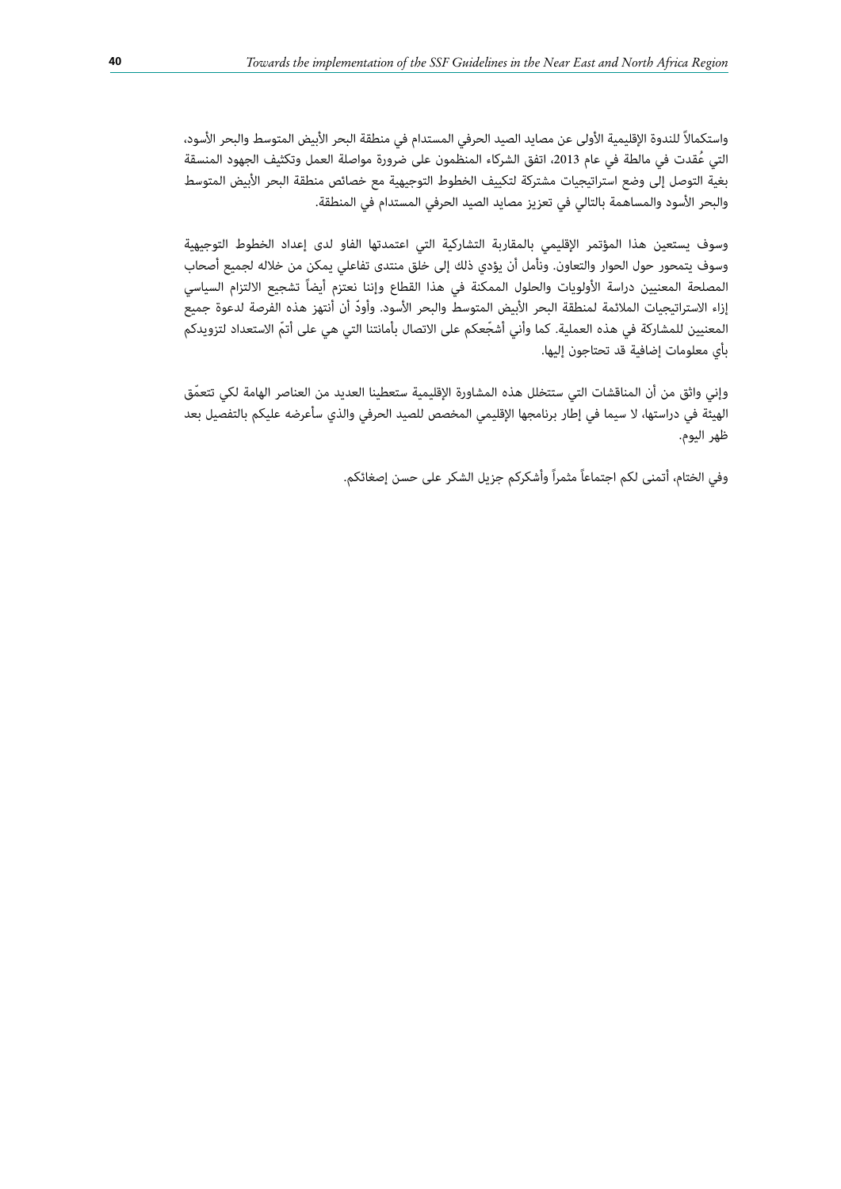واستكمالاً للندوة الإقليمية الأولى عن مصايد الصيد الحرفي المستدام في منطقة البحر الأبيض المتوسط والبحر الأسود، التي عُقدت في مالطة في عام 2013، اتفق الشركاء المنظمون على ضرورة مواصلة العمل وتكثيف الجهود المنسقة بغية التوصل إلى وضع استراتيجيات مشتركة لتكييف الخطوط التوجيهية مع خصائص منطقة البحر الأبيض المتوسط والبحر الأسود والمساهمة بالتالي في تعزيز مصايد الصيد الحرفي المستدام في المنطقة.

وسوف يستعين هذا المؤتمر الإقليمي بالمقاربة التشاركية التي اعتمدتها الفاو لدى إعداد الخطوط التوجيهية وسوف يتمحور حول الحوار والتعاون. ونأمل أن يؤدي ذلك إلى خلق منتدى تفاعلي يمكن من خلاله لجميع أصحاب المصلحة المعنيين دراسة الأولويات والحلول الممكنة في هذا القطاع وإننا نعتزم أيضاً تشجيع الالتزام السياسي إزاء الاستراتيجيات الملائمة لمنطقة البحر الأبيض المتوسط والبحر الأسود. وأودّ أن أنتهز هذه الفرصة لدعوة جميع المعنيين للمشاركة في هذه العملية. كما وأني أشجّعكم على الاتصال بأمانتنا التي هي على أتمّ الاستعداد لتزويدكم بأي معلومات إضافية قد تحتاجون إليها.

وإني واثق من أن المناقشات التي ستتخلل هذه المشاورة الإقليمية ستعطينا العديد من العناصر الهامة لكي تتعمّق الهيئة في دراستها، لا سيما في إطار برنامجها الإقليمي المخصص للصيد الحرفي والذي سأعرضه عليكم بالتفصيل بعد ظهر اليوم.

وفي الختام، أتمنى لكم اجتماعاً مثمراً وأشكركم جزيل الشكر على حسن إصغائكم.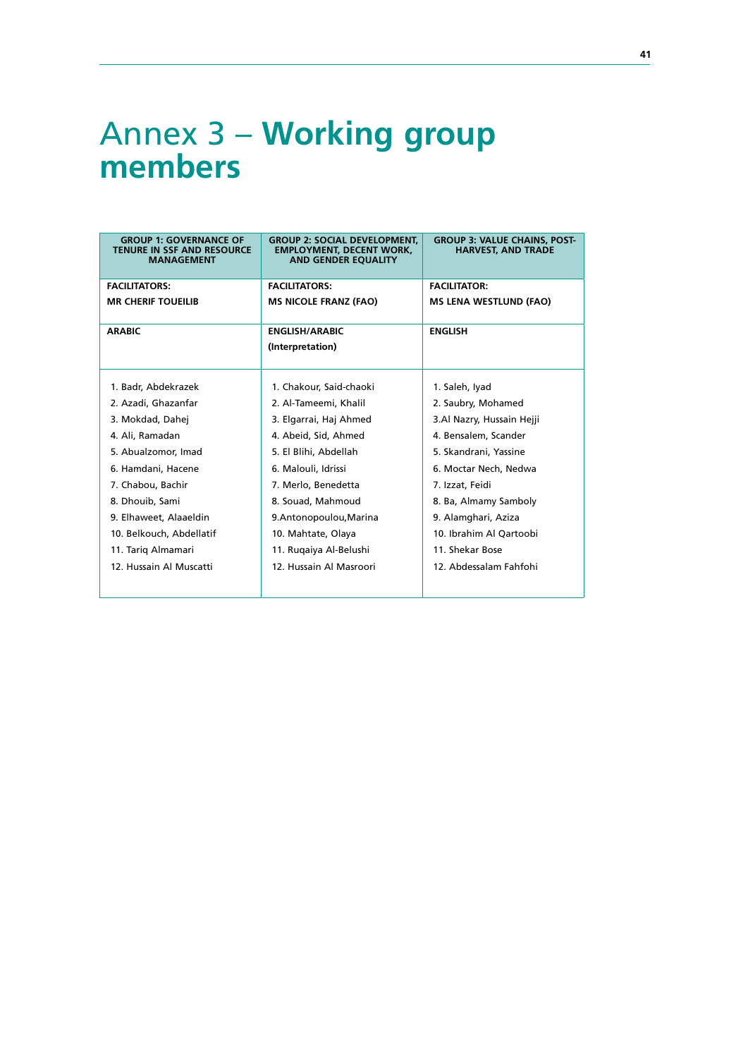# Annex 3 – Working group members

| GROUP 1: GOVERNANCE OF TENURE IN SSF AND RESOURCE MANAGEMENT | GROUP 2: SOCIAL DEVELOPMENT, EMPLOYMENT, DECENT WORK, AND GENDER EQUALITY | GROUP 3: VALUE CHAINS, POST-HARVEST, AND TRADE |
|---|---|---|
| **FACILITATORS:** **MR CHERIF TOUEILIB** | **FACILITATORS:** **MS NICOLE FRANZ (FAO)** | **FACILITATOR:** **MS LENA WESTLUND (FAO)** |
| **ARABIC** | **ENGLISH/ARABIC** **(Interpretation)** | **ENGLISH** |
| 1. Badr, Abdekrazek | 1. Chakour, Said-chaoki | 1. Saleh, Iyad |
| 2. Azadi, Ghazanfar | 2. Al-Tameemi, Khalil | 2. Saubry, Mohamed |
| 3. Mokdad, Dahej | 3. Elgarrai, Haj Ahmed | 3.Al Nazry, Hussain Hejji |
| 4. Ali, Ramadan | 4. Abeid, Sid, Ahmed | 4. Bensalem, Scander |
| 5. Abualzomor, Imad | 5. El Blihi, Abdellah | 5. Skandrani, Yassine |
| 6. Hamdani, Hacene | 6. Malouli, Idrissi | 6. Moctar Nech, Nedwa |
| 7. Chabou, Bachir | 7. Merlo, Benedetta | 7. Izzat, Feidi |
| 8. Dhouib, Sami | 8. Souad, Mahmoud | 8. Ba, Almamy Samboly |
| 9. Elhaweet, Alaaeldin | 9.Antonopoulou,Marina | 9. Alamghari, Aziza |
| 10. Belkouch, Abdellatif | 10. Mahtate, Olaya | 10. Ibrahim Al Qartoobi |
| 11. Tariq Almamari | 11. Ruqaiya Al-Belushi | 11. Shekar Bose |
| 12. Hussain Al Muscatti | 12. Hussain Al Masroori | 12. Abdessalam Fahfohi |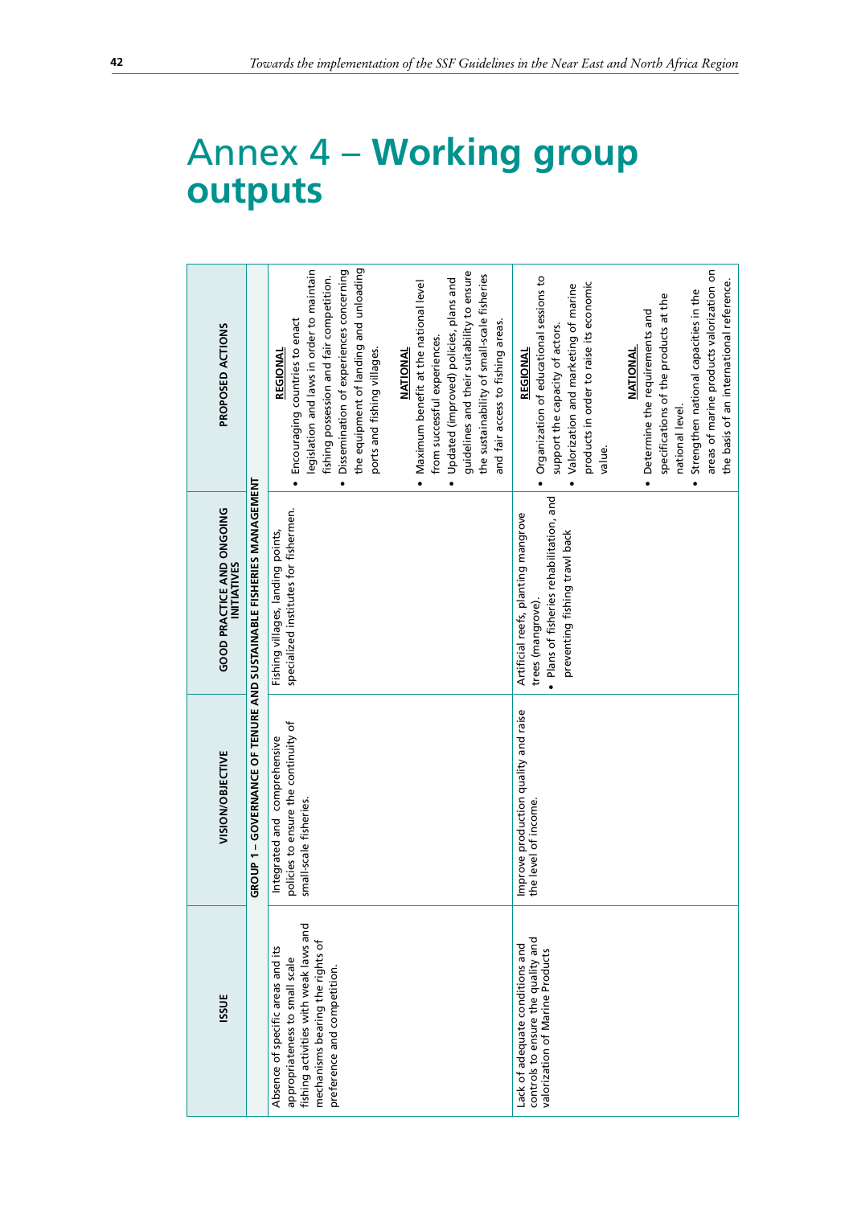# Annex 4 – **Working group outputs**

| ISSUE | VISION/OBJECTIVE | GOOD PRACTICE AND ONGOING INITIATIVES | PROPOSED ACTIONS |
|---|---|---|---|
| **GROUP 1 – GOVERNANCE OF TENURE AND SUSTAINABLE FISHERIES MANAGEMENT** | | | |
| Absence of specific areas and its appropriateness to small scale fishing activities with weak laws and mechanisms bearing the rights of preference and competition. | Integrated and comprehensive policies to ensure the continuity of small-scale fisheries. | Fishing villages, landing points, specialized institutes for fishermen. | **REGIONAL**<br>• Encouraging countries to enact legislation and laws in order to maintain fishing possession and fair competition.<br>• Dissemination of experiences concerning the equipment of landing and unloading ports and fishing villages.<br><br>**NATIONAL**<br>• Maximum benefit at the national level from successful experiences.<br>• Updated (improved) policies, plans and guidelines and their suitability to ensure the sustainability of small-scale fisheries and fair access to fishing areas. |
| Lack of adequate conditions and controls to ensure the quality and valorization of Marine Products | Improve production quality and raise the level of income. | Artificial reefs, planting mangrove trees (mangrove).<br>• Plans of fisheries rehabilitation, and preventing fishing trawl back | **REGIONAL**<br>• Organization of educational sessions to support the capacity of actors.<br>• Valorization and marketing of marine products in order to raise its economic value.<br><br>**NATIONAL**<br>• Determine the requirements and specifications of the products at the national level.<br>• Strengthen national capacities in the areas of marine products valorization on the basis of an international reference. |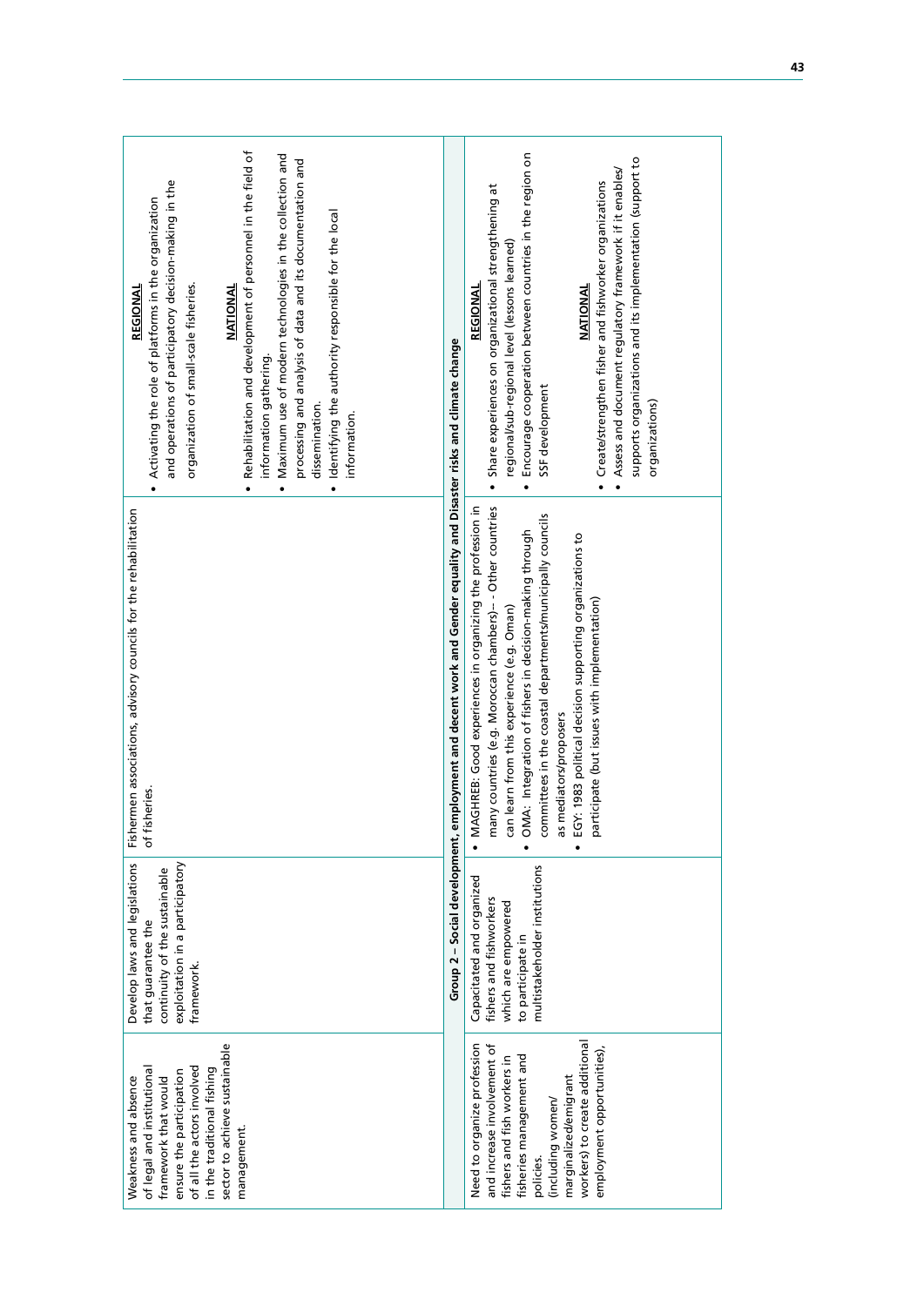| | | | |
|---|---|---|---|
| Weakness and absence of legal and institutional framework that would ensure the participation of all the actors involved in the traditional fishing sector to achieve sustainable management. | Develop laws and legislations that guarantee the continuity of the sustainable exploitation in a participatory framework. | Fishermen associations, advisory councils for the rehabilitation of fisheries. | **REGIONAL**<br>• Activating the role of platforms in the organization and operations of participatory decision-making in the organization of small-scale fisheries.<br><br>**NATIONAL**<br>• Rehabilitation and development of personnel in the field of information gathering.<br>• Maximum use of modern technologies in the collection and processing and analysis of data and its documentation and dissemination.<br>• Identifying the authority responsible for the local information. |
| **Group 2 – Social development, employment and decent work and Gender equality and Disaster risks and climate change** | | | |
| Need to organize profession and increase involvement of fishers and fish workers in fisheries management and policies. (including women/ marginalized/emigrant workers) to create additional employment opportunities), | Capacitated and organized fishers and fishworkers which are empowered to participate in multistakeholder institutions | • MAGHREB: Good experiences in organizing the profession in many countries (e.g. Moroccan chambers)- - Other countries can learn from this experience (e.g. Oman)<br>• OMA: Integration of fishers in decision-making through committees in the coastal departments/municipally councils as mediators/proposers<br>• EGY: 1983 political decision supporting organizations to participate (but issues with implementation) | **REGIONAL**<br>• Share experiences on organizational strengthening at regional/sub-regional level (lessons learned)<br>• Encourage cooperation between countries in the region on SSF development<br><br>**NATIONAL**<br>• Create/strengthen fisher and fishworker organizations<br>• Assess and document regulatory framework if it enables/ supports organizations and its implementation (support to organizations) |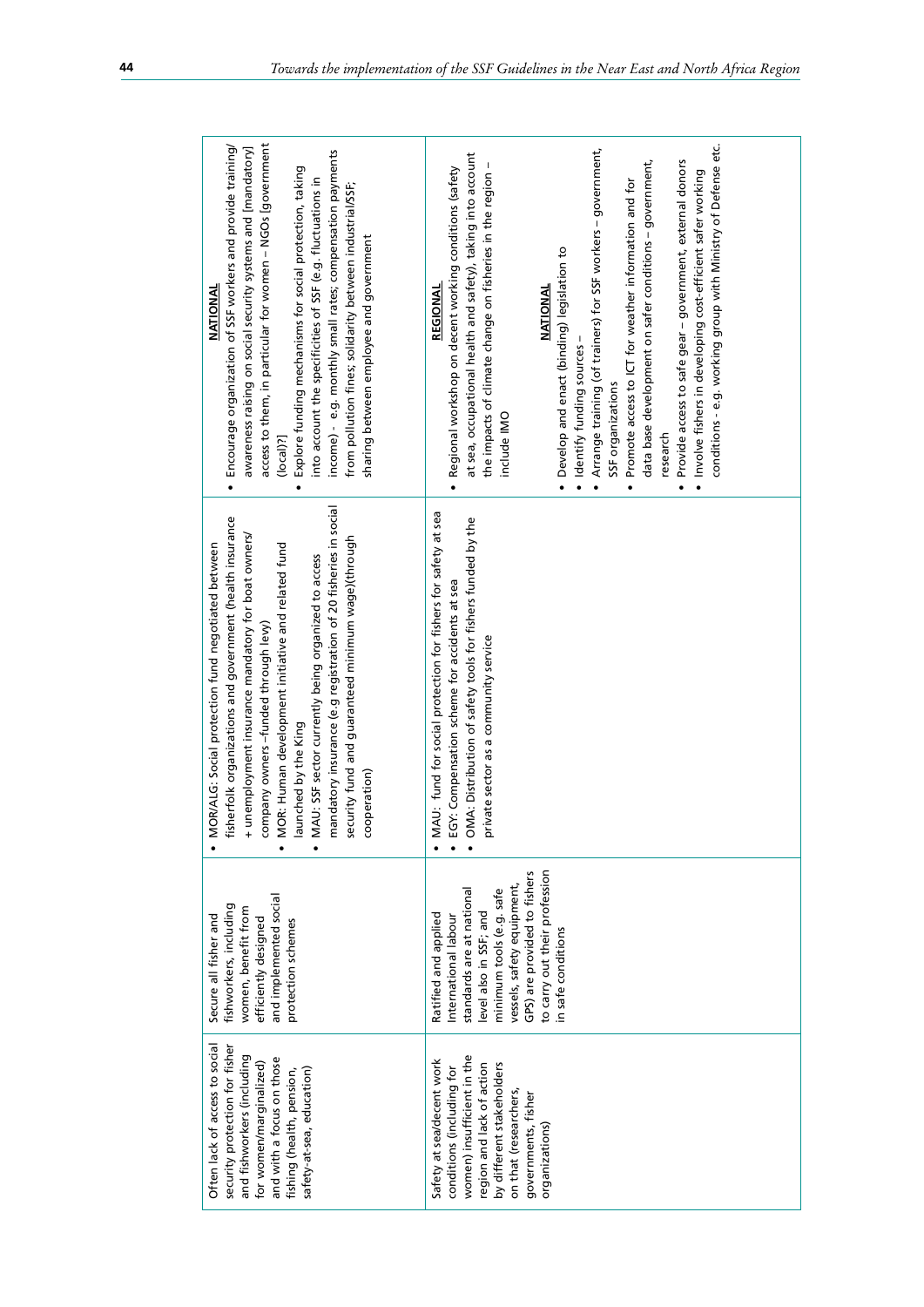| | | | |
|---|---|---|---|
| Often lack of access to social security protection for fisher and fishworkers (including for women/marginalized) and with a focus on those fishing (health, pension, safety-at-sea, education) | Secure all fisher and fishworkers, including women, benefit from efficiently designed and implemented social protection schemes | • MOR/ALG: Social protection fund negotiated between fisherfolk organizations and government (health insurance + unemployment insurance mandatory for boat owners/ company owners –funded through levy)<br>• MOR: Human development initiative and related fund launched by the King<br>• MAU: SSF sector currently being organized to access mandatory insurance (e.g registration of 20 fisheries in social security fund and guaranteed minimum wage)(through cooperation) | **NATIONAL**<br>• Encourage organization of SSF workers and provide training/ awareness raising on social security systems and [mandatory] access to them, in particular for women – NGOs [government (local)?]<br>• Explore funding mechanisms for social protection, taking into account the specificities of SSF (e.g. fluctuations in income) - e.g. monthly small rates; compensation payments from pollution fines; solidarity between industrial/SSF; sharing between employee and government |
| Safety at sea/decent work conditions (including for women) insufficient in the region and lack of action by different stakeholders on that (researchers, governments, fisher organizations) | Ratified and applied International labour standards are at national level also in SSF; and minimum tools (e.g. safe vessels, safety equipment, GPS) are provided to fishers to carry out their profession in safe conditions | • MAU: fund for social protection for fishers for safety at sea<br>• EGY: Compensation scheme for accidents at sea<br>• OMA: Distribution of safety tools for fishers funded by the private sector as a community service | **REGIONAL**<br>• Regional workshop on decent working conditions (safety at sea, occupational health and safety), taking into account the impacts of climate change on fisheries in the region – include IMO<br><br>**NATIONAL**<br>• Develop and enact (binding) legislation to<br>• Identify funding sources –<br>• Arrange training (of trainers) for SSF workers – government, SSF organizations<br>• Promote access to ICT for weather information and for data base development on safer conditions – government, research<br>• Provide access to safe gear – government, external donors<br>• Involve fishers in developing cost-efficient safer working conditions - e.g. working group with Ministry of Defense etc. |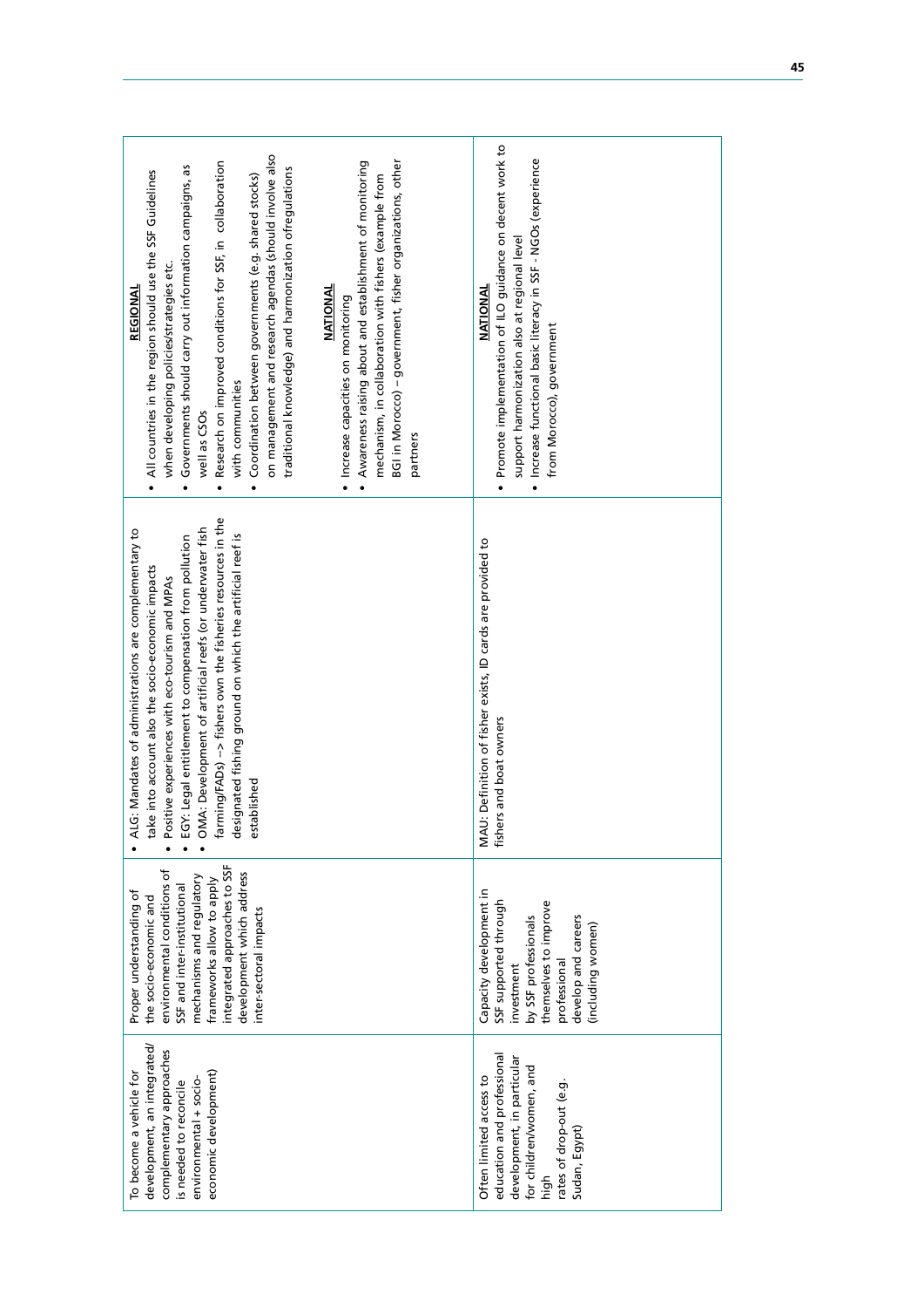| | | | |
|---|---|---|---|
| To become a vehicle for development, an integrated/complementary approaches is needed to reconcile environmental + socio-economic development) | Proper understanding of the socio-economic and environmental conditions of SSF and inter-institutional mechanisms and regulatory frameworks allow to apply integrated approaches to SSF development which address inter-sectoral impacts | • ALG: Mandates of administrations are complementary to take into account also the socio-economic impacts<br>• Positive experiences with eco-tourism and MPAs<br>• EGY: Legal entitlement to compensation from pollution<br>• OMA: Development of artificial reefs (or underwater fish farming/FADs) --> fishers own the fisheries resources in the designated fishing ground on which the artificial reef is established | **REGIONAL**<br>• All countries in the region should use the SSF Guidelines when developing policies/strategies etc.<br>• Governments should carry out information campaigns, as well as CSOs<br>• Research on improved conditions for SSF, in collaboration with communities<br>• Coordination between governments (e.g. shared stocks) on management and research agendas (should involve also traditional knowledge) and harmonization ofregulations<br><br>**NATIONAL**<br>• Increase capacities on monitoring<br>• Awareness raising about and establishment of monitoring mechanism, in collaboration with fishers (example from BGI in Morocco) – government, fisher organizations, other partners |
| Often limited access to education and professional development, in particular for children/women, and high rates of drop-out (e.g. Sudan, Egypt) | Capacity development in SSF supported through investment by SSF professionals themselves to improve professional develop and careers (including women) | MAU: Definition of fisher exists, ID cards are provided to fishers and boat owners | **NATIONAL**<br>• Promote implementation of ILO guidance on decent work to support harmonization also at regional level<br>• Increase functional basic literacy in SSF - NGOs (experience from Morocco), government |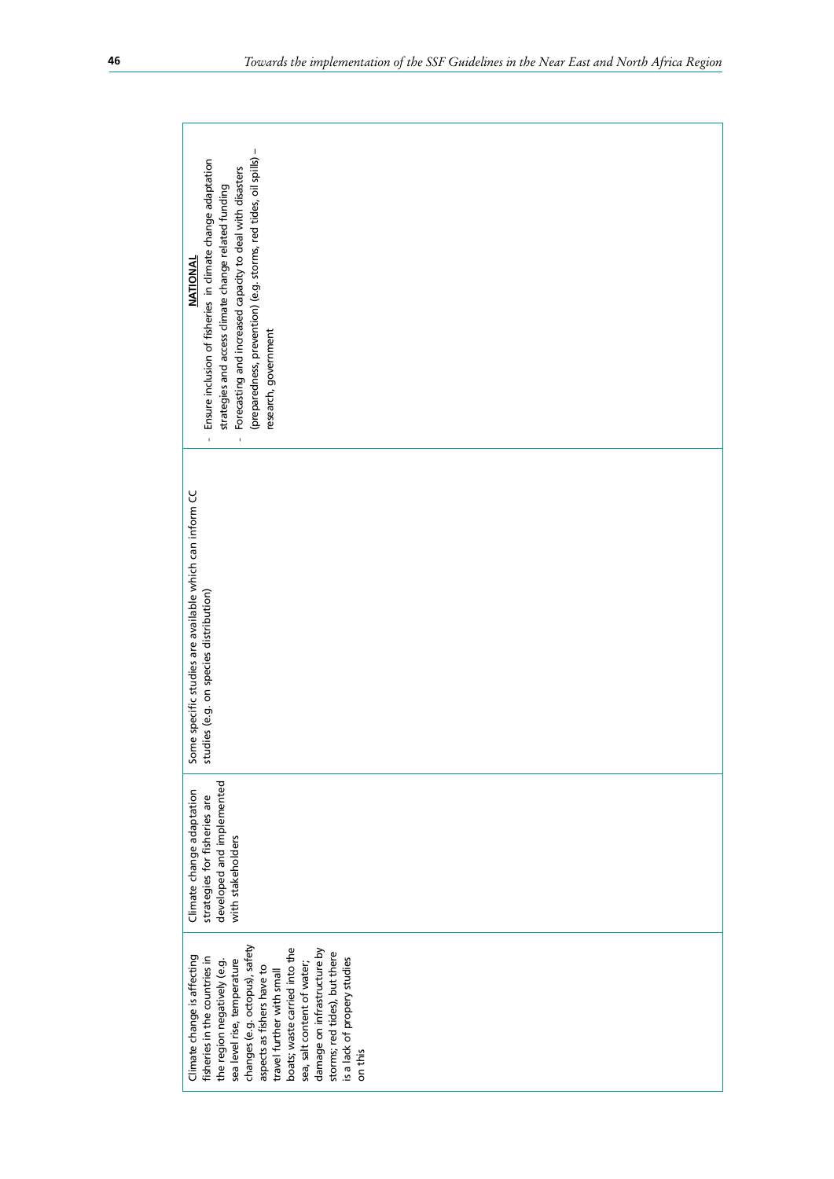| | | | |
|---|---|---|---|
| Climate change is affecting fisheries in the countries in the region negatively (e.g. sea level rise, temperature changes (e.g. octopus), safety aspects as fishers have to travel further with small boats; waste carried into the sea, salt content of water; damage on infrastructure by storms; red tides), but there is a lack of propery studies on this | Climate change adaptation strategies for fisheries are developed and implemented with stakeholders | Some specific studies are available which can inform CC studies (e.g. on species distribution) | **NATIONAL**<br>- Ensure inclusion of fisheries in climate change adaptation strategies and access climate change related funding<br>- Forecasting and increased capacity to deal with disasters (preparedness, prevention) (e.g. storms, red tides, oil spills) – research, government |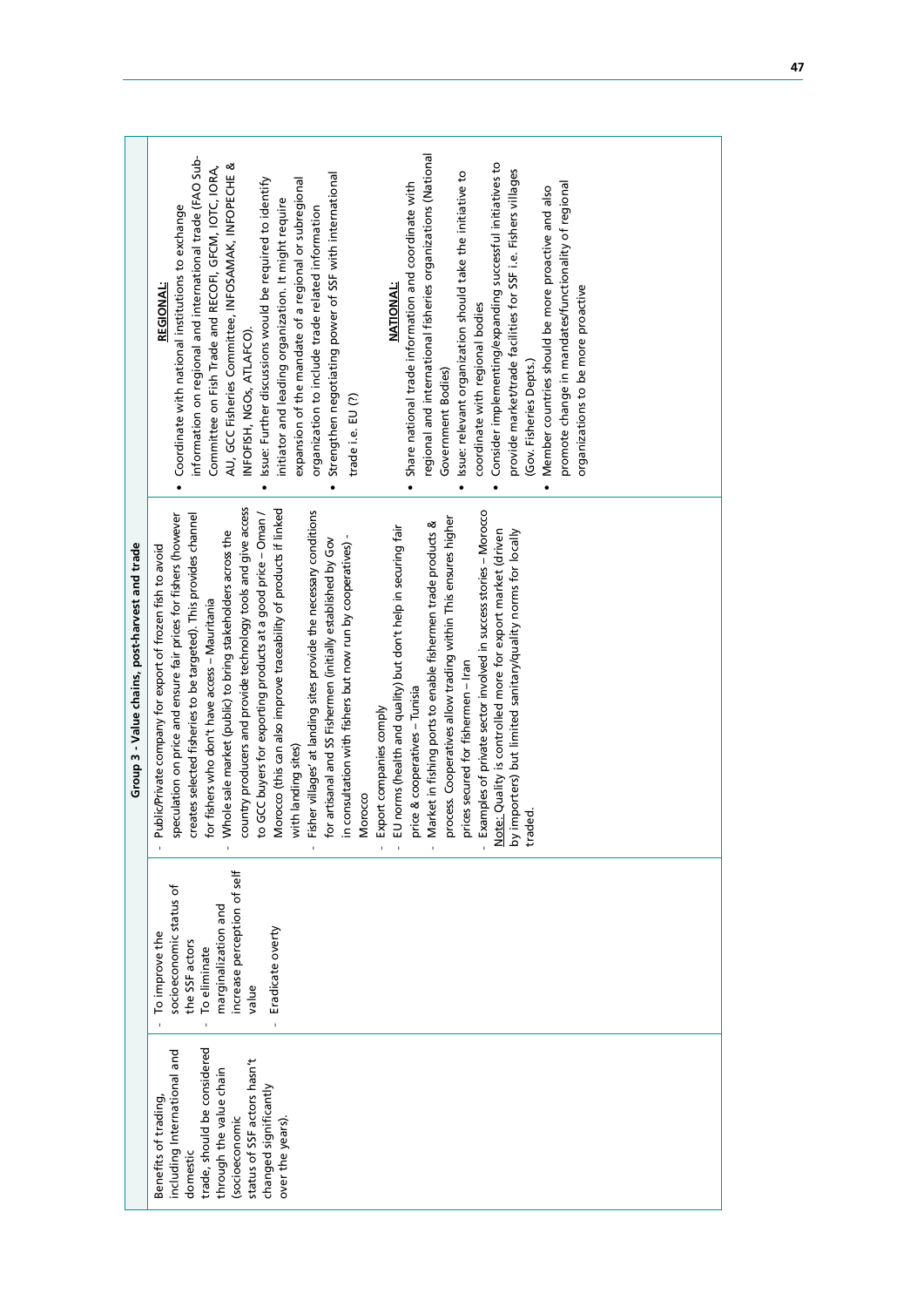| Group 3 - Value chains, post-harvest and trade | | | |
|---|---|---|---|
| Benefits of trading, including International and domestic trade, should be considered through the value chain (socioeconomic status of SSF actors hasn't changed significantly over the years). | - To improve the socioeconomic status of the SSF actors<br>- To eliminate marginalization and increase perception of self value<br>- Eradicate overty | - Public/Private company for export of frozen fish to avoid speculation on price and ensure fair prices for fishers (however creates selected fisheries to be targeted). This provides channel for fishers who don't have access – Mauritania<br>- Whole sale market (public) to bring stakeholders across the country producers and provide technology tools and give access to GCC buyers for exporting products at a good price – Oman / Morocco (this can also improve traceability of products if linked with landing sites)<br>- Fisher villages' at landing sites provide the necessary conditions for artisanal and SS Fishermen (initially established by Gov in consultation with fishers but now run by cooperatives) - Morocco<br>- Export companies comply<br>- EU norms (health and quality) but don't help in securing fair price & cooperatives – Tunisia<br>- Market in fishing ports to enable fishermen trade products & process. Cooperatives allow trading within This ensures higher prices secured for fishermen – Iran<br>- Examples of private sector involved in success stories – Morocco<br>Note: Quality is controlled more for export market (driven by importers) but limited sanitary/quality norms for locally traded. | **REGIONAL:**<br>• Coordinate with national institutions to exchange information on regional and international trade (FAO Sub-Committee on Fish Trade and RECOFI, GFCM, IOTC, IORA, AU, GCC Fisheries Committee, INFOSAMAK, INFOPECHE & INFOFISH, NGOs, ATLAFCO).<br>• Issue: Further discussions would be required to identify initiator and leading organization. It might require expansion of the mandate of a regional or subregional organization to include trade related information<br>• Strengthen negotiating power of SSF with international trade i.e. EU (?)<br><br>**NATIONAL:**<br>• Share national trade information and coordinate with regional and international fisheries organizations (National Government Bodies)<br>• Issue: relevant organization should take the initiative to coordinate with regional bodies<br>• Consider implementing/expanding successful initiatives to provide market/trade facilities for SSF i.e. Fishers villages (Gov. Fisheries Depts.)<br>• Member countries should be more proactive and also promote change in mandates/functionality of regional organizations to be more proactive |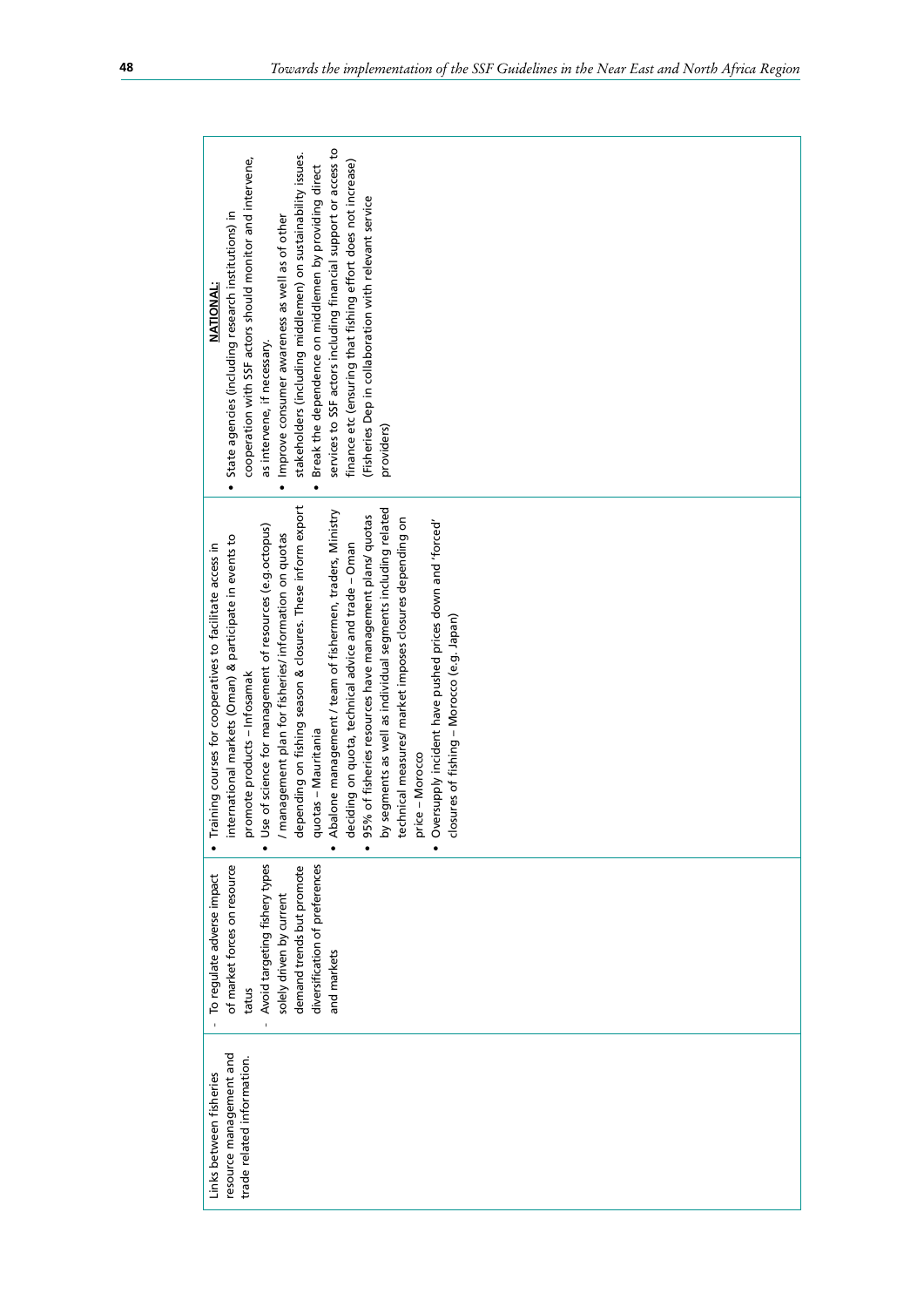| Links between fisheries resource management and trade related information. | - To regulate adverse impact of market forces on resource tatus<br>- Avoid targeting fishery types solely driven by current demand trends but promote diversification of preferences and markets | • Training courses for cooperatives to facilitate access in international markets (Oman) & participate in events to promote products – Infosamak<br>• Use of science for management of resources (e.g.octopus) / management plan for fisheries/information on quotas depending on fishing season & closures. These inform export quotas – Mauritania<br>• Abalone management / team of fishermen, traders, Ministry deciding on quota, technical advice and trade – Oman<br>• 95% of fisheries resources have management plans/ quotas by segments as well as individual segments including related technical measures/ market imposes closures depending on price – Morocco<br>• Oversupply incident have pushed prices down and 'forced' closures of fishing – Morocco (e.g. Japan) | **NATIONAL:**<br>• State agencies (including research institutions) in cooperation with SSF actors should monitor and intervene, as intervene, if necessary.<br>• Improve consumer awareness as well as of other stakeholders (including middlemen) on sustainability issues.<br>• Break the dependence on middlemen by providing direct services to SSF actors including financial support or access to finance etc (ensuring that fishing effort does not increase) (Fisheries Dep in collaboration with relevant service providers) |
|---|---|---|---|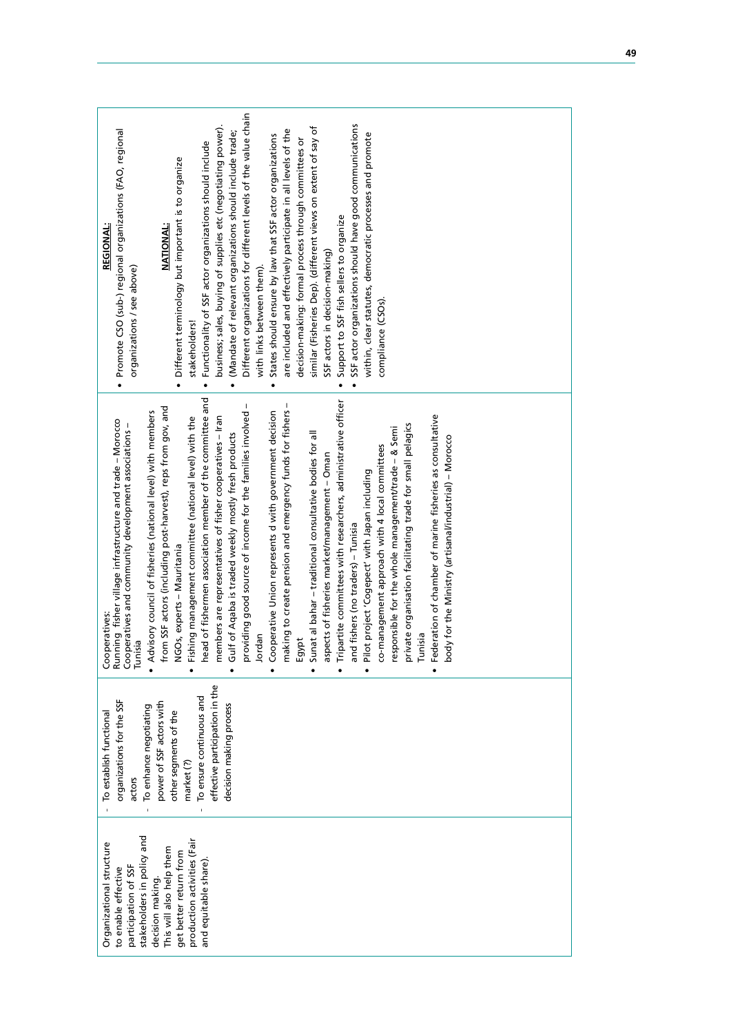| | | | |
|---|---|---|---|
| Organizational structure to enable effective participation of SSF stakeholders in policy and decision making. This will also help them get better return from production activities (Fair and equitable share). | - To establish functional organizations for the SSF actors<br>- To enhance negotiating power of SSF actors with other segments of the market (?)<br>- To ensure continuous and effective participation in the decision making process | Cooperatives:<br>Running fisher village infrastructure and trade – Morocco<br>Cooperatives and community development associations – Tunisia<br>• Advisory council of fisheries (national level) with members from SSF actors (including post-harvest), reps from gov, and NGOs, experts – Mauritania<br>• Fishing management committee (national level) with the head of fishermen association member of the committee and members are representatives of fisher cooperatives – Iran<br>• Gulf of Aqaba is traded weekly mostly fresh products providing good source of income for the families involved – Jordan<br>• Cooperative Union represents d with government decision making to create pension and emergency funds for fishers – Egypt<br>• Sunat al bahar – traditional consultative bodies for all aspects of fisheries market/management – Oman<br>• Tripartite committees with researchers, administrative officer and fishers (no traders) – Tunisia<br>• Pilot project 'Cogepect' with Japan including co-management approach with 4 local committees responsible for the whole management/trade – & Semi private organisation facilitating trade for small pelagics Tunisia<br>• Federation of chamber of marine fisheries as consultative body for the Ministry (artisanal/industrial) – Morocco | **REGIONAL:**<br>• Promote CSO (sub-) regional organizations (FAO, regional organizations / see above)<br><br>**NATIONAL:**<br>• Different terminology but important is to organize stakeholders!<br>• Functionality of SSF actor organizations should include business; sales, buying of supplies etc (negotiating power).<br>• (Mandate of relevant organizations should include trade; Different organizations for different levels of the value chain with links between them).<br>• States should ensure by law that SSF actor organizations are included and effectively participate in all levels of the decision-making: formal process through committees or similar (Fisheries Dep). (different views on extent of say of SSF actors in decision-making)<br>• Support to SSF fish sellers to organize<br>• SSF actor organizations should have good communications within, clear statutes, democratic processes and promote compliance (CSOs). |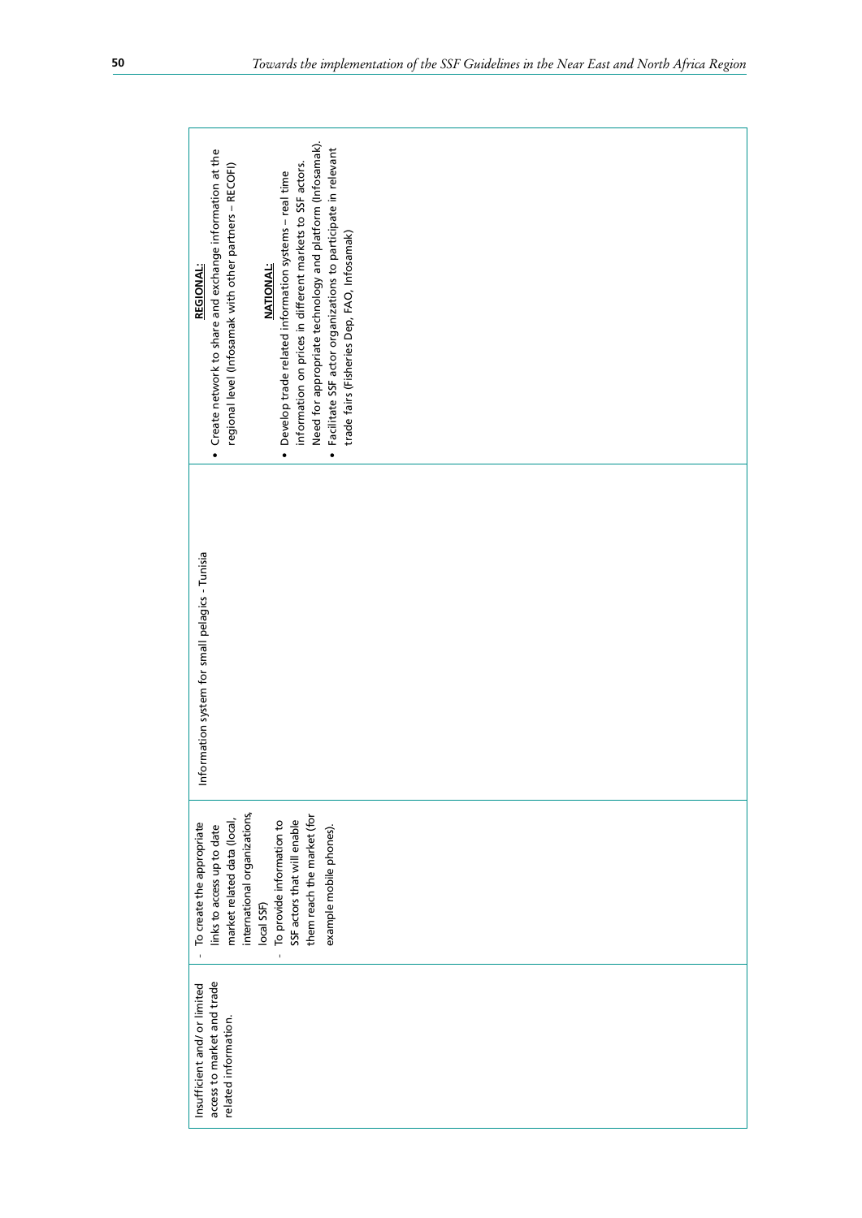| | | | |
|---|---|---|---|
| Insufficient and/ or limited access to market and trade related information. | - To create the appropriate links to access up to date market related data (local, international organizations, local SSF)<br>- To provide information to SSF actors that will enable them reach the market (for example mobile phones). | Information system for small pelagics - Tunisia | **REGIONAL:**<br>• Create network to share and exchange information at the regional level (Infosamak with other partners – RECOFI)<br><br>**NATIONAL:**<br>• Develop trade related information systems – real time information on prices in different markets to SSF actors. Need for appropriate technology and platform (Infosamak).<br>• Facilitate SSF actor organizations to participate in relevant trade fairs (Fisheries Dep, FAO, Infosamak) |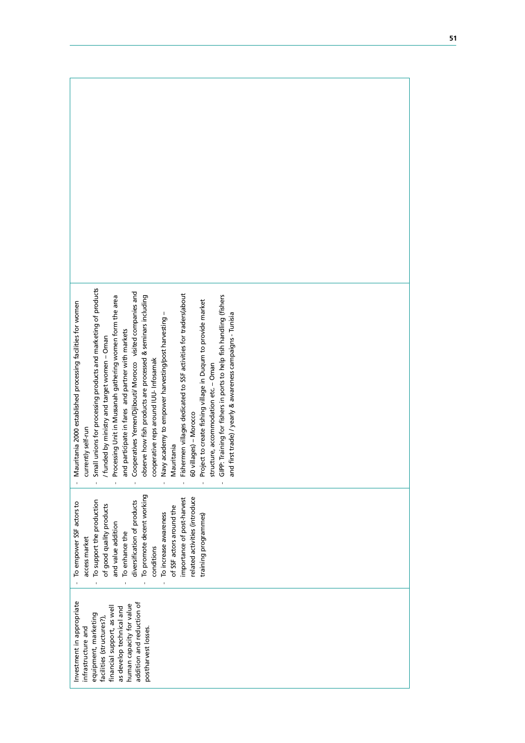| | | | |
|---|---|---|---|
| Investment in appropriate infrastructure and equipment, marketing facilities (structures?), financial support, as well as develop technical and human capacity for value addition and reduction of postharvest losses. | - To empower SSF actors to access market<br>- To support the production of good quality products and value addition<br>- To enhance the diversification of products<br>- To promote decent working conditions<br>- To increase awareness of SSF actors around the importance of post-harvest related activities (introduce training programmes) | - Mauritania 2000 established processing facilities for women currently self-run<br>- Small unions for processing products and marketing of products / funded by ministry and target women – Oman<br>- Processing Unit in Mussanah gathering women form the area and participate in fares and partner with markets<br>- Cooperatives Yemen/Djibouti/ Morocco visited companies and observe how fish products are processed & seminars including cooperative reps around IUU- Infosamak<br>- Navy academy to empower harvesting/post harvesting – Mauritania<br>- Fishermen villages dedicated to SSF activities for traders(about 60 villages) – Morocco<br>- Project to create fishing village in Duqum to provide market structure, accommodation etc. – Oman<br>- GIPP: Training for fishers in ports to help fish handling (fishers and first trade) / yearly & awareness campaigns - Tunisia | |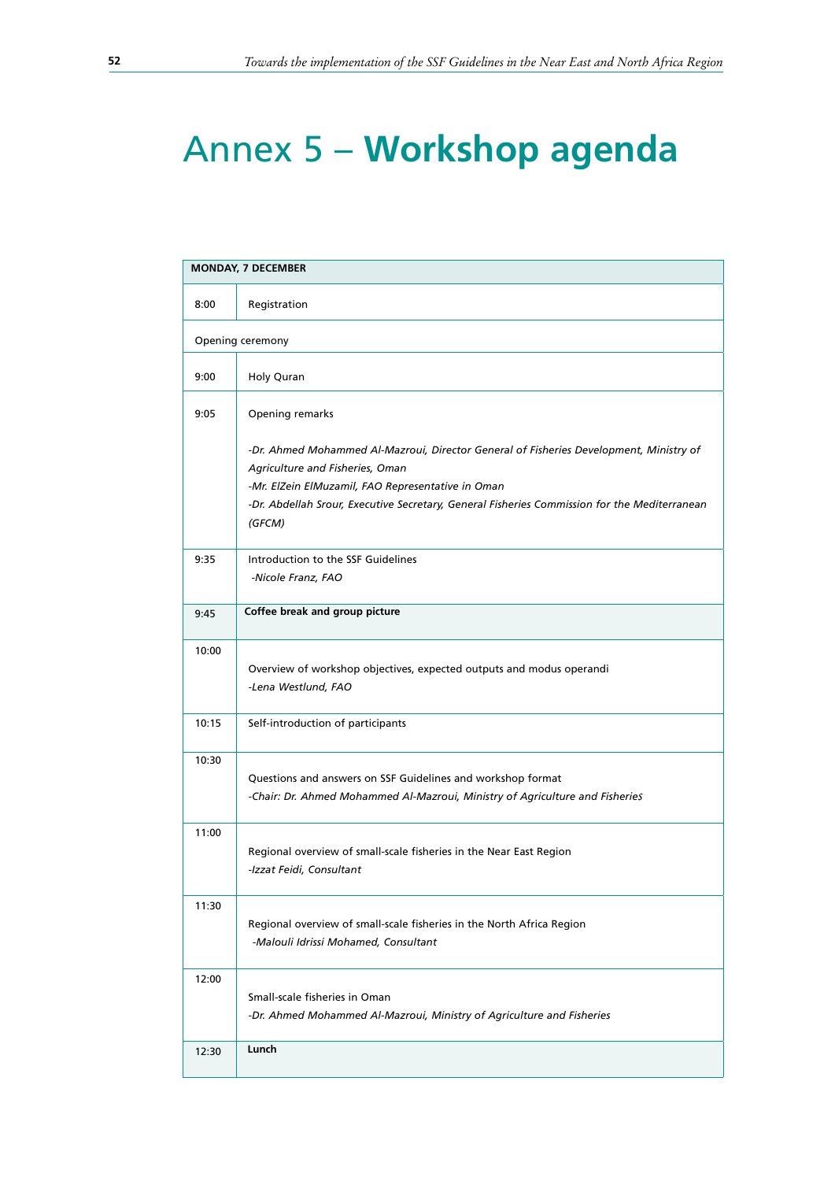# Annex 5 – **Workshop agenda**

| **MONDAY, 7 DECEMBER** | |
|---|---|
| 8:00 | Registration |
| Opening ceremony | |
| 9:00 | Holy Quran |
| 9:05 | Opening remarks<br><br>*-Dr. Ahmed Mohammed Al-Mazroui, Director General of Fisheries Development, Ministry of Agriculture and Fisheries, Oman*<br>*-Mr. ElZein ElMuzamil, FAO Representative in Oman*<br>*-Dr. Abdellah Srour, Executive Secretary, General Fisheries Commission for the Mediterranean (GFCM)* |
| 9:35 | Introduction to the SSF Guidelines<br>*-Nicole Franz, FAO* |
| 9:45 | **Coffee break and group picture** |
| 10:00 | Overview of workshop objectives, expected outputs and modus operandi<br>*-Lena Westlund, FAO* |
| 10:15 | Self-introduction of participants |
| 10:30 | Questions and answers on SSF Guidelines and workshop format<br>*-Chair: Dr. Ahmed Mohammed Al-Mazroui, Ministry of Agriculture and Fisheries* |
| 11:00 | Regional overview of small-scale fisheries in the Near East Region<br>*-Izzat Feidi, Consultant* |
| 11:30 | Regional overview of small-scale fisheries in the North Africa Region<br>*-Malouli Idrissi Mohamed, Consultant* |
| 12:00 | Small-scale fisheries in Oman<br>*-Dr. Ahmed Mohammed Al-Mazroui, Ministry of Agriculture and Fisheries* |
| 12:30 | **Lunch** |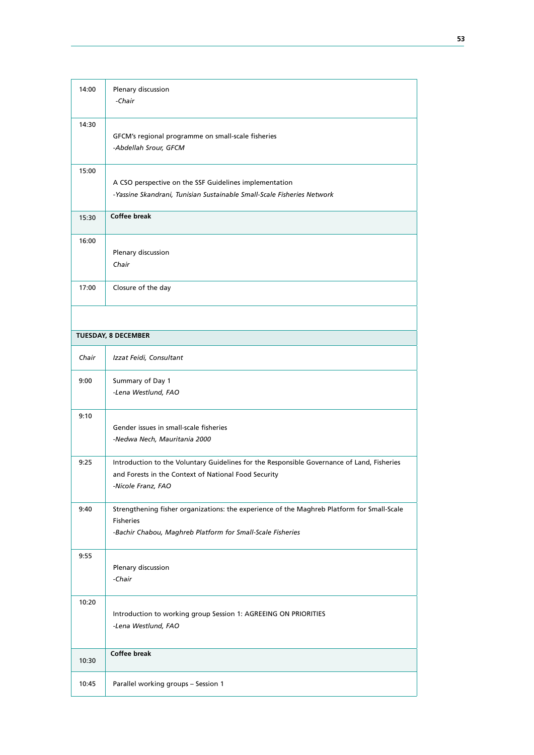| | |
|---|---|
| 14:00 | Plenary discussion<br>*-Chair* |
| 14:30 | GFCM's regional programme on small-scale fisheries<br>*-Abdellah Srour, GFCM* |
| 15:00 | A CSO perspective on the SSF Guidelines implementation<br>*-Yassine Skandrani, Tunisian Sustainable Small-Scale Fisheries Network* |
| 15:30 | **Coffee break** |
| 16:00 | Plenary discussion<br>*Chair* |
| 17:00 | Closure of the day |
| | |
| **TUESDAY, 8 DECEMBER** | |
| *Chair* | *Izzat Feidi, Consultant* |
| 9:00 | Summary of Day 1<br>*-Lena Westlund, FAO* |
| 9:10 | Gender issues in small-scale fisheries<br>*-Nedwa Nech, Mauritania 2000* |
| 9:25 | Introduction to the Voluntary Guidelines for the Responsible Governance of Land, Fisheries and Forests in the Context of National Food Security<br>*-Nicole Franz, FAO* |
| 9:40 | Strengthening fisher organizations: the experience of the Maghreb Platform for Small-Scale Fisheries<br>*-Bachir Chabou, Maghreb Platform for Small-Scale Fisheries* |
| 9:55 | Plenary discussion<br>*-Chair* |
| 10:20 | Introduction to working group Session 1: AGREEING ON PRIORITIES<br>*-Lena Westlund, FAO* |
| 10:30 | **Coffee break** |
| 10:45 | Parallel working groups – Session 1 |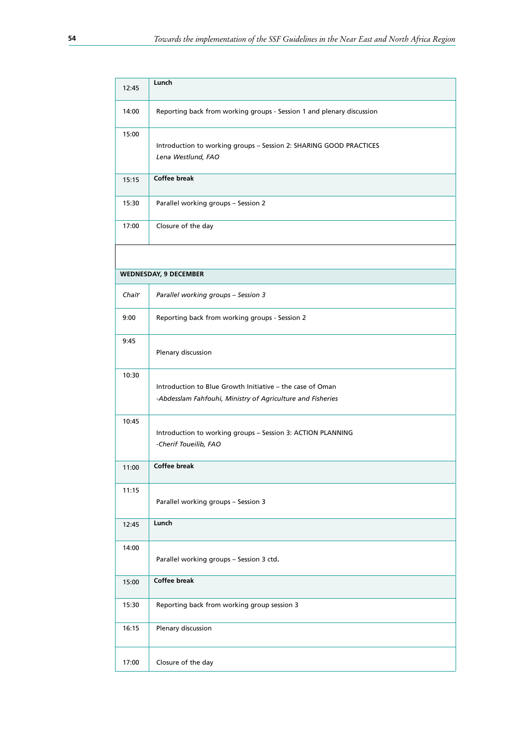| | |
|---|---|
| 12:45 | **Lunch** |
| 14:00 | Reporting back from working groups - Session 1 and plenary discussion |
| 15:00 | Introduction to working groups – Session 2: SHARING GOOD PRACTICES<br>*Lena Westlund, FAO* |
| 15:15 | **Coffee break** |
| 15:30 | Parallel working groups – Session 2 |
| 17:00 | Closure of the day |
| | |
| **WEDNESDAY, 9 DECEMBER** | |
| *Chair* | *Parallel working groups – Session 3* |
| 9:00 | Reporting back from working groups - Session 2 |
| 9:45 | Plenary discussion |
| 10:30 | Introduction to Blue Growth Initiative – the case of Oman<br>*-Abdesslam Fahfouhi, Ministry of Agriculture and Fisheries* |
| 10:45 | Introduction to working groups – Session 3: ACTION PLANNING<br>*-Cherif Toueilib, FAO* |
| 11:00 | **Coffee break** |
| 11:15 | Parallel working groups – Session 3 |
| 12:45 | **Lunch** |
| 14:00 | Parallel working groups – Session 3 ctd. |
| 15:00 | **Coffee break** |
| 15:30 | Reporting back from working group session 3 |
| 16:15 | Plenary discussion |
| 17:00 | Closure of the day |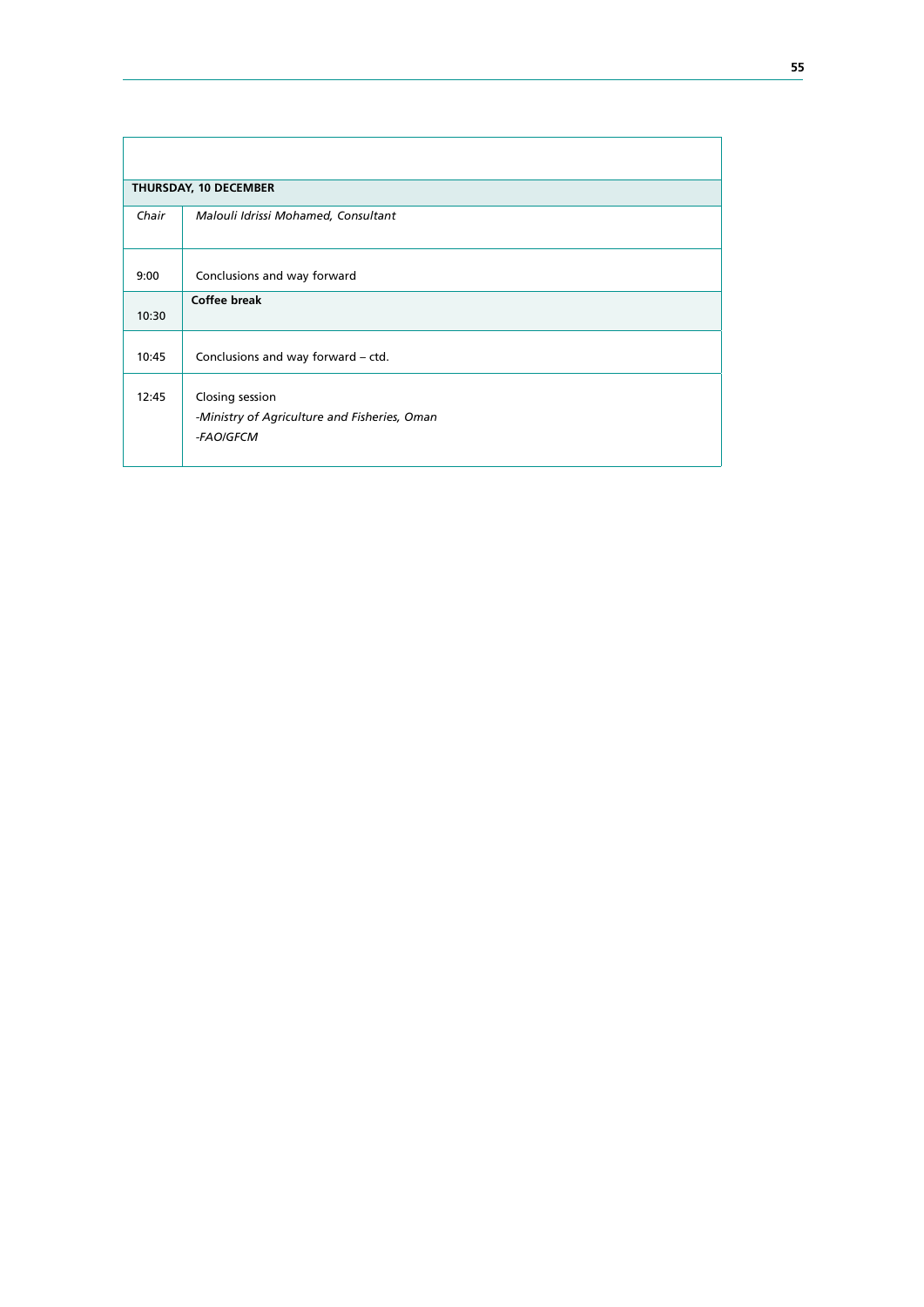| THURSDAY, 10 DECEMBER | |
|---|---|
| *Chair* | *Malouli Idrissi Mohamed, Consultant* |
| 9:00 | Conclusions and way forward |
| 10:30 | **Coffee break** |
| 10:45 | Conclusions and way forward – ctd. |
| 12:45 | Closing session<br>*-Ministry of Agriculture and Fisheries, Oman*<br>*-FAO/GFCM* |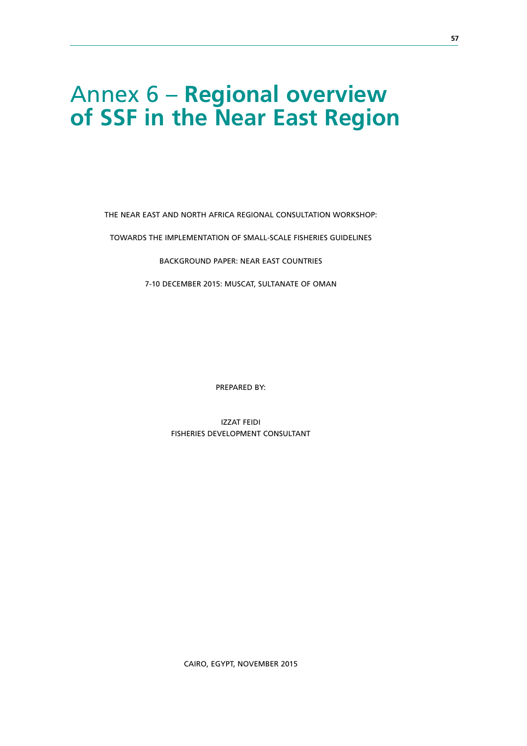# Annex 6 – **Regional overview of SSF in the Near East Region**

THE NEAR EAST AND NORTH AFRICA REGIONAL CONSULTATION WORKSHOP:

TOWARDS THE IMPLEMENTATION OF SMALL-SCALE FISHERIES GUIDELINES

BACKGROUND PAPER: NEAR EAST COUNTRIES

7-10 DECEMBER 2015: MUSCAT, SULTANATE OF OMAN

PREPARED BY:

IZZAT FEIDI
FISHERIES DEVELOPMENT CONSULTANT

CAIRO, EGYPT, NOVEMBER 2015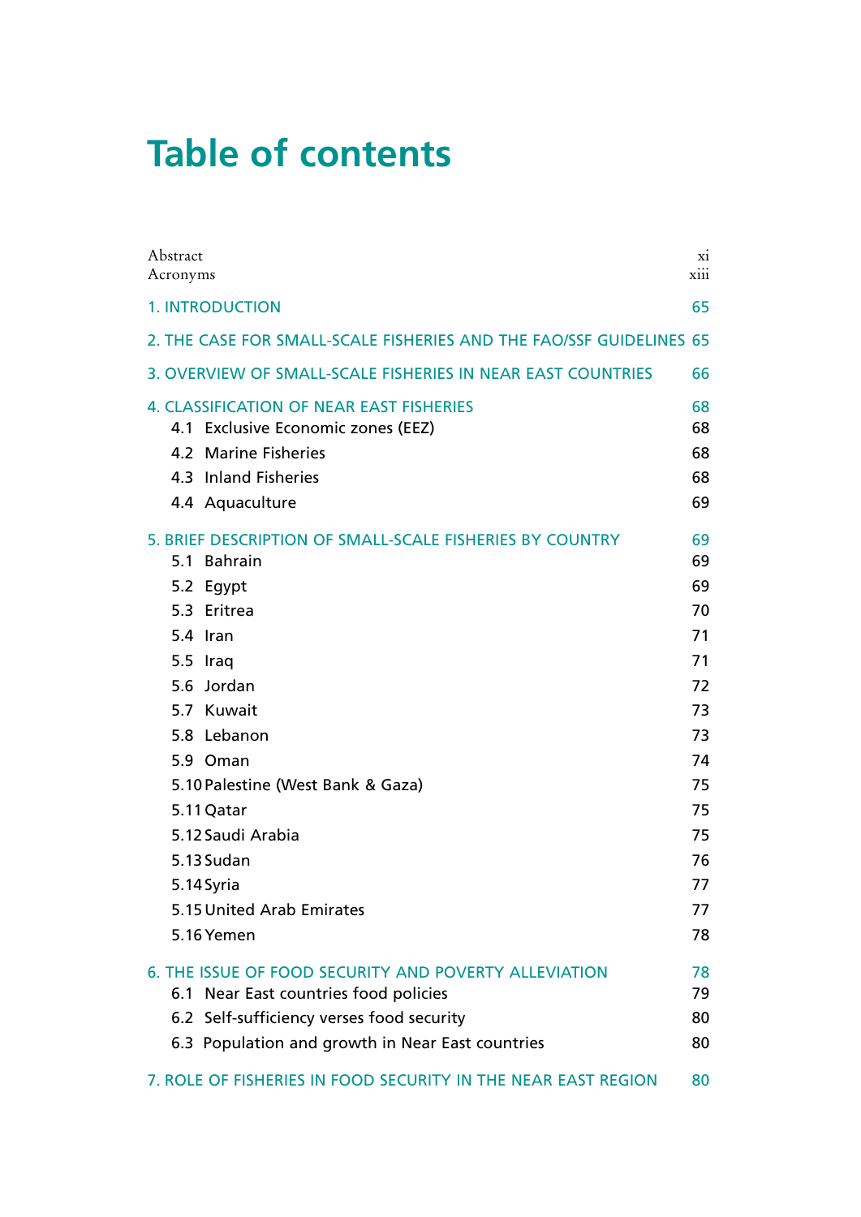# Table of contents

| | |
|---|---|
| Abstract | xi |
| Acronyms | xiii |
| 1. INTRODUCTION | 65 |
| 2. THE CASE FOR SMALL-SCALE FISHERIES AND THE FAO/SSF GUIDELINES | 65 |
| 3. OVERVIEW OF SMALL-SCALE FISHERIES IN NEAR EAST COUNTRIES | 66 |
| 4. CLASSIFICATION OF NEAR EAST FISHERIES | 68 |
| 4.1 Exclusive Economic zones (EEZ) | 68 |
| 4.2 Marine Fisheries | 68 |
| 4.3 Inland Fisheries | 68 |
| 4.4 Aquaculture | 69 |
| 5. BRIEF DESCRIPTION OF SMALL-SCALE FISHERIES BY COUNTRY | 69 |
| 5.1 Bahrain | 69 |
| 5.2 Egypt | 69 |
| 5.3 Eritrea | 70 |
| 5.4 Iran | 71 |
| 5.5 Iraq | 71 |
| 5.6 Jordan | 72 |
| 5.7 Kuwait | 73 |
| 5.8 Lebanon | 73 |
| 5.9 Oman | 74 |
| 5.10 Palestine (West Bank & Gaza) | 75 |
| 5.11 Qatar | 75 |
| 5.12 Saudi Arabia | 75 |
| 5.13 Sudan | 76 |
| 5.14 Syria | 77 |
| 5.15 United Arab Emirates | 77 |
| 5.16 Yemen | 78 |
| 6. THE ISSUE OF FOOD SECURITY AND POVERTY ALLEVIATION | 78 |
| 6.1 Near East countries food policies | 79 |
| 6.2 Self-sufficiency verses food security | 80 |
| 6.3 Population and growth in Near East countries | 80 |
| 7. ROLE OF FISHERIES IN FOOD SECURITY IN THE NEAR EAST REGION | 80 |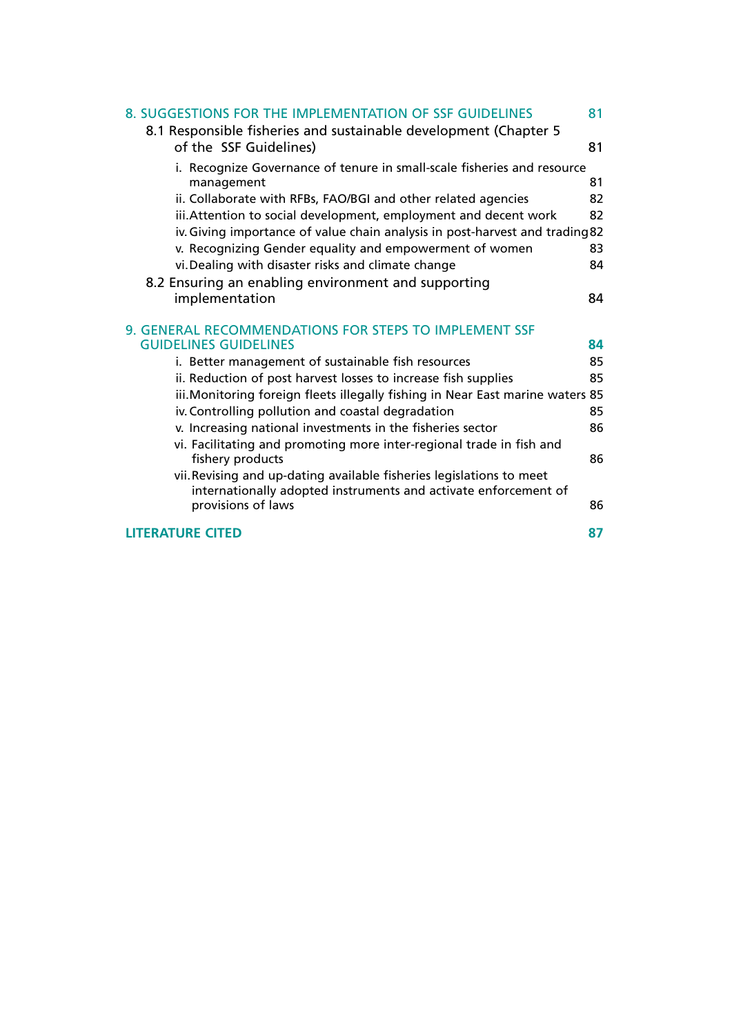8. SUGGESTIONS FOR THE IMPLEMENTATION OF SSF GUIDELINES 81

8.1 Responsible fisheries and sustainable development (Chapter 5 of the SSF Guidelines) 81

i. Recognize Governance of tenure in small-scale fisheries and resource management 81

ii. Collaborate with RFBs, FAO/BGI and other related agencies 82

iii. Attention to social development, employment and decent work 82

iv. Giving importance of value chain analysis in post-harvest and trading 82

v. Recognizing Gender equality and empowerment of women 83

vi. Dealing with disaster risks and climate change 84

8.2 Ensuring an enabling environment and supporting implementation 84

9. GENERAL RECOMMENDATIONS FOR STEPS TO IMPLEMENT SSF GUIDELINES GUIDELINES **84**

i. Better management of sustainable fish resources 85

ii. Reduction of post harvest losses to increase fish supplies 85

iii. Monitoring foreign fleets illegally fishing in Near East marine waters 85

iv. Controlling pollution and coastal degradation 85

v. Increasing national investments in the fisheries sector 86

vi. Facilitating and promoting more inter-regional trade in fish and fishery products 86

vii. Revising and up-dating available fisheries legislations to meet internationally adopted instruments and activate enforcement of provisions of laws 86

**LITERATURE CITED** **87**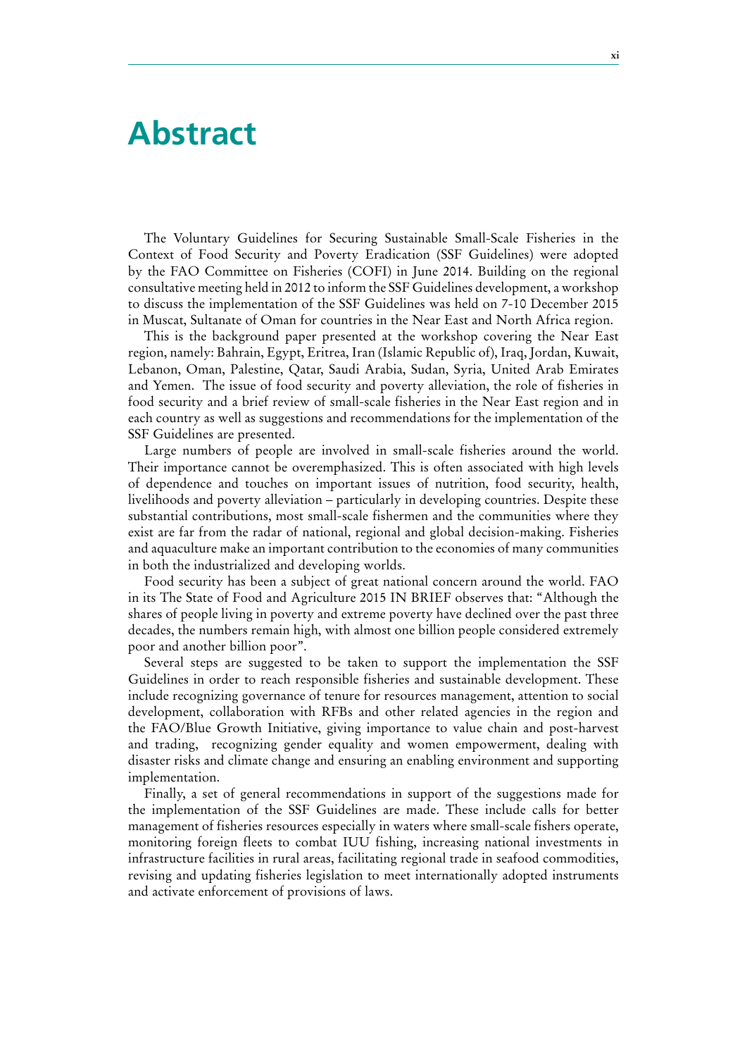# Abstract

The Voluntary Guidelines for Securing Sustainable Small-Scale Fisheries in the Context of Food Security and Poverty Eradication (SSF Guidelines) were adopted by the FAO Committee on Fisheries (COFI) in June 2014. Building on the regional consultative meeting held in 2012 to inform the SSF Guidelines development, a workshop to discuss the implementation of the SSF Guidelines was held on 7-10 December 2015 in Muscat, Sultanate of Oman for countries in the Near East and North Africa region.

This is the background paper presented at the workshop covering the Near East region, namely: Bahrain, Egypt, Eritrea, Iran (Islamic Republic of), Iraq, Jordan, Kuwait, Lebanon, Oman, Palestine, Qatar, Saudi Arabia, Sudan, Syria, United Arab Emirates and Yemen. The issue of food security and poverty alleviation, the role of fisheries in food security and a brief review of small-scale fisheries in the Near East region and in each country as well as suggestions and recommendations for the implementation of the SSF Guidelines are presented.

Large numbers of people are involved in small-scale fisheries around the world. Their importance cannot be overemphasized. This is often associated with high levels of dependence and touches on important issues of nutrition, food security, health, livelihoods and poverty alleviation – particularly in developing countries. Despite these substantial contributions, most small-scale fishermen and the communities where they exist are far from the radar of national, regional and global decision-making. Fisheries and aquaculture make an important contribution to the economies of many communities in both the industrialized and developing worlds.

Food security has been a subject of great national concern around the world. FAO in its The State of Food and Agriculture 2015 IN BRIEF observes that: "Although the shares of people living in poverty and extreme poverty have declined over the past three decades, the numbers remain high, with almost one billion people considered extremely poor and another billion poor".

Several steps are suggested to be taken to support the implementation the SSF Guidelines in order to reach responsible fisheries and sustainable development. These include recognizing governance of tenure for resources management, attention to social development, collaboration with RFBs and other related agencies in the region and the FAO/Blue Growth Initiative, giving importance to value chain and post-harvest and trading, recognizing gender equality and women empowerment, dealing with disaster risks and climate change and ensuring an enabling environment and supporting implementation.

Finally, a set of general recommendations in support of the suggestions made for the implementation of the SSF Guidelines are made. These include calls for better management of fisheries resources especially in waters where small-scale fishers operate, monitoring foreign fleets to combat IUU fishing, increasing national investments in infrastructure facilities in rural areas, facilitating regional trade in seafood commodities, revising and updating fisheries legislation to meet internationally adopted instruments and activate enforcement of provisions of laws.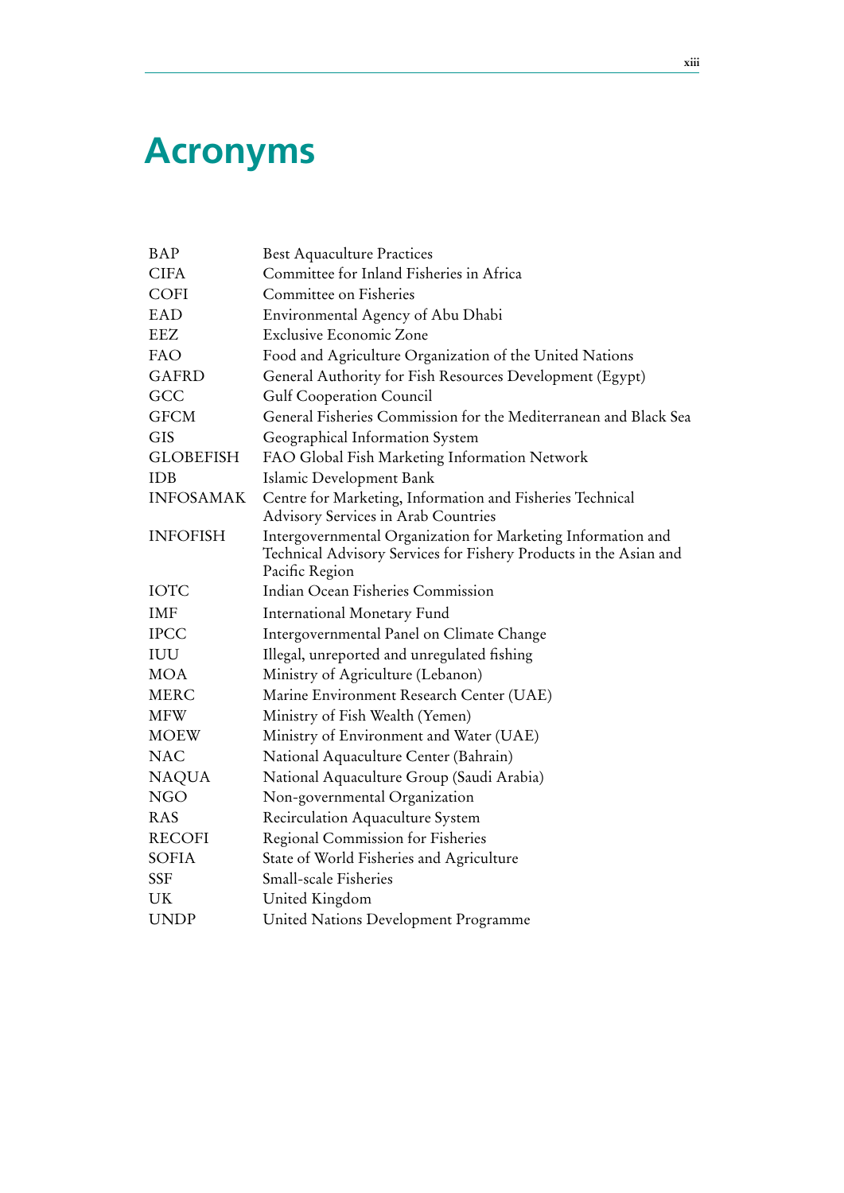# Acronyms

| | |
|---|---|
| BAP | Best Aquaculture Practices |
| CIFA | Committee for Inland Fisheries in Africa |
| COFI | Committee on Fisheries |
| EAD | Environmental Agency of Abu Dhabi |
| EEZ | Exclusive Economic Zone |
| FAO | Food and Agriculture Organization of the United Nations |
| GAFRD | General Authority for Fish Resources Development (Egypt) |
| GCC | Gulf Cooperation Council |
| GFCM | General Fisheries Commission for the Mediterranean and Black Sea |
| GIS | Geographical Information System |
| GLOBEFISH | FAO Global Fish Marketing Information Network |
| IDB | Islamic Development Bank |
| INFOSAMAK | Centre for Marketing, Information and Fisheries Technical Advisory Services in Arab Countries |
| INFOFISH | Intergovernmental Organization for Marketing Information and Technical Advisory Services for Fishery Products in the Asian and Pacific Region |
| IOTC | Indian Ocean Fisheries Commission |
| IMF | International Monetary Fund |
| IPCC | Intergovernmental Panel on Climate Change |
| IUU | Illegal, unreported and unregulated fishing |
| MOA | Ministry of Agriculture (Lebanon) |
| MERC | Marine Environment Research Center (UAE) |
| MFW | Ministry of Fish Wealth (Yemen) |
| MOEW | Ministry of Environment and Water (UAE) |
| NAC | National Aquaculture Center (Bahrain) |
| NAQUA | National Aquaculture Group (Saudi Arabia) |
| NGO | Non-governmental Organization |
| RAS | Recirculation Aquaculture System |
| RECOFI | Regional Commission for Fisheries |
| SOFIA | State of World Fisheries and Agriculture |
| SSF | Small-scale Fisheries |
| UK | United Kingdom |
| UNDP | United Nations Development Programme |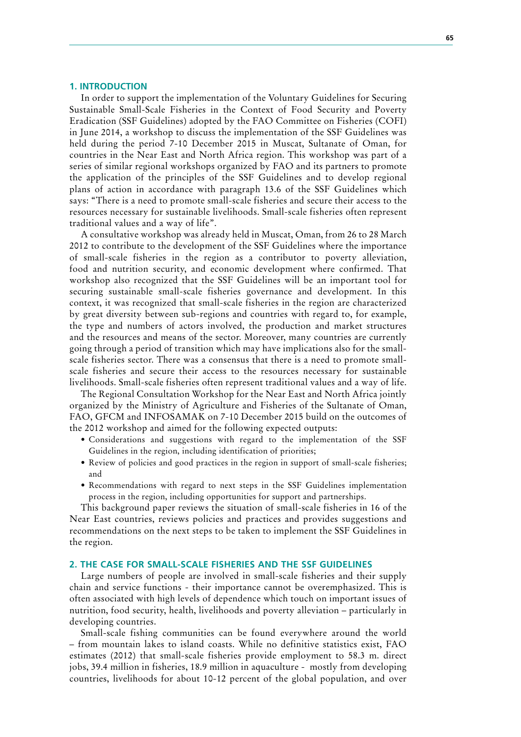## 1. INTRODUCTION

In order to support the implementation of the Voluntary Guidelines for Securing Sustainable Small-Scale Fisheries in the Context of Food Security and Poverty Eradication (SSF Guidelines) adopted by the FAO Committee on Fisheries (COFI) in June 2014, a workshop to discuss the implementation of the SSF Guidelines was held during the period 7-10 December 2015 in Muscat, Sultanate of Oman, for countries in the Near East and North Africa region. This workshop was part of a series of similar regional workshops organized by FAO and its partners to promote the application of the principles of the SSF Guidelines and to develop regional plans of action in accordance with paragraph 13.6 of the SSF Guidelines which says: "There is a need to promote small-scale fisheries and secure their access to the resources necessary for sustainable livelihoods. Small-scale fisheries often represent traditional values and a way of life".

A consultative workshop was already held in Muscat, Oman, from 26 to 28 March 2012 to contribute to the development of the SSF Guidelines where the importance of small-scale fisheries in the region as a contributor to poverty alleviation, food and nutrition security, and economic development where confirmed. That workshop also recognized that the SSF Guidelines will be an important tool for securing sustainable small-scale fisheries governance and development. In this context, it was recognized that small-scale fisheries in the region are characterized by great diversity between sub-regions and countries with regard to, for example, the type and numbers of actors involved, the production and market structures and the resources and means of the sector. Moreover, many countries are currently going through a period of transition which may have implications also for the small-scale fisheries sector. There was a consensus that there is a need to promote small-scale fisheries and secure their access to the resources necessary for sustainable livelihoods. Small-scale fisheries often represent traditional values and a way of life.

The Regional Consultation Workshop for the Near East and North Africa jointly organized by the Ministry of Agriculture and Fisheries of the Sultanate of Oman, FAO, GFCM and INFOSAMAK on 7-10 December 2015 build on the outcomes of the 2012 workshop and aimed for the following expected outputs:

- Considerations and suggestions with regard to the implementation of the SSF Guidelines in the region, including identification of priorities;
- Review of policies and good practices in the region in support of small-scale fisheries; and
- Recommendations with regard to next steps in the SSF Guidelines implementation process in the region, including opportunities for support and partnerships.

This background paper reviews the situation of small-scale fisheries in 16 of the Near East countries, reviews policies and practices and provides suggestions and recommendations on the next steps to be taken to implement the SSF Guidelines in the region.

## 2. THE CASE FOR SMALL-SCALE FISHERIES AND THE SSF GUIDELINES

Large numbers of people are involved in small-scale fisheries and their supply chain and service functions - their importance cannot be overemphasized. This is often associated with high levels of dependence which touch on important issues of nutrition, food security, health, livelihoods and poverty alleviation – particularly in developing countries.

Small-scale fishing communities can be found everywhere around the world – from mountain lakes to island coasts. While no definitive statistics exist, FAO estimates (2012) that small-scale fisheries provide employment to 58.3 m. direct jobs, 39.4 million in fisheries, 18.9 million in aquaculture - mostly from developing countries, livelihoods for about 10-12 percent of the global population, and over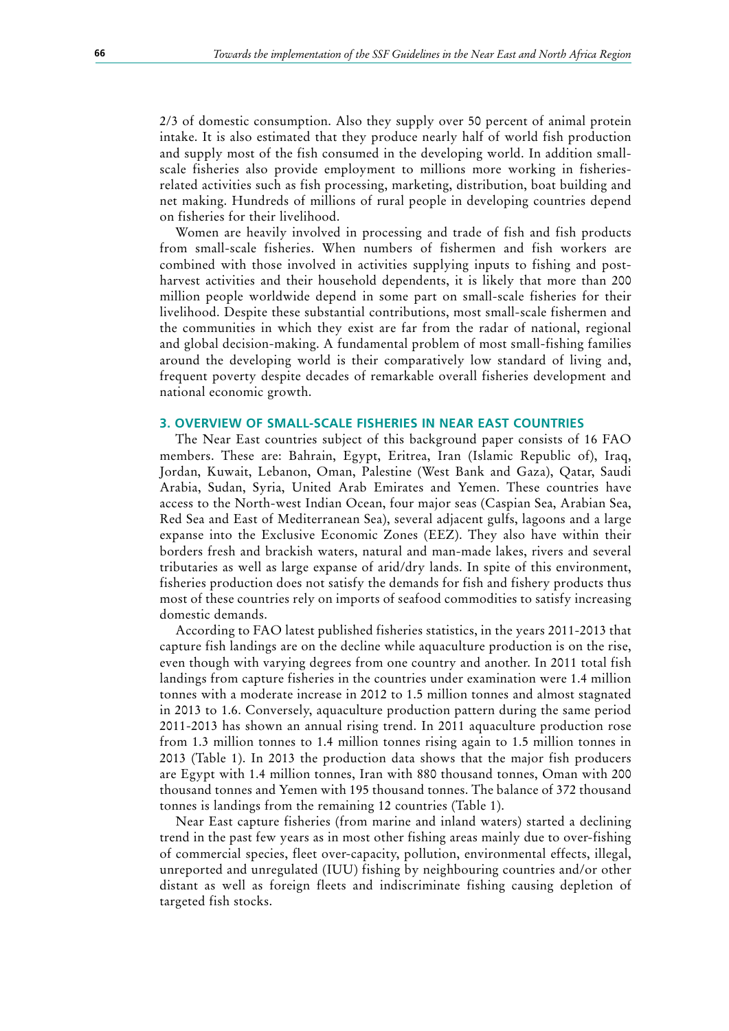2/3 of domestic consumption. Also they supply over 50 percent of animal protein intake. It is also estimated that they produce nearly half of world fish production and supply most of the fish consumed in the developing world. In addition small-scale fisheries also provide employment to millions more working in fisheries-related activities such as fish processing, marketing, distribution, boat building and net making. Hundreds of millions of rural people in developing countries depend on fisheries for their livelihood.

Women are heavily involved in processing and trade of fish and fish products from small-scale fisheries. When numbers of fishermen and fish workers are combined with those involved in activities supplying inputs to fishing and post-harvest activities and their household dependents, it is likely that more than 200 million people worldwide depend in some part on small-scale fisheries for their livelihood. Despite these substantial contributions, most small-scale fishermen and the communities in which they exist are far from the radar of national, regional and global decision-making. A fundamental problem of most small-fishing families around the developing world is their comparatively low standard of living and, frequent poverty despite decades of remarkable overall fisheries development and national economic growth.

## 3. OVERVIEW OF SMALL-SCALE FISHERIES IN NEAR EAST COUNTRIES

The Near East countries subject of this background paper consists of 16 FAO members. These are: Bahrain, Egypt, Eritrea, Iran (Islamic Republic of), Iraq, Jordan, Kuwait, Lebanon, Oman, Palestine (West Bank and Gaza), Qatar, Saudi Arabia, Sudan, Syria, United Arab Emirates and Yemen. These countries have access to the North-west Indian Ocean, four major seas (Caspian Sea, Arabian Sea, Red Sea and East of Mediterranean Sea), several adjacent gulfs, lagoons and a large expanse into the Exclusive Economic Zones (EEZ). They also have within their borders fresh and brackish waters, natural and man-made lakes, rivers and several tributaries as well as large expanse of arid/dry lands. In spite of this environment, fisheries production does not satisfy the demands for fish and fishery products thus most of these countries rely on imports of seafood commodities to satisfy increasing domestic demands.

According to FAO latest published fisheries statistics, in the years 2011-2013 that capture fish landings are on the decline while aquaculture production is on the rise, even though with varying degrees from one country and another. In 2011 total fish landings from capture fisheries in the countries under examination were 1.4 million tonnes with a moderate increase in 2012 to 1.5 million tonnes and almost stagnated in 2013 to 1.6. Conversely, aquaculture production pattern during the same period 2011-2013 has shown an annual rising trend. In 2011 aquaculture production rose from 1.3 million tonnes to 1.4 million tonnes rising again to 1.5 million tonnes in 2013 (Table 1). In 2013 the production data shows that the major fish producers are Egypt with 1.4 million tonnes, Iran with 880 thousand tonnes, Oman with 200 thousand tonnes and Yemen with 195 thousand tonnes. The balance of 372 thousand tonnes is landings from the remaining 12 countries (Table 1).

Near East capture fisheries (from marine and inland waters) started a declining trend in the past few years as in most other fishing areas mainly due to over-fishing of commercial species, fleet over-capacity, pollution, environmental effects, illegal, unreported and unregulated (IUU) fishing by neighbouring countries and/or other distant as well as foreign fleets and indiscriminate fishing causing depletion of targeted fish stocks.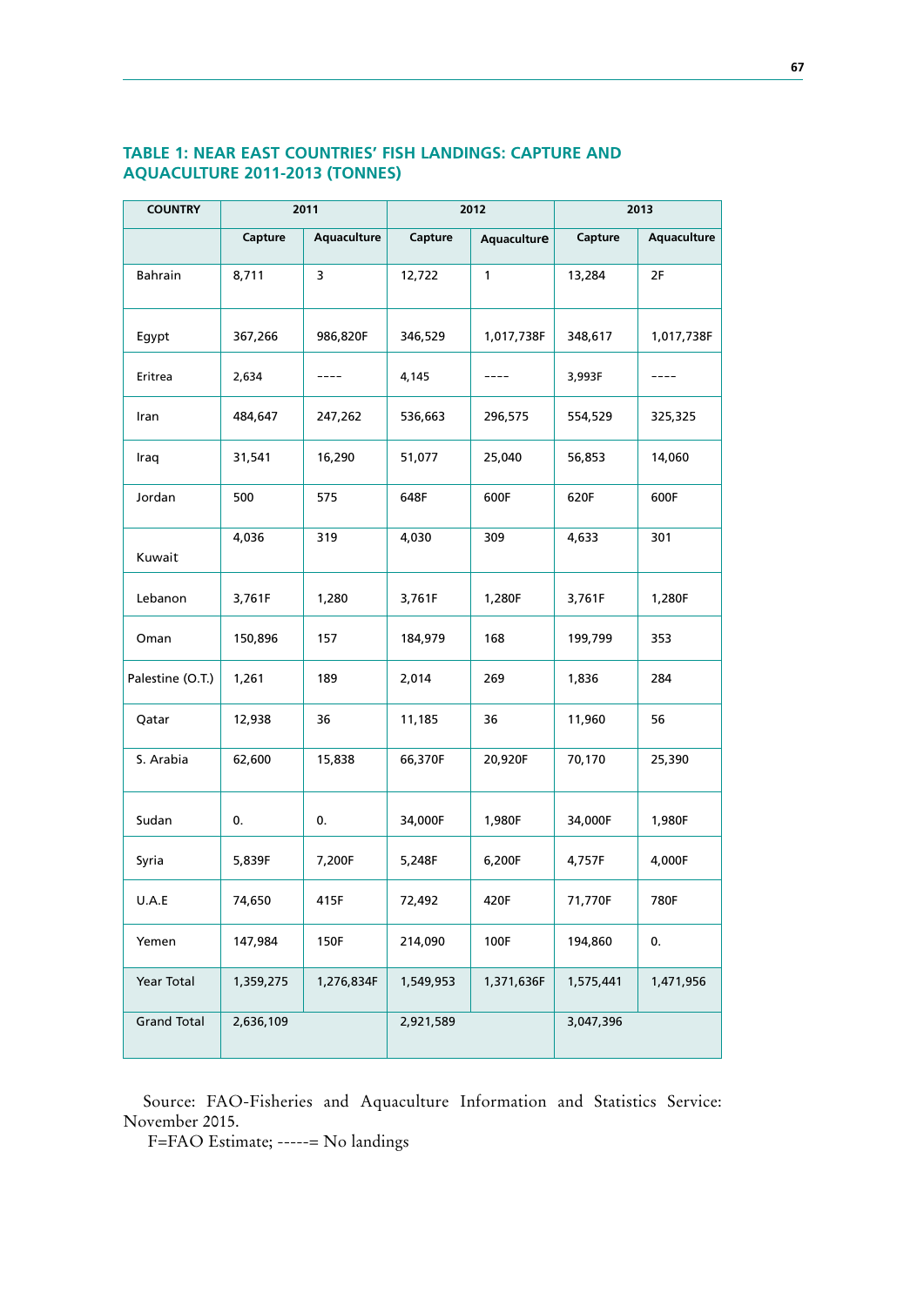### TABLE 1: NEAR EAST COUNTRIES' FISH LANDINGS: CAPTURE AND AQUACULTURE 2011-2013 (TONNES)

| COUNTRY | 2011 | | 2012 | | 2013 | |
|---|---|---|---|---|---|---|
| | Capture | Aquaculture | Capture | Aquaculture | Capture | Aquaculture |
| Bahrain | 8,711 | 3 | 12,722 | 1 | 13,284 | 2F |
| Egypt | 367,266 | 986,820F | 346,529 | 1,017,738F | 348,617 | 1,017,738F |
| Eritrea | 2,634 | ---- | 4,145 | ---- | 3,993F | ---- |
| Iran | 484,647 | 247,262 | 536,663 | 296,575 | 554,529 | 325,325 |
| Iraq | 31,541 | 16,290 | 51,077 | 25,040 | 56,853 | 14,060 |
| Jordan | 500 | 575 | 648F | 600F | 620F | 600F |
| Kuwait | 4,036 | 319 | 4,030 | 309 | 4,633 | 301 |
| Lebanon | 3,761F | 1,280 | 3,761F | 1,280F | 3,761F | 1,280F |
| Oman | 150,896 | 157 | 184,979 | 168 | 199,799 | 353 |
| Palestine (O.T.) | 1,261 | 189 | 2,014 | 269 | 1,836 | 284 |
| Qatar | 12,938 | 36 | 11,185 | 36 | 11,960 | 56 |
| S. Arabia | 62,600 | 15,838 | 66,370F | 20,920F | 70,170 | 25,390 |
| Sudan | 0. | 0. | 34,000F | 1,980F | 34,000F | 1,980F |
| Syria | 5,839F | 7,200F | 5,248F | 6,200F | 4,757F | 4,000F |
| U.A.E | 74,650 | 415F | 72,492 | 420F | 71,770F | 780F |
| Yemen | 147,984 | 150F | 214,090 | 100F | 194,860 | 0. |
| Year Total | 1,359,275 | 1,276,834F | 1,549,953 | 1,371,636F | 1,575,441 | 1,471,956 |
| Grand Total | 2,636,109 | | 2,921,589 | | 3,047,396 | |

Source: FAO-Fisheries and Aquaculture Information and Statistics Service: November 2015.

F=FAO Estimate; -----= No landings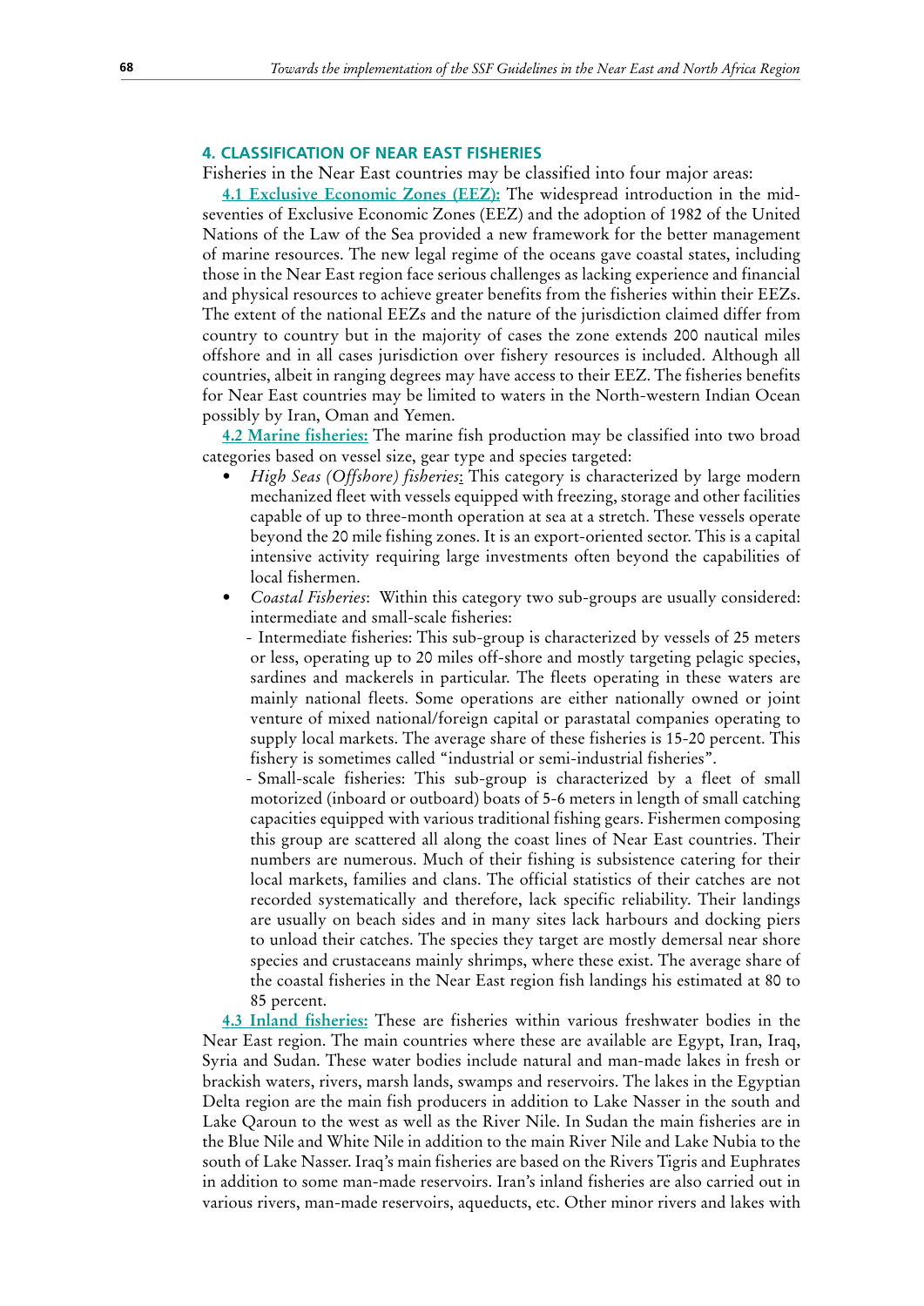## 4. CLASSIFICATION OF NEAR EAST FISHERIES

Fisheries in the Near East countries may be classified into four major areas:

**4.1 Exclusive Economic Zones (EEZ):** The widespread introduction in the mid-seventies of Exclusive Economic Zones (EEZ) and the adoption of 1982 of the United Nations of the Law of the Sea provided a new framework for the better management of marine resources. The new legal regime of the oceans gave coastal states, including those in the Near East region face serious challenges as lacking experience and financial and physical resources to achieve greater benefits from the fisheries within their EEZs. The extent of the national EEZs and the nature of the jurisdiction claimed differ from country to country but in the majority of cases the zone extends 200 nautical miles offshore and in all cases jurisdiction over fishery resources is included. Although all countries, albeit in ranging degrees may have access to their EEZ. The fisheries benefits for Near East countries may be limited to waters in the North-western Indian Ocean possibly by Iran, Oman and Yemen.

**4.2 Marine fisheries:** The marine fish production may be classified into two broad categories based on vessel size, gear type and species targeted:

- *High Seas (Offshore) fisheries*: This category is characterized by large modern mechanized fleet with vessels equipped with freezing, storage and other facilities capable of up to three-month operation at sea at a stretch. These vessels operate beyond the 20 mile fishing zones. It is an export-oriented sector. This is a capital intensive activity requiring large investments often beyond the capabilities of local fishermen.
- *Coastal Fisheries*: Within this category two sub-groups are usually considered: intermediate and small-scale fisheries:
  - Intermediate fisheries: This sub-group is characterized by vessels of 25 meters or less, operating up to 20 miles off-shore and mostly targeting pelagic species, sardines and mackerels in particular. The fleets operating in these waters are mainly national fleets. Some operations are either nationally owned or joint venture of mixed national/foreign capital or parastatal companies operating to supply local markets. The average share of these fisheries is 15-20 percent. This fishery is sometimes called "industrial or semi-industrial fisheries".
  - Small-scale fisheries: This sub-group is characterized by a fleet of small motorized (inboard or outboard) boats of 5-6 meters in length of small catching capacities equipped with various traditional fishing gears. Fishermen composing this group are scattered all along the coast lines of Near East countries. Their numbers are numerous. Much of their fishing is subsistence catering for their local markets, families and clans. The official statistics of their catches are not recorded systematically and therefore, lack specific reliability. Their landings are usually on beach sides and in many sites lack harbours and docking piers to unload their catches. The species they target are mostly demersal near shore species and crustaceans mainly shrimps, where these exist. The average share of the coastal fisheries in the Near East region fish landings his estimated at 80 to 85 percent.

**4.3 Inland fisheries:** These are fisheries within various freshwater bodies in the Near East region. The main countries where these are available are Egypt, Iran, Iraq, Syria and Sudan. These water bodies include natural and man-made lakes in fresh or brackish waters, rivers, marsh lands, swamps and reservoirs. The lakes in the Egyptian Delta region are the main fish producers in addition to Lake Nasser in the south and Lake Qaroun to the west as well as the River Nile. In Sudan the main fisheries are in the Blue Nile and White Nile in addition to the main River Nile and Lake Nubia to the south of Lake Nasser. Iraq's main fisheries are based on the Rivers Tigris and Euphrates in addition to some man-made reservoirs. Iran's inland fisheries are also carried out in various rivers, man-made reservoirs, aqueducts, etc. Other minor rivers and lakes with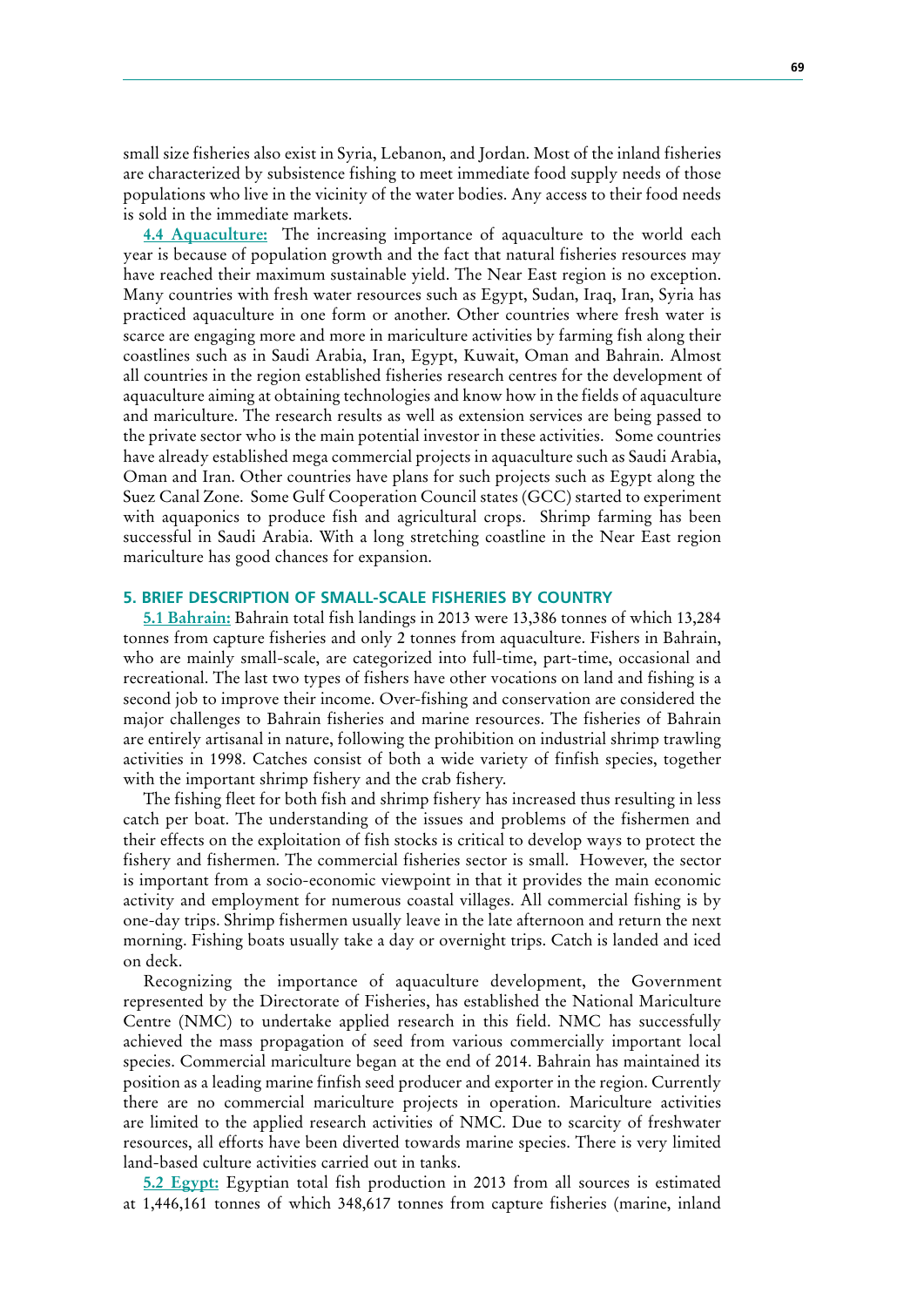small size fisheries also exist in Syria, Lebanon, and Jordan. Most of the inland fisheries are characterized by subsistence fishing to meet immediate food supply needs of those populations who live in the vicinity of the water bodies. Any access to their food needs is sold in the immediate markets.

**4.4 Aquaculture:** The increasing importance of aquaculture to the world each year is because of population growth and the fact that natural fisheries resources may have reached their maximum sustainable yield. The Near East region is no exception. Many countries with fresh water resources such as Egypt, Sudan, Iraq, Iran, Syria has practiced aquaculture in one form or another. Other countries where fresh water is scarce are engaging more and more in mariculture activities by farming fish along their coastlines such as in Saudi Arabia, Iran, Egypt, Kuwait, Oman and Bahrain. Almost all countries in the region established fisheries research centres for the development of aquaculture aiming at obtaining technologies and know how in the fields of aquaculture and mariculture. The research results as well as extension services are being passed to the private sector who is the main potential investor in these activities. Some countries have already established mega commercial projects in aquaculture such as Saudi Arabia, Oman and Iran. Other countries have plans for such projects such as Egypt along the Suez Canal Zone. Some Gulf Cooperation Council states (GCC) started to experiment with aquaponics to produce fish and agricultural crops. Shrimp farming has been successful in Saudi Arabia. With a long stretching coastline in the Near East region mariculture has good chances for expansion.

## 5. BRIEF DESCRIPTION OF SMALL-SCALE FISHERIES BY COUNTRY

**5.1 Bahrain:** Bahrain total fish landings in 2013 were 13,386 tonnes of which 13,284 tonnes from capture fisheries and only 2 tonnes from aquaculture. Fishers in Bahrain, who are mainly small-scale, are categorized into full-time, part-time, occasional and recreational. The last two types of fishers have other vocations on land and fishing is a second job to improve their income. Over-fishing and conservation are considered the major challenges to Bahrain fisheries and marine resources. The fisheries of Bahrain are entirely artisanal in nature, following the prohibition on industrial shrimp trawling activities in 1998. Catches consist of both a wide variety of finfish species, together with the important shrimp fishery and the crab fishery.

The fishing fleet for both fish and shrimp fishery has increased thus resulting in less catch per boat. The understanding of the issues and problems of the fishermen and their effects on the exploitation of fish stocks is critical to develop ways to protect the fishery and fishermen. The commercial fisheries sector is small. However, the sector is important from a socio-economic viewpoint in that it provides the main economic activity and employment for numerous coastal villages. All commercial fishing is by one-day trips. Shrimp fishermen usually leave in the late afternoon and return the next morning. Fishing boats usually take a day or overnight trips. Catch is landed and iced on deck.

Recognizing the importance of aquaculture development, the Government represented by the Directorate of Fisheries, has established the National Mariculture Centre (NMC) to undertake applied research in this field. NMC has successfully achieved the mass propagation of seed from various commercially important local species. Commercial mariculture began at the end of 2014. Bahrain has maintained its position as a leading marine finfish seed producer and exporter in the region. Currently there are no commercial mariculture projects in operation. Mariculture activities are limited to the applied research activities of NMC. Due to scarcity of freshwater resources, all efforts have been diverted towards marine species. There is very limited land-based culture activities carried out in tanks.

**5.2 Egypt:** Egyptian total fish production in 2013 from all sources is estimated at 1,446,161 tonnes of which 348,617 tonnes from capture fisheries (marine, inland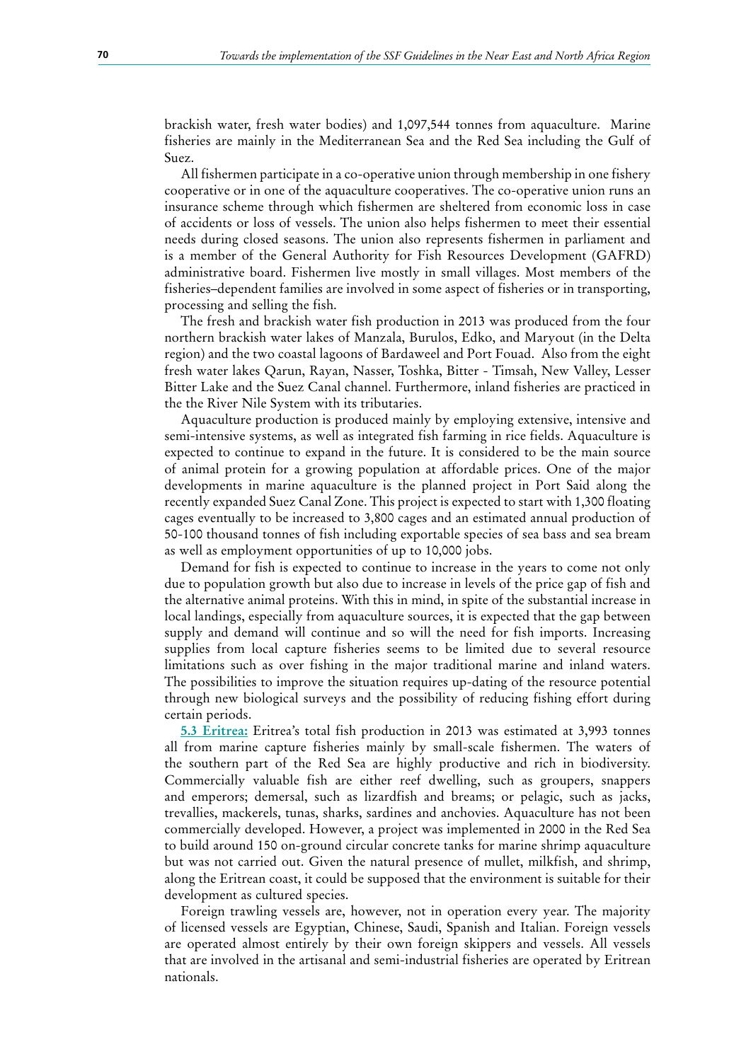brackish water, fresh water bodies) and 1,097,544 tonnes from aquaculture. Marine fisheries are mainly in the Mediterranean Sea and the Red Sea including the Gulf of Suez.

All fishermen participate in a co-operative union through membership in one fishery cooperative or in one of the aquaculture cooperatives. The co-operative union runs an insurance scheme through which fishermen are sheltered from economic loss in case of accidents or loss of vessels. The union also helps fishermen to meet their essential needs during closed seasons. The union also represents fishermen in parliament and is a member of the General Authority for Fish Resources Development (GAFRD) administrative board. Fishermen live mostly in small villages. Most members of the fisheries–dependent families are involved in some aspect of fisheries or in transporting, processing and selling the fish.

The fresh and brackish water fish production in 2013 was produced from the four northern brackish water lakes of Manzala, Burulos, Edko, and Maryout (in the Delta region) and the two coastal lagoons of Bardaweel and Port Fouad. Also from the eight fresh water lakes Qarun, Rayan, Nasser, Toshka, Bitter - Timsah, New Valley, Lesser Bitter Lake and the Suez Canal channel. Furthermore, inland fisheries are practiced in the the River Nile System with its tributaries.

Aquaculture production is produced mainly by employing extensive, intensive and semi-intensive systems, as well as integrated fish farming in rice fields. Aquaculture is expected to continue to expand in the future. It is considered to be the main source of animal protein for a growing population at affordable prices. One of the major developments in marine aquaculture is the planned project in Port Said along the recently expanded Suez Canal Zone. This project is expected to start with 1,300 floating cages eventually to be increased to 3,800 cages and an estimated annual production of 50-100 thousand tonnes of fish including exportable species of sea bass and sea bream as well as employment opportunities of up to 10,000 jobs.

Demand for fish is expected to continue to increase in the years to come not only due to population growth but also due to increase in levels of the price gap of fish and the alternative animal proteins. With this in mind, in spite of the substantial increase in local landings, especially from aquaculture sources, it is expected that the gap between supply and demand will continue and so will the need for fish imports. Increasing supplies from local capture fisheries seems to be limited due to several resource limitations such as over fishing in the major traditional marine and inland waters. The possibilities to improve the situation requires up-dating of the resource potential through new biological surveys and the possibility of reducing fishing effort during certain periods.

**5.3 Eritrea:** Eritrea's total fish production in 2013 was estimated at 3,993 tonnes all from marine capture fisheries mainly by small-scale fishermen. The waters of the southern part of the Red Sea are highly productive and rich in biodiversity. Commercially valuable fish are either reef dwelling, such as groupers, snappers and emperors; demersal, such as lizardfish and breams; or pelagic, such as jacks, trevallies, mackerels, tunas, sharks, sardines and anchovies. Aquaculture has not been commercially developed. However, a project was implemented in 2000 in the Red Sea to build around 150 on-ground circular concrete tanks for marine shrimp aquaculture but was not carried out. Given the natural presence of mullet, milkfish, and shrimp, along the Eritrean coast, it could be supposed that the environment is suitable for their development as cultured species.

Foreign trawling vessels are, however, not in operation every year. The majority of licensed vessels are Egyptian, Chinese, Saudi, Spanish and Italian. Foreign vessels are operated almost entirely by their own foreign skippers and vessels. All vessels that are involved in the artisanal and semi-industrial fisheries are operated by Eritrean nationals.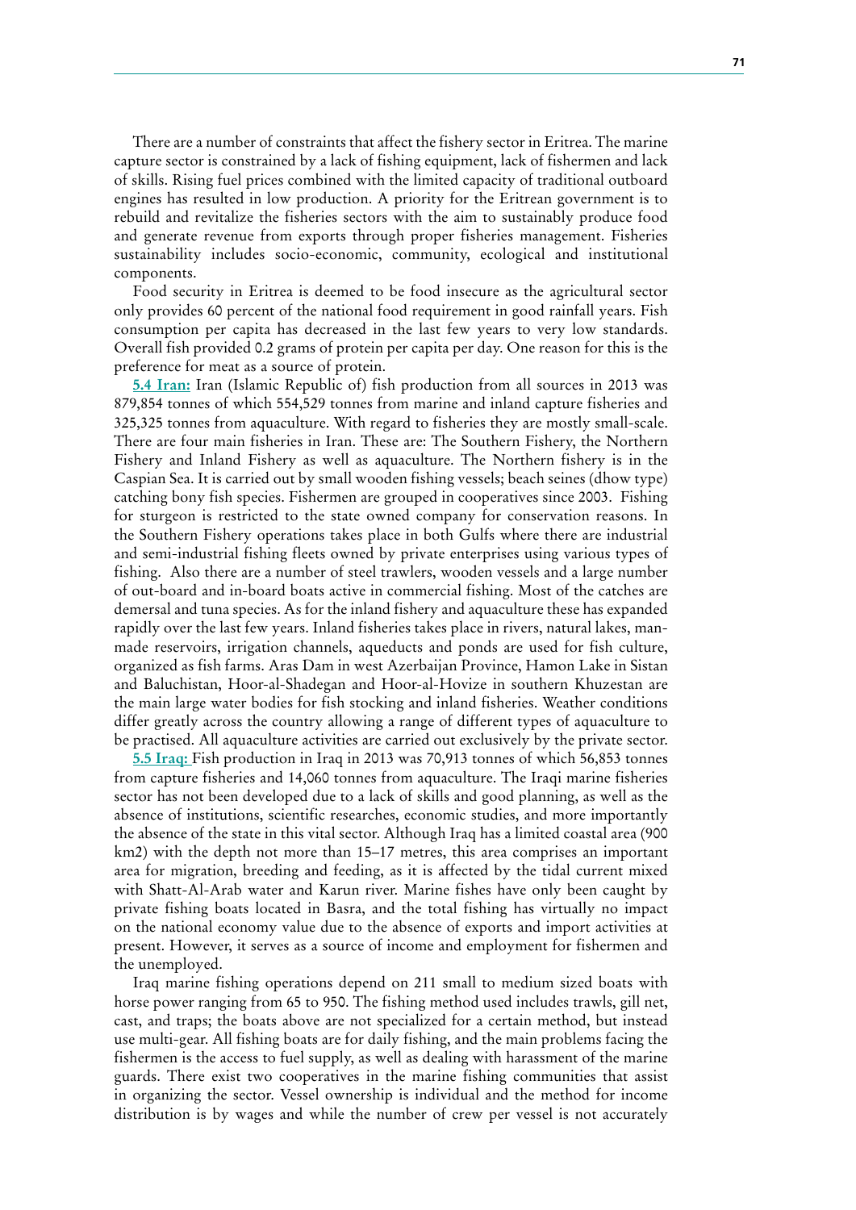There are a number of constraints that affect the fishery sector in Eritrea. The marine capture sector is constrained by a lack of fishing equipment, lack of fishermen and lack of skills. Rising fuel prices combined with the limited capacity of traditional outboard engines has resulted in low production. A priority for the Eritrean government is to rebuild and revitalize the fisheries sectors with the aim to sustainably produce food and generate revenue from exports through proper fisheries management. Fisheries sustainability includes socio-economic, community, ecological and institutional components.

Food security in Eritrea is deemed to be food insecure as the agricultural sector only provides 60 percent of the national food requirement in good rainfall years. Fish consumption per capita has decreased in the last few years to very low standards. Overall fish provided 0.2 grams of protein per capita per day. One reason for this is the preference for meat as a source of protein.

**5.4 Iran:** Iran (Islamic Republic of) fish production from all sources in 2013 was 879,854 tonnes of which 554,529 tonnes from marine and inland capture fisheries and 325,325 tonnes from aquaculture. With regard to fisheries they are mostly small-scale. There are four main fisheries in Iran. These are: The Southern Fishery, the Northern Fishery and Inland Fishery as well as aquaculture. The Northern fishery is in the Caspian Sea. It is carried out by small wooden fishing vessels; beach seines (dhow type) catching bony fish species. Fishermen are grouped in cooperatives since 2003. Fishing for sturgeon is restricted to the state owned company for conservation reasons. In the Southern Fishery operations takes place in both Gulfs where there are industrial and semi-industrial fishing fleets owned by private enterprises using various types of fishing. Also there are a number of steel trawlers, wooden vessels and a large number of out-board and in-board boats active in commercial fishing. Most of the catches are demersal and tuna species. As for the inland fishery and aquaculture these has expanded rapidly over the last few years. Inland fisheries takes place in rivers, natural lakes, man-made reservoirs, irrigation channels, aqueducts and ponds are used for fish culture, organized as fish farms. Aras Dam in west Azerbaijan Province, Hamon Lake in Sistan and Baluchistan, Hoor-al-Shadegan and Hoor-al-Hovize in southern Khuzestan are the main large water bodies for fish stocking and inland fisheries. Weather conditions differ greatly across the country allowing a range of different types of aquaculture to be practised. All aquaculture activities are carried out exclusively by the private sector.

**5.5 Iraq:** Fish production in Iraq in 2013 was 70,913 tonnes of which 56,853 tonnes from capture fisheries and 14,060 tonnes from aquaculture. The Iraqi marine fisheries sector has not been developed due to a lack of skills and good planning, as well as the absence of institutions, scientific researches, economic studies, and more importantly the absence of the state in this vital sector. Although Iraq has a limited coastal area (900 km2) with the depth not more than 15–17 metres, this area comprises an important area for migration, breeding and feeding, as it is affected by the tidal current mixed with Shatt-Al-Arab water and Karun river. Marine fishes have only been caught by private fishing boats located in Basra, and the total fishing has virtually no impact on the national economy value due to the absence of exports and import activities at present. However, it serves as a source of income and employment for fishermen and the unemployed.

Iraq marine fishing operations depend on 211 small to medium sized boats with horse power ranging from 65 to 950. The fishing method used includes trawls, gill net, cast, and traps; the boats above are not specialized for a certain method, but instead use multi-gear. All fishing boats are for daily fishing, and the main problems facing the fishermen is the access to fuel supply, as well as dealing with harassment of the marine guards. There exist two cooperatives in the marine fishing communities that assist in organizing the sector. Vessel ownership is individual and the method for income distribution is by wages and while the number of crew per vessel is not accurately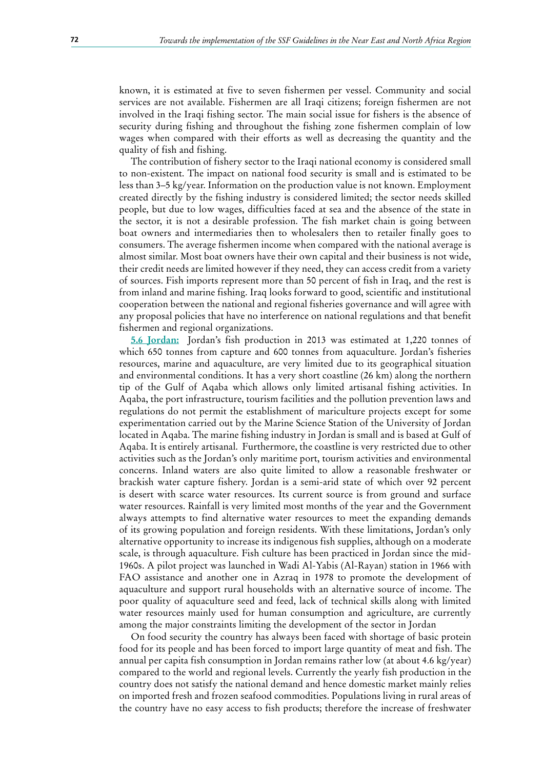known, it is estimated at five to seven fishermen per vessel. Community and social services are not available. Fishermen are all Iraqi citizens; foreign fishermen are not involved in the Iraqi fishing sector. The main social issue for fishers is the absence of security during fishing and throughout the fishing zone fishermen complain of low wages when compared with their efforts as well as decreasing the quantity and the quality of fish and fishing.

The contribution of fishery sector to the Iraqi national economy is considered small to non-existent. The impact on national food security is small and is estimated to be less than 3–5 kg/year. Information on the production value is not known. Employment created directly by the fishing industry is considered limited; the sector needs skilled people, but due to low wages, difficulties faced at sea and the absence of the state in the sector, it is not a desirable profession. The fish market chain is going between boat owners and intermediaries then to wholesalers then to retailer finally goes to consumers. The average fishermen income when compared with the national average is almost similar. Most boat owners have their own capital and their business is not wide, their credit needs are limited however if they need, they can access credit from a variety of sources. Fish imports represent more than 50 percent of fish in Iraq, and the rest is from inland and marine fishing. Iraq looks forward to good, scientific and institutional cooperation between the national and regional fisheries governance and will agree with any proposal policies that have no interference on national regulations and that benefit fishermen and regional organizations.

**5.6 Jordan:** Jordan's fish production in 2013 was estimated at 1,220 tonnes of which 650 tonnes from capture and 600 tonnes from aquaculture. Jordan's fisheries resources, marine and aquaculture, are very limited due to its geographical situation and environmental conditions. It has a very short coastline (26 km) along the northern tip of the Gulf of Aqaba which allows only limited artisanal fishing activities. In Aqaba, the port infrastructure, tourism facilities and the pollution prevention laws and regulations do not permit the establishment of mariculture projects except for some experimentation carried out by the Marine Science Station of the University of Jordan located in Aqaba. The marine fishing industry in Jordan is small and is based at Gulf of Aqaba. It is entirely artisanal. Furthermore, the coastline is very restricted due to other activities such as the Jordan's only maritime port, tourism activities and environmental concerns. Inland waters are also quite limited to allow a reasonable freshwater or brackish water capture fishery. Jordan is a semi-arid state of which over 92 percent is desert with scarce water resources. Its current source is from ground and surface water resources. Rainfall is very limited most months of the year and the Government always attempts to find alternative water resources to meet the expanding demands of its growing population and foreign residents. With these limitations, Jordan's only alternative opportunity to increase its indigenous fish supplies, although on a moderate scale, is through aquaculture. Fish culture has been practiced in Jordan since the mid-1960s. A pilot project was launched in Wadi Al-Yabis (Al-Rayan) station in 1966 with FAO assistance and another one in Azraq in 1978 to promote the development of aquaculture and support rural households with an alternative source of income. The poor quality of aquaculture seed and feed, lack of technical skills along with limited water resources mainly used for human consumption and agriculture, are currently among the major constraints limiting the development of the sector in Jordan

On food security the country has always been faced with shortage of basic protein food for its people and has been forced to import large quantity of meat and fish. The annual per capita fish consumption in Jordan remains rather low (at about 4.6 kg/year) compared to the world and regional levels. Currently the yearly fish production in the country does not satisfy the national demand and hence domestic market mainly relies on imported fresh and frozen seafood commodities. Populations living in rural areas of the country have no easy access to fish products; therefore the increase of freshwater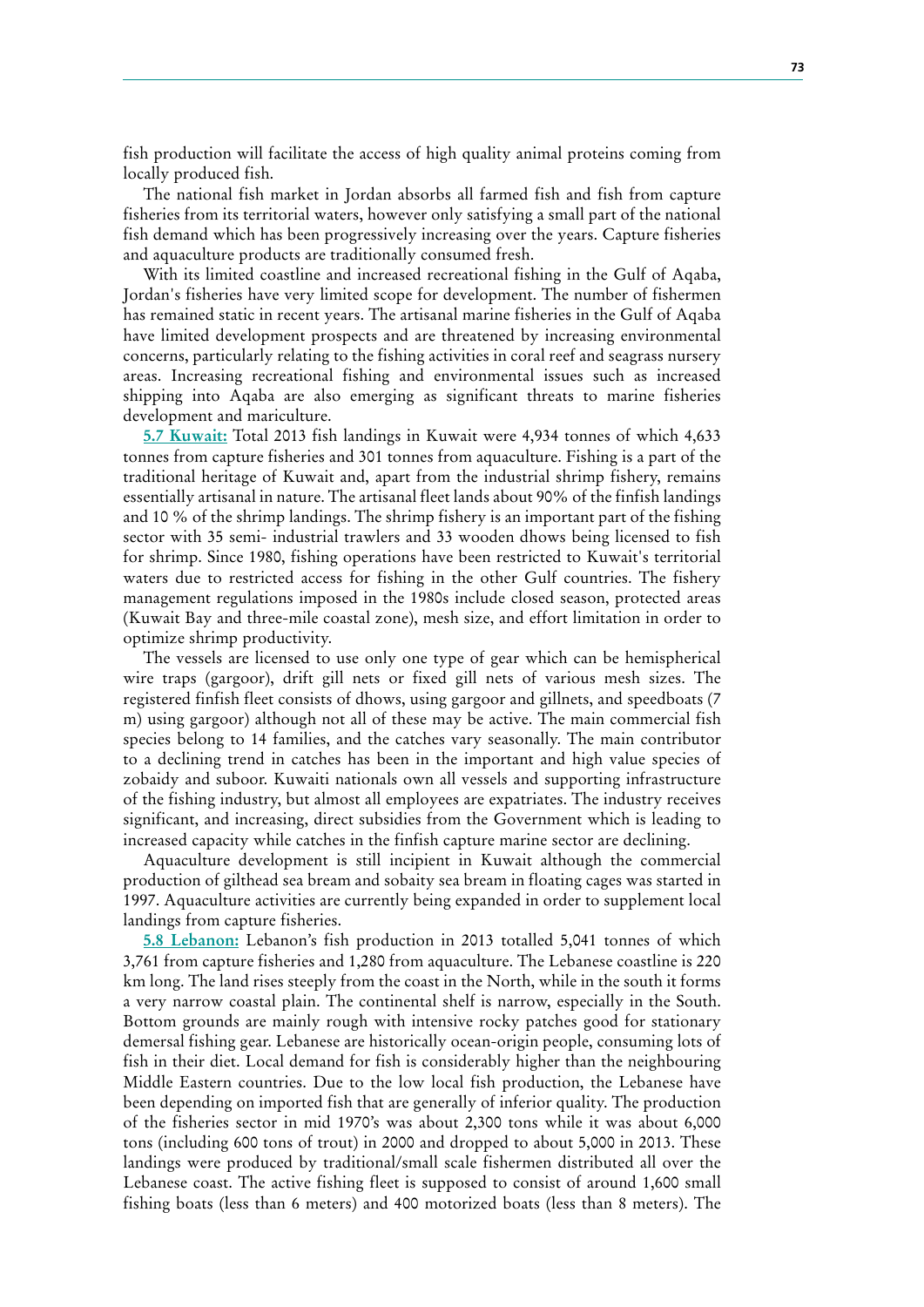fish production will facilitate the access of high quality animal proteins coming from locally produced fish.

The national fish market in Jordan absorbs all farmed fish and fish from capture fisheries from its territorial waters, however only satisfying a small part of the national fish demand which has been progressively increasing over the years. Capture fisheries and aquaculture products are traditionally consumed fresh.

With its limited coastline and increased recreational fishing in the Gulf of Aqaba, Jordan's fisheries have very limited scope for development. The number of fishermen has remained static in recent years. The artisanal marine fisheries in the Gulf of Aqaba have limited development prospects and are threatened by increasing environmental concerns, particularly relating to the fishing activities in coral reef and seagrass nursery areas. Increasing recreational fishing and environmental issues such as increased shipping into Aqaba are also emerging as significant threats to marine fisheries development and mariculture.

**5.7 Kuwait:** Total 2013 fish landings in Kuwait were 4,934 tonnes of which 4,633 tonnes from capture fisheries and 301 tonnes from aquaculture. Fishing is a part of the traditional heritage of Kuwait and, apart from the industrial shrimp fishery, remains essentially artisanal in nature. The artisanal fleet lands about 90% of the finfish landings and 10 % of the shrimp landings. The shrimp fishery is an important part of the fishing sector with 35 semi- industrial trawlers and 33 wooden dhows being licensed to fish for shrimp. Since 1980, fishing operations have been restricted to Kuwait's territorial waters due to restricted access for fishing in the other Gulf countries. The fishery management regulations imposed in the 1980s include closed season, protected areas (Kuwait Bay and three-mile coastal zone), mesh size, and effort limitation in order to optimize shrimp productivity.

The vessels are licensed to use only one type of gear which can be hemispherical wire traps (gargoor), drift gill nets or fixed gill nets of various mesh sizes. The registered finfish fleet consists of dhows, using gargoor and gillnets, and speedboats (7 m) using gargoor) although not all of these may be active. The main commercial fish species belong to 14 families, and the catches vary seasonally. The main contributor to a declining trend in catches has been in the important and high value species of zobaidy and suboor. Kuwaiti nationals own all vessels and supporting infrastructure of the fishing industry, but almost all employees are expatriates. The industry receives significant, and increasing, direct subsidies from the Government which is leading to increased capacity while catches in the finfish capture marine sector are declining.

Aquaculture development is still incipient in Kuwait although the commercial production of gilthead sea bream and sobaity sea bream in floating cages was started in 1997. Aquaculture activities are currently being expanded in order to supplement local landings from capture fisheries.

**5.8 Lebanon:** Lebanon's fish production in 2013 totalled 5,041 tonnes of which 3,761 from capture fisheries and 1,280 from aquaculture. The Lebanese coastline is 220 km long. The land rises steeply from the coast in the North, while in the south it forms a very narrow coastal plain. The continental shelf is narrow, especially in the South. Bottom grounds are mainly rough with intensive rocky patches good for stationary demersal fishing gear. Lebanese are historically ocean-origin people, consuming lots of fish in their diet. Local demand for fish is considerably higher than the neighbouring Middle Eastern countries. Due to the low local fish production, the Lebanese have been depending on imported fish that are generally of inferior quality. The production of the fisheries sector in mid 1970's was about 2,300 tons while it was about 6,000 tons (including 600 tons of trout) in 2000 and dropped to about 5,000 in 2013. These landings were produced by traditional/small scale fishermen distributed all over the Lebanese coast. The active fishing fleet is supposed to consist of around 1,600 small fishing boats (less than 6 meters) and 400 motorized boats (less than 8 meters). The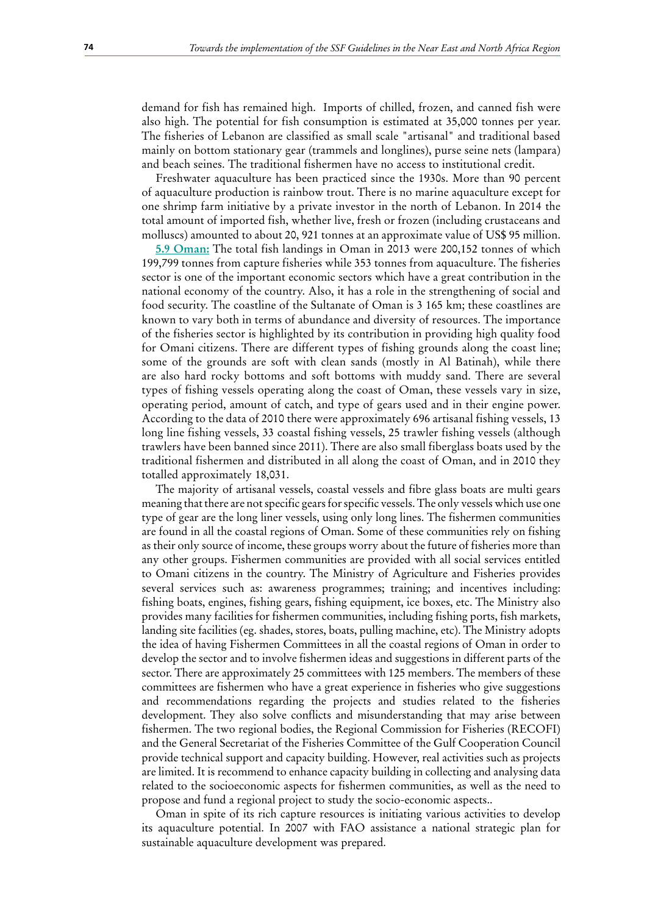demand for fish has remained high. Imports of chilled, frozen, and canned fish were also high. The potential for fish consumption is estimated at 35,000 tonnes per year. The fisheries of Lebanon are classified as small scale "artisanal" and traditional based mainly on bottom stationary gear (trammels and longlines), purse seine nets (lampara) and beach seines. The traditional fishermen have no access to institutional credit.

Freshwater aquaculture has been practiced since the 1930s. More than 90 percent of aquaculture production is rainbow trout. There is no marine aquaculture except for one shrimp farm initiative by a private investor in the north of Lebanon. In 2014 the total amount of imported fish, whether live, fresh or frozen (including crustaceans and molluscs) amounted to about 20, 921 tonnes at an approximate value of US$ 95 million.

**5.9 Oman:** The total fish landings in Oman in 2013 were 200,152 tonnes of which 199,799 tonnes from capture fisheries while 353 tonnes from aquaculture. The fisheries sector is one of the important economic sectors which have a great contribution in the national economy of the country. Also, it has a role in the strengthening of social and food security. The coastline of the Sultanate of Oman is 3 165 km; these coastlines are known to vary both in terms of abundance and diversity of resources. The importance of the fisheries sector is highlighted by its contribution in providing high quality food for Omani citizens. There are different types of fishing grounds along the coast line; some of the grounds are soft with clean sands (mostly in Al Batinah), while there are also hard rocky bottoms and soft bottoms with muddy sand. There are several types of fishing vessels operating along the coast of Oman, these vessels vary in size, operating period, amount of catch, and type of gears used and in their engine power. According to the data of 2010 there were approximately 696 artisanal fishing vessels, 13 long line fishing vessels, 33 coastal fishing vessels, 25 trawler fishing vessels (although trawlers have been banned since 2011). There are also small fiberglass boats used by the traditional fishermen and distributed in all along the coast of Oman, and in 2010 they totalled approximately 18,031.

The majority of artisanal vessels, coastal vessels and fibre glass boats are multi gears meaning that there are not specific gears for specific vessels. The only vessels which use one type of gear are the long liner vessels, using only long lines. The fishermen communities are found in all the coastal regions of Oman. Some of these communities rely on fishing as their only source of income, these groups worry about the future of fisheries more than any other groups. Fishermen communities are provided with all social services entitled to Omani citizens in the country. The Ministry of Agriculture and Fisheries provides several services such as: awareness programmes; training; and incentives including: fishing boats, engines, fishing gears, fishing equipment, ice boxes, etc. The Ministry also provides many facilities for fishermen communities, including fishing ports, fish markets, landing site facilities (eg. shades, stores, boats, pulling machine, etc). The Ministry adopts the idea of having Fishermen Committees in all the coastal regions of Oman in order to develop the sector and to involve fishermen ideas and suggestions in different parts of the sector. There are approximately 25 committees with 125 members. The members of these committees are fishermen who have a great experience in fisheries who give suggestions and recommendations regarding the projects and studies related to the fisheries development. They also solve conflicts and misunderstanding that may arise between fishermen. The two regional bodies, the Regional Commission for Fisheries (RECOFI) and the General Secretariat of the Fisheries Committee of the Gulf Cooperation Council provide technical support and capacity building. However, real activities such as projects are limited. It is recommend to enhance capacity building in collecting and analysing data related to the socioeconomic aspects for fishermen communities, as well as the need to propose and fund a regional project to study the socio-economic aspects..

Oman in spite of its rich capture resources is initiating various activities to develop its aquaculture potential. In 2007 with FAO assistance a national strategic plan for sustainable aquaculture development was prepared.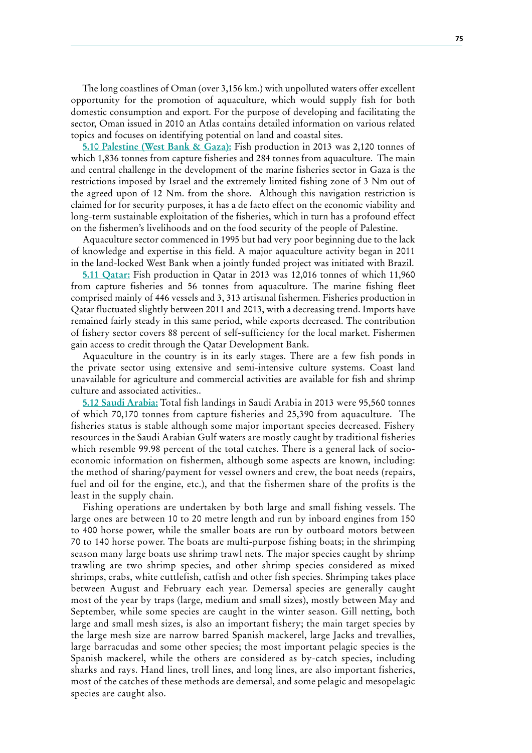The long coastlines of Oman (over 3,156 km.) with unpolluted waters offer excellent opportunity for the promotion of aquaculture, which would supply fish for both domestic consumption and export. For the purpose of developing and facilitating the sector, Oman issued in 2010 an Atlas contains detailed information on various related topics and focuses on identifying potential on land and coastal sites.

**5.10 Palestine (West Bank & Gaza):** Fish production in 2013 was 2,120 tonnes of which 1,836 tonnes from capture fisheries and 284 tonnes from aquaculture. The main and central challenge in the development of the marine fisheries sector in Gaza is the restrictions imposed by Israel and the extremely limited fishing zone of 3 Nm out of the agreed upon of 12 Nm. from the shore. Although this navigation restriction is claimed for for security purposes, it has a de facto effect on the economic viability and long-term sustainable exploitation of the fisheries, which in turn has a profound effect on the fishermen's livelihoods and on the food security of the people of Palestine.

Aquaculture sector commenced in 1995 but had very poor beginning due to the lack of knowledge and expertise in this field. A major aquaculture activity began in 2011 in the land-locked West Bank when a jointly funded project was initiated with Brazil.

**5.11 Qatar:** Fish production in Qatar in 2013 was 12,016 tonnes of which 11,960 from capture fisheries and 56 tonnes from aquaculture. The marine fishing fleet comprised mainly of 446 vessels and 3, 313 artisanal fishermen. Fisheries production in Qatar fluctuated slightly between 2011 and 2013, with a decreasing trend. Imports have remained fairly steady in this same period, while exports decreased. The contribution of fishery sector covers 88 percent of self-sufficiency for the local market. Fishermen gain access to credit through the Qatar Development Bank.

Aquaculture in the country is in its early stages. There are a few fish ponds in the private sector using extensive and semi-intensive culture systems. Coast land unavailable for agriculture and commercial activities are available for fish and shrimp culture and associated activities..

**5.12 Saudi Arabia:** Total fish landings in Saudi Arabia in 2013 were 95,560 tonnes of which 70,170 tonnes from capture fisheries and 25,390 from aquaculture. The fisheries status is stable although some major important species decreased. Fishery resources in the Saudi Arabian Gulf waters are mostly caught by traditional fisheries which resemble 99.98 percent of the total catches. There is a general lack of socio-economic information on fishermen, although some aspects are known, including: the method of sharing/payment for vessel owners and crew, the boat needs (repairs, fuel and oil for the engine, etc.), and that the fishermen share of the profits is the least in the supply chain.

Fishing operations are undertaken by both large and small fishing vessels. The large ones are between 10 to 20 metre length and run by inboard engines from 150 to 400 horse power, while the smaller boats are run by outboard motors between 70 to 140 horse power. The boats are multi-purpose fishing boats; in the shrimping season many large boats use shrimp trawl nets. The major species caught by shrimp trawling are two shrimp species, and other shrimp species considered as mixed shrimps, crabs, white cuttlefish, catfish and other fish species. Shrimping takes place between August and February each year. Demersal species are generally caught most of the year by traps (large, medium and small sizes), mostly between May and September, while some species are caught in the winter season. Gill netting, both large and small mesh sizes, is also an important fishery; the main target species by the large mesh size are narrow barred Spanish mackerel, large Jacks and trevallies, large barracudas and some other species; the most important pelagic species is the Spanish mackerel, while the others are considered as by-catch species, including sharks and rays. Hand lines, troll lines, and long lines, are also important fisheries, most of the catches of these methods are demersal, and some pelagic and mesopelagic species are caught also.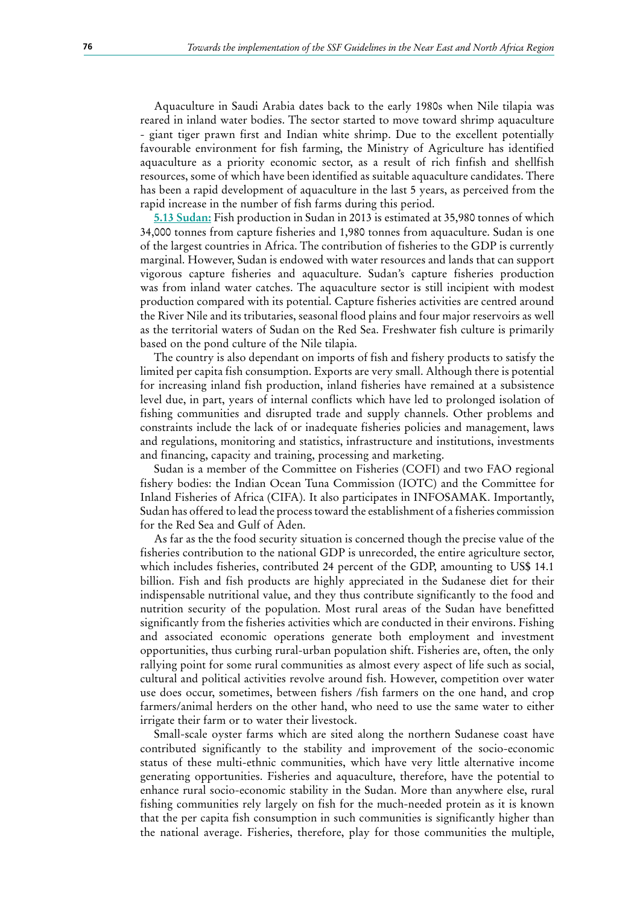Aquaculture in Saudi Arabia dates back to the early 1980s when Nile tilapia was reared in inland water bodies. The sector started to move toward shrimp aquaculture - giant tiger prawn first and Indian white shrimp. Due to the excellent potentially favourable environment for fish farming, the Ministry of Agriculture has identified aquaculture as a priority economic sector, as a result of rich finfish and shellfish resources, some of which have been identified as suitable aquaculture candidates. There has been a rapid development of aquaculture in the last 5 years, as perceived from the rapid increase in the number of fish farms during this period.

**5.13 Sudan:** Fish production in Sudan in 2013 is estimated at 35,980 tonnes of which 34,000 tonnes from capture fisheries and 1,980 tonnes from aquaculture. Sudan is one of the largest countries in Africa. The contribution of fisheries to the GDP is currently marginal. However, Sudan is endowed with water resources and lands that can support vigorous capture fisheries and aquaculture. Sudan's capture fisheries production was from inland water catches. The aquaculture sector is still incipient with modest production compared with its potential. Capture fisheries activities are centred around the River Nile and its tributaries, seasonal flood plains and four major reservoirs as well as the territorial waters of Sudan on the Red Sea. Freshwater fish culture is primarily based on the pond culture of the Nile tilapia.

The country is also dependant on imports of fish and fishery products to satisfy the limited per capita fish consumption. Exports are very small. Although there is potential for increasing inland fish production, inland fisheries have remained at a subsistence level due, in part, years of internal conflicts which have led to prolonged isolation of fishing communities and disrupted trade and supply channels. Other problems and constraints include the lack of or inadequate fisheries policies and management, laws and regulations, monitoring and statistics, infrastructure and institutions, investments and financing, capacity and training, processing and marketing.

Sudan is a member of the Committee on Fisheries (COFI) and two FAO regional fishery bodies: the Indian Ocean Tuna Commission (IOTC) and the Committee for Inland Fisheries of Africa (CIFA). It also participates in INFOSAMAK. Importantly, Sudan has offered to lead the process toward the establishment of a fisheries commission for the Red Sea and Gulf of Aden.

As far as the the food security situation is concerned though the precise value of the fisheries contribution to the national GDP is unrecorded, the entire agriculture sector, which includes fisheries, contributed 24 percent of the GDP, amounting to US$ 14.1 billion. Fish and fish products are highly appreciated in the Sudanese diet for their indispensable nutritional value, and they thus contribute significantly to the food and nutrition security of the population. Most rural areas of the Sudan have benefitted significantly from the fisheries activities which are conducted in their environs. Fishing and associated economic operations generate both employment and investment opportunities, thus curbing rural-urban population shift. Fisheries are, often, the only rallying point for some rural communities as almost every aspect of life such as social, cultural and political activities revolve around fish. However, competition over water use does occur, sometimes, between fishers /fish farmers on the one hand, and crop farmers/animal herders on the other hand, who need to use the same water to either irrigate their farm or to water their livestock.

Small-scale oyster farms which are sited along the northern Sudanese coast have contributed significantly to the stability and improvement of the socio-economic status of these multi-ethnic communities, which have very little alternative income generating opportunities. Fisheries and aquaculture, therefore, have the potential to enhance rural socio-economic stability in the Sudan. More than anywhere else, rural fishing communities rely largely on fish for the much-needed protein as it is known that the per capita fish consumption in such communities is significantly higher than the national average. Fisheries, therefore, play for those communities the multiple,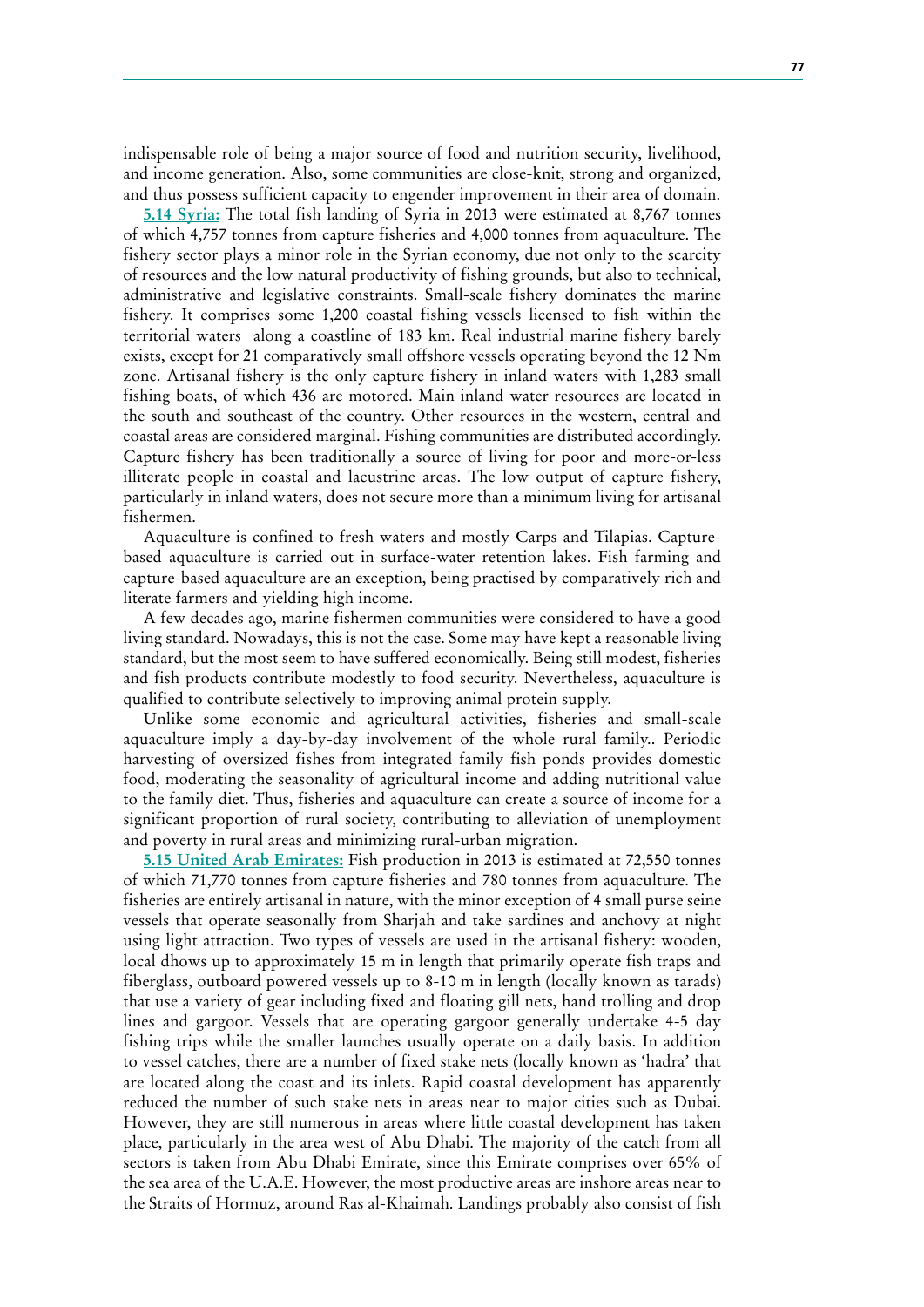indispensable role of being a major source of food and nutrition security, livelihood, and income generation. Also, some communities are close-knit, strong and organized, and thus possess sufficient capacity to engender improvement in their area of domain.

**5.14 Syria:** The total fish landing of Syria in 2013 were estimated at 8,767 tonnes of which 4,757 tonnes from capture fisheries and 4,000 tonnes from aquaculture. The fishery sector plays a minor role in the Syrian economy, due not only to the scarcity of resources and the low natural productivity of fishing grounds, but also to technical, administrative and legislative constraints. Small-scale fishery dominates the marine fishery. It comprises some 1,200 coastal fishing vessels licensed to fish within the territorial waters along a coastline of 183 km. Real industrial marine fishery barely exists, except for 21 comparatively small offshore vessels operating beyond the 12 Nm zone. Artisanal fishery is the only capture fishery in inland waters with 1,283 small fishing boats, of which 436 are motored. Main inland water resources are located in the south and southeast of the country. Other resources in the western, central and coastal areas are considered marginal. Fishing communities are distributed accordingly. Capture fishery has been traditionally a source of living for poor and more-or-less illiterate people in coastal and lacustrine areas. The low output of capture fishery, particularly in inland waters, does not secure more than a minimum living for artisanal fishermen.

Aquaculture is confined to fresh waters and mostly Carps and Tilapias. Capture-based aquaculture is carried out in surface-water retention lakes. Fish farming and capture-based aquaculture are an exception, being practised by comparatively rich and literate farmers and yielding high income.

A few decades ago, marine fishermen communities were considered to have a good living standard. Nowadays, this is not the case. Some may have kept a reasonable living standard, but the most seem to have suffered economically. Being still modest, fisheries and fish products contribute modestly to food security. Nevertheless, aquaculture is qualified to contribute selectively to improving animal protein supply.

Unlike some economic and agricultural activities, fisheries and small-scale aquaculture imply a day-by-day involvement of the whole rural family.. Periodic harvesting of oversized fishes from integrated family fish ponds provides domestic food, moderating the seasonality of agricultural income and adding nutritional value to the family diet. Thus, fisheries and aquaculture can create a source of income for a significant proportion of rural society, contributing to alleviation of unemployment and poverty in rural areas and minimizing rural-urban migration.

**5.15 United Arab Emirates:** Fish production in 2013 is estimated at 72,550 tonnes of which 71,770 tonnes from capture fisheries and 780 tonnes from aquaculture. The fisheries are entirely artisanal in nature, with the minor exception of 4 small purse seine vessels that operate seasonally from Sharjah and take sardines and anchovy at night using light attraction. Two types of vessels are used in the artisanal fishery: wooden, local dhows up to approximately 15 m in length that primarily operate fish traps and fiberglass, outboard powered vessels up to 8-10 m in length (locally known as tarads) that use a variety of gear including fixed and floating gill nets, hand trolling and drop lines and gargoor. Vessels that are operating gargoor generally undertake 4-5 day fishing trips while the smaller launches usually operate on a daily basis. In addition to vessel catches, there are a number of fixed stake nets (locally known as 'hadra' that are located along the coast and its inlets. Rapid coastal development has apparently reduced the number of such stake nets in areas near to major cities such as Dubai. However, they are still numerous in areas where little coastal development has taken place, particularly in the area west of Abu Dhabi. The majority of the catch from all sectors is taken from Abu Dhabi Emirate, since this Emirate comprises over 65% of the sea area of the U.A.E. However, the most productive areas are inshore areas near to the Straits of Hormuz, around Ras al-Khaimah. Landings probably also consist of fish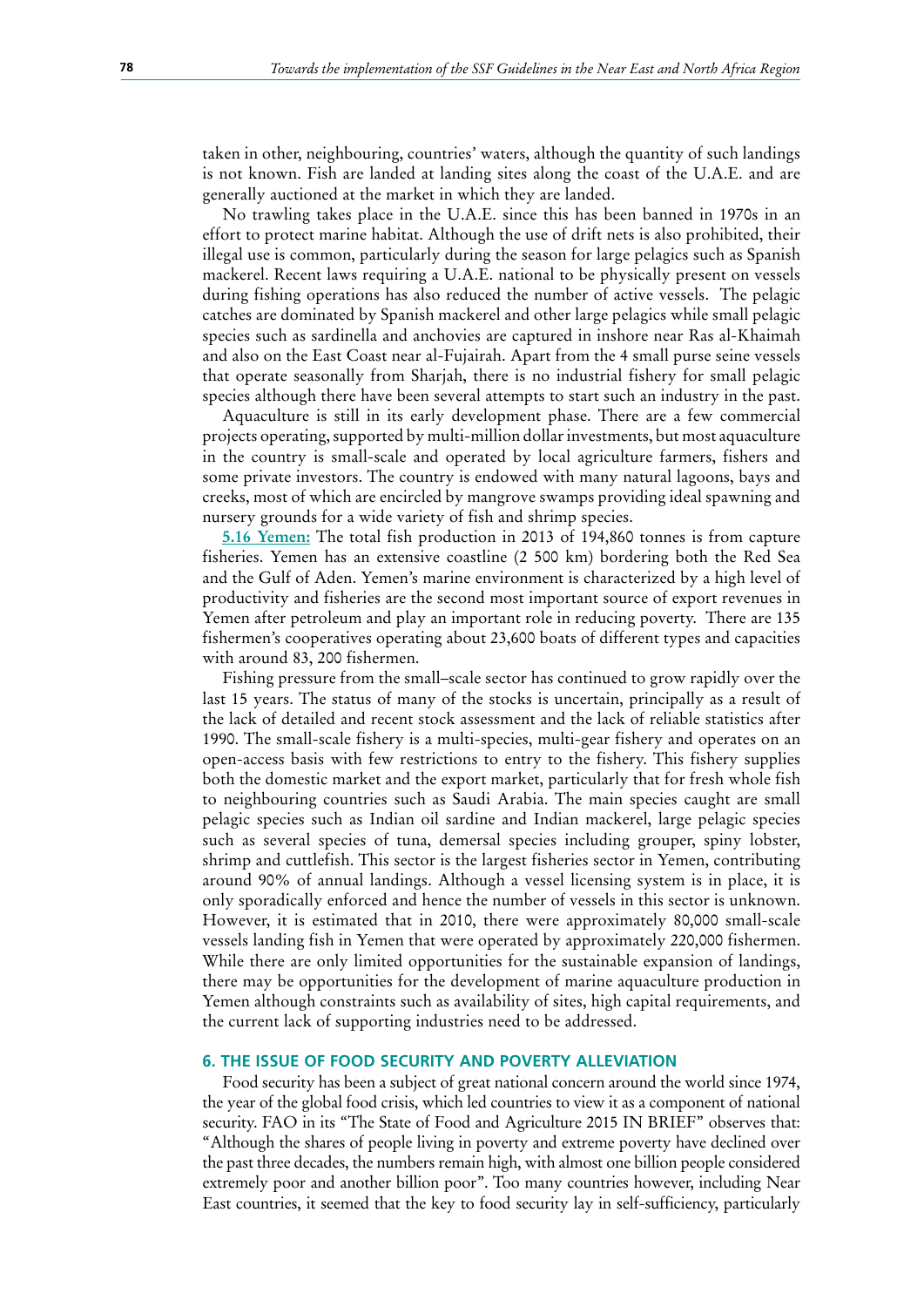taken in other, neighbouring, countries' waters, although the quantity of such landings is not known. Fish are landed at landing sites along the coast of the U.A.E. and are generally auctioned at the market in which they are landed.

No trawling takes place in the U.A.E. since this has been banned in 1970s in an effort to protect marine habitat. Although the use of drift nets is also prohibited, their illegal use is common, particularly during the season for large pelagics such as Spanish mackerel. Recent laws requiring a U.A.E. national to be physically present on vessels during fishing operations has also reduced the number of active vessels. The pelagic catches are dominated by Spanish mackerel and other large pelagics while small pelagic species such as sardinella and anchovies are captured in inshore near Ras al-Khaimah and also on the East Coast near al-Fujairah. Apart from the 4 small purse seine vessels that operate seasonally from Sharjah, there is no industrial fishery for small pelagic species although there have been several attempts to start such an industry in the past.

Aquaculture is still in its early development phase. There are a few commercial projects operating, supported by multi-million dollar investments, but most aquaculture in the country is small-scale and operated by local agriculture farmers, fishers and some private investors. The country is endowed with many natural lagoons, bays and creeks, most of which are encircled by mangrove swamps providing ideal spawning and nursery grounds for a wide variety of fish and shrimp species.

**5.16 Yemen:** The total fish production in 2013 of 194,860 tonnes is from capture fisheries. Yemen has an extensive coastline (2 500 km) bordering both the Red Sea and the Gulf of Aden. Yemen's marine environment is characterized by a high level of productivity and fisheries are the second most important source of export revenues in Yemen after petroleum and play an important role in reducing poverty. There are 135 fishermen's cooperatives operating about 23,600 boats of different types and capacities with around 83, 200 fishermen.

Fishing pressure from the small–scale sector has continued to grow rapidly over the last 15 years. The status of many of the stocks is uncertain, principally as a result of the lack of detailed and recent stock assessment and the lack of reliable statistics after 1990. The small-scale fishery is a multi-species, multi-gear fishery and operates on an open-access basis with few restrictions to entry to the fishery. This fishery supplies both the domestic market and the export market, particularly that for fresh whole fish to neighbouring countries such as Saudi Arabia. The main species caught are small pelagic species such as Indian oil sardine and Indian mackerel, large pelagic species such as several species of tuna, demersal species including grouper, spiny lobster, shrimp and cuttlefish. This sector is the largest fisheries sector in Yemen, contributing around 90% of annual landings. Although a vessel licensing system is in place, it is only sporadically enforced and hence the number of vessels in this sector is unknown. However, it is estimated that in 2010, there were approximately 80,000 small-scale vessels landing fish in Yemen that were operated by approximately 220,000 fishermen. While there are only limited opportunities for the sustainable expansion of landings, there may be opportunities for the development of marine aquaculture production in Yemen although constraints such as availability of sites, high capital requirements, and the current lack of supporting industries need to be addressed.

## 6. THE ISSUE OF FOOD SECURITY AND POVERTY ALLEVIATION

Food security has been a subject of great national concern around the world since 1974, the year of the global food crisis, which led countries to view it as a component of national security. FAO in its "The State of Food and Agriculture 2015 IN BRIEF" observes that: "Although the shares of people living in poverty and extreme poverty have declined over the past three decades, the numbers remain high, with almost one billion people considered extremely poor and another billion poor". Too many countries however, including Near East countries, it seemed that the key to food security lay in self-sufficiency, particularly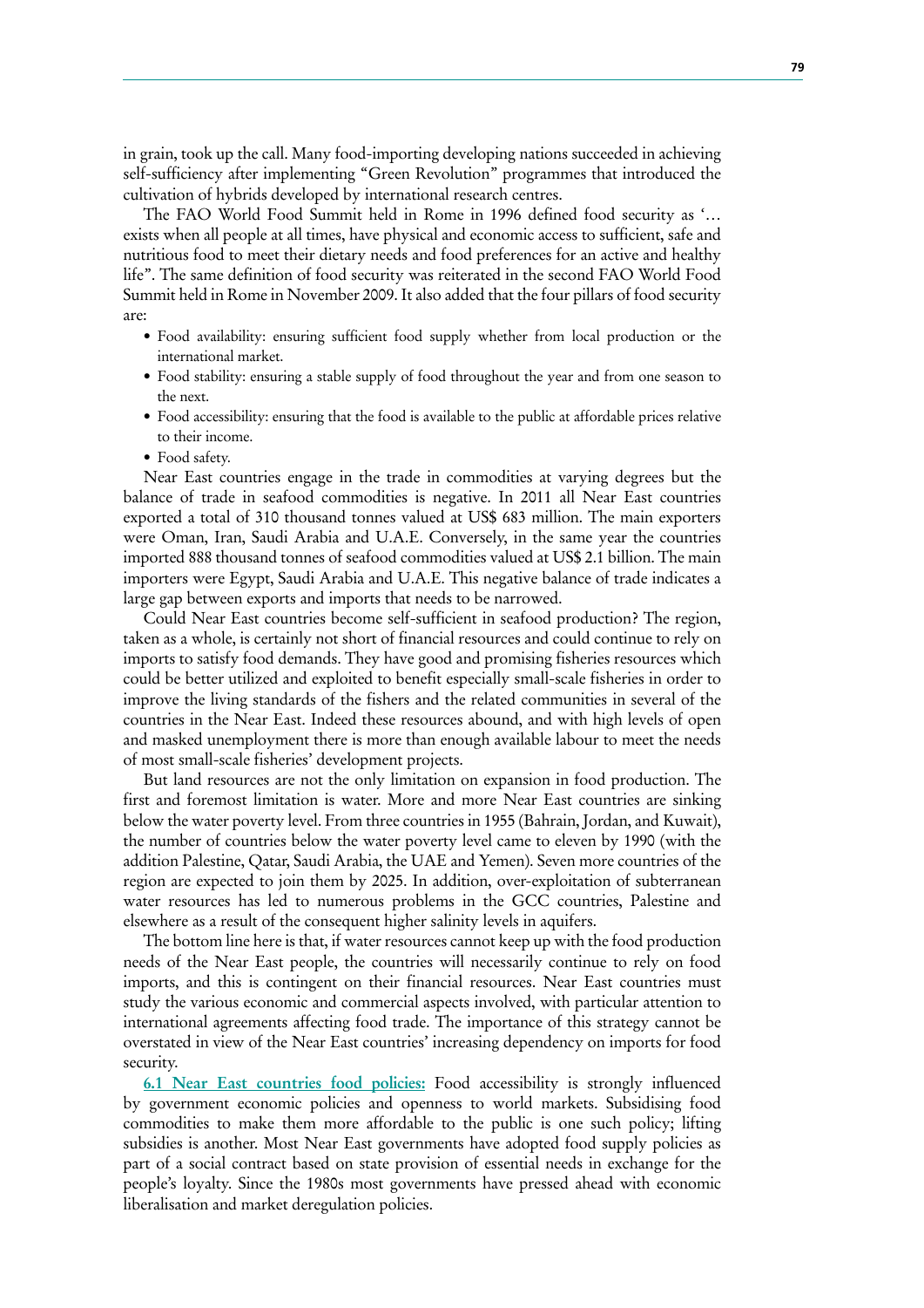in grain, took up the call. Many food-importing developing nations succeeded in achieving self-sufficiency after implementing "Green Revolution" programmes that introduced the cultivation of hybrids developed by international research centres.

The FAO World Food Summit held in Rome in 1996 defined food security as '… exists when all people at all times, have physical and economic access to sufficient, safe and nutritious food to meet their dietary needs and food preferences for an active and healthy life". The same definition of food security was reiterated in the second FAO World Food Summit held in Rome in November 2009. It also added that the four pillars of food security are:

- Food availability: ensuring sufficient food supply whether from local production or the international market.
- Food stability: ensuring a stable supply of food throughout the year and from one season to the next.
- Food accessibility: ensuring that the food is available to the public at affordable prices relative to their income.
- Food safety.

Near East countries engage in the trade in commodities at varying degrees but the balance of trade in seafood commodities is negative. In 2011 all Near East countries exported a total of 310 thousand tonnes valued at US$ 683 million. The main exporters were Oman, Iran, Saudi Arabia and U.A.E. Conversely, in the same year the countries imported 888 thousand tonnes of seafood commodities valued at US$ 2.1 billion. The main importers were Egypt, Saudi Arabia and U.A.E. This negative balance of trade indicates a large gap between exports and imports that needs to be narrowed.

Could Near East countries become self-sufficient in seafood production? The region, taken as a whole, is certainly not short of financial resources and could continue to rely on imports to satisfy food demands. They have good and promising fisheries resources which could be better utilized and exploited to benefit especially small-scale fisheries in order to improve the living standards of the fishers and the related communities in several of the countries in the Near East. Indeed these resources abound, and with high levels of open and masked unemployment there is more than enough available labour to meet the needs of most small-scale fisheries' development projects.

But land resources are not the only limitation on expansion in food production. The first and foremost limitation is water. More and more Near East countries are sinking below the water poverty level. From three countries in 1955 (Bahrain, Jordan, and Kuwait), the number of countries below the water poverty level came to eleven by 1990 (with the addition Palestine, Qatar, Saudi Arabia, the UAE and Yemen). Seven more countries of the region are expected to join them by 2025. In addition, over-exploitation of subterranean water resources has led to numerous problems in the GCC countries, Palestine and elsewhere as a result of the consequent higher salinity levels in aquifers.

The bottom line here is that, if water resources cannot keep up with the food production needs of the Near East people, the countries will necessarily continue to rely on food imports, and this is contingent on their financial resources. Near East countries must study the various economic and commercial aspects involved, with particular attention to international agreements affecting food trade. The importance of this strategy cannot be overstated in view of the Near East countries' increasing dependency on imports for food security.

**6.1 Near East countries food policies:** Food accessibility is strongly influenced by government economic policies and openness to world markets. Subsidising food commodities to make them more affordable to the public is one such policy; lifting subsidies is another. Most Near East governments have adopted food supply policies as part of a social contract based on state provision of essential needs in exchange for the people's loyalty. Since the 1980s most governments have pressed ahead with economic liberalisation and market deregulation policies.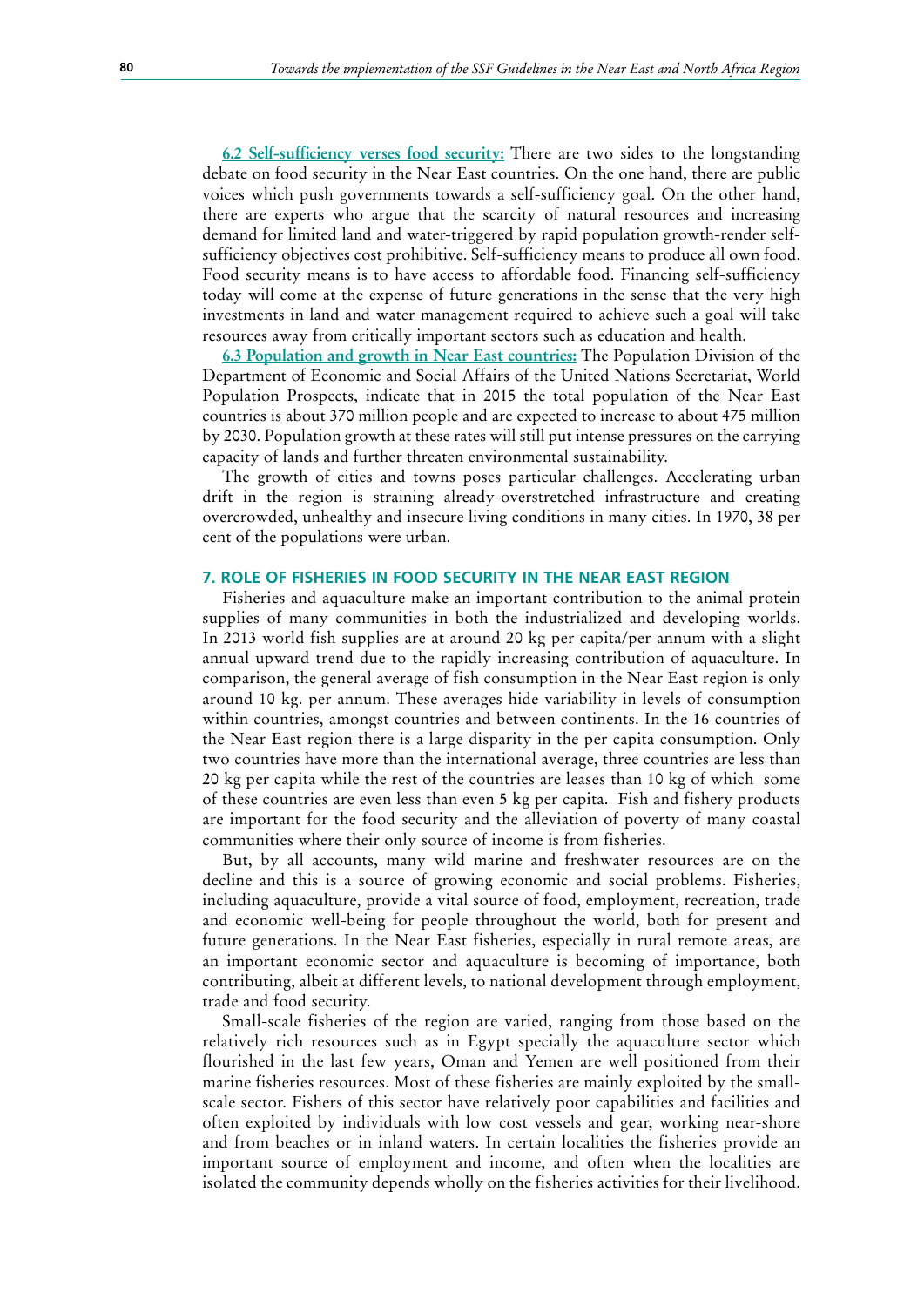**6.2 Self-sufficiency verses food security:** There are two sides to the longstanding debate on food security in the Near East countries. On the one hand, there are public voices which push governments towards a self-sufficiency goal. On the other hand, there are experts who argue that the scarcity of natural resources and increasing demand for limited land and water-triggered by rapid population growth-render self-sufficiency objectives cost prohibitive. Self-sufficiency means to produce all own food. Food security means is to have access to affordable food. Financing self-sufficiency today will come at the expense of future generations in the sense that the very high investments in land and water management required to achieve such a goal will take resources away from critically important sectors such as education and health.

**6.3 Population and growth in Near East countries:** The Population Division of the Department of Economic and Social Affairs of the United Nations Secretariat, World Population Prospects, indicate that in 2015 the total population of the Near East countries is about 370 million people and are expected to increase to about 475 million by 2030. Population growth at these rates will still put intense pressures on the carrying capacity of lands and further threaten environmental sustainability.

The growth of cities and towns poses particular challenges. Accelerating urban drift in the region is straining already-overstretched infrastructure and creating overcrowded, unhealthy and insecure living conditions in many cities. In 1970, 38 per cent of the populations were urban.

## 7. ROLE OF FISHERIES IN FOOD SECURITY IN THE NEAR EAST REGION

Fisheries and aquaculture make an important contribution to the animal protein supplies of many communities in both the industrialized and developing worlds. In 2013 world fish supplies are at around 20 kg per capita/per annum with a slight annual upward trend due to the rapidly increasing contribution of aquaculture. In comparison, the general average of fish consumption in the Near East region is only around 10 kg. per annum. These averages hide variability in levels of consumption within countries, amongst countries and between continents. In the 16 countries of the Near East region there is a large disparity in the per capita consumption. Only two countries have more than the international average, three countries are less than 20 kg per capita while the rest of the countries are leases than 10 kg of which some of these countries are even less than even 5 kg per capita. Fish and fishery products are important for the food security and the alleviation of poverty of many coastal communities where their only source of income is from fisheries.

But, by all accounts, many wild marine and freshwater resources are on the decline and this is a source of growing economic and social problems. Fisheries, including aquaculture, provide a vital source of food, employment, recreation, trade and economic well-being for people throughout the world, both for present and future generations. In the Near East fisheries, especially in rural remote areas, are an important economic sector and aquaculture is becoming of importance, both contributing, albeit at different levels, to national development through employment, trade and food security.

Small-scale fisheries of the region are varied, ranging from those based on the relatively rich resources such as in Egypt specially the aquaculture sector which flourished in the last few years, Oman and Yemen are well positioned from their marine fisheries resources. Most of these fisheries are mainly exploited by the small-scale sector. Fishers of this sector have relatively poor capabilities and facilities and often exploited by individuals with low cost vessels and gear, working near-shore and from beaches or in inland waters. In certain localities the fisheries provide an important source of employment and income, and often when the localities are isolated the community depends wholly on the fisheries activities for their livelihood.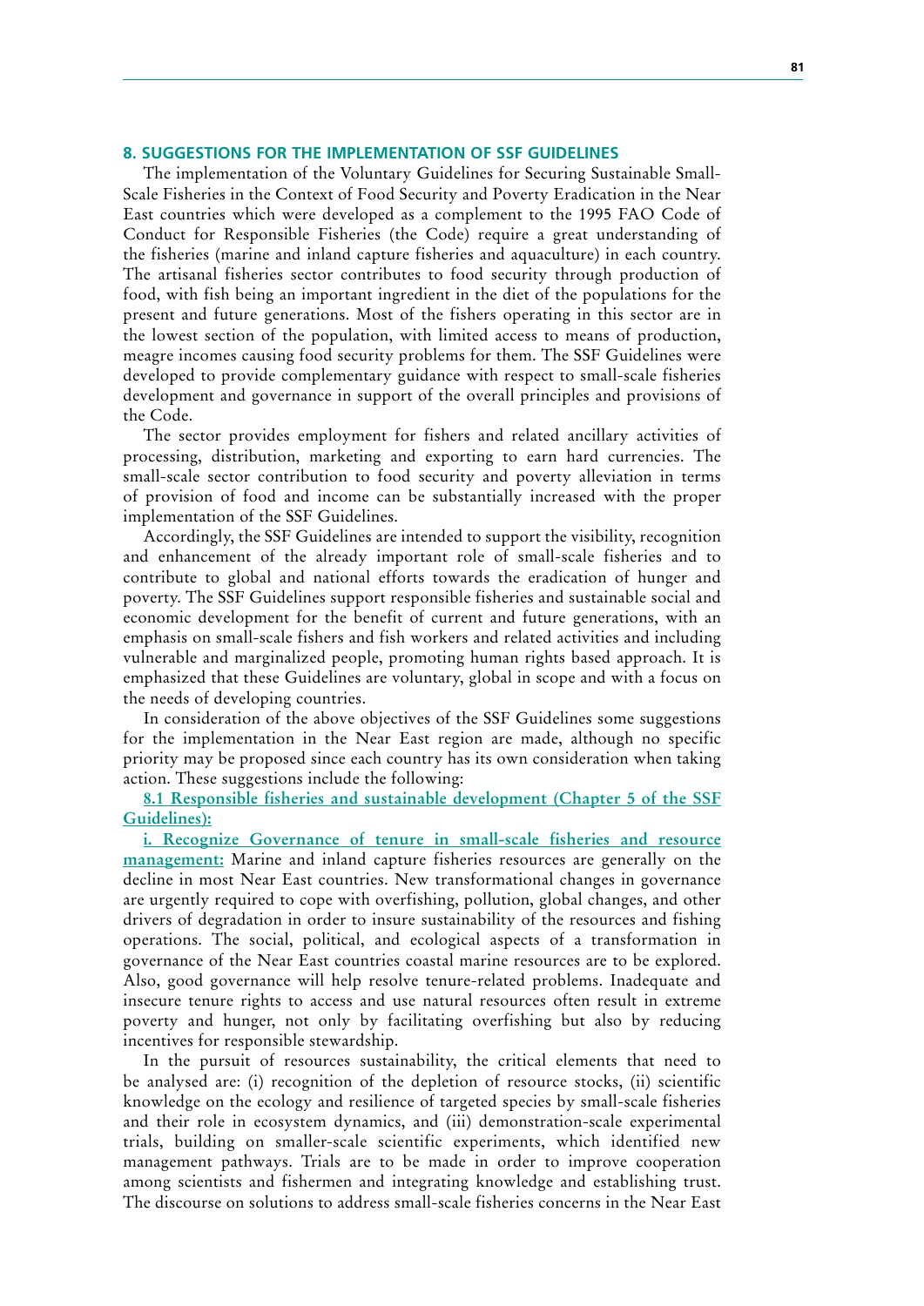## 8. SUGGESTIONS FOR THE IMPLEMENTATION OF SSF GUIDELINES

The implementation of the Voluntary Guidelines for Securing Sustainable Small-Scale Fisheries in the Context of Food Security and Poverty Eradication in the Near East countries which were developed as a complement to the 1995 FAO Code of Conduct for Responsible Fisheries (the Code) require a great understanding of the fisheries (marine and inland capture fisheries and aquaculture) in each country. The artisanal fisheries sector contributes to food security through production of food, with fish being an important ingredient in the diet of the populations for the present and future generations. Most of the fishers operating in this sector are in the lowest section of the population, with limited access to means of production, meagre incomes causing food security problems for them. The SSF Guidelines were developed to provide complementary guidance with respect to small-scale fisheries development and governance in support of the overall principles and provisions of the Code.

The sector provides employment for fishers and related ancillary activities of processing, distribution, marketing and exporting to earn hard currencies. The small-scale sector contribution to food security and poverty alleviation in terms of provision of food and income can be substantially increased with the proper implementation of the SSF Guidelines.

Accordingly, the SSF Guidelines are intended to support the visibility, recognition and enhancement of the already important role of small-scale fisheries and to contribute to global and national efforts towards the eradication of hunger and poverty. The SSF Guidelines support responsible fisheries and sustainable social and economic development for the benefit of current and future generations, with an emphasis on small-scale fishers and fish workers and related activities and including vulnerable and marginalized people, promoting human rights based approach. It is emphasized that these Guidelines are voluntary, global in scope and with a focus on the needs of developing countries.

In consideration of the above objectives of the SSF Guidelines some suggestions for the implementation in the Near East region are made, although no specific priority may be proposed since each country has its own consideration when taking action. These suggestions include the following:

### 8.1 Responsible fisheries and sustainable development (Chapter 5 of the SSF Guidelines):

**i. Recognize Governance of tenure in small-scale fisheries and resource management:** Marine and inland capture fisheries resources are generally on the decline in most Near East countries. New transformational changes in governance are urgently required to cope with overfishing, pollution, global changes, and other drivers of degradation in order to insure sustainability of the resources and fishing operations. The social, political, and ecological aspects of a transformation in governance of the Near East countries coastal marine resources are to be explored. Also, good governance will help resolve tenure-related problems. Inadequate and insecure tenure rights to access and use natural resources often result in extreme poverty and hunger, not only by facilitating overfishing but also by reducing incentives for responsible stewardship.

In the pursuit of resources sustainability, the critical elements that need to be analysed are: (i) recognition of the depletion of resource stocks, (ii) scientific knowledge on the ecology and resilience of targeted species by small-scale fisheries and their role in ecosystem dynamics, and (iii) demonstration-scale experimental trials, building on smaller-scale scientific experiments, which identified new management pathways. Trials are to be made in order to improve cooperation among scientists and fishermen and integrating knowledge and establishing trust. The discourse on solutions to address small-scale fisheries concerns in the Near East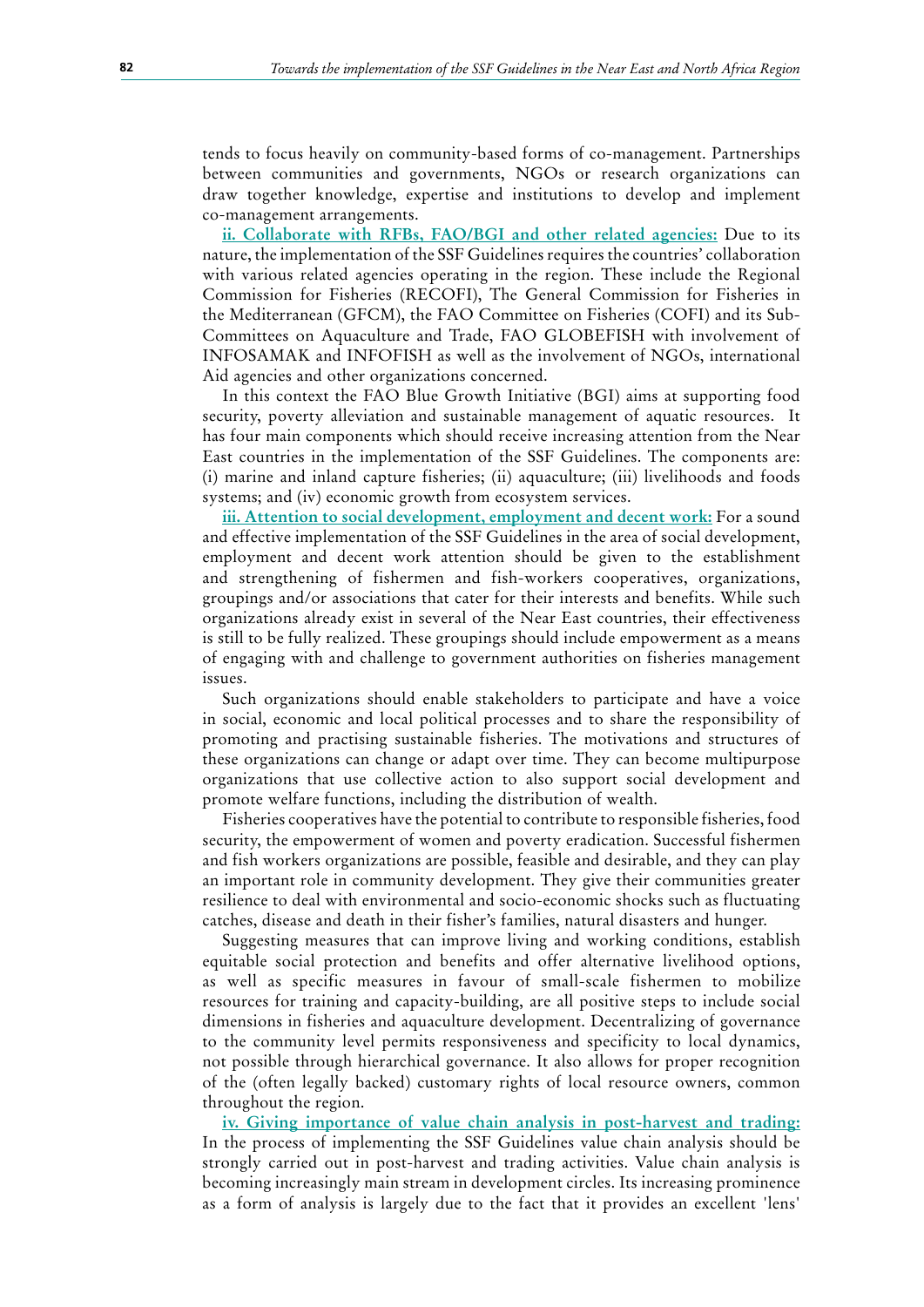tends to focus heavily on community-based forms of co-management. Partnerships between communities and governments, NGOs or research organizations can draw together knowledge, expertise and institutions to develop and implement co-management arrangements.

**ii. Collaborate with RFBs, FAO/BGI and other related agencies:** Due to its nature, the implementation of the SSF Guidelines requires the countries' collaboration with various related agencies operating in the region. These include the Regional Commission for Fisheries (RECOFI), The General Commission for Fisheries in the Mediterranean (GFCM), the FAO Committee on Fisheries (COFI) and its Sub-Committees on Aquaculture and Trade, FAO GLOBEFISH with involvement of INFOSAMAK and INFOFISH as well as the involvement of NGOs, international Aid agencies and other organizations concerned.

In this context the FAO Blue Growth Initiative (BGI) aims at supporting food security, poverty alleviation and sustainable management of aquatic resources. It has four main components which should receive increasing attention from the Near East countries in the implementation of the SSF Guidelines. The components are: (i) marine and inland capture fisheries; (ii) aquaculture; (iii) livelihoods and foods systems; and (iv) economic growth from ecosystem services.

**iii. Attention to social development, employment and decent work:** For a sound and effective implementation of the SSF Guidelines in the area of social development, employment and decent work attention should be given to the establishment and strengthening of fishermen and fish-workers cooperatives, organizations, groupings and/or associations that cater for their interests and benefits. While such organizations already exist in several of the Near East countries, their effectiveness is still to be fully realized. These groupings should include empowerment as a means of engaging with and challenge to government authorities on fisheries management issues.

Such organizations should enable stakeholders to participate and have a voice in social, economic and local political processes and to share the responsibility of promoting and practising sustainable fisheries. The motivations and structures of these organizations can change or adapt over time. They can become multipurpose organizations that use collective action to also support social development and promote welfare functions, including the distribution of wealth.

Fisheries cooperatives have the potential to contribute to responsible fisheries, food security, the empowerment of women and poverty eradication. Successful fishermen and fish workers organizations are possible, feasible and desirable, and they can play an important role in community development. They give their communities greater resilience to deal with environmental and socio-economic shocks such as fluctuating catches, disease and death in their fisher's families, natural disasters and hunger.

Suggesting measures that can improve living and working conditions, establish equitable social protection and benefits and offer alternative livelihood options, as well as specific measures in favour of small-scale fishermen to mobilize resources for training and capacity-building, are all positive steps to include social dimensions in fisheries and aquaculture development. Decentralizing of governance to the community level permits responsiveness and specificity to local dynamics, not possible through hierarchical governance. It also allows for proper recognition of the (often legally backed) customary rights of local resource owners, common throughout the region.

**iv. Giving importance of value chain analysis in post-harvest and trading:** In the process of implementing the SSF Guidelines value chain analysis should be strongly carried out in post-harvest and trading activities. Value chain analysis is becoming increasingly main stream in development circles. Its increasing prominence as a form of analysis is largely due to the fact that it provides an excellent 'lens'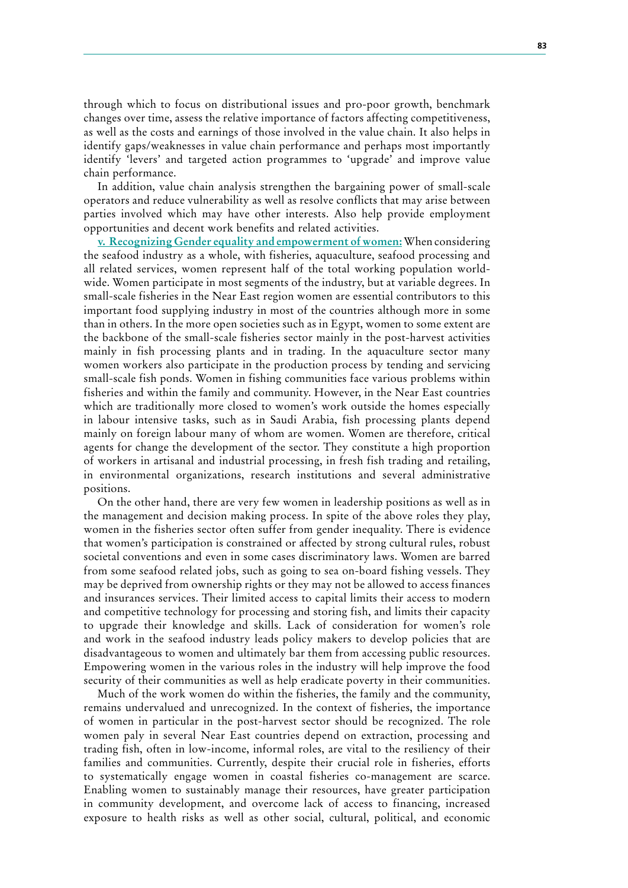through which to focus on distributional issues and pro-poor growth, benchmark changes over time, assess the relative importance of factors affecting competitiveness, as well as the costs and earnings of those involved in the value chain. It also helps in identify gaps/weaknesses in value chain performance and perhaps most importantly identify 'levers' and targeted action programmes to 'upgrade' and improve value chain performance.

In addition, value chain analysis strengthen the bargaining power of small-scale operators and reduce vulnerability as well as resolve conflicts that may arise between parties involved which may have other interests. Also help provide employment opportunities and decent work benefits and related activities.

**v. Recognizing Gender equality and empowerment of women:** When considering the seafood industry as a whole, with fisheries, aquaculture, seafood processing and all related services, women represent half of the total working population worldwide. Women participate in most segments of the industry, but at variable degrees. In small-scale fisheries in the Near East region women are essential contributors to this important food supplying industry in most of the countries although more in some than in others. In the more open societies such as in Egypt, women to some extent are the backbone of the small-scale fisheries sector mainly in the post-harvest activities mainly in fish processing plants and in trading. In the aquaculture sector many women workers also participate in the production process by tending and servicing small-scale fish ponds. Women in fishing communities face various problems within fisheries and within the family and community. However, in the Near East countries which are traditionally more closed to women's work outside the homes especially in labour intensive tasks, such as in Saudi Arabia, fish processing plants depend mainly on foreign labour many of whom are women. Women are therefore, critical agents for change the development of the sector. They constitute a high proportion of workers in artisanal and industrial processing, in fresh fish trading and retailing, in environmental organizations, research institutions and several administrative positions.

On the other hand, there are very few women in leadership positions as well as in the management and decision making process. In spite of the above roles they play, women in the fisheries sector often suffer from gender inequality. There is evidence that women's participation is constrained or affected by strong cultural rules, robust societal conventions and even in some cases discriminatory laws. Women are barred from some seafood related jobs, such as going to sea on-board fishing vessels. They may be deprived from ownership rights or they may not be allowed to access finances and insurances services. Their limited access to capital limits their access to modern and competitive technology for processing and storing fish, and limits their capacity to upgrade their knowledge and skills. Lack of consideration for women's role and work in the seafood industry leads policy makers to develop policies that are disadvantageous to women and ultimately bar them from accessing public resources. Empowering women in the various roles in the industry will help improve the food security of their communities as well as help eradicate poverty in their communities.

Much of the work women do within the fisheries, the family and the community, remains undervalued and unrecognized. In the context of fisheries, the importance of women in particular in the post-harvest sector should be recognized. The role women paly in several Near East countries depend on extraction, processing and trading fish, often in low-income, informal roles, are vital to the resiliency of their families and communities. Currently, despite their crucial role in fisheries, efforts to systematically engage women in coastal fisheries co-management are scarce. Enabling women to sustainably manage their resources, have greater participation in community development, and overcome lack of access to financing, increased exposure to health risks as well as other social, cultural, political, and economic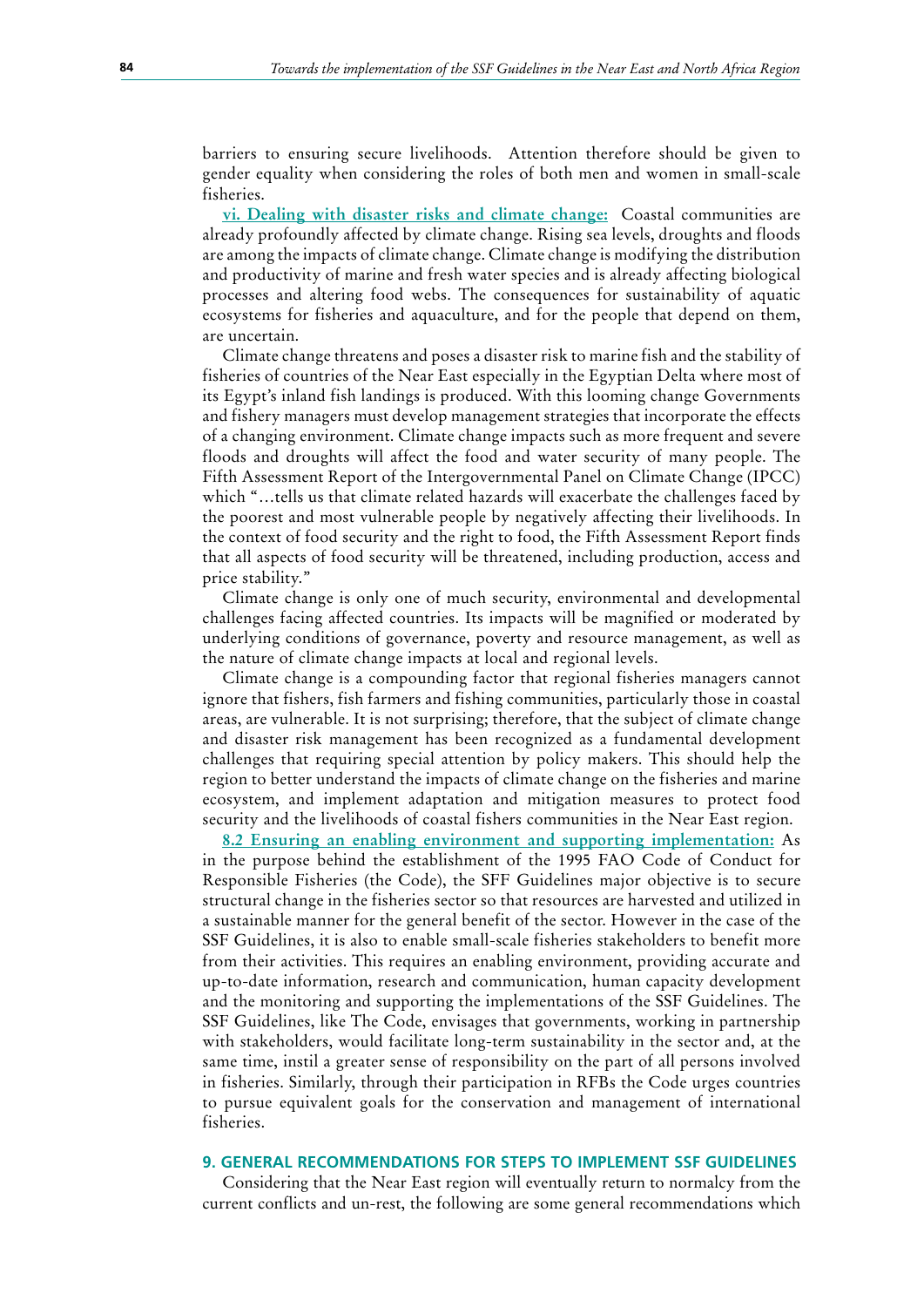barriers to ensuring secure livelihoods. Attention therefore should be given to gender equality when considering the roles of both men and women in small-scale fisheries.

**vi. Dealing with disaster risks and climate change:** Coastal communities are already profoundly affected by climate change. Rising sea levels, droughts and floods are among the impacts of climate change. Climate change is modifying the distribution and productivity of marine and fresh water species and is already affecting biological processes and altering food webs. The consequences for sustainability of aquatic ecosystems for fisheries and aquaculture, and for the people that depend on them, are uncertain.

Climate change threatens and poses a disaster risk to marine fish and the stability of fisheries of countries of the Near East especially in the Egyptian Delta where most of its Egypt's inland fish landings is produced. With this looming change Governments and fishery managers must develop management strategies that incorporate the effects of a changing environment. Climate change impacts such as more frequent and severe floods and droughts will affect the food and water security of many people. The Fifth Assessment Report of the Intergovernmental Panel on Climate Change (IPCC) which "…tells us that climate related hazards will exacerbate the challenges faced by the poorest and most vulnerable people by negatively affecting their livelihoods. In the context of food security and the right to food, the Fifth Assessment Report finds that all aspects of food security will be threatened, including production, access and price stability."

Climate change is only one of much security, environmental and developmental challenges facing affected countries. Its impacts will be magnified or moderated by underlying conditions of governance, poverty and resource management, as well as the nature of climate change impacts at local and regional levels.

Climate change is a compounding factor that regional fisheries managers cannot ignore that fishers, fish farmers and fishing communities, particularly those in coastal areas, are vulnerable. It is not surprising; therefore, that the subject of climate change and disaster risk management has been recognized as a fundamental development challenges that requiring special attention by policy makers. This should help the region to better understand the impacts of climate change on the fisheries and marine ecosystem, and implement adaptation and mitigation measures to protect food security and the livelihoods of coastal fishers communities in the Near East region.

**8.2 Ensuring an enabling environment and supporting implementation:** As in the purpose behind the establishment of the 1995 FAO Code of Conduct for Responsible Fisheries (the Code), the SFF Guidelines major objective is to secure structural change in the fisheries sector so that resources are harvested and utilized in a sustainable manner for the general benefit of the sector. However in the case of the SSF Guidelines, it is also to enable small-scale fisheries stakeholders to benefit more from their activities. This requires an enabling environment, providing accurate and up-to-date information, research and communication, human capacity development and the monitoring and supporting the implementations of the SSF Guidelines. The SSF Guidelines, like The Code, envisages that governments, working in partnership with stakeholders, would facilitate long-term sustainability in the sector and, at the same time, instil a greater sense of responsibility on the part of all persons involved in fisheries. Similarly, through their participation in RFBs the Code urges countries to pursue equivalent goals for the conservation and management of international fisheries.

## 9. GENERAL RECOMMENDATIONS FOR STEPS TO IMPLEMENT SSF GUIDELINES

Considering that the Near East region will eventually return to normalcy from the current conflicts and un-rest, the following are some general recommendations which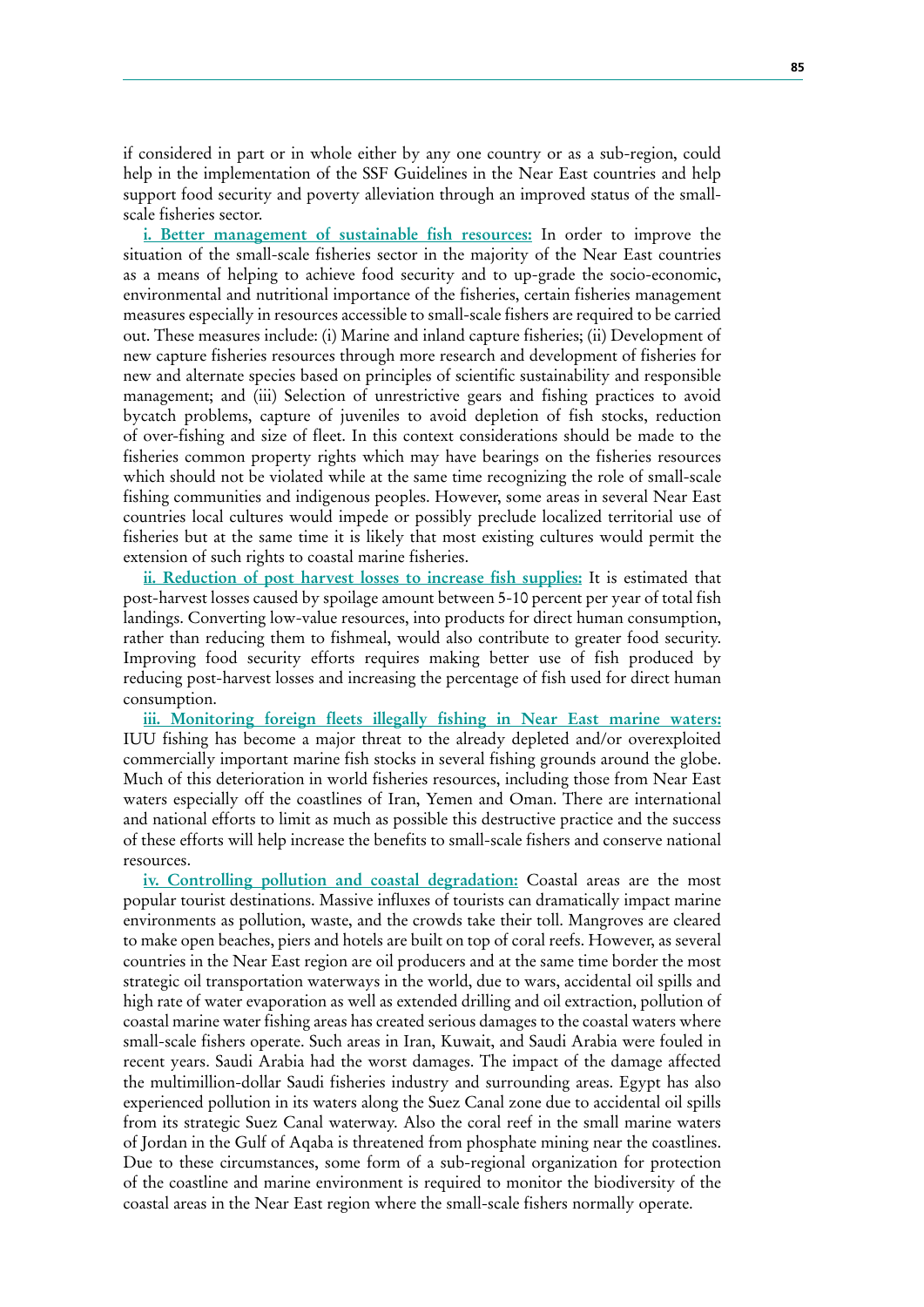if considered in part or in whole either by any one country or as a sub-region, could help in the implementation of the SSF Guidelines in the Near East countries and help support food security and poverty alleviation through an improved status of the small-scale fisheries sector.

**i. Better management of sustainable fish resources:** In order to improve the situation of the small-scale fisheries sector in the majority of the Near East countries as a means of helping to achieve food security and to up-grade the socio-economic, environmental and nutritional importance of the fisheries, certain fisheries management measures especially in resources accessible to small-scale fishers are required to be carried out. These measures include: (i) Marine and inland capture fisheries; (ii) Development of new capture fisheries resources through more research and development of fisheries for new and alternate species based on principles of scientific sustainability and responsible management; and (iii) Selection of unrestrictive gears and fishing practices to avoid bycatch problems, capture of juveniles to avoid depletion of fish stocks, reduction of over-fishing and size of fleet. In this context considerations should be made to the fisheries common property rights which may have bearings on the fisheries resources which should not be violated while at the same time recognizing the role of small-scale fishing communities and indigenous peoples. However, some areas in several Near East countries local cultures would impede or possibly preclude localized territorial use of fisheries but at the same time it is likely that most existing cultures would permit the extension of such rights to coastal marine fisheries.

**ii. Reduction of post harvest losses to increase fish supplies:** It is estimated that post-harvest losses caused by spoilage amount between 5-10 percent per year of total fish landings. Converting low-value resources, into products for direct human consumption, rather than reducing them to fishmeal, would also contribute to greater food security. Improving food security efforts requires making better use of fish produced by reducing post-harvest losses and increasing the percentage of fish used for direct human consumption.

**iii. Monitoring foreign fleets illegally fishing in Near East marine waters:** IUU fishing has become a major threat to the already depleted and/or overexploited commercially important marine fish stocks in several fishing grounds around the globe. Much of this deterioration in world fisheries resources, including those from Near East waters especially off the coastlines of Iran, Yemen and Oman. There are international and national efforts to limit as much as possible this destructive practice and the success of these efforts will help increase the benefits to small-scale fishers and conserve national resources.

**iv. Controlling pollution and coastal degradation:** Coastal areas are the most popular tourist destinations. Massive influxes of tourists can dramatically impact marine environments as pollution, waste, and the crowds take their toll. Mangroves are cleared to make open beaches, piers and hotels are built on top of coral reefs. However, as several countries in the Near East region are oil producers and at the same time border the most strategic oil transportation waterways in the world, due to wars, accidental oil spills and high rate of water evaporation as well as extended drilling and oil extraction, pollution of coastal marine water fishing areas has created serious damages to the coastal waters where small-scale fishers operate. Such areas in Iran, Kuwait, and Saudi Arabia were fouled in recent years. Saudi Arabia had the worst damages. The impact of the damage affected the multimillion-dollar Saudi fisheries industry and surrounding areas. Egypt has also experienced pollution in its waters along the Suez Canal zone due to accidental oil spills from its strategic Suez Canal waterway. Also the coral reef in the small marine waters of Jordan in the Gulf of Aqaba is threatened from phosphate mining near the coastlines. Due to these circumstances, some form of a sub-regional organization for protection of the coastline and marine environment is required to monitor the biodiversity of the coastal areas in the Near East region where the small-scale fishers normally operate.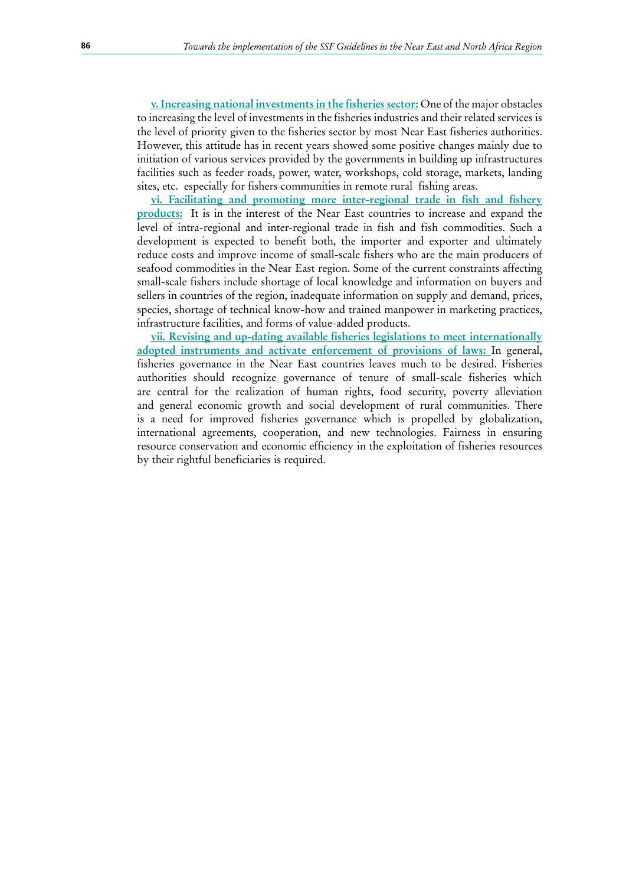**v. Increasing national investments in the fisheries sector:** One of the major obstacles to increasing the level of investments in the fisheries industries and their related services is the level of priority given to the fisheries sector by most Near East fisheries authorities. However, this attitude has in recent years showed some positive changes mainly due to initiation of various services provided by the governments in building up infrastructures facilities such as feeder roads, power, water, workshops, cold storage, markets, landing sites, etc. especially for fishers communities in remote rural fishing areas.

**vi. Facilitating and promoting more inter-regional trade in fish and fishery products:** It is in the interest of the Near East countries to increase and expand the level of intra-regional and inter-regional trade in fish and fish commodities. Such a development is expected to benefit both, the importer and exporter and ultimately reduce costs and improve income of small-scale fishers who are the main producers of seafood commodities in the Near East region. Some of the current constraints affecting small-scale fishers include shortage of local knowledge and information on buyers and sellers in countries of the region, inadequate information on supply and demand, prices, species, shortage of technical know-how and trained manpower in marketing practices, infrastructure facilities, and forms of value-added products.

**vii. Revising and up-dating available fisheries legislations to meet internationally adopted instruments and activate enforcement of provisions of laws:** In general, fisheries governance in the Near East countries leaves much to be desired. Fisheries authorities should recognize governance of tenure of small-scale fisheries which are central for the realization of human rights, food security, poverty alleviation and general economic growth and social development of rural communities. There is a need for improved fisheries governance which is propelled by globalization, international agreements, cooperation, and new technologies. Fairness in ensuring resource conservation and economic efficiency in the exploitation of fisheries resources by their rightful beneficiaries is required.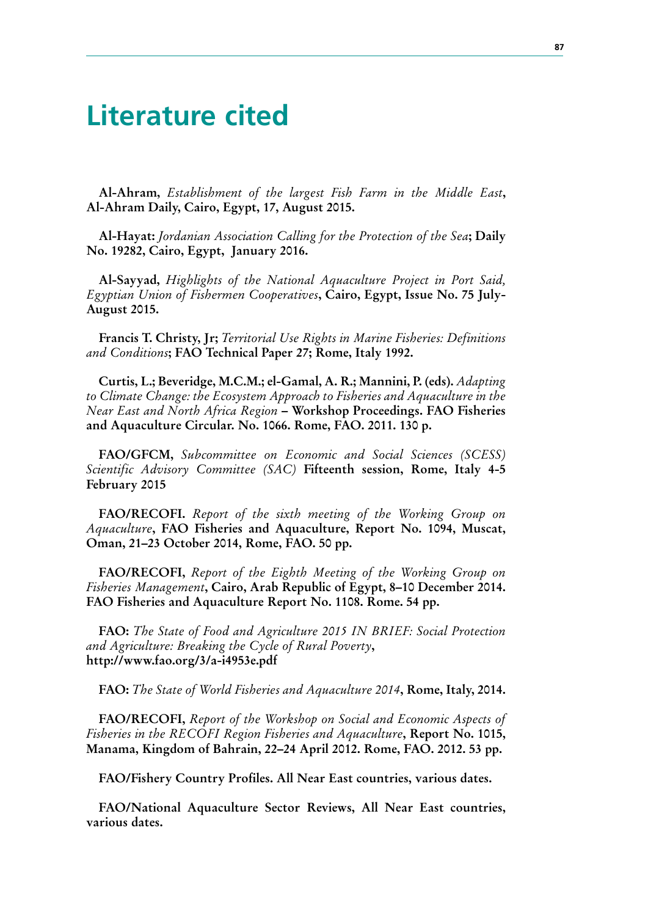# Literature cited

**Al-Ahram,** *Establishment of the largest Fish Farm in the Middle East***, Al-Ahram Daily, Cairo, Egypt, 17, August 2015.**

**Al-Hayat:** *Jordanian Association Calling for the Protection of the Sea***; Daily No. 19282, Cairo, Egypt, January 2016.**

**Al-Sayyad,** *Highlights of the National Aquaculture Project in Port Said, Egyptian Union of Fishermen Cooperatives***, Cairo, Egypt, Issue No. 75 July-August 2015.**

**Francis T. Christy, Jr;** *Territorial Use Rights in Marine Fisheries: Definitions and Conditions***; FAO Technical Paper 27; Rome, Italy 1992.**

**Curtis, L.; Beveridge, M.C.M.; el-Gamal, A. R.; Mannini, P. (eds).** *Adapting to Climate Change: the Ecosystem Approach to Fisheries and Aquaculture in the Near East and North Africa Region* **– Workshop Proceedings. FAO Fisheries and Aquaculture Circular. No. 1066. Rome, FAO. 2011. 130 p.**

**FAO/GFCM,** *Subcommittee on Economic and Social Sciences (SCESS) Scientific Advisory Committee (SAC)* **Fifteenth session, Rome, Italy 4-5 February 2015**

**FAO/RECOFI.** *Report of the sixth meeting of the Working Group on Aquaculture***, FAO Fisheries and Aquaculture, Report No. 1094, Muscat, Oman, 21–23 October 2014, Rome, FAO. 50 pp.**

**FAO/RECOFI,** *Report of the Eighth Meeting of the Working Group on Fisheries Management***, Cairo, Arab Republic of Egypt, 8–10 December 2014. FAO Fisheries and Aquaculture Report No. 1108. Rome. 54 pp.**

**FAO:** *The State of Food and Agriculture 2015 IN BRIEF: Social Protection and Agriculture: Breaking the Cycle of Rural Poverty***, http://www.fao.org/3/a-i4953e.pdf**

**FAO:** *The State of World Fisheries and Aquaculture 2014***, Rome, Italy, 2014.**

**FAO/RECOFI,** *Report of the Workshop on Social and Economic Aspects of Fisheries in the RECOFI Region Fisheries and Aquaculture***, Report No. 1015, Manama, Kingdom of Bahrain, 22–24 April 2012. Rome, FAO. 2012. 53 pp.**

**FAO/Fishery Country Profiles. All Near East countries, various dates.**

**FAO/National Aquaculture Sector Reviews, All Near East countries, various dates.**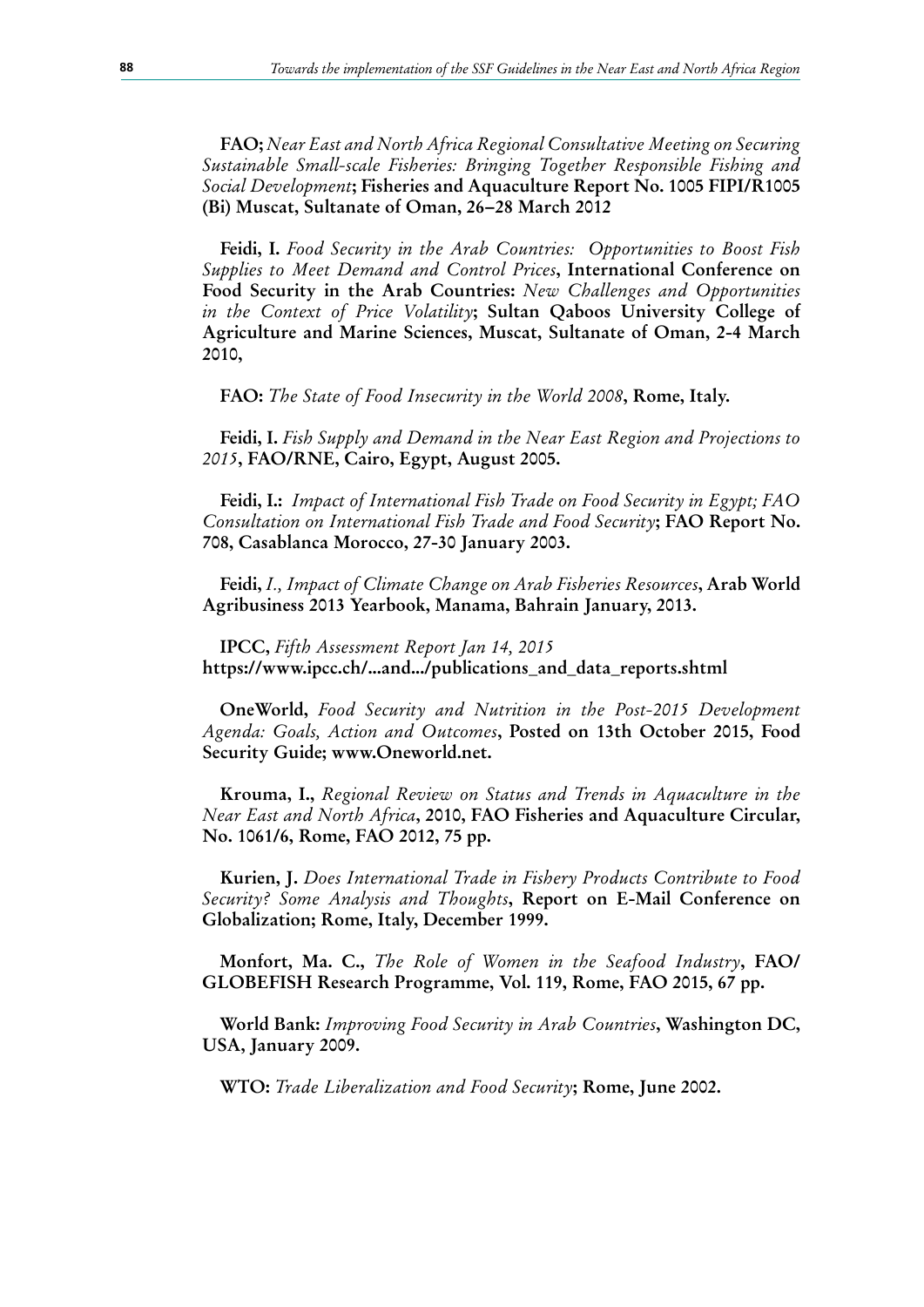**FAO;** *Near East and North Africa Regional Consultative Meeting on Securing Sustainable Small-scale Fisheries: Bringing Together Responsible Fishing and Social Development*; **Fisheries and Aquaculture Report No. 1005 FIPI/R1005 (Bi) Muscat, Sultanate of Oman, 26–28 March 2012**

**Feidi, I.** *Food Security in the Arab Countries: Opportunities to Boost Fish Supplies to Meet Demand and Control Prices*, **International Conference on Food Security in the Arab Countries:** *New Challenges and Opportunities in the Context of Price Volatility*; **Sultan Qaboos University College of Agriculture and Marine Sciences, Muscat, Sultanate of Oman, 2-4 March 2010,**

**FAO:** *The State of Food Insecurity in the World 2008*, **Rome, Italy.**

**Feidi, I.** *Fish Supply and Demand in the Near East Region and Projections to 2015*, **FAO/RNE, Cairo, Egypt, August 2005.**

**Feidi, I.:** *Impact of International Fish Trade on Food Security in Egypt; FAO Consultation on International Fish Trade and Food Security*; **FAO Report No. 708, Casablanca Morocco, 27-30 January 2003.**

**Feidi,** *I., Impact of Climate Change on Arab Fisheries Resources*, **Arab World Agribusiness 2013 Yearbook, Manama, Bahrain January, 2013.**

**IPCC,** *Fifth Assessment Report Jan 14, 2015*
**https://www.ipcc.ch/...and.../publications_and_data_reports.shtml**

**OneWorld,** *Food Security and Nutrition in the Post-2015 Development Agenda: Goals, Action and Outcomes*, **Posted on 13th October 2015, Food Security Guide; www.Oneworld.net.**

**Krouma, I.,** *Regional Review on Status and Trends in Aquaculture in the Near East and North Africa*, **2010, FAO Fisheries and Aquaculture Circular, No. 1061/6, Rome, FAO 2012, 75 pp.**

**Kurien, J.** *Does International Trade in Fishery Products Contribute to Food Security? Some Analysis and Thoughts*, **Report on E-Mail Conference on Globalization; Rome, Italy, December 1999.**

**Monfort, Ma. C.,** *The Role of Women in the Seafood Industry*, **FAO/GLOBEFISH Research Programme, Vol. 119, Rome, FAO 2015, 67 pp.**

**World Bank:** *Improving Food Security in Arab Countries*, **Washington DC, USA, January 2009.**

**WTO:** *Trade Liberalization and Food Security*; **Rome, June 2002.**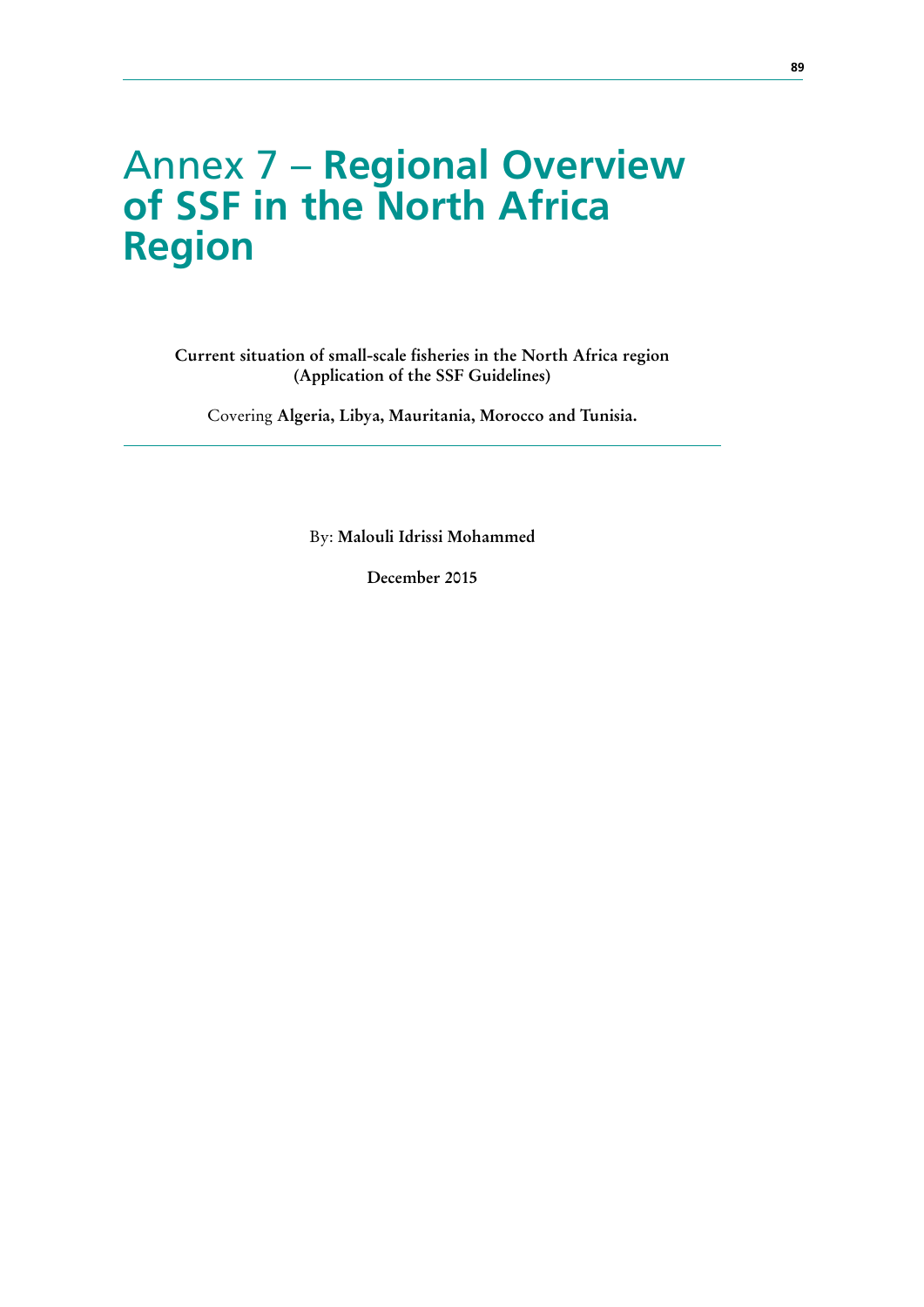# Annex 7 – **Regional Overview of SSF in the North Africa Region**

**Current situation of small-scale fisheries in the North Africa region (Application of the SSF Guidelines)**

Covering **Algeria, Libya, Mauritania, Morocco and Tunisia.**

By: **Malouli Idrissi Mohammed**

**December 2015**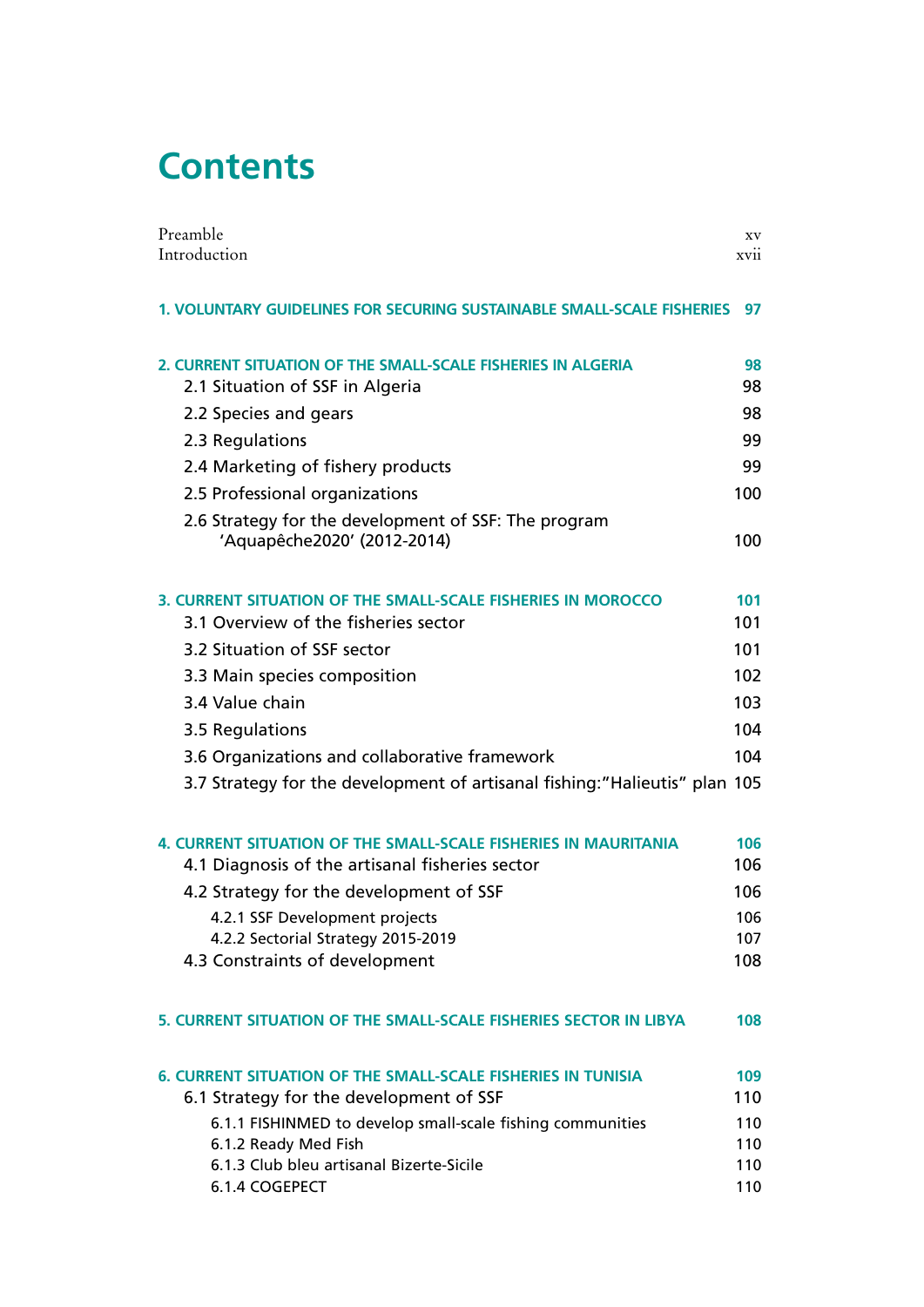# Contents

| | |
|---|---|
| Preamble | xv |
| Introduction | xvii |
| **1. VOLUNTARY GUIDELINES FOR SECURING SUSTAINABLE SMALL-SCALE FISHERIES** | **97** |
| **2. CURRENT SITUATION OF THE SMALL-SCALE FISHERIES IN ALGERIA** | **98** |
| 2.1 Situation of SSF in Algeria | 98 |
| 2.2 Species and gears | 98 |
| 2.3 Regulations | 99 |
| 2.4 Marketing of fishery products | 99 |
| 2.5 Professional organizations | 100 |
| 2.6 Strategy for the development of SSF: The program 'Aquapêche2020' (2012-2014) | 100 |
| **3. CURRENT SITUATION OF THE SMALL-SCALE FISHERIES IN MOROCCO** | **101** |
| 3.1 Overview of the fisheries sector | 101 |
| 3.2 Situation of SSF sector | 101 |
| 3.3 Main species composition | 102 |
| 3.4 Value chain | 103 |
| 3.5 Regulations | 104 |
| 3.6 Organizations and collaborative framework | 104 |
| 3.7 Strategy for the development of artisanal fishing:"Halieutis" plan | 105 |
| **4. CURRENT SITUATION OF THE SMALL-SCALE FISHERIES IN MAURITANIA** | **106** |
| 4.1 Diagnosis of the artisanal fisheries sector | 106 |
| 4.2 Strategy for the development of SSF | 106 |
| 4.2.1 SSF Development projects | 106 |
| 4.2.2 Sectorial Strategy 2015-2019 | 107 |
| 4.3 Constraints of development | 108 |
| **5. CURRENT SITUATION OF THE SMALL-SCALE FISHERIES SECTOR IN LIBYA** | **108** |
| **6. CURRENT SITUATION OF THE SMALL-SCALE FISHERIES IN TUNISIA** | **109** |
| 6.1 Strategy for the development of SSF | 110 |
| 6.1.1 FISHINMED to develop small-scale fishing communities | 110 |
| 6.1.2 Ready Med Fish | 110 |
| 6.1.3 Club bleu artisanal Bizerte-Sicile | 110 |
| 6.1.4 COGEPECT | 110 |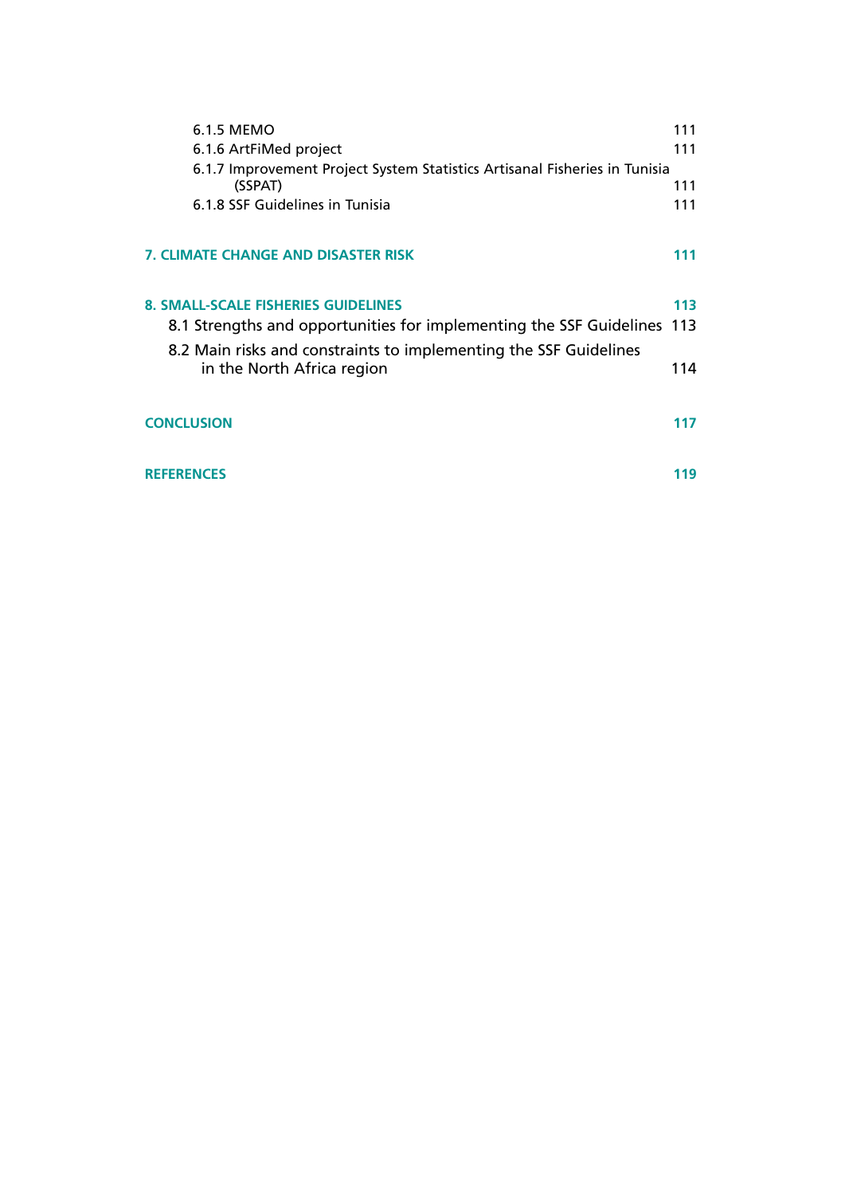6.1.5 MEMO 111

6.1.6 ArtFiMed project 111

6.1.7 Improvement Project System Statistics Artisanal Fisheries in Tunisia (SSPAT) 111

6.1.8 SSF Guidelines in Tunisia 111

**7. CLIMATE CHANGE AND DISASTER RISK 111**

**8. SMALL-SCALE FISHERIES GUIDELINES 113**

8.1 Strengths and opportunities for implementing the SSF Guidelines 113

8.2 Main risks and constraints to implementing the SSF Guidelines in the North Africa region 114

**CONCLUSION 117**

**REFERENCES 119**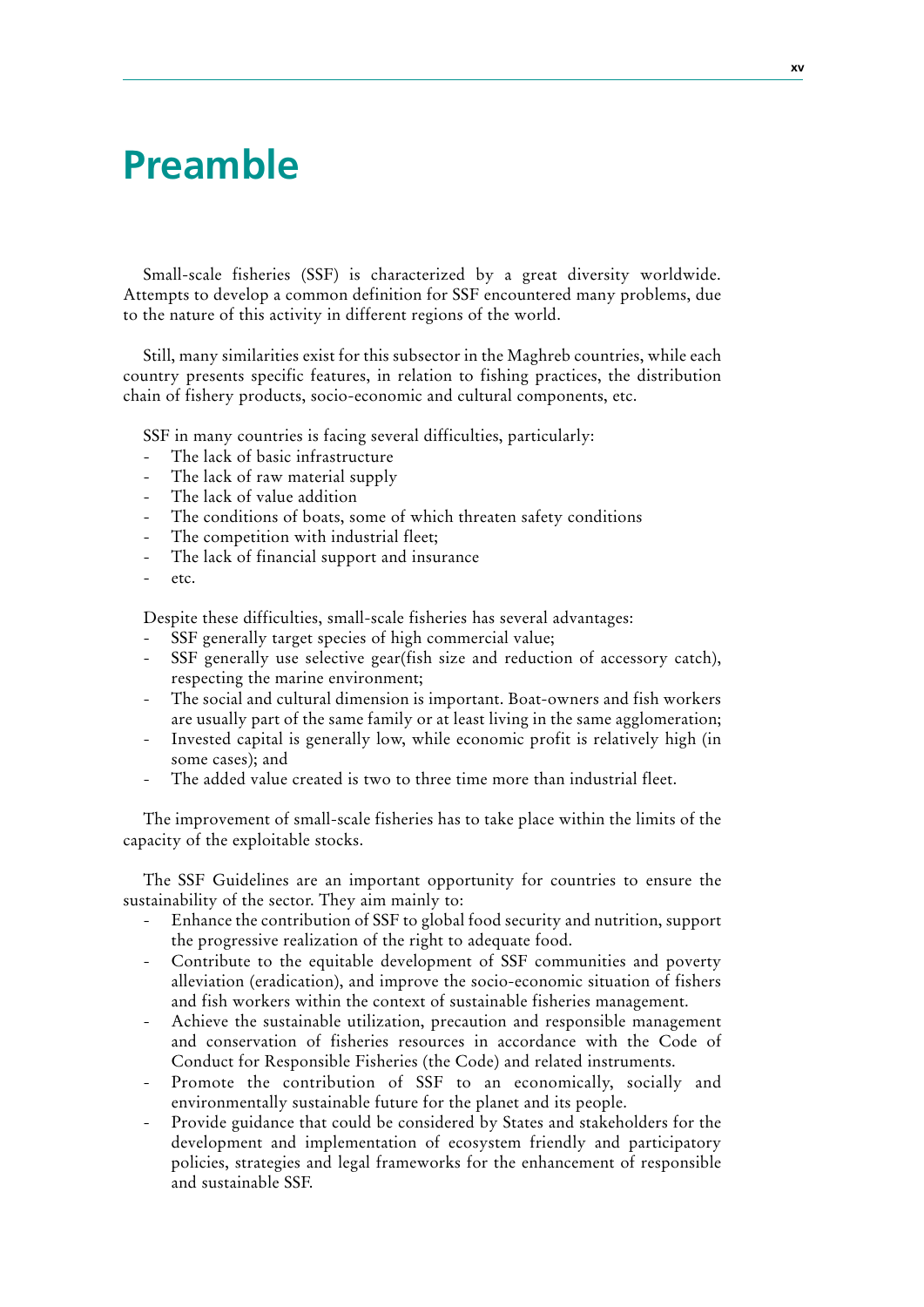# Preamble

Small-scale fisheries (SSF) is characterized by a great diversity worldwide. Attempts to develop a common definition for SSF encountered many problems, due to the nature of this activity in different regions of the world.

Still, many similarities exist for this subsector in the Maghreb countries, while each country presents specific features, in relation to fishing practices, the distribution chain of fishery products, socio-economic and cultural components, etc.

SSF in many countries is facing several difficulties, particularly:

- The lack of basic infrastructure
- The lack of raw material supply
- The lack of value addition
- The conditions of boats, some of which threaten safety conditions
- The competition with industrial fleet;
- The lack of financial support and insurance
- etc.

Despite these difficulties, small-scale fisheries has several advantages:

- SSF generally target species of high commercial value;
- SSF generally use selective gear(fish size and reduction of accessory catch), respecting the marine environment;
- The social and cultural dimension is important. Boat-owners and fish workers are usually part of the same family or at least living in the same agglomeration;
- Invested capital is generally low, while economic profit is relatively high (in some cases); and
- The added value created is two to three time more than industrial fleet.

The improvement of small-scale fisheries has to take place within the limits of the capacity of the exploitable stocks.

The SSF Guidelines are an important opportunity for countries to ensure the sustainability of the sector. They aim mainly to:

- Enhance the contribution of SSF to global food security and nutrition, support the progressive realization of the right to adequate food.
- Contribute to the equitable development of SSF communities and poverty alleviation (eradication), and improve the socio-economic situation of fishers and fish workers within the context of sustainable fisheries management.
- Achieve the sustainable utilization, precaution and responsible management and conservation of fisheries resources in accordance with the Code of Conduct for Responsible Fisheries (the Code) and related instruments.
- Promote the contribution of SSF to an economically, socially and environmentally sustainable future for the planet and its people.
- Provide guidance that could be considered by States and stakeholders for the development and implementation of ecosystem friendly and participatory policies, strategies and legal frameworks for the enhancement of responsible and sustainable SSF.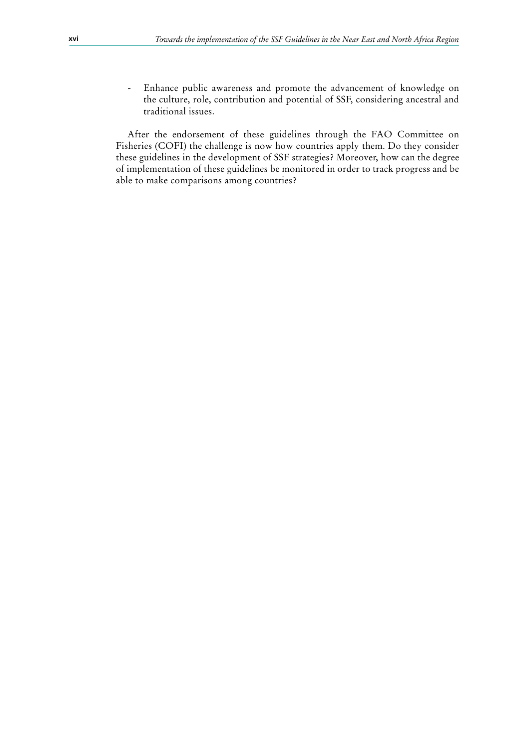- Enhance public awareness and promote the advancement of knowledge on the culture, role, contribution and potential of SSF, considering ancestral and traditional issues.

After the endorsement of these guidelines through the FAO Committee on Fisheries (COFI) the challenge is now how countries apply them. Do they consider these guidelines in the development of SSF strategies? Moreover, how can the degree of implementation of these guidelines be monitored in order to track progress and be able to make comparisons among countries?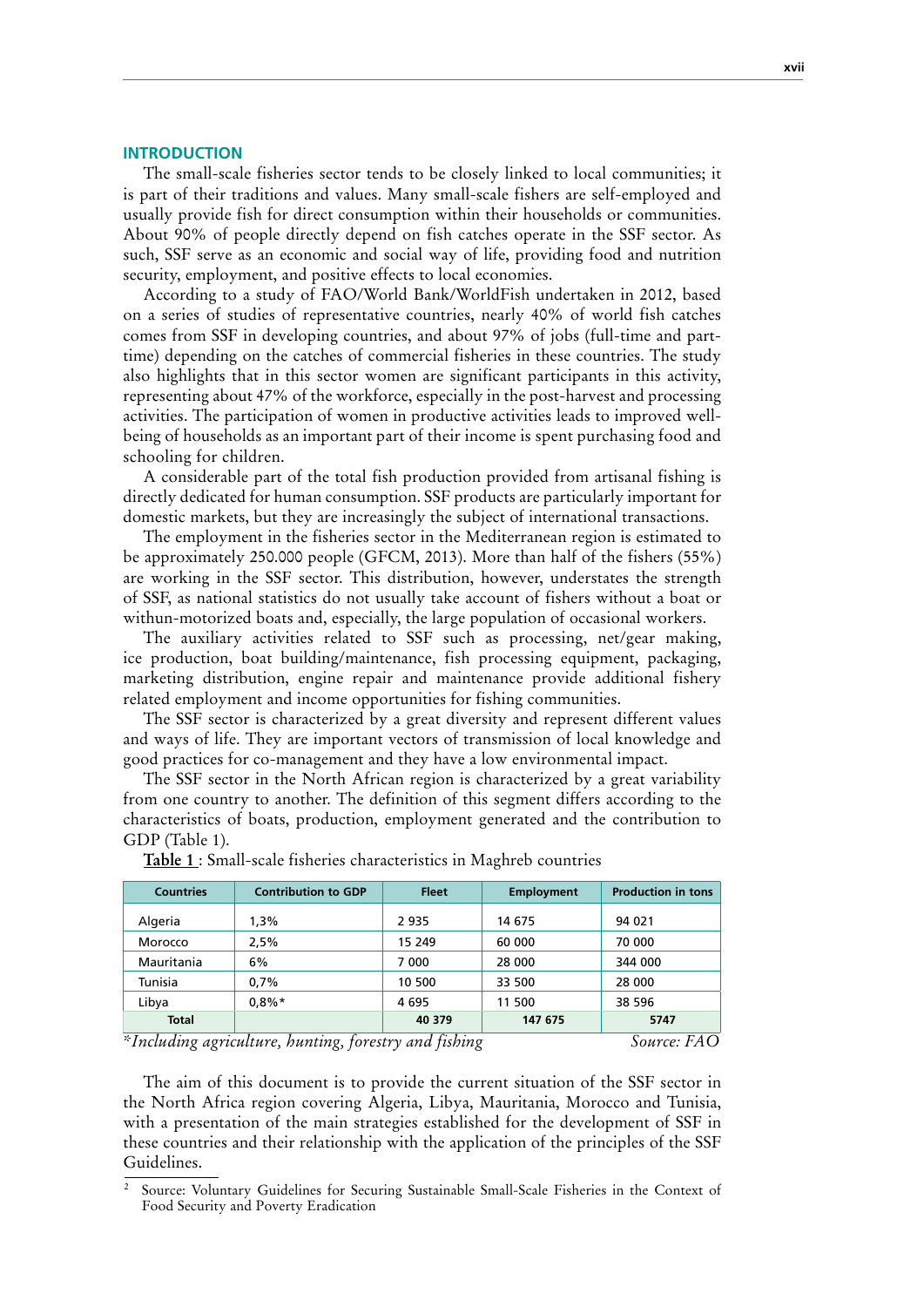## INTRODUCTION

The small-scale fisheries sector tends to be closely linked to local communities; it is part of their traditions and values. Many small-scale fishers are self-employed and usually provide fish for direct consumption within their households or communities. About 90% of people directly depend on fish catches operate in the SSF sector. As such, SSF serve as an economic and social way of life, providing food and nutrition security, employment, and positive effects to local economies.

According to a study of FAO/World Bank/WorldFish undertaken in 2012, based on a series of studies of representative countries, nearly 40% of world fish catches comes from SSF in developing countries, and about 97% of jobs (full-time and part-time) depending on the catches of commercial fisheries in these countries. The study also highlights that in this sector women are significant participants in this activity, representing about 47% of the workforce, especially in the post-harvest and processing activities. The participation of women in productive activities leads to improved well-being of households as an important part of their income is spent purchasing food and schooling for children.

A considerable part of the total fish production provided from artisanal fishing is directly dedicated for human consumption. SSF products are particularly important for domestic markets, but they are increasingly the subject of international transactions.

The employment in the fisheries sector in the Mediterranean region is estimated to be approximately 250.000 people (GFCM, 2013). More than half of the fishers (55%) are working in the SSF sector. This distribution, however, understates the strength of SSF, as national statistics do not usually take account of fishers without a boat or withun-motorized boats and, especially, the large population of occasional workers.

The auxiliary activities related to SSF such as processing, net/gear making, ice production, boat building/maintenance, fish processing equipment, packaging, marketing distribution, engine repair and maintenance provide additional fishery related employment and income opportunities for fishing communities.

The SSF sector is characterized by a great diversity and represent different values and ways of life. They are important vectors of transmission of local knowledge and good practices for co-management and they have a low environmental impact.

The SSF sector in the North African region is characterized by a great variability from one country to another. The definition of this segment differs according to the characteristics of boats, production, employment generated and the contribution to GDP (Table 1).

**Table 1** : Small-scale fisheries characteristics in Maghreb countries

| Countries | Contribution to GDP | Fleet | Employment | Production in tons |
|---|---|---|---|---|
| Algeria | 1,3% | 2 935 | 14 675 | 94 021 |
| Morocco | 2,5% | 15 249 | 60 000 | 70 000 |
| Mauritania | 6% | 7 000 | 28 000 | 344 000 |
| Tunisia | 0,7% | 10 500 | 33 500 | 28 000 |
| Libya | 0,8%* | 4 695 | 11 500 | 38 596 |
| **Total** | | **40 379** | **147 675** | **5747** |

*\*Including agriculture, hunting, forestry and fishing* *Source: FAO*

The aim of this document is to provide the current situation of the SSF sector in the North Africa region covering Algeria, Libya, Mauritania, Morocco and Tunisia, with a presentation of the main strategies established for the development of SSF in these countries and their relationship with the application of the principles of the SSF Guidelines.

[2] Source: Voluntary Guidelines for Securing Sustainable Small-Scale Fisheries in the Context of Food Security and Poverty Eradication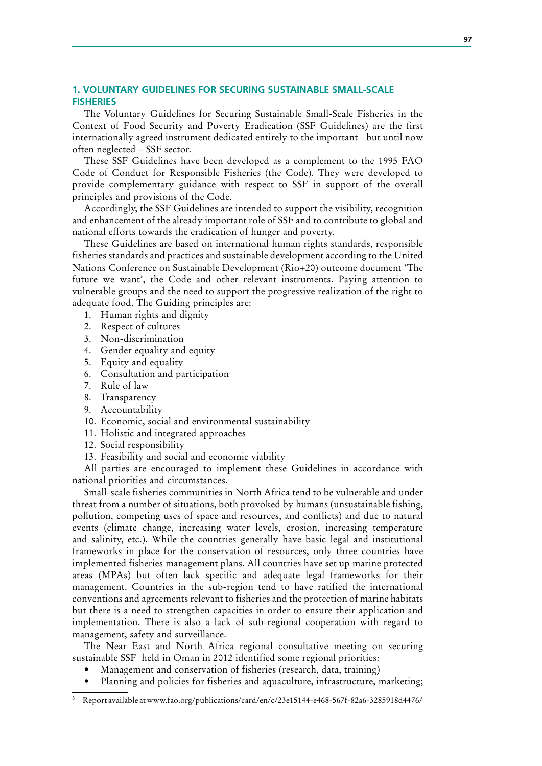## 1. VOLUNTARY GUIDELINES FOR SECURING SUSTAINABLE SMALL-SCALE FISHERIES

The Voluntary Guidelines for Securing Sustainable Small-Scale Fisheries in the Context of Food Security and Poverty Eradication (SSF Guidelines) are the first internationally agreed instrument dedicated entirely to the important - but until now often neglected – SSF sector.

These SSF Guidelines have been developed as a complement to the 1995 FAO Code of Conduct for Responsible Fisheries (the Code). They were developed to provide complementary guidance with respect to SSF in support of the overall principles and provisions of the Code.

Accordingly, the SSF Guidelines are intended to support the visibility, recognition and enhancement of the already important role of SSF and to contribute to global and national efforts towards the eradication of hunger and poverty.

These Guidelines are based on international human rights standards, responsible fisheries standards and practices and sustainable development according to the United Nations Conference on Sustainable Development (Rio+20) outcome document 'The future we want', the Code and other relevant instruments. Paying attention to vulnerable groups and the need to support the progressive realization of the right to adequate food. The Guiding principles are:

1. Human rights and dignity
2. Respect of cultures
3. Non-discrimination
4. Gender equality and equity
5. Equity and equality
6. Consultation and participation
7. Rule of law
8. Transparency
9. Accountability
10. Economic, social and environmental sustainability
11. Holistic and integrated approaches
12. Social responsibility
13. Feasibility and social and economic viability

All parties are encouraged to implement these Guidelines in accordance with national priorities and circumstances.

Small-scale fisheries communities in North Africa tend to be vulnerable and under threat from a number of situations, both provoked by humans (unsustainable fishing, pollution, competing uses of space and resources, and conflicts) and due to natural events (climate change, increasing water levels, erosion, increasing temperature and salinity, etc.). While the countries generally have basic legal and institutional frameworks in place for the conservation of resources, only three countries have implemented fisheries management plans. All countries have set up marine protected areas (MPAs) but often lack specific and adequate legal frameworks for their management. Countries in the sub-region tend to have ratified the international conventions and agreements relevant to fisheries and the protection of marine habitats but there is a need to strengthen capacities in order to ensure their application and implementation. There is also a lack of sub-regional cooperation with regard to management, safety and surveillance.

The Near East and North Africa regional consultative meeting on securing sustainable SSF held in Oman in 2012 identified some regional priorities:

- Management and conservation of fisheries (research, data, training)
- Planning and policies for fisheries and aquaculture, infrastructure, marketing;

[3] Report available at www.fao.org/publications/card/en/c/23e15144-e468-567f-82a6-3285918d4476/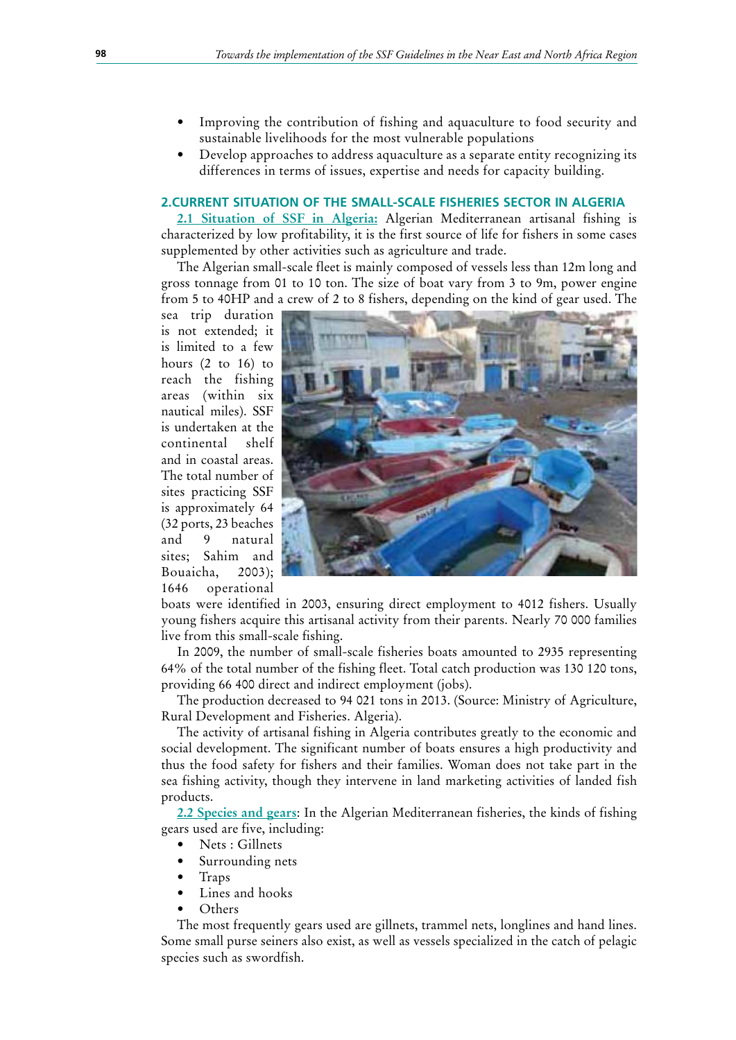- Improving the contribution of fishing and aquaculture to food security and sustainable livelihoods for the most vulnerable populations
- Develop approaches to address aquaculture as a separate entity recognizing its differences in terms of issues, expertise and needs for capacity building.

## 2.CURRENT SITUATION OF THE SMALL-SCALE FISHERIES SECTOR IN ALGERIA

2.1 Situation of SSF in Algeria: Algerian Mediterranean artisanal fishing is characterized by low profitability, it is the first source of life for fishers in some cases supplemented by other activities such as agriculture and trade.

The Algerian small-scale fleet is mainly composed of vessels less than 12m long and gross tonnage from 01 to 10 ton. The size of boat vary from 3 to 9m, power engine from 5 to 40HP and a crew of 2 to 8 fishers, depending on the kind of gear used. The sea trip duration is not extended; it is limited to a few hours (2 to 16) to reach the fishing areas (within six nautical miles). SSF is undertaken at the continental shelf and in coastal areas. The total number of sites practicing SSF is approximately 64 (32 ports, 23 beaches and 9 natural sites; Sahim and Bouaicha, 2003); 1646 operational boats were identified in 2003, ensuring direct employment to 4012 fishers. Usually young fishers acquire this artisanal activity from their parents. Nearly 70 000 families live from this small-scale fishing.

In 2009, the number of small-scale fisheries boats amounted to 2935 representing 64% of the total number of the fishing fleet. Total catch production was 130 120 tons, providing 66 400 direct and indirect employment (jobs).

The production decreased to 94 021 tons in 2013. (Source: Ministry of Agriculture, Rural Development and Fisheries. Algeria).

The activity of artisanal fishing in Algeria contributes greatly to the economic and social development. The significant number of boats ensures a high productivity and thus the food safety for fishers and their families. Woman does not take part in the sea fishing activity, though they intervene in land marketing activities of landed fish products.

2.2 Species and gears: In the Algerian Mediterranean fisheries, the kinds of fishing gears used are five, including:

- Nets : Gillnets
- Surrounding nets
- Traps
- Lines and hooks
- Others

The most frequently gears used are gillnets, trammel nets, longlines and hand lines. Some small purse seiners also exist, as well as vessels specialized in the catch of pelagic species such as swordfish.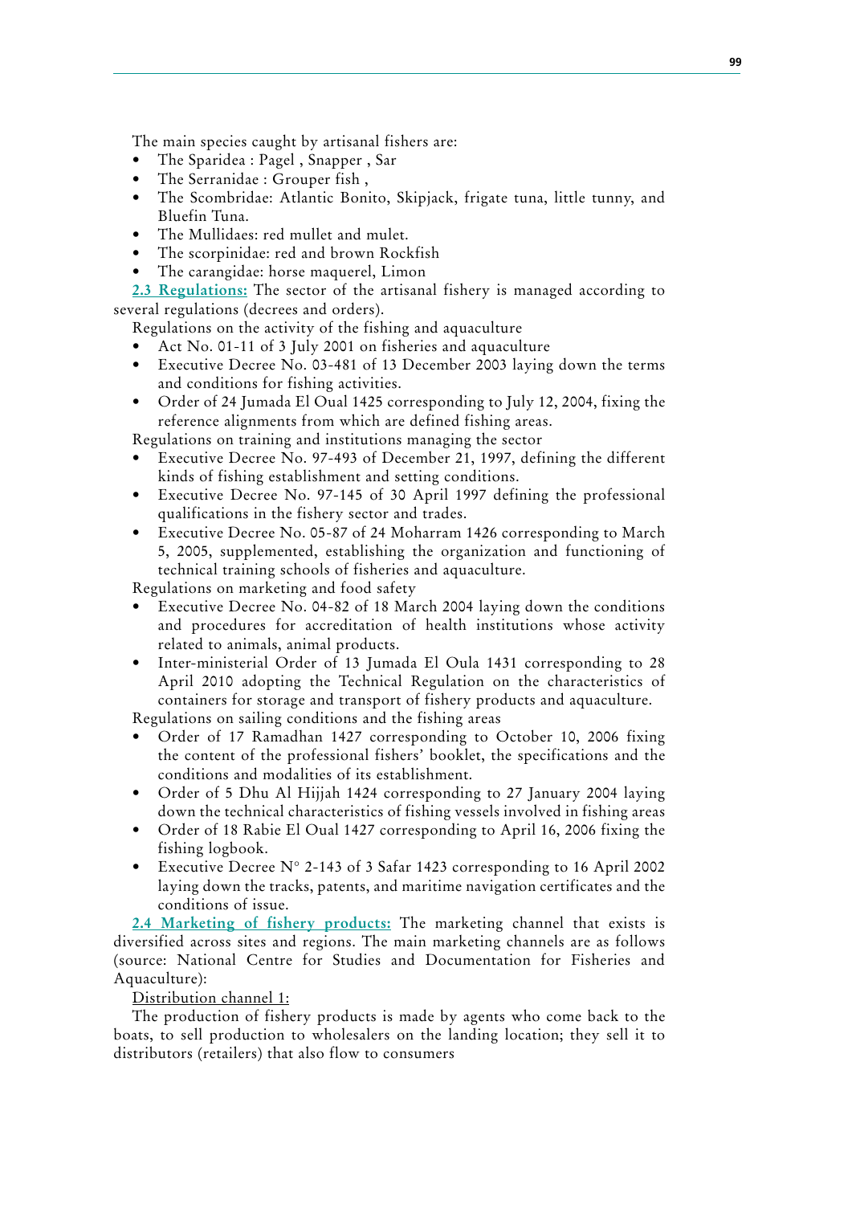The main species caught by artisanal fishers are:

- The Sparidea : Pagel , Snapper , Sar
- The Serranidae : Grouper fish ,
- The Scombridae: Atlantic Bonito, Skipjack, frigate tuna, little tunny, and Bluefin Tuna.
- The Mullidaes: red mullet and mulet.
- The scorpinidae: red and brown Rockfish
- The carangidae: horse maquerel, Limon

**2.3 Regulations:** The sector of the artisanal fishery is managed according to several regulations (decrees and orders).

Regulations on the activity of the fishing and aquaculture

- Act No. 01-11 of 3 July 2001 on fisheries and aquaculture
- Executive Decree No. 03-481 of 13 December 2003 laying down the terms and conditions for fishing activities.
- Order of 24 Jumada El Oual 1425 corresponding to July 12, 2004, fixing the reference alignments from which are defined fishing areas.

Regulations on training and institutions managing the sector

- Executive Decree No. 97-493 of December 21, 1997, defining the different kinds of fishing establishment and setting conditions.
- Executive Decree No. 97-145 of 30 April 1997 defining the professional qualifications in the fishery sector and trades.
- Executive Decree No. 05-87 of 24 Moharram 1426 corresponding to March 5, 2005, supplemented, establishing the organization and functioning of technical training schools of fisheries and aquaculture.

Regulations on marketing and food safety

- Executive Decree No. 04-82 of 18 March 2004 laying down the conditions and procedures for accreditation of health institutions whose activity related to animals, animal products.
- Inter-ministerial Order of 13 Jumada El Oula 1431 corresponding to 28 April 2010 adopting the Technical Regulation on the characteristics of containers for storage and transport of fishery products and aquaculture.

Regulations on sailing conditions and the fishing areas

- Order of 17 Ramadhan 1427 corresponding to October 10, 2006 fixing the content of the professional fishers' booklet, the specifications and the conditions and modalities of its establishment.
- Order of 5 Dhu Al Hijjah 1424 corresponding to 27 January 2004 laying down the technical characteristics of fishing vessels involved in fishing areas
- Order of 18 Rabie El Oual 1427 corresponding to April 16, 2006 fixing the fishing logbook.
- Executive Decree N° 2-143 of 3 Safar 1423 corresponding to 16 April 2002 laying down the tracks, patents, and maritime navigation certificates and the conditions of issue.

**2.4 Marketing of fishery products:** The marketing channel that exists is diversified across sites and regions. The main marketing channels are as follows (source: National Centre for Studies and Documentation for Fisheries and Aquaculture):

Distribution channel 1:

The production of fishery products is made by agents who come back to the boats, to sell production to wholesalers on the landing location; they sell it to distributors (retailers) that also flow to consumers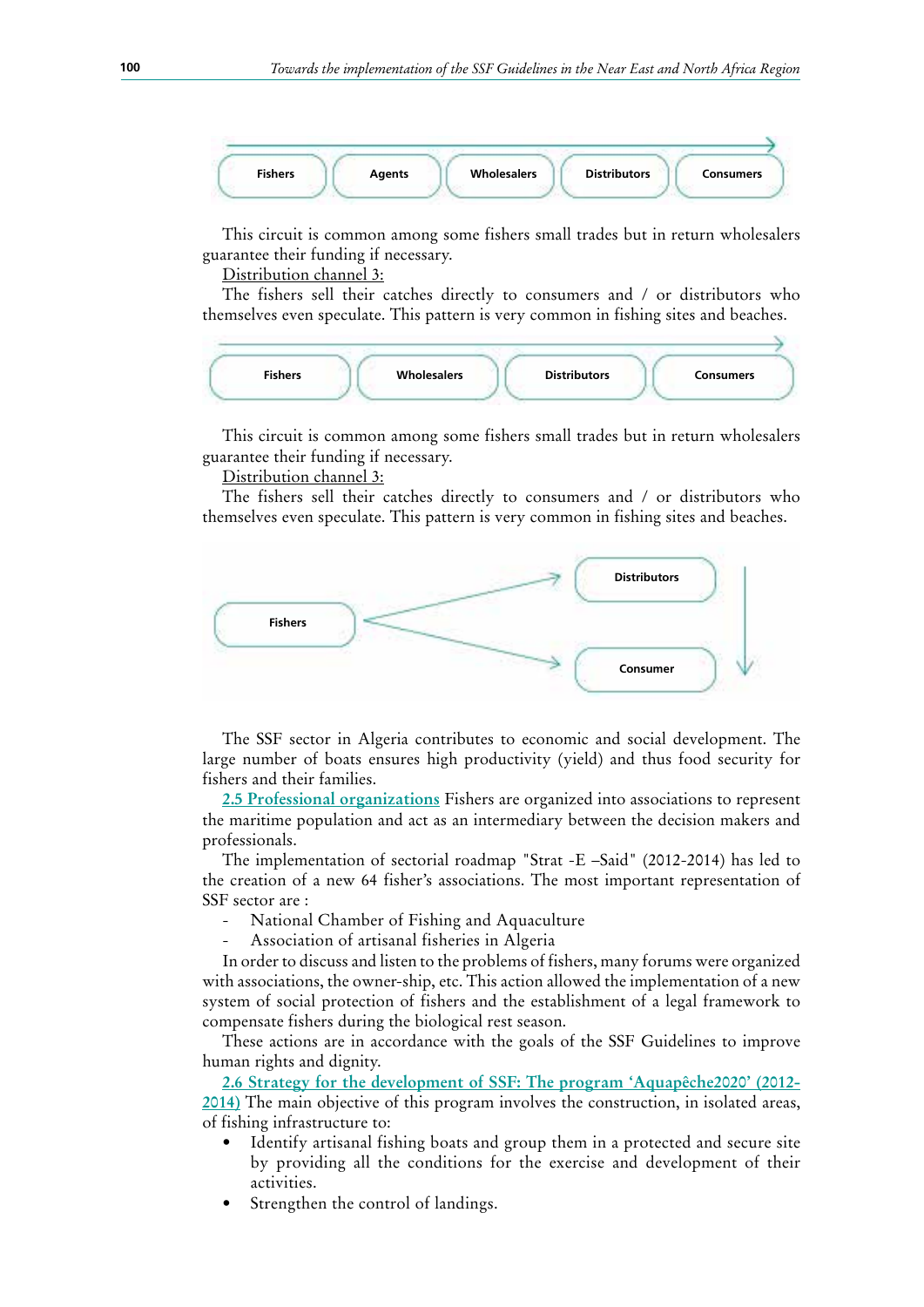Fishers → Agents → Wholesalers → Distributors → Consumers

This circuit is common among some fishers small trades but in return wholesalers guarantee their funding if necessary.

Distribution channel 3:

The fishers sell their catches directly to consumers and / or distributors who themselves even speculate. This pattern is very common in fishing sites and beaches.

Fishers → Wholesalers → Distributors → Consumers

This circuit is common among some fishers small trades but in return wholesalers guarantee their funding if necessary.

Distribution channel 3:

The fishers sell their catches directly to consumers and / or distributors who themselves even speculate. This pattern is very common in fishing sites and beaches.

Fishers → Distributors / Consumer

The SSF sector in Algeria contributes to economic and social development. The large number of boats ensures high productivity (yield) and thus food security for fishers and their families.

**2.5 Professional organizations** Fishers are organized into associations to represent the maritime population and act as an intermediary between the decision makers and professionals.

The implementation of sectorial roadmap "Strat -E –Said" (2012-2014) has led to the creation of a new 64 fisher's associations. The most important representation of SSF sector are :

- National Chamber of Fishing and Aquaculture
- Association of artisanal fisheries in Algeria

In order to discuss and listen to the problems of fishers, many forums were organized with associations, the owner-ship, etc. This action allowed the implementation of a new system of social protection of fishers and the establishment of a legal framework to compensate fishers during the biological rest season.

These actions are in accordance with the goals of the SSF Guidelines to improve human rights and dignity.

**2.6 Strategy for the development of SSF: The program 'Aquapêche2020' (2012-2014)** The main objective of this program involves the construction, in isolated areas, of fishing infrastructure to:

- Identify artisanal fishing boats and group them in a protected and secure site by providing all the conditions for the exercise and development of their activities.
- Strengthen the control of landings.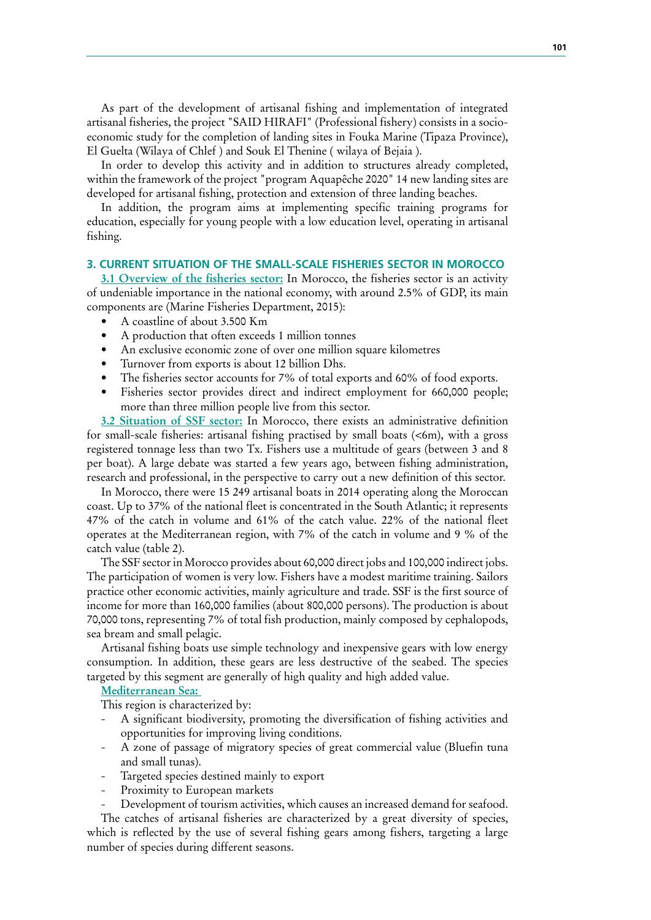As part of the development of artisanal fishing and implementation of integrated artisanal fisheries, the project "SAID HIRAFI" (Professional fishery) consists in a socio-economic study for the completion of landing sites in Fouka Marine (Tipaza Province), El Guelta (Wilaya of Chlef ) and Souk El Thenine ( wilaya of Bejaia ).

In order to develop this activity and in addition to structures already completed, within the framework of the project "program Aquapêche 2020" 14 new landing sites are developed for artisanal fishing, protection and extension of three landing beaches.

In addition, the program aims at implementing specific training programs for education, especially for young people with a low education level, operating in artisanal fishing.

## 3. CURRENT SITUATION OF THE SMALL-SCALE FISHERIES SECTOR IN MOROCCO

**3.1 Overview of the fisheries sector:** In Morocco, the fisheries sector is an activity of undeniable importance in the national economy, with around 2.5% of GDP, its main components are (Marine Fisheries Department, 2015):

- A coastline of about 3.500 Km
- A production that often exceeds 1 million tonnes
- An exclusive economic zone of over one million square kilometres
- Turnover from exports is about 12 billion Dhs.
- The fisheries sector accounts for 7% of total exports and 60% of food exports.
- Fisheries sector provides direct and indirect employment for 660,000 people; more than three million people live from this sector.

**3.2 Situation of SSF sector:** In Morocco, there exists an administrative definition for small-scale fisheries: artisanal fishing practised by small boats (<6m), with a gross registered tonnage less than two Tx. Fishers use a multitude of gears (between 3 and 8 per boat). A large debate was started a few years ago, between fishing administration, research and professional, in the perspective to carry out a new definition of this sector.

In Morocco, there were 15 249 artisanal boats in 2014 operating along the Moroccan coast. Up to 37% of the national fleet is concentrated in the South Atlantic; it represents 47% of the catch in volume and 61% of the catch value. 22% of the national fleet operates at the Mediterranean region, with 7% of the catch in volume and 9 % of the catch value (table 2).

The SSF sector in Morocco provides about 60,000 direct jobs and 100,000 indirect jobs. The participation of women is very low. Fishers have a modest maritime training. Sailors practice other economic activities, mainly agriculture and trade. SSF is the first source of income for more than 160,000 families (about 800,000 persons). The production is about 70,000 tons, representing 7% of total fish production, mainly composed by cephalopods, sea bream and small pelagic.

Artisanal fishing boats use simple technology and inexpensive gears with low energy consumption. In addition, these gears are less destructive of the seabed. The species targeted by this segment are generally of high quality and high added value.

**Mediterranean Sea:**

This region is characterized by:

- A significant biodiversity, promoting the diversification of fishing activities and opportunities for improving living conditions.
- A zone of passage of migratory species of great commercial value (Bluefin tuna and small tunas).
- Targeted species destined mainly to export
- Proximity to European markets
- Development of tourism activities, which causes an increased demand for seafood.

The catches of artisanal fisheries are characterized by a great diversity of species, which is reflected by the use of several fishing gears among fishers, targeting a large number of species during different seasons.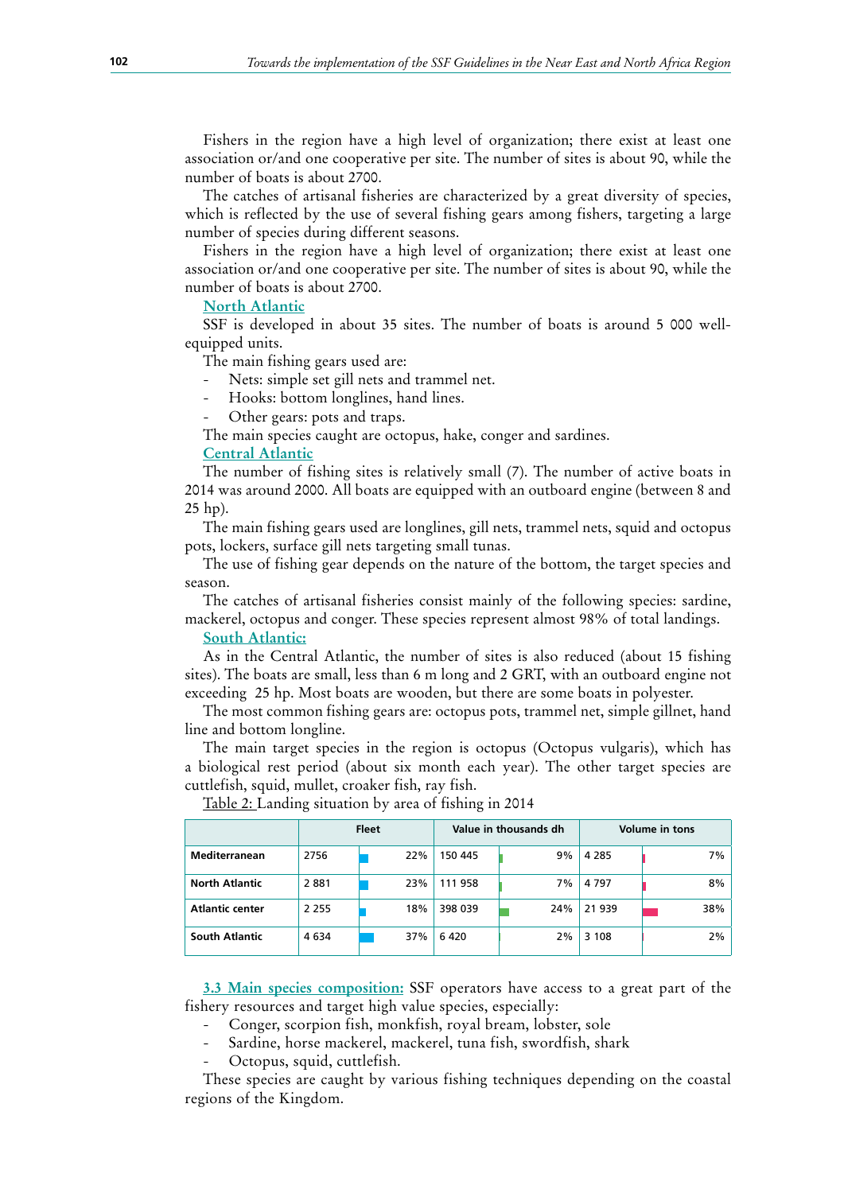Fishers in the region have a high level of organization; there exist at least one association or/and one cooperative per site. The number of sites is about 90, while the number of boats is about 2700.

The catches of artisanal fisheries are characterized by a great diversity of species, which is reflected by the use of several fishing gears among fishers, targeting a large number of species during different seasons.

Fishers in the region have a high level of organization; there exist at least one association or/and one cooperative per site. The number of sites is about 90, while the number of boats is about 2700.

**North Atlantic**

SSF is developed in about 35 sites. The number of boats is around 5 000 well-equipped units.

The main fishing gears used are:

- Nets: simple set gill nets and trammel net.
- Hooks: bottom longlines, hand lines.
- Other gears: pots and traps.

The main species caught are octopus, hake, conger and sardines.

**Central Atlantic**

The number of fishing sites is relatively small (7). The number of active boats in 2014 was around 2000. All boats are equipped with an outboard engine (between 8 and 25 hp).

The main fishing gears used are longlines, gill nets, trammel nets, squid and octopus pots, lockers, surface gill nets targeting small tunas.

The use of fishing gear depends on the nature of the bottom, the target species and season.

The catches of artisanal fisheries consist mainly of the following species: sardine, mackerel, octopus and conger. These species represent almost 98% of total landings.

**South Atlantic:**

As in the Central Atlantic, the number of sites is also reduced (about 15 fishing sites). The boats are small, less than 6 m long and 2 GRT, with an outboard engine not exceeding 25 hp. Most boats are wooden, but there are some boats in polyester.

The most common fishing gears are: octopus pots, trammel net, simple gillnet, hand line and bottom longline.

The main target species in the region is octopus (Octopus vulgaris), which has a biological rest period (about six month each year). The other target species are cuttlefish, squid, mullet, croaker fish, ray fish.

Table 2: Landing situation by area of fishing in 2014

| | Fleet | | Value in thousands dh | | Volume in tons | |
|---|---|---|---|---|---|---|
| **Mediterranean** | 2756 | 22% | 150 445 | 9% | 4 285 | 7% |
| **North Atlantic** | 2 881 | 23% | 111 958 | 7% | 4 797 | 8% |
| **Atlantic center** | 2 255 | 18% | 398 039 | 24% | 21 939 | 38% |
| **South Atlantic** | 4 634 | 37% | 6 420 | 2% | 3 108 | 2% |

**3.3 Main species composition:** SSF operators have access to a great part of the fishery resources and target high value species, especially:

- Conger, scorpion fish, monkfish, royal bream, lobster, sole
- Sardine, horse mackerel, mackerel, tuna fish, swordfish, shark
- Octopus, squid, cuttlefish.

These species are caught by various fishing techniques depending on the coastal regions of the Kingdom.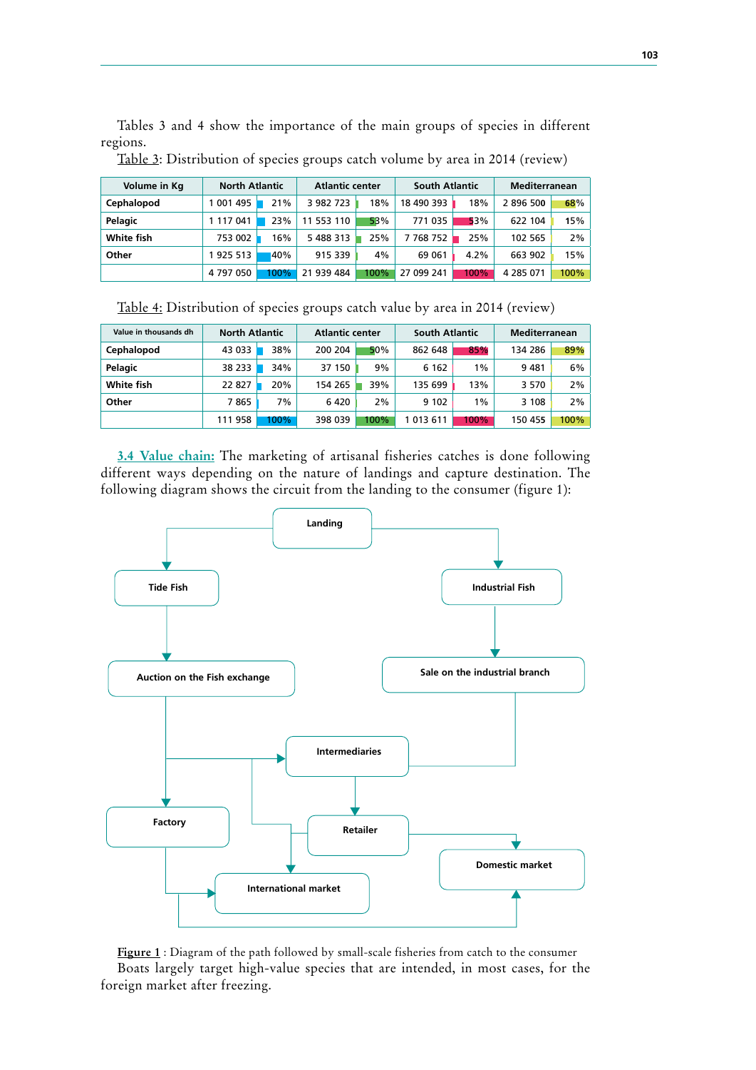Tables 3 and 4 show the importance of the main groups of species in different regions.

Table 3: Distribution of species groups catch volume by area in 2014 (review)

| Volume in Kg | North Atlantic | | Atlantic center | | South Atlantic | | Mediterranean | |
|---|---|---|---|---|---|---|---|---|
| Cephalopod | 1 001 495 | 21% | 3 982 723 | 18% | 18 490 393 | 18% | 2 896 500 | 68% |
| Pelagic | 1 117 041 | 23% | 11 553 110 | 53% | 771 035 | 53% | 622 104 | 15% |
| White fish | 753 002 | 16% | 5 488 313 | 25% | 7 768 752 | 25% | 102 565 | 2% |
| Other | 1 925 513 | 40% | 915 339 | 4% | 69 061 | 4.2% | 663 902 | 15% |
| | 4 797 050 | 100% | 21 939 484 | 100% | 27 099 241 | 100% | 4 285 071 | 100% |

Table 4: Distribution of species groups catch value by area in 2014 (review)

| Value in thousands dh | North Atlantic | | Atlantic center | | South Atlantic | | Mediterranean | |
|---|---|---|---|---|---|---|---|---|
| Cephalopod | 43 033 | 38% | 200 204 | 50% | 862 648 | 85% | 134 286 | 89% |
| Pelagic | 38 233 | 34% | 37 150 | 9% | 6 162 | 1% | 9 481 | 6% |
| White fish | 22 827 | 20% | 154 265 | 39% | 135 699 | 13% | 3 570 | 2% |
| Other | 7 865 | 7% | 6 420 | 2% | 9 102 | 1% | 3 108 | 2% |
| | 111 958 | 100% | 398 039 | 100% | 1 013 611 | 100% | 150 455 | 100% |

3.4 Value chain: The marketing of artisanal fisheries catches is done following different ways depending on the nature of landings and capture destination. The following diagram shows the circuit from the landing to the consumer (figure 1):

Landing → Tide Fish → Auction on the Fish exchange → Intermediaries / Factory / International market

Landing → Industrial Fish → Sale on the industrial branch → Intermediaries → Retailer → Domestic market

Factory → International market; Factory → Domestic market

Figure 1 : Diagram of the path followed by small-scale fisheries from catch to the consumer

Boats largely target high-value species that are intended, in most cases, for the foreign market after freezing.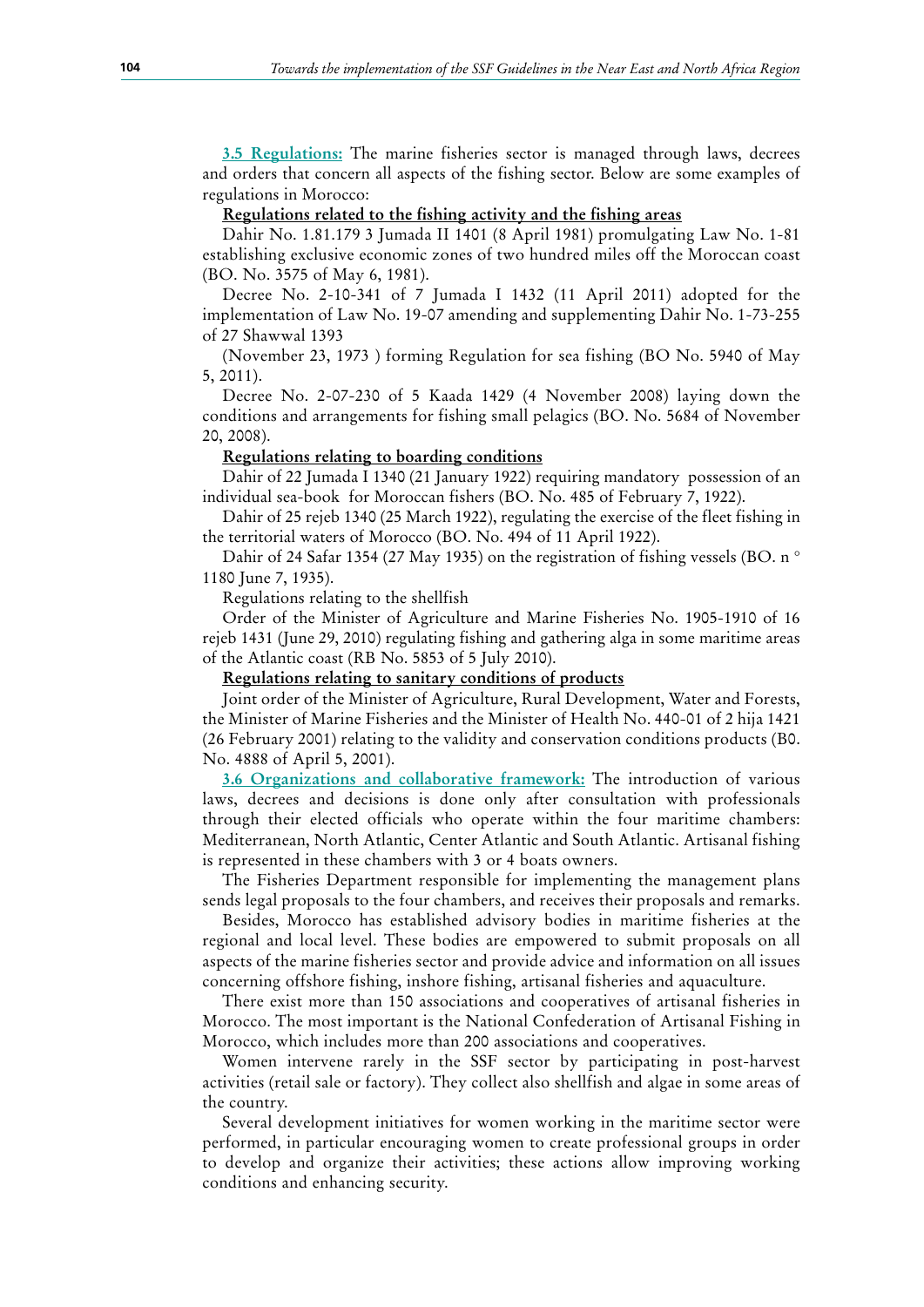**3.5 Regulations:** The marine fisheries sector is managed through laws, decrees and orders that concern all aspects of the fishing sector. Below are some examples of regulations in Morocco:

**Regulations related to the fishing activity and the fishing areas**

Dahir No. 1.81.179 3 Jumada II 1401 (8 April 1981) promulgating Law No. 1-81 establishing exclusive economic zones of two hundred miles off the Moroccan coast (BO. No. 3575 of May 6, 1981).

Decree No. 2-10-341 of 7 Jumada I 1432 (11 April 2011) adopted for the implementation of Law No. 19-07 amending and supplementing Dahir No. 1-73-255 of 27 Shawwal 1393

(November 23, 1973 ) forming Regulation for sea fishing (BO No. 5940 of May 5, 2011).

Decree No. 2-07-230 of 5 Kaada 1429 (4 November 2008) laying down the conditions and arrangements for fishing small pelagics (BO. No. 5684 of November 20, 2008).

**Regulations relating to boarding conditions**

Dahir of 22 Jumada I 1340 (21 January 1922) requiring mandatory possession of an individual sea-book for Moroccan fishers (BO. No. 485 of February 7, 1922).

Dahir of 25 rejeb 1340 (25 March 1922), regulating the exercise of the fleet fishing in the territorial waters of Morocco (BO. No. 494 of 11 April 1922).

Dahir of 24 Safar 1354 (27 May 1935) on the registration of fishing vessels (BO. n ° 1180 June 7, 1935).

Regulations relating to the shellfish

Order of the Minister of Agriculture and Marine Fisheries No. 1905-1910 of 16 rejeb 1431 (June 29, 2010) regulating fishing and gathering alga in some maritime areas of the Atlantic coast (RB No. 5853 of 5 July 2010).

**Regulations relating to sanitary conditions of products**

Joint order of the Minister of Agriculture, Rural Development, Water and Forests, the Minister of Marine Fisheries and the Minister of Health No. 440-01 of 2 hija 1421 (26 February 2001) relating to the validity and conservation conditions products (B0. No. 4888 of April 5, 2001).

**3.6 Organizations and collaborative framework:** The introduction of various laws, decrees and decisions is done only after consultation with professionals through their elected officials who operate within the four maritime chambers: Mediterranean, North Atlantic, Center Atlantic and South Atlantic. Artisanal fishing is represented in these chambers with 3 or 4 boats owners.

The Fisheries Department responsible for implementing the management plans sends legal proposals to the four chambers, and receives their proposals and remarks.

Besides, Morocco has established advisory bodies in maritime fisheries at the regional and local level. These bodies are empowered to submit proposals on all aspects of the marine fisheries sector and provide advice and information on all issues concerning offshore fishing, inshore fishing, artisanal fisheries and aquaculture.

There exist more than 150 associations and cooperatives of artisanal fisheries in Morocco. The most important is the National Confederation of Artisanal Fishing in Morocco, which includes more than 200 associations and cooperatives.

Women intervene rarely in the SSF sector by participating in post-harvest activities (retail sale or factory). They collect also shellfish and algae in some areas of the country.

Several development initiatives for women working in the maritime sector were performed, in particular encouraging women to create professional groups in order to develop and organize their activities; these actions allow improving working conditions and enhancing security.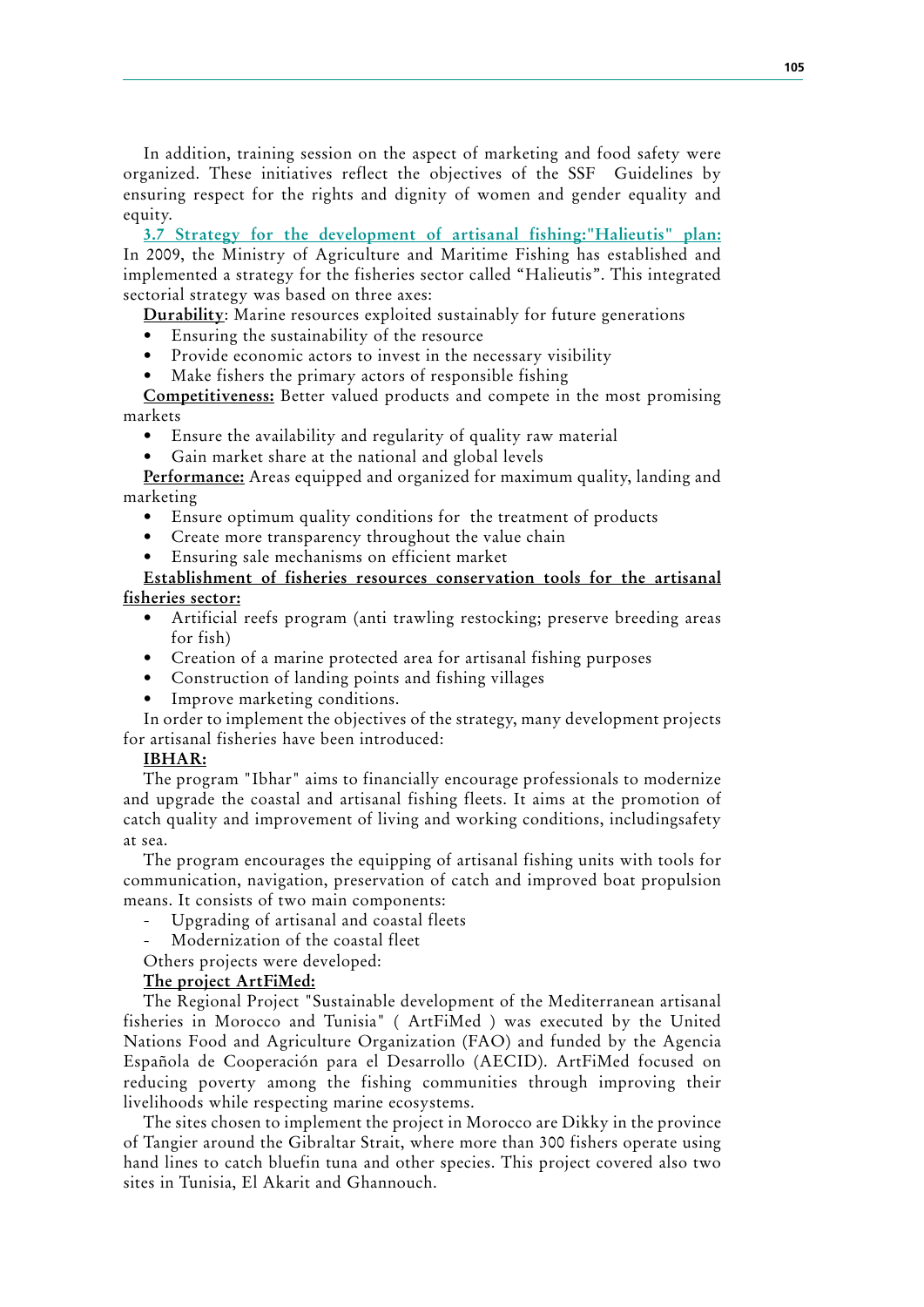In addition, training session on the aspect of marketing and food safety were organized. These initiatives reflect the objectives of the SSF Guidelines by ensuring respect for the rights and dignity of women and gender equality and equity.

### 3.7 Strategy for the development of artisanal fishing:"Halieutis" plan:

In 2009, the Ministry of Agriculture and Maritime Fishing has established and implemented a strategy for the fisheries sector called "Halieutis". This integrated sectorial strategy was based on three axes:

**Durability**: Marine resources exploited sustainably for future generations

- Ensuring the sustainability of the resource
- Provide economic actors to invest in the necessary visibility
- Make fishers the primary actors of responsible fishing

**Competitiveness:** Better valued products and compete in the most promising markets

- Ensure the availability and regularity of quality raw material
- Gain market share at the national and global levels

**Performance:** Areas equipped and organized for maximum quality, landing and marketing

- Ensure optimum quality conditions for the treatment of products
- Create more transparency throughout the value chain
- Ensuring sale mechanisms on efficient market

**Establishment of fisheries resources conservation tools for the artisanal fisheries sector:**

- Artificial reefs program (anti trawling restocking; preserve breeding areas for fish)
- Creation of a marine protected area for artisanal fishing purposes
- Construction of landing points and fishing villages
- Improve marketing conditions.

In order to implement the objectives of the strategy, many development projects for artisanal fisheries have been introduced:

**IBHAR:**

The program "Ibhar" aims to financially encourage professionals to modernize and upgrade the coastal and artisanal fishing fleets. It aims at the promotion of catch quality and improvement of living and working conditions, includingsafety at sea.

The program encourages the equipping of artisanal fishing units with tools for communication, navigation, preservation of catch and improved boat propulsion means. It consists of two main components:

- Upgrading of artisanal and coastal fleets
- Modernization of the coastal fleet

Others projects were developed:

**The project ArtFiMed:**

The Regional Project "Sustainable development of the Mediterranean artisanal fisheries in Morocco and Tunisia" ( ArtFiMed ) was executed by the United Nations Food and Agriculture Organization (FAO) and funded by the Agencia Española de Cooperación para el Desarrollo (AECID). ArtFiMed focused on reducing poverty among the fishing communities through improving their livelihoods while respecting marine ecosystems.

The sites chosen to implement the project in Morocco are Dikky in the province of Tangier around the Gibraltar Strait, where more than 300 fishers operate using hand lines to catch bluefin tuna and other species. This project covered also two sites in Tunisia, El Akarit and Ghannouch.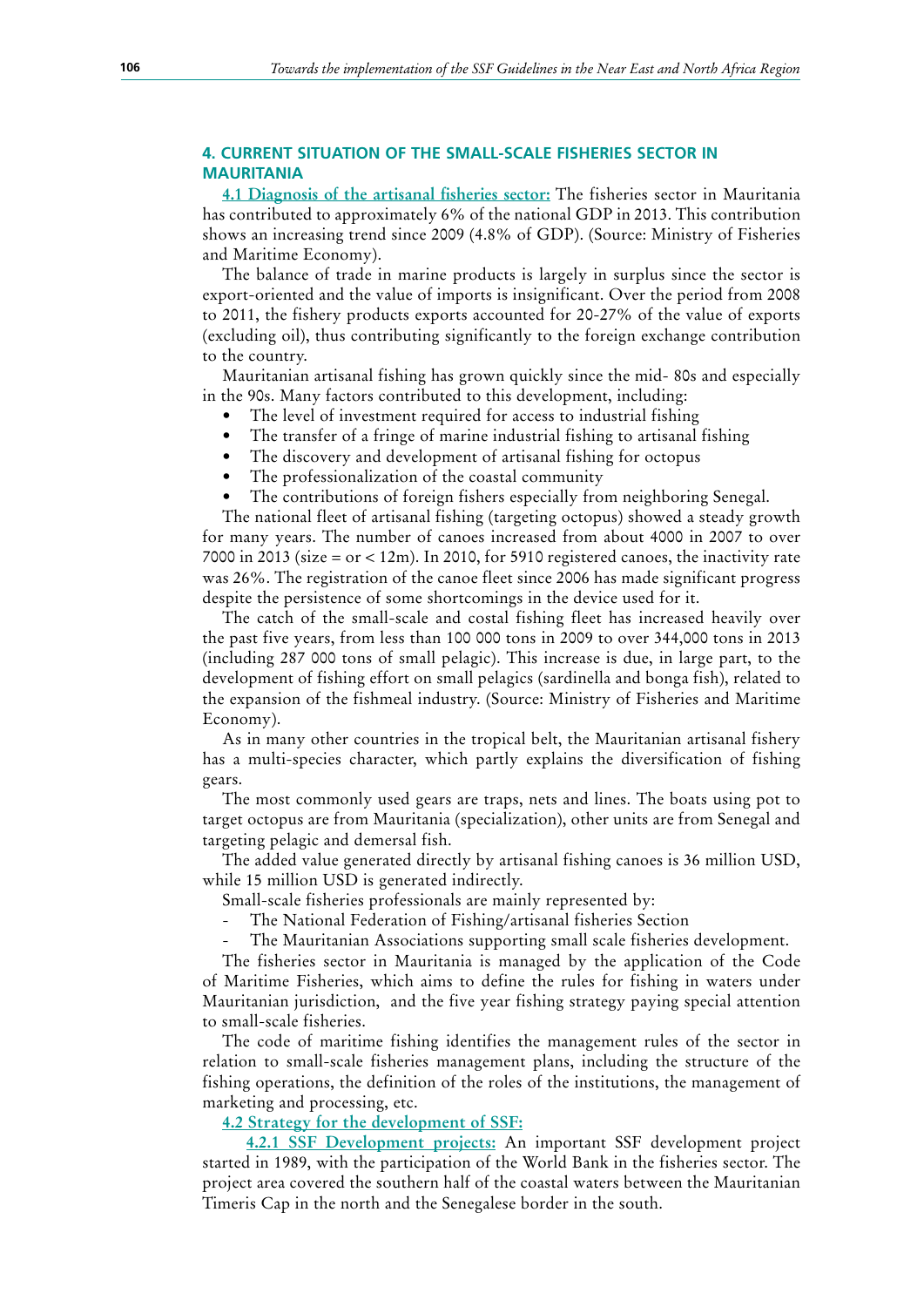## 4. CURRENT SITUATION OF THE SMALL-SCALE FISHERIES SECTOR IN MAURITANIA

**4.1 Diagnosis of the artisanal fisheries sector:** The fisheries sector in Mauritania has contributed to approximately 6% of the national GDP in 2013. This contribution shows an increasing trend since 2009 (4.8% of GDP). (Source: Ministry of Fisheries and Maritime Economy).

The balance of trade in marine products is largely in surplus since the sector is export-oriented and the value of imports is insignificant. Over the period from 2008 to 2011, the fishery products exports accounted for 20-27% of the value of exports (excluding oil), thus contributing significantly to the foreign exchange contribution to the country.

Mauritanian artisanal fishing has grown quickly since the mid- 80s and especially in the 90s. Many factors contributed to this development, including:

- The level of investment required for access to industrial fishing
- The transfer of a fringe of marine industrial fishing to artisanal fishing
- The discovery and development of artisanal fishing for octopus
- The professionalization of the coastal community
- The contributions of foreign fishers especially from neighboring Senegal.

The national fleet of artisanal fishing (targeting octopus) showed a steady growth for many years. The number of canoes increased from about 4000 in 2007 to over 7000 in 2013 (size = or < 12m). In 2010, for 5910 registered canoes, the inactivity rate was 26%. The registration of the canoe fleet since 2006 has made significant progress despite the persistence of some shortcomings in the device used for it.

The catch of the small-scale and costal fishing fleet has increased heavily over the past five years, from less than 100 000 tons in 2009 to over 344,000 tons in 2013 (including 287 000 tons of small pelagic). This increase is due, in large part, to the development of fishing effort on small pelagics (sardinella and bonga fish), related to the expansion of the fishmeal industry. (Source: Ministry of Fisheries and Maritime Economy).

As in many other countries in the tropical belt, the Mauritanian artisanal fishery has a multi-species character, which partly explains the diversification of fishing gears.

The most commonly used gears are traps, nets and lines. The boats using pot to target octopus are from Mauritania (specialization), other units are from Senegal and targeting pelagic and demersal fish.

The added value generated directly by artisanal fishing canoes is 36 million USD, while 15 million USD is generated indirectly.

Small-scale fisheries professionals are mainly represented by:

- The National Federation of Fishing/artisanal fisheries Section
- The Mauritanian Associations supporting small scale fisheries development.

The fisheries sector in Mauritania is managed by the application of the Code of Maritime Fisheries, which aims to define the rules for fishing in waters under Mauritanian jurisdiction, and the five year fishing strategy paying special attention to small-scale fisheries.

The code of maritime fishing identifies the management rules of the sector in relation to small-scale fisheries management plans, including the structure of the fishing operations, the definition of the roles of the institutions, the management of marketing and processing, etc.

**4.2 Strategy for the development of SSF:**

**4.2.1 SSF Development projects:** An important SSF development project started in 1989, with the participation of the World Bank in the fisheries sector. The project area covered the southern half of the coastal waters between the Mauritanian Timeris Cap in the north and the Senegalese border in the south.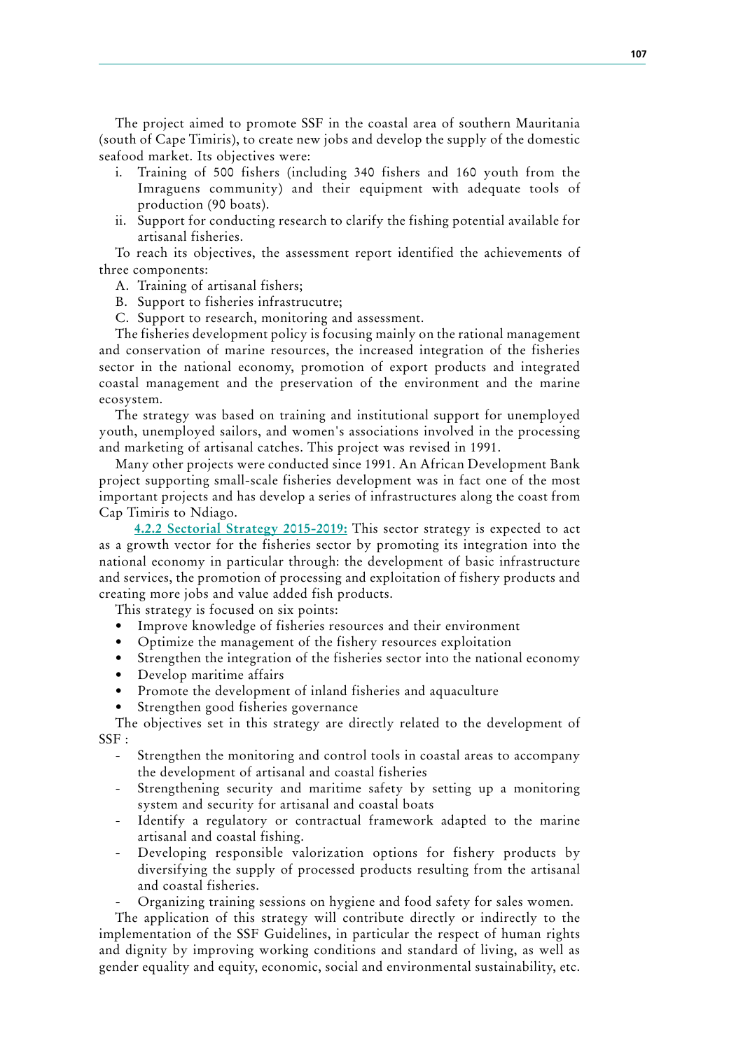The project aimed to promote SSF in the coastal area of southern Mauritania (south of Cape Timiris), to create new jobs and develop the supply of the domestic seafood market. Its objectives were:

i. Training of 500 fishers (including 340 fishers and 160 youth from the Imraguens community) and their equipment with adequate tools of production (90 boats).
ii. Support for conducting research to clarify the fishing potential available for artisanal fisheries.

To reach its objectives, the assessment report identified the achievements of three components:

A. Training of artisanal fishers;
B. Support to fisheries infrastrucutre;
C. Support to research, monitoring and assessment.

The fisheries development policy is focusing mainly on the rational management and conservation of marine resources, the increased integration of the fisheries sector in the national economy, promotion of export products and integrated coastal management and the preservation of the environment and the marine ecosystem.

The strategy was based on training and institutional support for unemployed youth, unemployed sailors, and women's associations involved in the processing and marketing of artisanal catches. This project was revised in 1991.

Many other projects were conducted since 1991. An African Development Bank project supporting small-scale fisheries development was in fact one of the most important projects and has develop a series of infrastructures along the coast from Cap Timiris to Ndiago.

**4.2.2 Sectorial Strategy 2015-2019:** This sector strategy is expected to act as a growth vector for the fisheries sector by promoting its integration into the national economy in particular through: the development of basic infrastructure and services, the promotion of processing and exploitation of fishery products and creating more jobs and value added fish products.

This strategy is focused on six points:

- Improve knowledge of fisheries resources and their environment
- Optimize the management of the fishery resources exploitation
- Strengthen the integration of the fisheries sector into the national economy
- Develop maritime affairs
- Promote the development of inland fisheries and aquaculture
- Strengthen good fisheries governance

The objectives set in this strategy are directly related to the development of SSF :

- Strengthen the monitoring and control tools in coastal areas to accompany the development of artisanal and coastal fisheries
- Strengthening security and maritime safety by setting up a monitoring system and security for artisanal and coastal boats
- Identify a regulatory or contractual framework adapted to the marine artisanal and coastal fishing.
- Developing responsible valorization options for fishery products by diversifying the supply of processed products resulting from the artisanal and coastal fisheries.
- Organizing training sessions on hygiene and food safety for sales women.

The application of this strategy will contribute directly or indirectly to the implementation of the SSF Guidelines, in particular the respect of human rights and dignity by improving working conditions and standard of living, as well as gender equality and equity, economic, social and environmental sustainability, etc.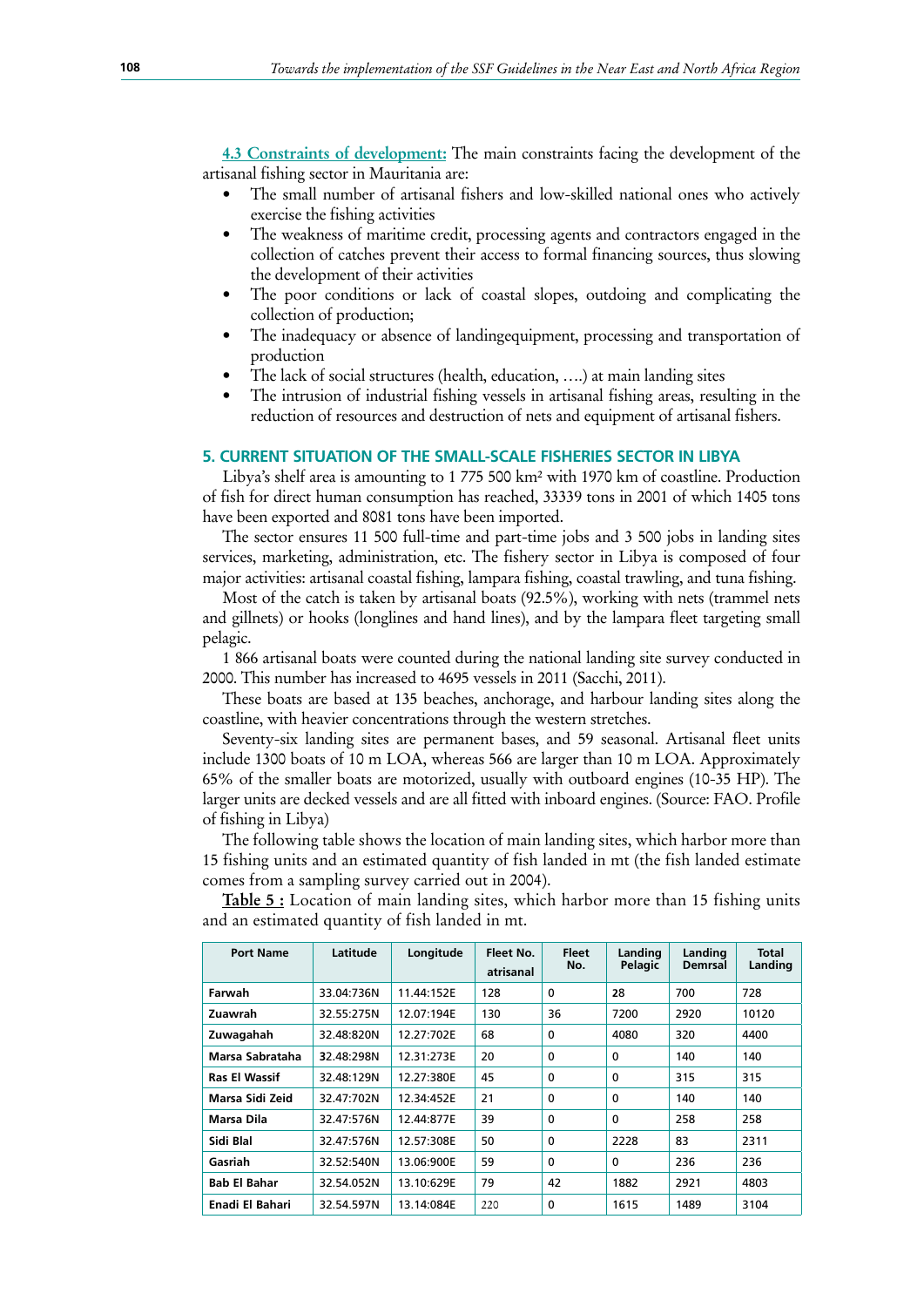**4.3 Constraints of development:** The main constraints facing the development of the artisanal fishing sector in Mauritania are:

- The small number of artisanal fishers and low-skilled national ones who actively exercise the fishing activities
- The weakness of maritime credit, processing agents and contractors engaged in the collection of catches prevent their access to formal financing sources, thus slowing the development of their activities
- The poor conditions or lack of coastal slopes, outdoing and complicating the collection of production;
- The inadequacy or absence of landingequipment, processing and transportation of production
- The lack of social structures (health, education, ….) at main landing sites
- The intrusion of industrial fishing vessels in artisanal fishing areas, resulting in the reduction of resources and destruction of nets and equipment of artisanal fishers.

## 5. CURRENT SITUATION OF THE SMALL-SCALE FISHERIES SECTOR IN LIBYA

Libya's shelf area is amounting to 1 775 500 km² with 1970 km of coastline. Production of fish for direct human consumption has reached, 33339 tons in 2001 of which 1405 tons have been exported and 8081 tons have been imported.

The sector ensures 11 500 full-time and part-time jobs and 3 500 jobs in landing sites services, marketing, administration, etc. The fishery sector in Libya is composed of four major activities: artisanal coastal fishing, lampara fishing, coastal trawling, and tuna fishing.

Most of the catch is taken by artisanal boats (92.5%), working with nets (trammel nets and gillnets) or hooks (longlines and hand lines), and by the lampara fleet targeting small pelagic.

1 866 artisanal boats were counted during the national landing site survey conducted in 2000. This number has increased to 4695 vessels in 2011 (Sacchi, 2011).

These boats are based at 135 beaches, anchorage, and harbour landing sites along the coastline, with heavier concentrations through the western stretches.

Seventy-six landing sites are permanent bases, and 59 seasonal. Artisanal fleet units include 1300 boats of 10 m LOA, whereas 566 are larger than 10 m LOA. Approximately 65% of the smaller boats are motorized, usually with outboard engines (10-35 HP). The larger units are decked vessels and are all fitted with inboard engines. (Source: FAO. Profile of fishing in Libya)

The following table shows the location of main landing sites, which harbor more than 15 fishing units and an estimated quantity of fish landed in mt (the fish landed estimate comes from a sampling survey carried out in 2004).

**Table 5 :** Location of main landing sites, which harbor more than 15 fishing units and an estimated quantity of fish landed in mt.

| Port Name | Latitude | Longitude | Fleet No. atrisanal | Fleet No. | Landing Pelagic | Landing Demrsal | Total Landing |
|---|---|---|---|---|---|---|---|
| Farwah | 33.04:736N | 11.44:152E | 128 | 0 | 28 | 700 | 728 |
| Zuawrah | 32.55:275N | 12.07:194E | 130 | 36 | 7200 | 2920 | 10120 |
| Zuwagahah | 32.48:820N | 12.27:702E | 68 | 0 | 4080 | 320 | 4400 |
| Marsa Sabrataha | 32.48:298N | 12.31:273E | 20 | 0 | 0 | 140 | 140 |
| Ras El Wassif | 32.48:129N | 12.27:380E | 45 | 0 | 0 | 315 | 315 |
| Marsa Sidi Zeid | 32.47:702N | 12.34:452E | 21 | 0 | 0 | 140 | 140 |
| Marsa Dila | 32.47:576N | 12.44:877E | 39 | 0 | 0 | 258 | 258 |
| Sidi Blal | 32.47:576N | 12.57:308E | 50 | 0 | 2228 | 83 | 2311 |
| Gasriah | 32.52:540N | 13.06:900E | 59 | 0 | 0 | 236 | 236 |
| Bab El Bahar | 32.54.052N | 13.10:629E | 79 | 42 | 1882 | 2921 | 4803 |
| Enadi El Bahari | 32.54.597N | 13.14:084E | 220 | 0 | 1615 | 1489 | 3104 |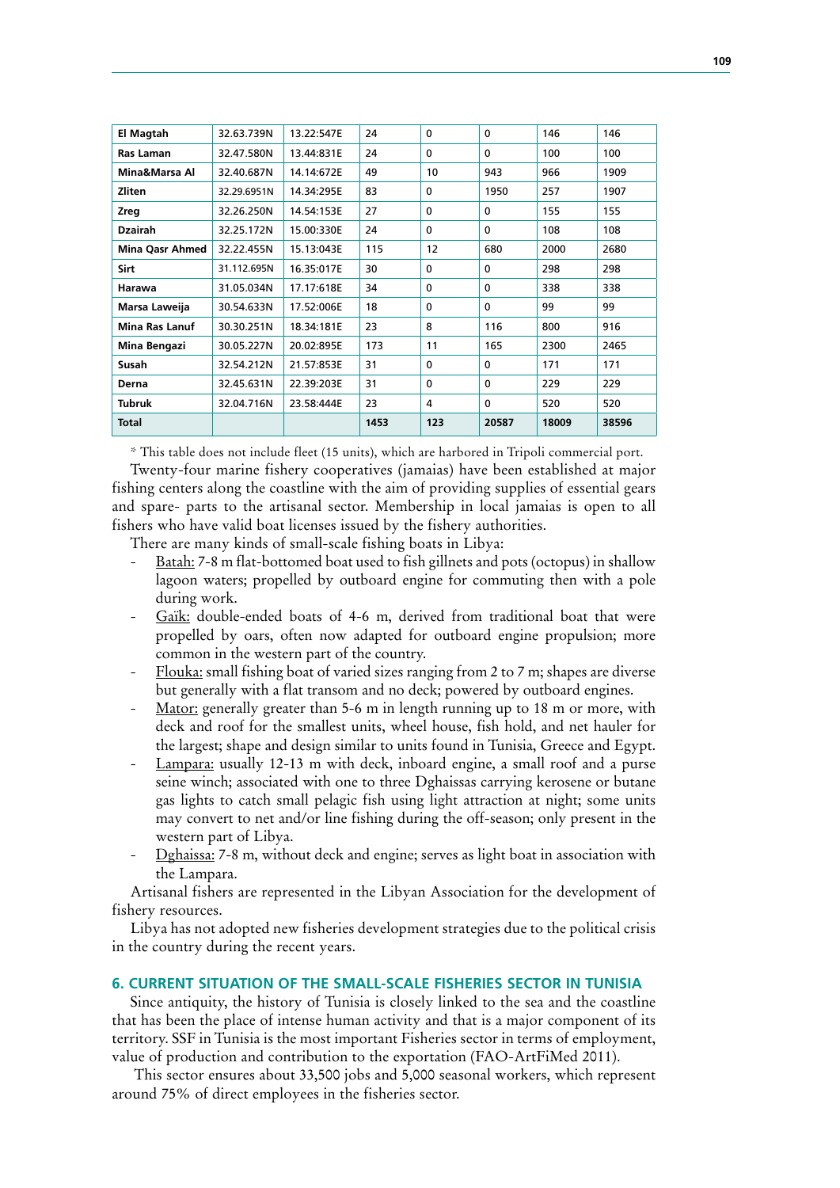| El Magtah | 32.63.739N | 13.22:547E | 24 | 0 | 0 | 146 | 146 |
|---|---|---|---|---|---|---|---|
| Ras Laman | 32.47.580N | 13.44:831E | 24 | 0 | 0 | 100 | 100 |
| Mina&Marsa Al | 32.40.687N | 14.14:672E | 49 | 10 | 943 | 966 | 1909 |
| Zliten | 32.29.6951N | 14.34:295E | 83 | 0 | 1950 | 257 | 1907 |
| Zreg | 32.26.250N | 14.54:153E | 27 | 0 | 0 | 155 | 155 |
| Dzairah | 32.25.172N | 15.00:330E | 24 | 0 | 0 | 108 | 108 |
| Mina Qasr Ahmed | 32.22.455N | 15.13:043E | 115 | 12 | 680 | 2000 | 2680 |
| Sirt | 31.112.695N | 16.35:017E | 30 | 0 | 0 | 298 | 298 |
| Harawa | 31.05.034N | 17.17:618E | 34 | 0 | 0 | 338 | 338 |
| Marsa Laweija | 30.54.633N | 17.52:006E | 18 | 0 | 0 | 99 | 99 |
| Mina Ras Lanuf | 30.30.251N | 18.34:181E | 23 | 8 | 116 | 800 | 916 |
| Mina Bengazi | 30.05.227N | 20.02:895E | 173 | 11 | 165 | 2300 | 2465 |
| Susah | 32.54.212N | 21.57:853E | 31 | 0 | 0 | 171 | 171 |
| Derna | 32.45.631N | 22.39:203E | 31 | 0 | 0 | 229 | 229 |
| Tubruk | 32.04.716N | 23.58:444E | 23 | 4 | 0 | 520 | 520 |
| **Total** | | | **1453** | **123** | **20587** | **18009** | **38596** |

* This table does not include fleet (15 units), which are harbored in Tripoli commercial port.

Twenty-four marine fishery cooperatives (jamaias) have been established at major fishing centers along the coastline with the aim of providing supplies of essential gears and spare- parts to the artisanal sector. Membership in local jamaias is open to all fishers who have valid boat licenses issued by the fishery authorities.

There are many kinds of small-scale fishing boats in Libya:

- Batah: 7-8 m flat-bottomed boat used to fish gillnets and pots (octopus) in shallow lagoon waters; propelled by outboard engine for commuting then with a pole during work.
- Gaïk: double-ended boats of 4-6 m, derived from traditional boat that were propelled by oars, often now adapted for outboard engine propulsion; more common in the western part of the country.
- Flouka: small fishing boat of varied sizes ranging from 2 to 7 m; shapes are diverse but generally with a flat transom and no deck; powered by outboard engines.
- Mator: generally greater than 5-6 m in length running up to 18 m or more, with deck and roof for the smallest units, wheel house, fish hold, and net hauler for the largest; shape and design similar to units found in Tunisia, Greece and Egypt.
- Lampara: usually 12-13 m with deck, inboard engine, a small roof and a purse seine winch; associated with one to three Dghaissas carrying kerosene or butane gas lights to catch small pelagic fish using light attraction at night; some units may convert to net and/or line fishing during the off-season; only present in the western part of Libya.
- Dghaissa: 7-8 m, without deck and engine; serves as light boat in association with the Lampara.

Artisanal fishers are represented in the Libyan Association for the development of fishery resources.

Libya has not adopted new fisheries development strategies due to the political crisis in the country during the recent years.

## 6. CURRENT SITUATION OF THE SMALL-SCALE FISHERIES SECTOR IN TUNISIA

Since antiquity, the history of Tunisia is closely linked to the sea and the coastline that has been the place of intense human activity and that is a major component of its territory. SSF in Tunisia is the most important Fisheries sector in terms of employment, value of production and contribution to the exportation (FAO-ArtFiMed 2011).

This sector ensures about 33,500 jobs and 5,000 seasonal workers, which represent around 75% of direct employees in the fisheries sector.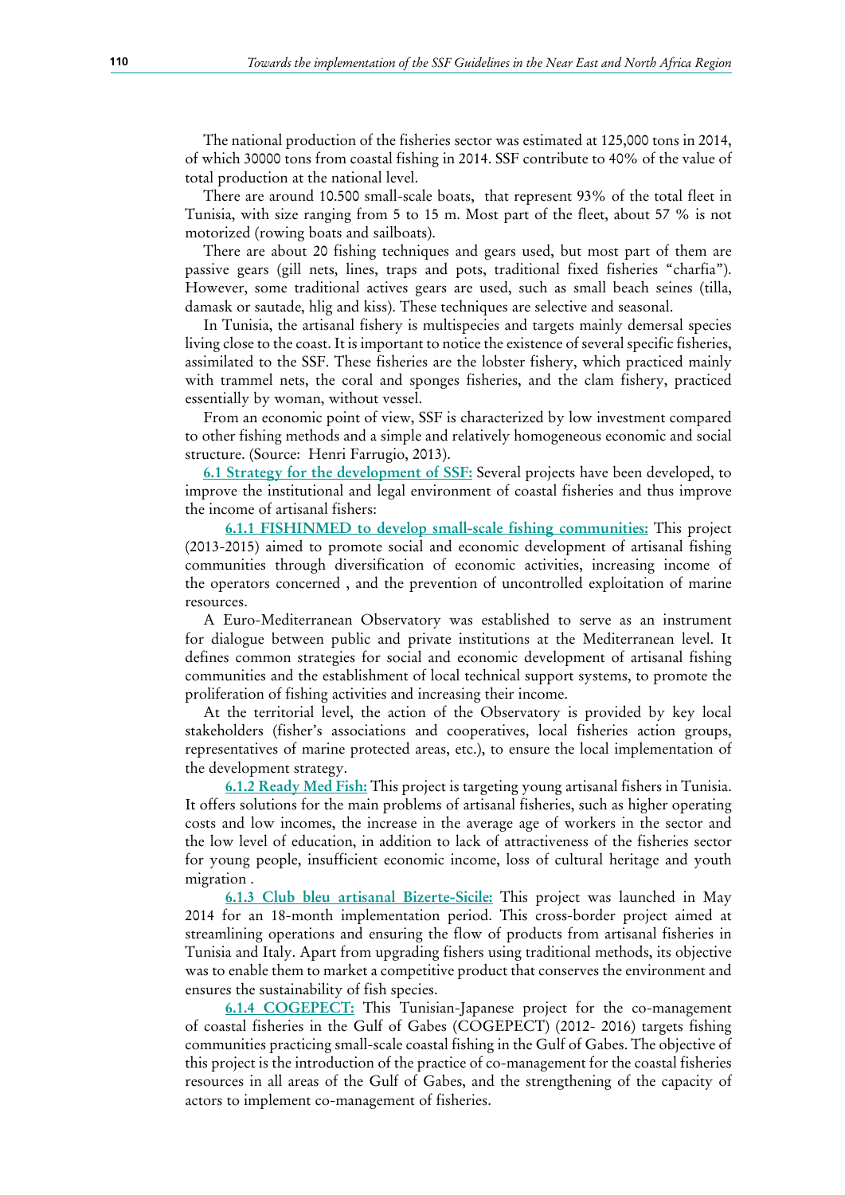The national production of the fisheries sector was estimated at 125,000 tons in 2014, of which 30000 tons from coastal fishing in 2014. SSF contribute to 40% of the value of total production at the national level.

There are around 10.500 small-scale boats, that represent 93% of the total fleet in Tunisia, with size ranging from 5 to 15 m. Most part of the fleet, about 57 % is not motorized (rowing boats and sailboats).

There are about 20 fishing techniques and gears used, but most part of them are passive gears (gill nets, lines, traps and pots, traditional fixed fisheries "charfia"). However, some traditional actives gears are used, such as small beach seines (tilla, damask or sautade, hlig and kiss). These techniques are selective and seasonal.

In Tunisia, the artisanal fishery is multispecies and targets mainly demersal species living close to the coast. It is important to notice the existence of several specific fisheries, assimilated to the SSF. These fisheries are the lobster fishery, which practiced mainly with trammel nets, the coral and sponges fisheries, and the clam fishery, practiced essentially by woman, without vessel.

From an economic point of view, SSF is characterized by low investment compared to other fishing methods and a simple and relatively homogeneous economic and social structure. (Source: Henri Farrugio, 2013).

**6.1 Strategy for the development of SSF:** Several projects have been developed, to improve the institutional and legal environment of coastal fisheries and thus improve the income of artisanal fishers:

**6.1.1 FISHINMED to develop small-scale fishing communities:** This project (2013-2015) aimed to promote social and economic development of artisanal fishing communities through diversification of economic activities, increasing income of the operators concerned , and the prevention of uncontrolled exploitation of marine resources.

A Euro-Mediterranean Observatory was established to serve as an instrument for dialogue between public and private institutions at the Mediterranean level. It defines common strategies for social and economic development of artisanal fishing communities and the establishment of local technical support systems, to promote the proliferation of fishing activities and increasing their income.

At the territorial level, the action of the Observatory is provided by key local stakeholders (fisher's associations and cooperatives, local fisheries action groups, representatives of marine protected areas, etc.), to ensure the local implementation of the development strategy.

**6.1.2 Ready Med Fish:** This project is targeting young artisanal fishers in Tunisia. It offers solutions for the main problems of artisanal fisheries, such as higher operating costs and low incomes, the increase in the average age of workers in the sector and the low level of education, in addition to lack of attractiveness of the fisheries sector for young people, insufficient economic income, loss of cultural heritage and youth migration .

**6.1.3 Club bleu artisanal Bizerte-Sicile:** This project was launched in May 2014 for an 18-month implementation period. This cross-border project aimed at streamlining operations and ensuring the flow of products from artisanal fisheries in Tunisia and Italy. Apart from upgrading fishers using traditional methods, its objective was to enable them to market a competitive product that conserves the environment and ensures the sustainability of fish species.

**6.1.4 COGEPECT:** This Tunisian-Japanese project for the co-management of coastal fisheries in the Gulf of Gabes (COGEPECT) (2012- 2016) targets fishing communities practicing small-scale coastal fishing in the Gulf of Gabes. The objective of this project is the introduction of the practice of co-management for the coastal fisheries resources in all areas of the Gulf of Gabes, and the strengthening of the capacity of actors to implement co-management of fisheries.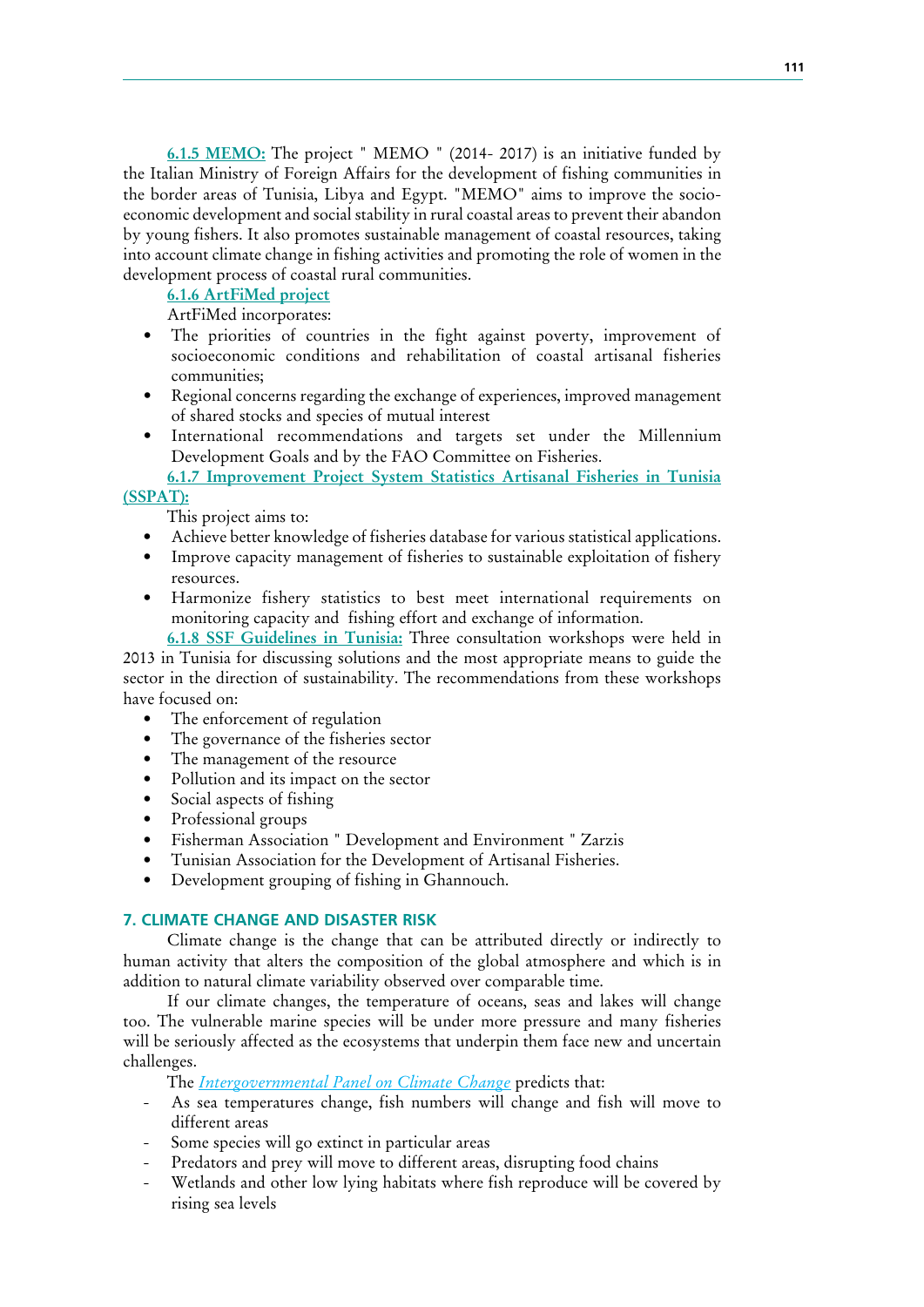**6.1.5 MEMO:** The project " MEMO " (2014- 2017) is an initiative funded by the Italian Ministry of Foreign Affairs for the development of fishing communities in the border areas of Tunisia, Libya and Egypt. "MEMO" aims to improve the socio-economic development and social stability in rural coastal areas to prevent their abandon by young fishers. It also promotes sustainable management of coastal resources, taking into account climate change in fishing activities and promoting the role of women in the development process of coastal rural communities.

**6.1.6 ArtFiMed project**

ArtFiMed incorporates:

- The priorities of countries in the fight against poverty, improvement of socioeconomic conditions and rehabilitation of coastal artisanal fisheries communities;
- Regional concerns regarding the exchange of experiences, improved management of shared stocks and species of mutual interest
- International recommendations and targets set under the Millennium Development Goals and by the FAO Committee on Fisheries.

**6.1.7 Improvement Project System Statistics Artisanal Fisheries in Tunisia (SSPAT):**

This project aims to:

- Achieve better knowledge of fisheries database for various statistical applications.
- Improve capacity management of fisheries to sustainable exploitation of fishery resources.
- Harmonize fishery statistics to best meet international requirements on monitoring capacity and fishing effort and exchange of information.

**6.1.8 SSF Guidelines in Tunisia:** Three consultation workshops were held in 2013 in Tunisia for discussing solutions and the most appropriate means to guide the sector in the direction of sustainability. The recommendations from these workshops have focused on:

- The enforcement of regulation
- The governance of the fisheries sector
- The management of the resource
- Pollution and its impact on the sector
- Social aspects of fishing
- Professional groups
- Fisherman Association " Development and Environment " Zarzis
- Tunisian Association for the Development of Artisanal Fisheries.
- Development grouping of fishing in Ghannouch.

## 7. CLIMATE CHANGE AND DISASTER RISK

Climate change is the change that can be attributed directly or indirectly to human activity that alters the composition of the global atmosphere and which is in addition to natural climate variability observed over comparable time.

If our climate changes, the temperature of oceans, seas and lakes will change too. The vulnerable marine species will be under more pressure and many fisheries will be seriously affected as the ecosystems that underpin them face new and uncertain challenges.

The *Intergovernmental Panel on Climate Change* predicts that:

- As sea temperatures change, fish numbers will change and fish will move to different areas
- Some species will go extinct in particular areas
- Predators and prey will move to different areas, disrupting food chains
- Wetlands and other low lying habitats where fish reproduce will be covered by rising sea levels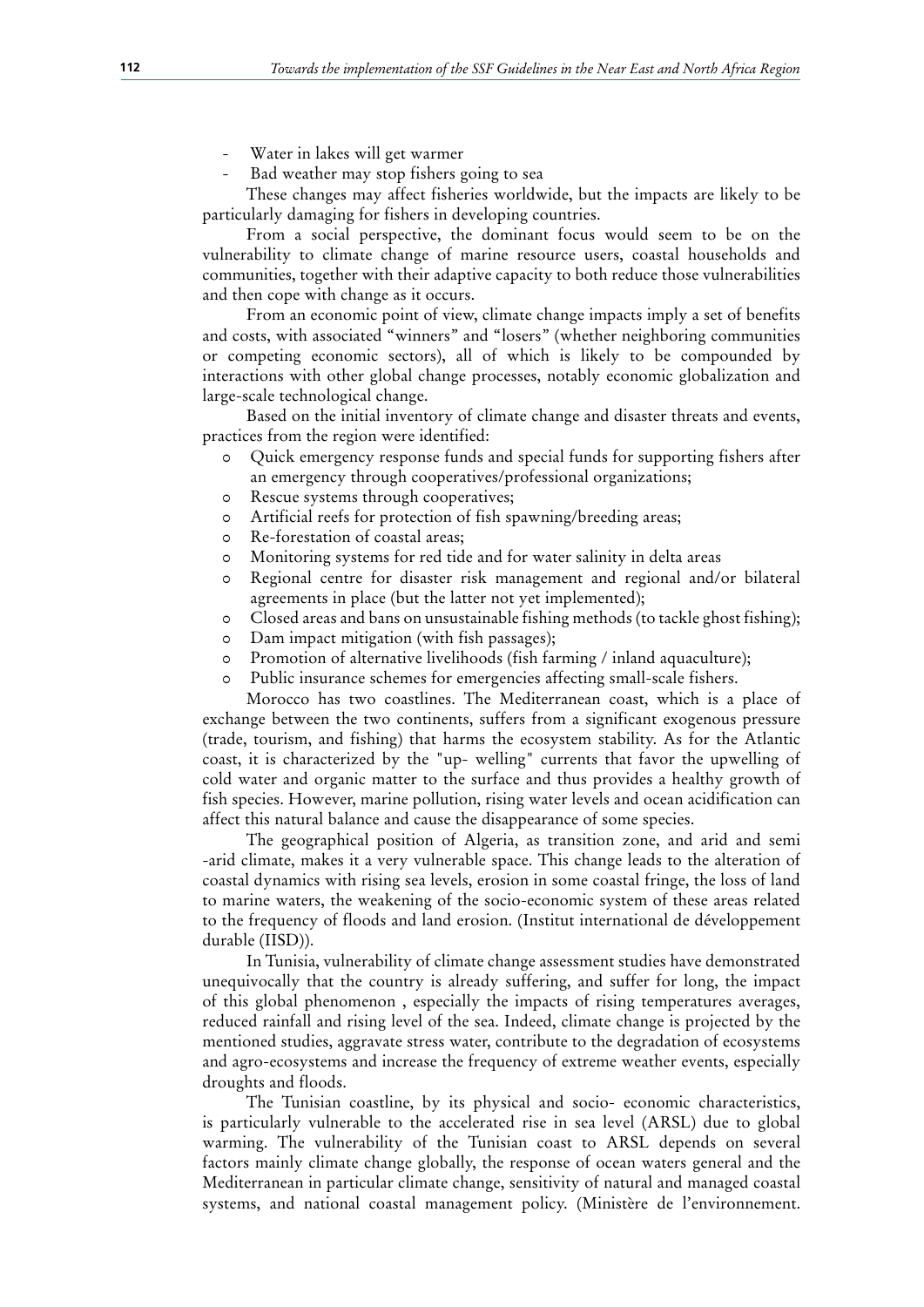- Water in lakes will get warmer
- Bad weather may stop fishers going to sea

These changes may affect fisheries worldwide, but the impacts are likely to be particularly damaging for fishers in developing countries.

From a social perspective, the dominant focus would seem to be on the vulnerability to climate change of marine resource users, coastal households and communities, together with their adaptive capacity to both reduce those vulnerabilities and then cope with change as it occurs.

From an economic point of view, climate change impacts imply a set of benefits and costs, with associated "winners" and "losers" (whether neighboring communities or competing economic sectors), all of which is likely to be compounded by interactions with other global change processes, notably economic globalization and large-scale technological change.

Based on the initial inventory of climate change and disaster threats and events, practices from the region were identified:

- Quick emergency response funds and special funds for supporting fishers after an emergency through cooperatives/professional organizations;
- Rescue systems through cooperatives;
- Artificial reefs for protection of fish spawning/breeding areas;
- Re-forestation of coastal areas;
- Monitoring systems for red tide and for water salinity in delta areas
- Regional centre for disaster risk management and regional and/or bilateral agreements in place (but the latter not yet implemented);
- Closed areas and bans on unsustainable fishing methods (to tackle ghost fishing);
- Dam impact mitigation (with fish passages);
- Promotion of alternative livelihoods (fish farming / inland aquaculture);
- Public insurance schemes for emergencies affecting small-scale fishers.

Morocco has two coastlines. The Mediterranean coast, which is a place of exchange between the two continents, suffers from a significant exogenous pressure (trade, tourism, and fishing) that harms the ecosystem stability. As for the Atlantic coast, it is characterized by the "up- welling" currents that favor the upwelling of cold water and organic matter to the surface and thus provides a healthy growth of fish species. However, marine pollution, rising water levels and ocean acidification can affect this natural balance and cause the disappearance of some species.

The geographical position of Algeria, as transition zone, and arid and semi -arid climate, makes it a very vulnerable space. This change leads to the alteration of coastal dynamics with rising sea levels, erosion in some coastal fringe, the loss of land to marine waters, the weakening of the socio-economic system of these areas related to the frequency of floods and land erosion. (Institut international de développement durable (IISD)).

In Tunisia, vulnerability of climate change assessment studies have demonstrated unequivocally that the country is already suffering, and suffer for long, the impact of this global phenomenon , especially the impacts of rising temperatures averages, reduced rainfall and rising level of the sea. Indeed, climate change is projected by the mentioned studies, aggravate stress water, contribute to the degradation of ecosystems and agro-ecosystems and increase the frequency of extreme weather events, especially droughts and floods.

The Tunisian coastline, by its physical and socio- economic characteristics, is particularly vulnerable to the accelerated rise in sea level (ARSL) due to global warming. The vulnerability of the Tunisian coast to ARSL depends on several factors mainly climate change globally, the response of ocean waters general and the Mediterranean in particular climate change, sensitivity of natural and managed coastal systems, and national coastal management policy. (Ministère de l'environnement.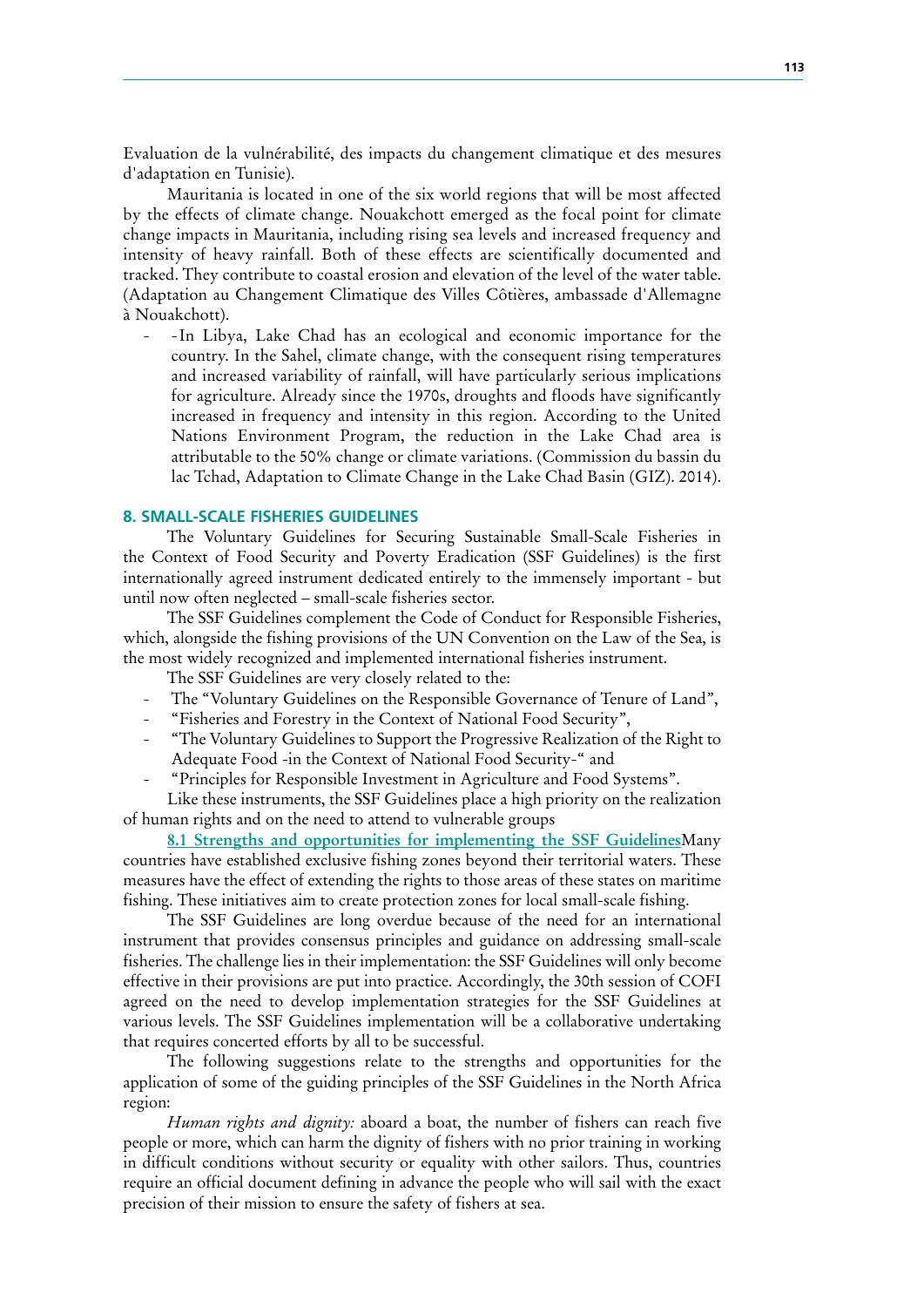Evaluation de la vulnérabilité, des impacts du changement climatique et des mesures d'adaptation en Tunisie).

Mauritania is located in one of the six world regions that will be most affected by the effects of climate change. Nouakchott emerged as the focal point for climate change impacts in Mauritania, including rising sea levels and increased frequency and intensity of heavy rainfall. Both of these effects are scientifically documented and tracked. They contribute to coastal erosion and elevation of the level of the water table. (Adaptation au Changement Climatique des Villes Côtières, ambassade d'Allemagne à Nouakchott).

- -In Libya, Lake Chad has an ecological and economic importance for the country. In the Sahel, climate change, with the consequent rising temperatures and increased variability of rainfall, will have particularly serious implications for agriculture. Already since the 1970s, droughts and floods have significantly increased in frequency and intensity in this region. According to the United Nations Environment Program, the reduction in the Lake Chad area is attributable to the 50% change or climate variations. (Commission du bassin du lac Tchad, Adaptation to Climate Change in the Lake Chad Basin (GIZ). 2014).

## 8. SMALL-SCALE FISHERIES GUIDELINES

The Voluntary Guidelines for Securing Sustainable Small-Scale Fisheries in the Context of Food Security and Poverty Eradication (SSF Guidelines) is the first internationally agreed instrument dedicated entirely to the immensely important - but until now often neglected – small-scale fisheries sector.

The SSF Guidelines complement the Code of Conduct for Responsible Fisheries, which, alongside the fishing provisions of the UN Convention on the Law of the Sea, is the most widely recognized and implemented international fisheries instrument.

The SSF Guidelines are very closely related to the:

- The "Voluntary Guidelines on the Responsible Governance of Tenure of Land",
- "Fisheries and Forestry in the Context of National Food Security",
- "The Voluntary Guidelines to Support the Progressive Realization of the Right to Adequate Food -in the Context of National Food Security-" and
- "Principles for Responsible Investment in Agriculture and Food Systems".

Like these instruments, the SSF Guidelines place a high priority on the realization of human rights and on the need to attend to vulnerable groups

**8.1 Strengths and opportunities for implementing the SSF Guidelines**Many countries have established exclusive fishing zones beyond their territorial waters. These measures have the effect of extending the rights to those areas of these states on maritime fishing. These initiatives aim to create protection zones for local small-scale fishing.

The SSF Guidelines are long overdue because of the need for an international instrument that provides consensus principles and guidance on addressing small-scale fisheries. The challenge lies in their implementation: the SSF Guidelines will only become effective in their provisions are put into practice. Accordingly, the 30th session of COFI agreed on the need to develop implementation strategies for the SSF Guidelines at various levels. The SSF Guidelines implementation will be a collaborative undertaking that requires concerted efforts by all to be successful.

The following suggestions relate to the strengths and opportunities for the application of some of the guiding principles of the SSF Guidelines in the North Africa region:

*Human rights and dignity:* aboard a boat, the number of fishers can reach five people or more, which can harm the dignity of fishers with no prior training in working in difficult conditions without security or equality with other sailors. Thus, countries require an official document defining in advance the people who will sail with the exact precision of their mission to ensure the safety of fishers at sea.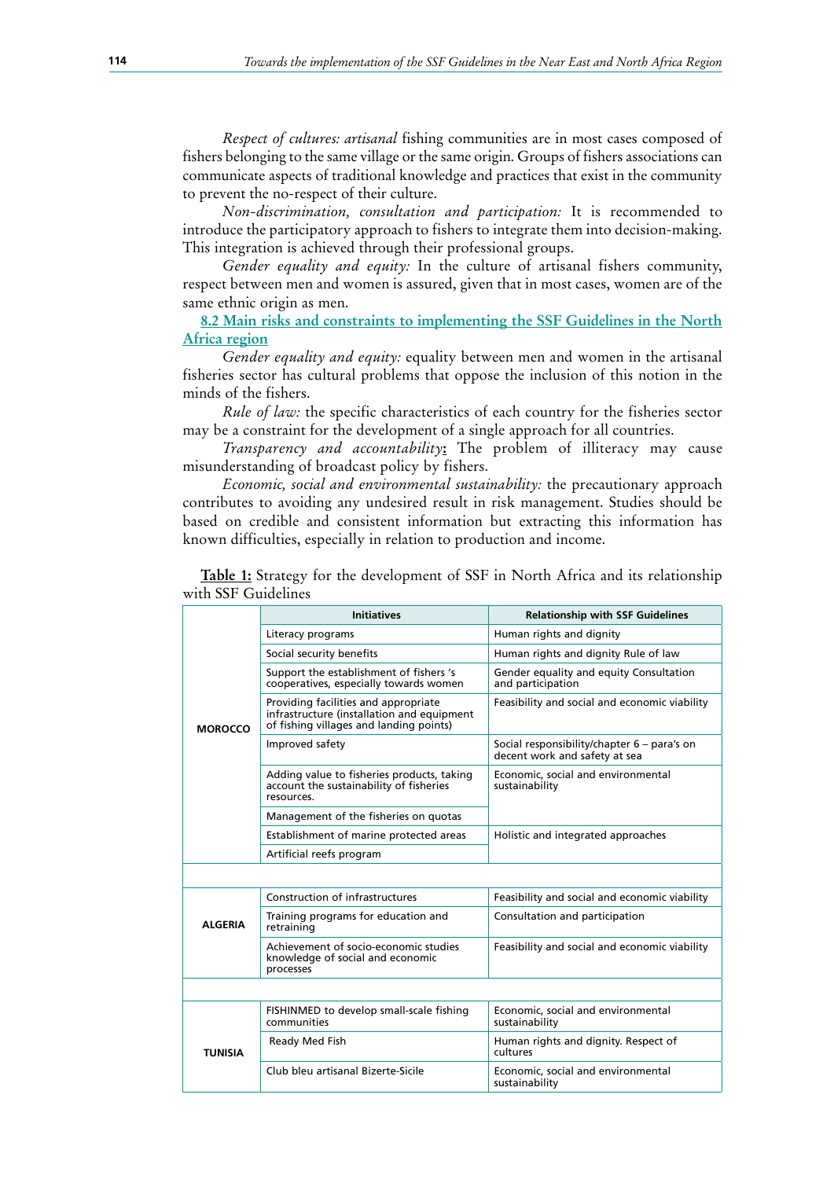*Respect of cultures: artisanal* fishing communities are in most cases composed of fishers belonging to the same village or the same origin. Groups of fishers associations can communicate aspects of traditional knowledge and practices that exist in the community to prevent the no-respect of their culture.

*Non-discrimination, consultation and participation:* It is recommended to introduce the participatory approach to fishers to integrate them into decision-making. This integration is achieved through their professional groups.

*Gender equality and equity:* In the culture of artisanal fishers community, respect between men and women is assured, given that in most cases, women are of the same ethnic origin as men.

## 8.2 Main risks and constraints to implementing the SSF Guidelines in the North Africa region

*Gender equality and equity:* equality between men and women in the artisanal fisheries sector has cultural problems that oppose the inclusion of this notion in the minds of the fishers.

*Rule of law:* the specific characteristics of each country for the fisheries sector may be a constraint for the development of a single approach for all countries.

*Transparency and accountability***:** The problem of illiteracy may cause misunderstanding of broadcast policy by fishers.

*Economic, social and environmental sustainability:* the precautionary approach contributes to avoiding any undesired result in risk management. Studies should be based on credible and consistent information but extracting this information has known difficulties, especially in relation to production and income.

**Table 1:** Strategy for the development of SSF in North Africa and its relationship with SSF Guidelines

| | Initiatives | Relationship with SSF Guidelines |
|---|---|---|
| **MOROCCO** | Literacy programs | Human rights and dignity |
| | Social security benefits | Human rights and dignity Rule of law |
| | Support the establishment of fishers 's cooperatives, especially towards women | Gender equality and equity Consultation and participation |
| | Providing facilities and appropriate infrastructure (installation and equipment of fishing villages and landing points) | Feasibility and social and economic viability |
| | Improved safety | Social responsibility/chapter 6 – para's on decent work and safety at sea |
| | Adding value to fisheries products, taking account the sustainability of fisheries resources. | Economic, social and environmental sustainability |
| | Management of the fisheries on quotas | |
| | Establishment of marine protected areas | Holistic and integrated approaches |
| | Artificial reefs program | |
| | | |
| **ALGERIA** | Construction of infrastructures | Feasibility and social and economic viability |
| | Training programs for education and retraining | Consultation and participation |
| | Achievement of socio-economic studies knowledge of social and economic processes | Feasibility and social and economic viability |
| | | |
| **TUNISIA** | FISHINMED to develop small-scale fishing communities | Economic, social and environmental sustainability |
| | Ready Med Fish | Human rights and dignity. Respect of cultures |
| | Club bleu artisanal Bizerte-Sicile | Economic, social and environmental sustainability |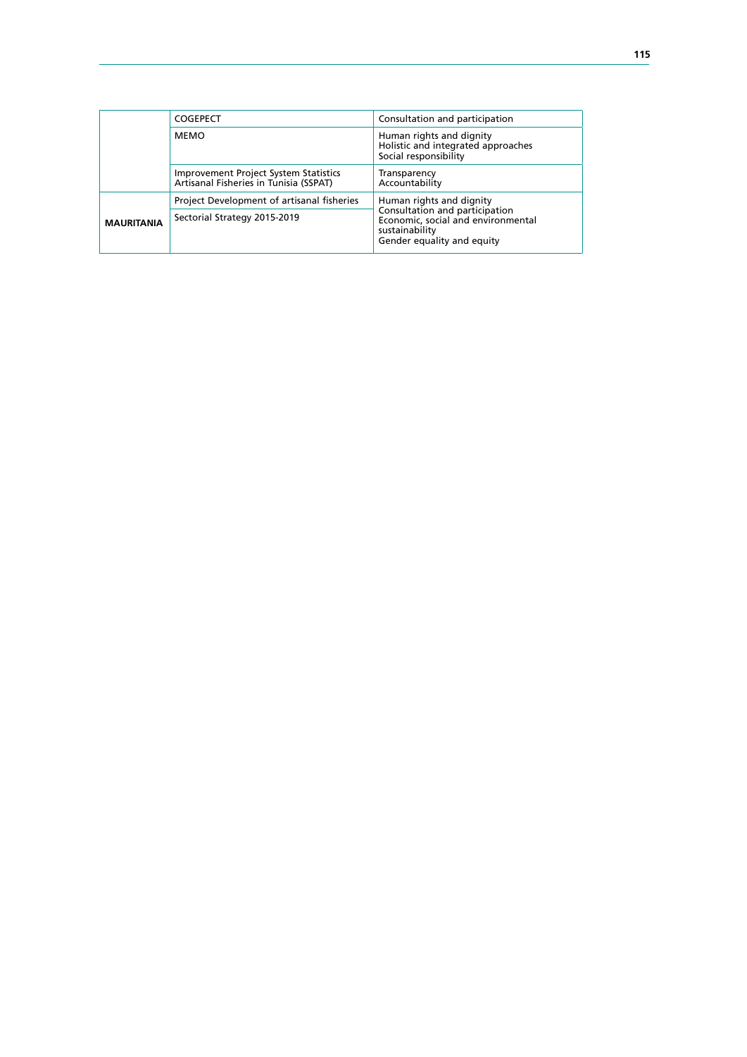| | | |
|---|---|---|
| | COGEPECT | Consultation and participation |
| | MEMO | Human rights and dignity<br>Holistic and integrated approaches<br>Social responsibility |
| | Improvement Project System Statistics Artisanal Fisheries in Tunisia (SSPAT) | Transparency<br>Accountability |
| **MAURITANIA** | Project Development of artisanal fisheries | Human rights and dignity<br>Consultation and participation<br>Economic, social and environmental sustainability<br>Gender equality and equity |
| | Sectorial Strategy 2015-2019 | |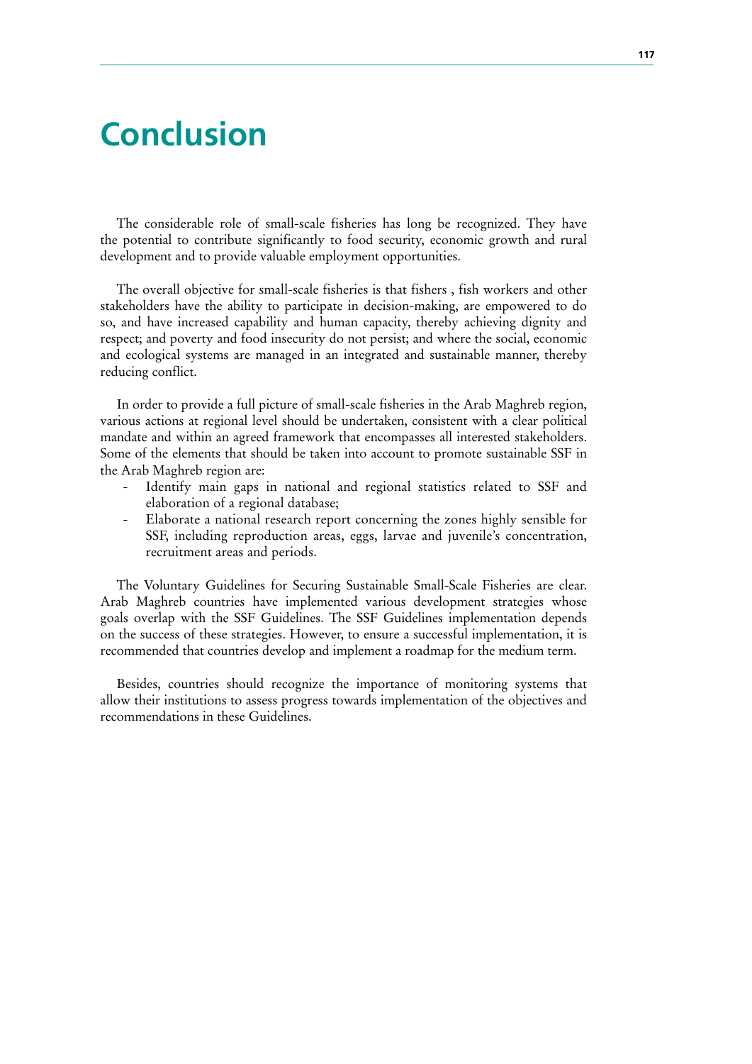# Conclusion

The considerable role of small-scale fisheries has long be recognized. They have the potential to contribute significantly to food security, economic growth and rural development and to provide valuable employment opportunities.

The overall objective for small-scale fisheries is that fishers , fish workers and other stakeholders have the ability to participate in decision-making, are empowered to do so, and have increased capability and human capacity, thereby achieving dignity and respect; and poverty and food insecurity do not persist; and where the social, economic and ecological systems are managed in an integrated and sustainable manner, thereby reducing conflict.

In order to provide a full picture of small-scale fisheries in the Arab Maghreb region, various actions at regional level should be undertaken, consistent with a clear political mandate and within an agreed framework that encompasses all interested stakeholders. Some of the elements that should be taken into account to promote sustainable SSF in the Arab Maghreb region are:

- Identify main gaps in national and regional statistics related to SSF and elaboration of a regional database;
- Elaborate a national research report concerning the zones highly sensible for SSF, including reproduction areas, eggs, larvae and juvenile's concentration, recruitment areas and periods.

The Voluntary Guidelines for Securing Sustainable Small-Scale Fisheries are clear. Arab Maghreb countries have implemented various development strategies whose goals overlap with the SSF Guidelines. The SSF Guidelines implementation depends on the success of these strategies. However, to ensure a successful implementation, it is recommended that countries develop and implement a roadmap for the medium term.

Besides, countries should recognize the importance of monitoring systems that allow their institutions to assess progress towards implementation of the objectives and recommendations in these Guidelines.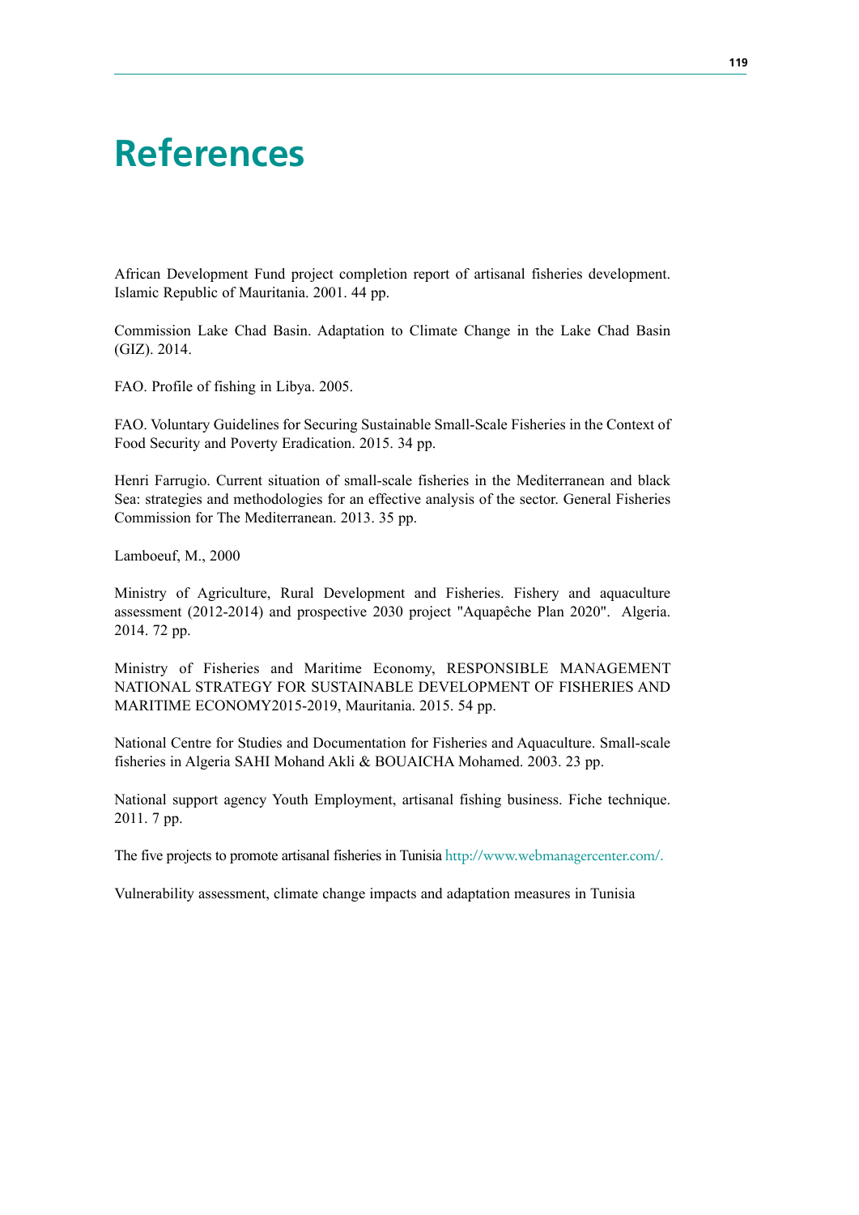# References

African Development Fund project completion report of artisanal fisheries development. Islamic Republic of Mauritania. 2001. 44 pp.

Commission Lake Chad Basin. Adaptation to Climate Change in the Lake Chad Basin (GIZ). 2014.

FAO. Profile of fishing in Libya. 2005.

FAO. Voluntary Guidelines for Securing Sustainable Small-Scale Fisheries in the Context of Food Security and Poverty Eradication. 2015. 34 pp.

Henri Farrugio. Current situation of small-scale fisheries in the Mediterranean and black Sea: strategies and methodologies for an effective analysis of the sector. General Fisheries Commission for The Mediterranean. 2013. 35 pp.

Lamboeuf, M., 2000

Ministry of Agriculture, Rural Development and Fisheries. Fishery and aquaculture assessment (2012-2014) and prospective 2030 project "Aquapêche Plan 2020". Algeria. 2014. 72 pp.

Ministry of Fisheries and Maritime Economy, RESPONSIBLE MANAGEMENT NATIONAL STRATEGY FOR SUSTAINABLE DEVELOPMENT OF FISHERIES AND MARITIME ECONOMY2015-2019, Mauritania. 2015. 54 pp.

National Centre for Studies and Documentation for Fisheries and Aquaculture. Small-scale fisheries in Algeria SAHI Mohand Akli & BOUAICHA Mohamed. 2003. 23 pp.

National support agency Youth Employment, artisanal fishing business. Fiche technique. 2011. 7 pp.

The five projects to promote artisanal fisheries in Tunisia http://www.webmanagercenter.com/.

Vulnerability assessment, climate change impacts and adaptation measures in Tunisia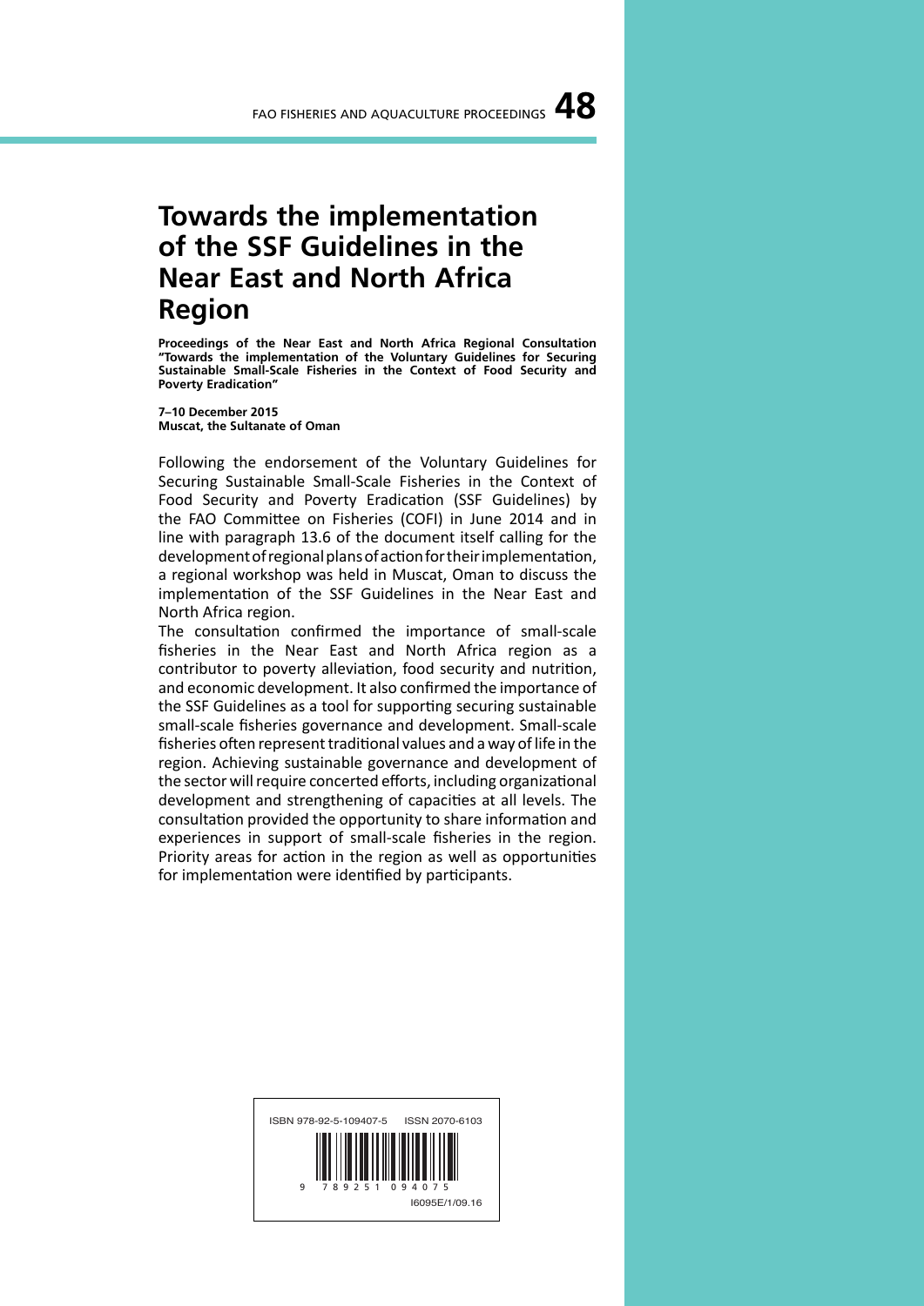FAO FISHERIES AND AQUACULTURE PROCEEDINGS **48**

# Towards the implementation of the SSF Guidelines in the Near East and North Africa Region

**Proceedings of the Near East and North Africa Regional Consultation "Towards the implementation of the Voluntary Guidelines for Securing Sustainable Small-Scale Fisheries in the Context of Food Security and Poverty Eradication"**

**7–10 December 2015**
**Muscat, the Sultanate of Oman**

Following the endorsement of the Voluntary Guidelines for Securing Sustainable Small-Scale Fisheries in the Context of Food Security and Poverty Eradication (SSF Guidelines) by the FAO Committee on Fisheries (COFI) in June 2014 and in line with paragraph 13.6 of the document itself calling for the development of regional plans of action for their implementation, a regional workshop was held in Muscat, Oman to discuss the implementation of the SSF Guidelines in the Near East and North Africa region.

The consultation confirmed the importance of small-scale fisheries in the Near East and North Africa region as a contributor to poverty alleviation, food security and nutrition, and economic development. It also confirmed the importance of the SSF Guidelines as a tool for supporting securing sustainable small-scale fisheries governance and development. Small-scale fisheries often represent traditional values and a way of life in the region. Achieving sustainable governance and development of the sector will require concerted efforts, including organizational development and strengthening of capacities at all levels. The consultation provided the opportunity to share information and experiences in support of small-scale fisheries in the region. Priority areas for action in the region as well as opportunities for implementation were identified by participants.

ISBN 978-92-5-109407-5 ISSN 2070-6103

9 789251 094075

I6095E/1/09.16